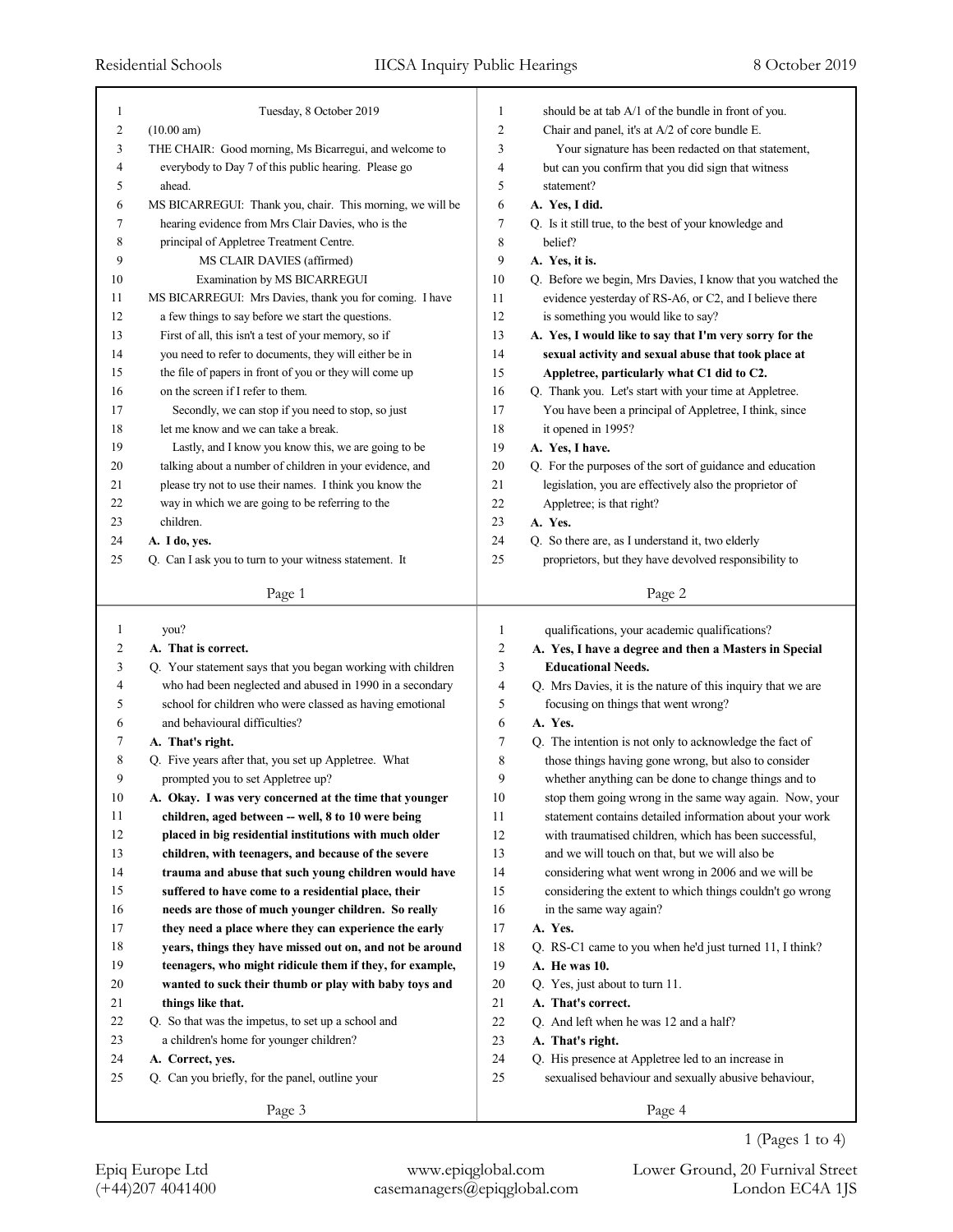Tuesday, 8 October 2019

(10.00 am)

THE CHAIR: Good morning, Ms Bicarregui, and welcome to everybody to Day 7 of this public hearing. Please go ahead.

MS BICARREGUI: Thank you, chair. This morning, we will be hearing evidence from Mrs Clair Davies, who is the principal of Appletree Treatment Centre.

MS CLAIR DAVIES (affirmed)

Examination by MS BICARREGUI

MS BICARREGUI: Mrs Davies, thank you for coming. I have a few things to say before we start the questions.

First of all, this isn't a test of your memory, so if you need to refer to documents, they will either be in the file of papers in front of you or they will come up on the screen if I refer to them.

Secondly, we can stop if you need to stop, so just let me know and we can take a break.

Lastly, and I know you know this, we are going to be talking about a number of children in your evidence, and please try not to use their names. I think you know the way in which we are going to be referring to the children.

**A. I do, yes.**

Q. Can I ask you to turn to your witness statement. It should be at tab A/1 of the bundle in front of you.

Chair and panel, it's at A/2 of core bundle E.

Your signature has been redacted on that statement, but can you confirm that you did sign that witness statement?

**A. Yes, I did.**

Q. Is it still true, to the best of your knowledge and belief?

**A. Yes, it is.**

Q. Before we begin, Mrs Davies, I know that you watched the evidence yesterday of RS-A6, or C2, and I believe there is something you would like to say?

**A. Yes, I would like to say that I'm very sorry for the sexual activity and sexual abuse that took place at Appletree, particularly what C1 did to C2.**

Q. Thank you. Let's start with your time at Appletree. You have been a principal of Appletree, I think, since it opened in 1995?

**A. Yes, I have.**

Q. For the purposes of the sort of guidance and education legislation, you are effectively also the proprietor of Appletree; is that right?

**A. Yes.**

Q. So there are, as I understand it, two elderly proprietors, but they have devolved responsibility to you?

**A. That is correct.**

Q. Your statement says that you began working with children who had been neglected and abused in 1990 in a secondary school for children who were classed as having emotional and behavioural difficulties?

**A. That's right.**

Q. Five years after that, you set up Appletree. What prompted you to set Appletree up?

**A. Okay. I was very concerned at the time that younger children, aged between -- well, 8 to 10 were being placed in big residential institutions with much older children, with teenagers, and because of the severe trauma and abuse that such young children would have suffered to have come to a residential place, their needs are those of much younger children. So really they need a place where they can experience the early years, things they have missed out on, and not be around teenagers, who might ridicule them if they, for example, wanted to suck their thumb or play with baby toys and things like that.**

Q. So that was the impetus, to set up a school and a children's home for younger children?

**A. Correct, yes.**

Q. Can you briefly, for the panel, outline your qualifications, your academic qualifications?

**A. Yes, I have a degree and then a Masters in Special Educational Needs.**

Q. Mrs Davies, it is the nature of this inquiry that we are focusing on things that went wrong?

**A. Yes.**

Q. The intention is not only to acknowledge the fact of those things having gone wrong, but also to consider whether anything can be done to change things and to stop them going wrong in the same way again. Now, your statement contains detailed information about your work with traumatised children, which has been successful, and we will touch on that, but we will also be considering what went wrong in 2006 and we will be considering the extent to which things couldn't go wrong in the same way again?

**A. Yes.**

Q. RS-C1 came to you when he'd just turned 11, I think?

**A. He was 10.**

Q. Yes, just about to turn 11.

**A. That's correct.**

Q. And left when he was 12 and a half?

**A. That's right.**

Q. His presence at Appletree led to an increase in sexualised behaviour and sexually abusive behaviour,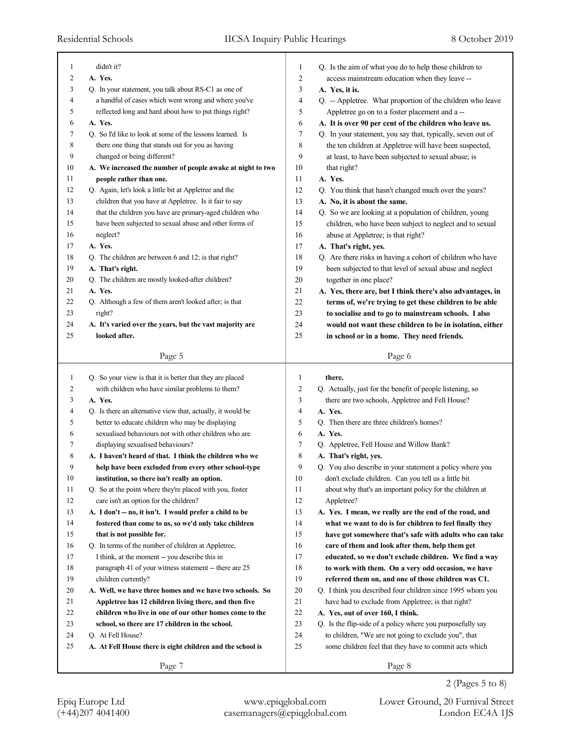didn't it?

**A. Yes.**

Q. In your statement, you talk about RS-C1 as one of a handful of cases which went wrong and where you've reflected long and hard about how to put things right?

**A. Yes.**

Q. So I'd like to look at some of the lessons learned. Is there one thing that stands out for you as having changed or being different?

**A. We increased the number of people awake at night to two people rather than one.**

Q. Again, let's look a little bit at Appletree and the children that you have at Appletree. Is it fair to say that the children you have are primary-aged children who have been subjected to sexual abuse and other forms of neglect?

**A. Yes.**

Q. The children are between 6 and 12; is that right?

**A. That's right.**

Q. The children are mostly looked-after children?

**A. Yes.**

Q. Although a few of them aren't looked after; is that right?

**A. It's varied over the years, but the vast majority are looked after.**

Q. Is the aim of what you do to help those children to access mainstream education when they leave --

**A. Yes, it is.**

Q. -- Appletree. What proportion of the children who leave Appletree go on to a foster placement and a --

**A. It is over 90 per cent of the children who leave us.**

Q. In your statement, you say that, typically, seven out of the ten children at Appletree will have been suspected, at least, to have been subjected to sexual abuse; is that right?

**A. Yes.**

Q. You think that hasn't changed much over the years?

**A. No, it is about the same.**

Q. So we are looking at a population of children, young children, who have been subject to neglect and to sexual abuse at Appletree; is that right?

**A. That's right, yes.**

Q. Are there risks in having a cohort of children who have been subjected to that level of sexual abuse and neglect together in one place?

**A. Yes, there are, but I think there's also advantages, in terms of, we're trying to get these children to be able to socialise and to go to mainstream schools. I also would not want these children to be in isolation, either in school or in a home. They need friends.**

Q. So your view is that it is better that they are placed with children who have similar problems to them?

**A. Yes.**

Q. Is there an alternative view that, actually, it would be better to educate children who may be displaying sexualised behaviours not with other children who are displaying sexualised behaviours?

**A. I haven't heard of that. I think the children who we help have been excluded from every other school-type institution, so there isn't really an option.**

Q. So at the point where they're placed with you, foster care isn't an option for the children?

**A. I don't -- no, it isn't. I would prefer a child to be fostered than come to us, so we'd only take children that is not possible for.**

Q. In terms of the number of children at Appletree, I think, at the moment -- you describe this in paragraph 41 of your witness statement -- there are 25 children currently?

**A. Well, we have three homes and we have two schools. So Appletree has 12 children living there, and then five children who live in one of our other homes come to the school, so there are 17 children in the school.**

Q. At Fell House?

**A. At Fell House there is eight children and the school is there.**

Q. Actually, just for the benefit of people listening, so there are two schools, Appletree and Fell House?

**A. Yes.**

Q. Then there are three children's homes?

**A. Yes.**

Q. Appletree, Fell House and Willow Bank?

**A. That's right, yes.**

Q. You also describe in your statement a policy where you don't exclude children. Can you tell us a little bit about why that's an important policy for the children at Appletree?

**A. Yes. I mean, we really are the end of the road, and what we want to do is for children to feel finally they have got somewhere that's safe with adults who can take care of them and look after them, help them get educated, so we don't exclude children. We find a way to work with them. On a very odd occasion, we have referred them on, and one of those children was C1.**

Q. I think you described four children since 1995 whom you have had to exclude from Appletree; is that right?

**A. Yes, out of over 160, I think.**

Q. Is the flip-side of a policy where you purposefully say to children, "We are not going to exclude you", that some children feel that they have to commit acts which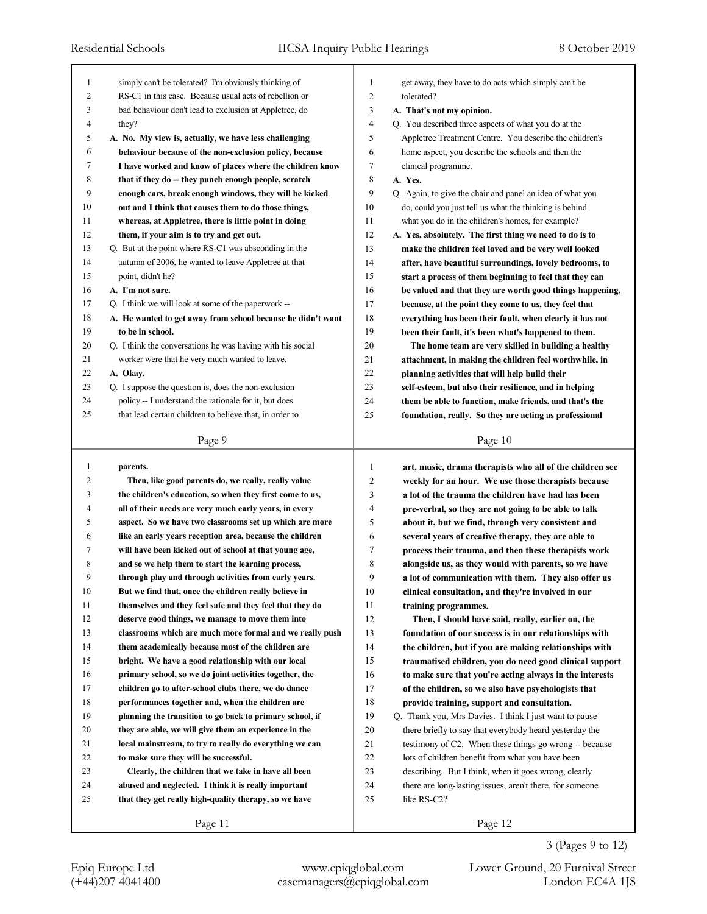simply can't be tolerated? I'm obviously thinking of RS-C1 in this case. Because usual acts of rebellion or bad behaviour don't lead to exclusion at Appletree, do they?

**A. No. My view is, actually, we have less challenging behaviour because of the non-exclusion policy, because I have worked and know of places where the children know that if they do -- they punch enough people, scratch enough cars, break enough windows, they will be kicked out and I think that causes them to do those things, whereas, at Appletree, there is little point in doing them, if your aim is to try and get out.**

Q. But at the point where RS-C1 was absconding in the autumn of 2006, he wanted to leave Appletree at that point, didn't he?

**A. I'm not sure.**

Q. I think we will look at some of the paperwork --

**A. He wanted to get away from school because he didn't want to be in school.**

Q. I think the conversations he was having with his social worker were that he very much wanted to leave.

**A. Okay.**

Q. I suppose the question is, does the non-exclusion policy -- I understand the rationale for it, but does that lead certain children to believe that, in order to get away, they have to do acts which simply can't be tolerated?

**A. That's not my opinion.**

Q. You described three aspects of what you do at the Appletree Treatment Centre. You describe the children's home aspect, you describe the schools and then the clinical programme.

**A. Yes.**

Q. Again, to give the chair and panel an idea of what you do, could you just tell us what the thinking is behind what you do in the children's homes, for example?

**A. Yes, absolutely. The first thing we need to do is to make the children feel loved and be very well looked after, have beautiful surroundings, lovely bedrooms, to start a process of them beginning to feel that they can be valued and that they are worth good things happening, because, at the point they come to us, they feel that everything has been their fault, when clearly it has not been their fault, it's been what's happened to them.**

**The home team are very skilled in building a healthy attachment, in making the children feel worthwhile, in planning activities that will help build their self-esteem, but also their resilience, and in helping them be able to function, make friends, and that's the foundation, really. So they are acting as professional parents.**

**Then, like good parents do, we really, really value the children's education, so when they first come to us, all of their needs are very much early years, in every aspect. So we have two classrooms set up which are more like an early years reception area, because the children will have been kicked out of school at that young age, and so we help them to start the learning process, through play and through activities from early years. But we find that, once the children really believe in themselves and they feel safe and they feel that they do deserve good things, we manage to move them into classrooms which are much more formal and we really push them academically because most of the children are bright. We have a good relationship with our local primary school, so we do joint activities together, the children go to after-school clubs there, we do dance performances together and, when the children are planning the transition to go back to primary school, if they are able, we will give them an experience in the local mainstream, to try to really do everything we can to make sure they will be successful.**

**Clearly, the children that we take in have all been abused and neglected. I think it is really important that they get really high-quality therapy, so we have art, music, drama therapists who all of the children see weekly for an hour. We use those therapists because a lot of the trauma the children have had has been pre-verbal, so they are not going to be able to talk about it, but we find, through very consistent and several years of creative therapy, they are able to process their trauma, and then these therapists work alongside us, as they would with parents, so we have a lot of communication with them. They also offer us clinical consultation, and they're involved in our training programmes.**

**Then, I should have said, really, earlier on, the foundation of our success is in our relationships with the children, but if you are making relationships with traumatised children, you do need good clinical support to make sure that you're acting always in the interests of the children, so we also have psychologists that provide training, support and consultation.**

Q. Thank you, Mrs Davies. I think I just want to pause there briefly to say that everybody heard yesterday the testimony of C2. When these things go wrong -- because lots of children benefit from what you have been describing. But I think, when it goes wrong, clearly there are long-lasting issues, aren't there, for someone like RS-C2?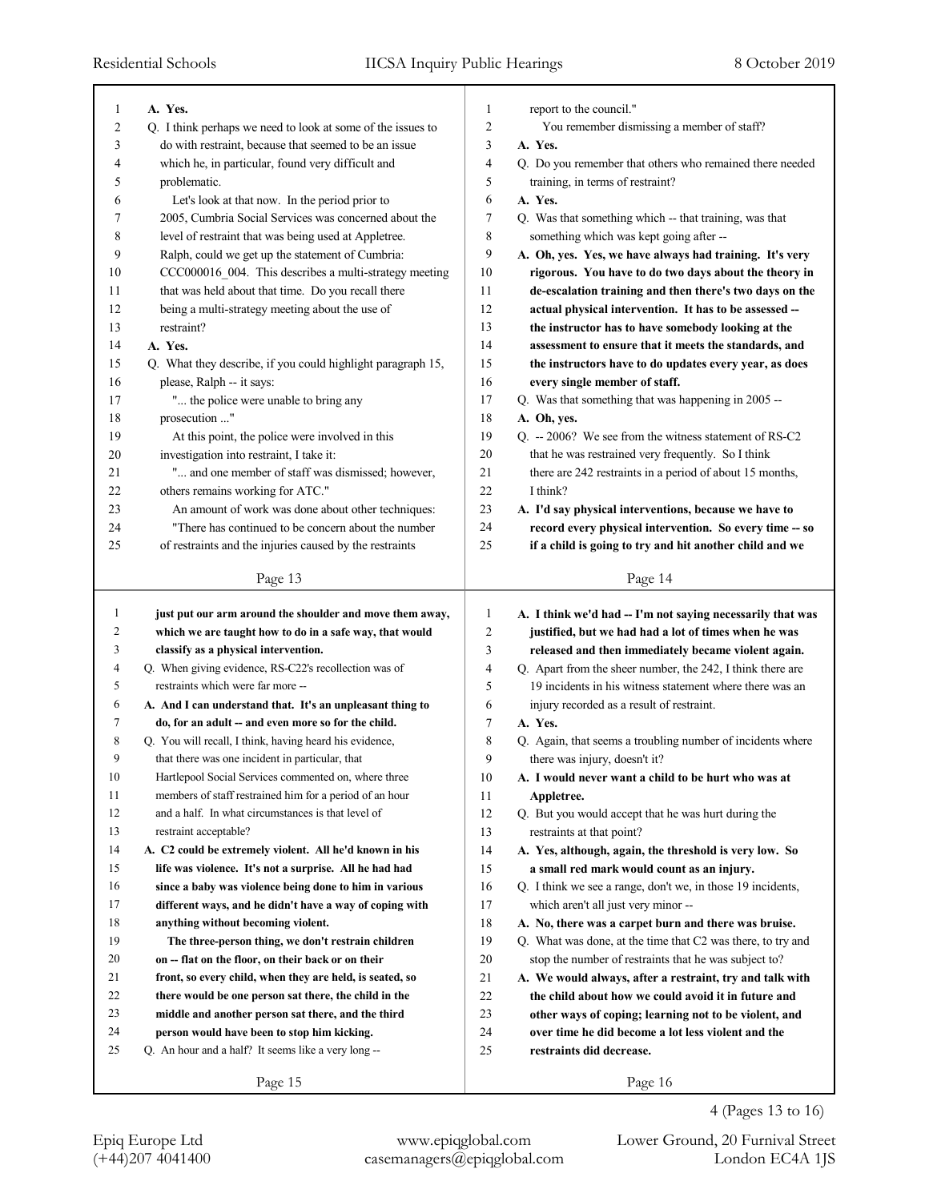A. Yes.

Q. I think perhaps we need to look at some of the issues to do with restraint, because that seemed to be an issue which he, in particular, found very difficult and problematic.

Let's look at that now. In the period prior to 2005, Cumbria Social Services was concerned about the level of restraint that was being used at Appletree. Ralph, could we get up the statement of Cumbria: CCC000016_004. This describes a multi-strategy meeting that was held about that time. Do you recall there being a multi-strategy meeting about the use of restraint?

**A. Yes.**

Q. What they describe, if you could highlight paragraph 15, please, Ralph -- it says:

"... the police were unable to bring any prosecution ..."

At this point, the police were involved in this investigation into restraint, I take it:

"... and one member of staff was dismissed; however, others remains working for ATC."

An amount of work was done about other techniques:

"There has continued to be concern about the number of restraints and the injuries caused by the restraints report to the council."

You remember dismissing a member of staff?

**A. Yes.**

Q. Do you remember that others who remained there needed training, in terms of restraint?

**A. Yes.**

Q. Was that something which -- that training, was that something which was kept going after --

**A. Oh, yes. Yes, we have always had training. It's very rigorous. You have to do two days about the theory in de-escalation training and then there's two days on the actual physical intervention. It has to be assessed -- the instructor has to have somebody looking at the assessment to ensure that it meets the standards, and the instructors have to do updates every year, as does every single member of staff.**

Q. Was that something that was happening in 2005 --

**A. Oh, yes.**

Q. -- 2006? We see from the witness statement of RS-C2 that he was restrained very frequently. So I think there are 242 restraints in a period of about 15 months, I think?

**A. I'd say physical interventions, because we have to record every physical intervention. So every time -- so if a child is going to try and hit another child and we just put our arm around the shoulder and move them away, which we are taught how to do in a safe way, that would classify as a physical intervention.**

Q. When giving evidence, RS-C22's recollection was of restraints which were far more --

**A. And I can understand that. It's an unpleasant thing to do, for an adult -- and even more so for the child.**

Q. You will recall, I think, having heard his evidence, that there was one incident in particular, that Hartlepool Social Services commented on, where three members of staff restrained him for a period of an hour and a half. In what circumstances is that level of restraint acceptable?

**A. C2 could be extremely violent. All he'd known in his life was violence. It's not a surprise. All he had had since a baby was violence being done to him in various different ways, and he didn't have a way of coping with anything without becoming violent.**

**The three-person thing, we don't restrain children on -- flat on the floor, on their back or on their front, so every child, when they are held, is seated, so there would be one person sat there, the child in the middle and another person sat there, and the third person would have been to stop him kicking.**

Q. An hour and a half? It seems like a very long --

**A. I think we'd had -- I'm not saying necessarily that was justified, but we had had a lot of times when he was released and then immediately became violent again.**

Q. Apart from the sheer number, the 242, I think there are 19 incidents in his witness statement where there was an injury recorded as a result of restraint.

**A. Yes.**

Q. Again, that seems a troubling number of incidents where there was injury, doesn't it?

**A. I would never want a child to be hurt who was at Appletree.**

Q. But you would accept that he was hurt during the restraints at that point?

**A. Yes, although, again, the threshold is very low. So a small red mark would count as an injury.**

Q. I think we see a range, don't we, in those 19 incidents, which aren't all just very minor --

**A. No, there was a carpet burn and there was bruise.**

Q. What was done, at the time that C2 was there, to try and stop the number of restraints that he was subject to?

**A. We would always, after a restraint, try and talk with the child about how we could avoid it in future and other ways of coping; learning not to be violent, and over time he did become a lot less violent and the restraints did decrease.**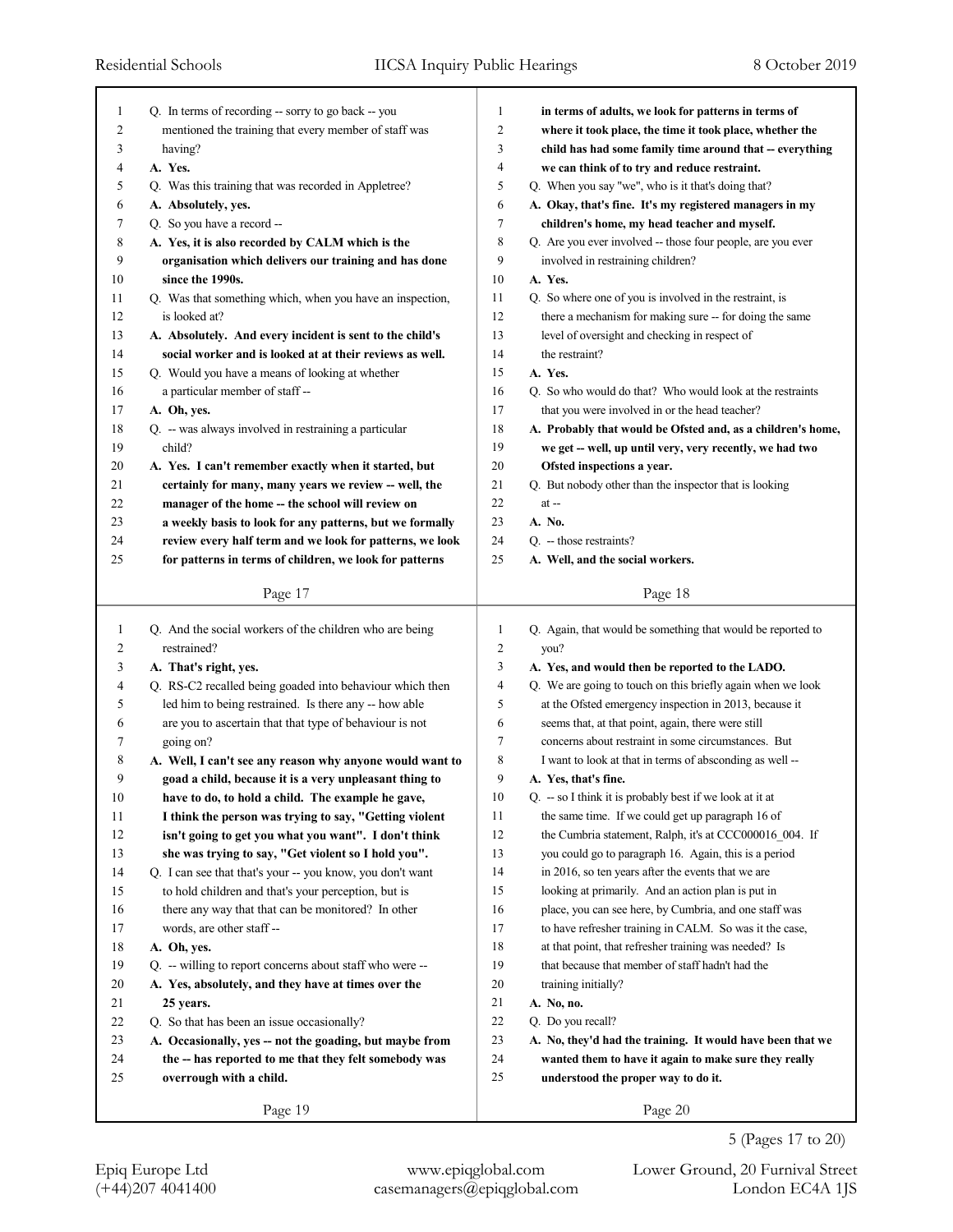Q. In terms of recording -- sorry to go back -- you mentioned the training that every member of staff was having?

**A. Yes.**

Q. Was this training that was recorded in Appletree?

**A. Absolutely, yes.**

Q. So you have a record --

**A. Yes, it is also recorded by CALM which is the organisation which delivers our training and has done since the 1990s.**

Q. Was that something which, when you have an inspection, is looked at?

**A. Absolutely. And every incident is sent to the child's social worker and is looked at at their reviews as well.**

Q. Would you have a means of looking at whether a particular member of staff --

**A. Oh, yes.**

Q. -- was always involved in restraining a particular child?

**A. Yes. I can't remember exactly when it started, but certainly for many, many years we review -- well, the manager of the home -- the school will review on a weekly basis to look for any patterns, but we formally review every half term and we look for patterns, we look for patterns in terms of children, we look for patterns in terms of adults, we look for patterns in terms of where it took place, the time it took place, whether the child has had some family time around that -- everything we can think of to try and reduce restraint.**

Q. When you say "we", who is it that's doing that?

**A. Okay, that's fine. It's my registered managers in my children's home, my head teacher and myself.**

Q. Are you ever involved -- those four people, are you ever involved in restraining children?

**A. Yes.**

Q. So where one of you is involved in the restraint, is there a mechanism for making sure -- for doing the same level of oversight and checking in respect of the restraint?

**A. Yes.**

Q. So who would do that? Who would look at the restraints that you were involved in or the head teacher?

**A. Probably that would be Ofsted and, as a children's home, we get -- well, up until very, very recently, we had two Ofsted inspections a year.**

Q. But nobody other than the inspector that is looking at --

**A. No.**

Q. -- those restraints?

**A. Well, and the social workers.**

Q. And the social workers of the children who are being restrained?

**A. That's right, yes.**

Q. RS-C2 recalled being goaded into behaviour which then led him to being restrained. Is there any -- how able are you to ascertain that that type of behaviour is not going on?

**A. Well, I can't see any reason why anyone would want to goad a child, because it is a very unpleasant thing to have to do, to hold a child. The example he gave, I think the person was trying to say, "Getting violent isn't going to get you what you want". I don't think she was trying to say, "Get violent so I hold you".**

Q. I can see that that's your -- you know, you don't want to hold children and that's your perception, but is there any way that that can be monitored? In other words, are other staff --

**A. Oh, yes.**

Q. -- willing to report concerns about staff who were --

**A. Yes, absolutely, and they have at times over the 25 years.**

Q. So that has been an issue occasionally?

**A. Occasionally, yes -- not the goading, but maybe from the -- has reported to me that they felt somebody was overrough with a child.**

Q. Again, that would be something that would be reported to you?

**A. Yes, and would then be reported to the LADO.**

Q. We are going to touch on this briefly again when we look at the Ofsted emergency inspection in 2013, because it seems that, at that point, again, there were still concerns about restraint in some circumstances. But I want to look at that in terms of absconding as well --

**A. Yes, that's fine.**

Q. -- so I think it is probably best if we look at it at the same time. If we could get up paragraph 16 of the Cumbria statement, Ralph, it's at CCC000016_004. If you could go to paragraph 16. Again, this is a period in 2016, so ten years after the events that we are looking at primarily. And an action plan is put in place, you can see here, by Cumbria, and one staff was to have refresher training in CALM. So was it the case, at that point, that refresher training was needed? Is that because that member of staff hadn't had the training initially?

**A. No, no.**

Q. Do you recall?

**A. No, they'd had the training. It would have been that we wanted them to have it again to make sure they really understood the proper way to do it.**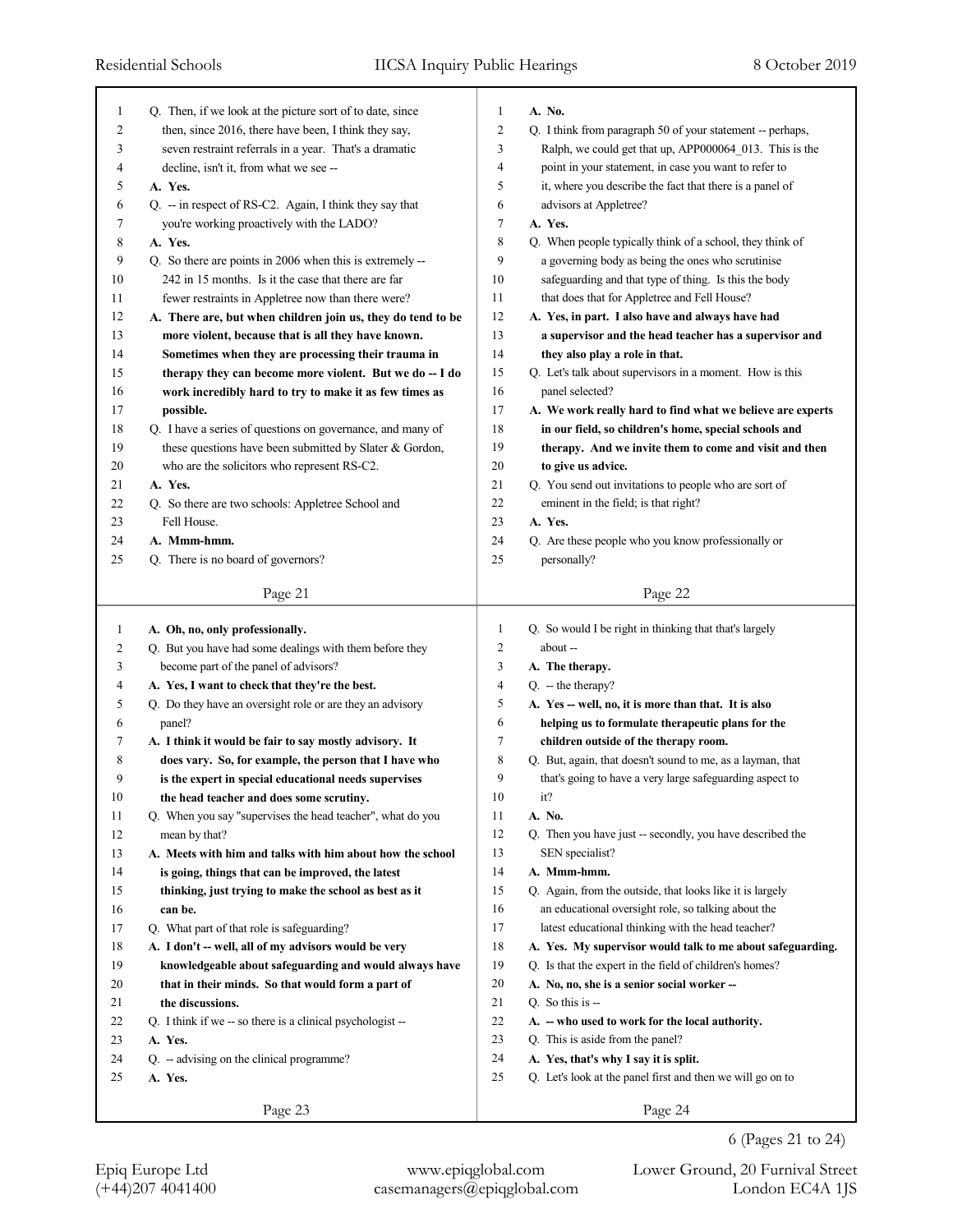Q. Then, if we look at the picture sort of to date, since then, since 2016, there have been, I think they say, seven restraint referrals in a year. That's a dramatic decline, isn't it, from what we see --

**A. Yes.**

Q. -- in respect of RS-C2. Again, I think they say that you're working proactively with the LADO?

**A. Yes.**

Q. So there are points in 2006 when this is extremely -- 242 in 15 months. Is it the case that there are far fewer restraints in Appletree now than there were?

**A. There are, but when children join us, they do tend to be more violent, because that is all they have known. Sometimes when they are processing their trauma in therapy they can become more violent. But we do -- I do work incredibly hard to try to make it as few times as possible.**

Q. I have a series of questions on governance, and many of these questions have been submitted by Slater & Gordon, who are the solicitors who represent RS-C2.

**A. Yes.**

Q. So there are two schools: Appletree School and Fell House.

**A. Mmm-hmm.**

Q. There is no board of governors?

**A. No.**

Q. I think from paragraph 50 of your statement -- perhaps, Ralph, we could get that up, APP000064_013. This is the point in your statement, in case you want to refer to it, where you describe the fact that there is a panel of advisors at Appletree?

**A. Yes.**

Q. When people typically think of a school, they think of a governing body as being the ones who scrutinise safeguarding and that type of thing. Is this the body that does that for Appletree and Fell House?

**A. Yes, in part. I also have and always have had a supervisor and the head teacher has a supervisor and they also play a role in that.**

Q. Let's talk about supervisors in a moment. How is this panel selected?

**A. We work really hard to find what we believe are experts in our field, so children's home, special schools and therapy. And we invite them to come and visit and then to give us advice.**

Q. You send out invitations to people who are sort of eminent in the field; is that right?

**A. Yes.**

Q. Are these people who you know professionally or personally?

**A. Oh, no, only professionally.**

Q. But you have had some dealings with them before they become part of the panel of advisors?

**A. Yes, I want to check that they're the best.**

Q. Do they have an oversight role or are they an advisory panel?

**A. I think it would be fair to say mostly advisory. It does vary. So, for example, the person that I have who is the expert in special educational needs supervises the head teacher and does some scrutiny.**

Q. When you say "supervises the head teacher", what do you mean by that?

**A. Meets with him and talks with him about how the school is going, things that can be improved, the latest thinking, just trying to make the school as best as it can be.**

Q. What part of that role is safeguarding?

**A. I don't -- well, all of my advisors would be very knowledgeable about safeguarding and would always have that in their minds. So that would form a part of the discussions.**

Q. I think if we -- so there is a clinical psychologist --

**A. Yes.**

Q. -- advising on the clinical programme?

**A. Yes.**

Q. So would I be right in thinking that that's largely about --

**A. The therapy.**

Q. -- the therapy?

**A. Yes -- well, no, it is more than that. It is also helping us to formulate therapeutic plans for the children outside of the therapy room.**

Q. But, again, that doesn't sound to me, as a layman, that that's going to have a very large safeguarding aspect to it?

**A. No.**

Q. Then you have just -- secondly, you have described the SEN specialist?

**A. Mmm-hmm.**

Q. Again, from the outside, that looks like it is largely an educational oversight role, so talking about the latest educational thinking with the head teacher?

**A. Yes. My supervisor would talk to me about safeguarding.**

Q. Is that the expert in the field of children's homes?

**A. No, no, she is a senior social worker --**

Q. So this is --

**A. -- who used to work for the local authority.**

Q. This is aside from the panel?

**A. Yes, that's why I say it is split.**

Q. Let's look at the panel first and then we will go on to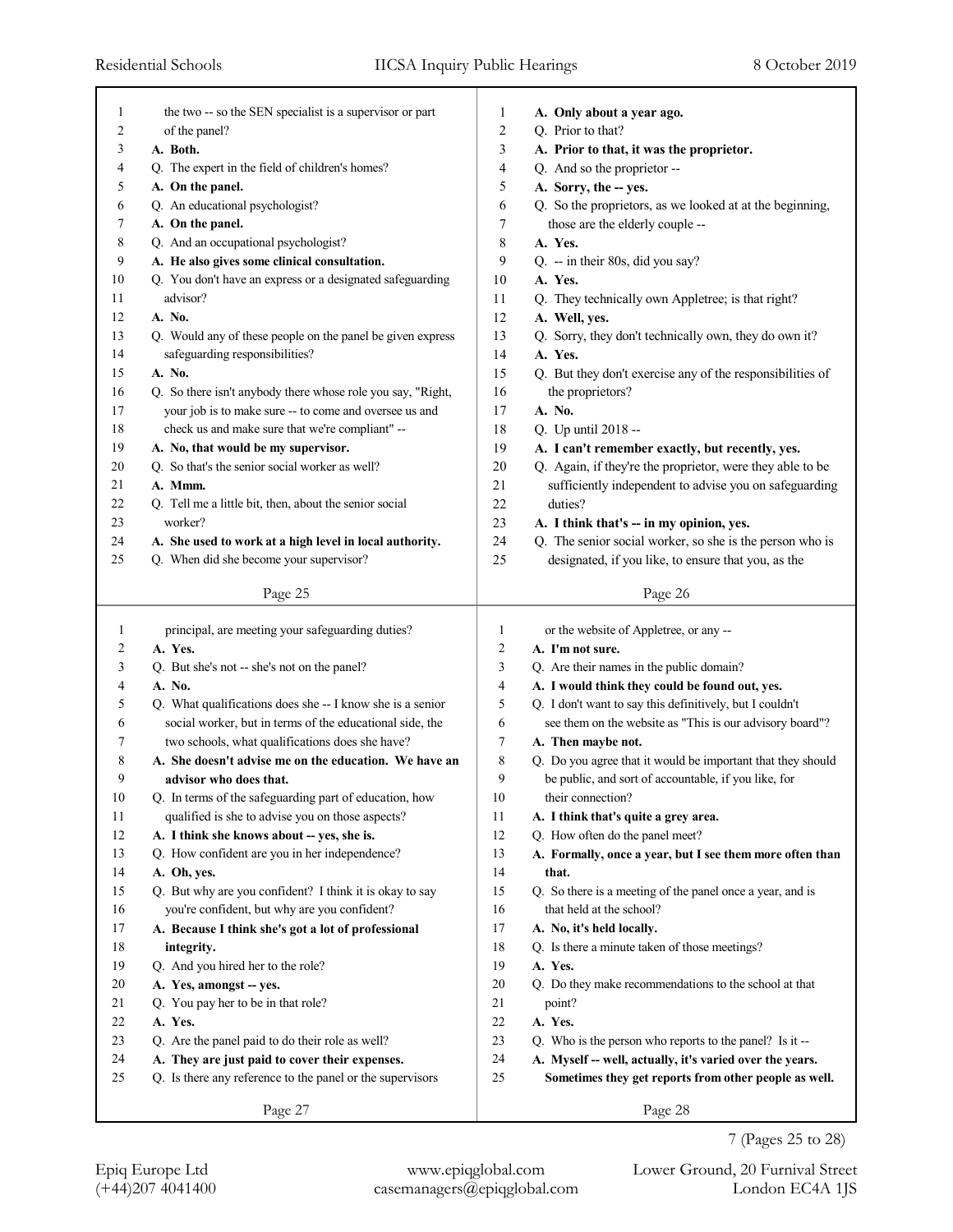the two -- so the SEN specialist is a supervisor or part of the panel?

**A. Both.**

Q. The expert in the field of children's homes?

**A. On the panel.**

Q. An educational psychologist?

**A. On the panel.**

Q. And an occupational psychologist?

**A. He also gives some clinical consultation.**

Q. You don't have an express or a designated safeguarding advisor?

**A. No.**

Q. Would any of these people on the panel be given express safeguarding responsibilities?

**A. No.**

Q. So there isn't anybody there whose role you say, "Right, your job is to make sure -- to come and oversee us and check us and make sure that we're compliant" --

**A. No, that would be my supervisor.**

Q. So that's the senior social worker as well?

**A. Mmm.**

Q. Tell me a little bit, then, about the senior social worker?

**A. She used to work at a high level in local authority.**

Q. When did she become your supervisor?

**A. Only about a year ago.**

Q. Prior to that?

**A. Prior to that, it was the proprietor.**

Q. And so the proprietor --

**A. Sorry, the -- yes.**

Q. So the proprietors, as we looked at at the beginning, those are the elderly couple --

**A. Yes.**

Q. -- in their 80s, did you say?

**A. Yes.**

Q. They technically own Appletree; is that right?

**A. Well, yes.**

Q. Sorry, they don't technically own, they do own it?

**A. Yes.**

Q. But they don't exercise any of the responsibilities of the proprietors?

**A. No.**

Q. Up until 2018 --

**A. I can't remember exactly, but recently, yes.**

Q. Again, if they're the proprietor, were they able to be sufficiently independent to advise you on safeguarding duties?

**A. I think that's -- in my opinion, yes.**

Q. The senior social worker, so she is the person who is designated, if you like, to ensure that you, as the principal, are meeting your safeguarding duties?

**A. Yes.**

Q. But she's not -- she's not on the panel?

**A. No.**

Q. What qualifications does she -- I know she is a senior social worker, but in terms of the educational side, the two schools, what qualifications does she have?

**A. She doesn't advise me on the education. We have an advisor who does that.**

Q. In terms of the safeguarding part of education, how qualified is she to advise you on those aspects?

**A. I think she knows about -- yes, she is.**

Q. How confident are you in her independence?

**A. Oh, yes.**

Q. But why are you confident? I think it is okay to say you're confident, but why are you confident?

**A. Because I think she's got a lot of professional integrity.**

Q. And you hired her to the role?

**A. Yes, amongst -- yes.**

Q. You pay her to be in that role?

**A. Yes.**

Q. Are the panel paid to do their role as well?

**A. They are just paid to cover their expenses.**

Q. Is there any reference to the panel or the supervisors or the website of Appletree, or any --

**A. I'm not sure.**

Q. Are their names in the public domain?

**A. I would think they could be found out, yes.**

Q. I don't want to say this definitively, but I couldn't see them on the website as "This is our advisory board"?

**A. Then maybe not.**

Q. Do you agree that it would be important that they should be public, and sort of accountable, if you like, for their connection?

**A. I think that's quite a grey area.**

Q. How often do the panel meet?

**A. Formally, once a year, but I see them more often than that.**

Q. So there is a meeting of the panel once a year, and is that held at the school?

**A. No, it's held locally.**

Q. Is there a minute taken of those meetings?

**A. Yes.**

Q. Do they make recommendations to the school at that point?

**A. Yes.**

Q. Who is the person who reports to the panel? Is it --

**A. Myself -- well, actually, it's varied over the years. Sometimes they get reports from other people as well.**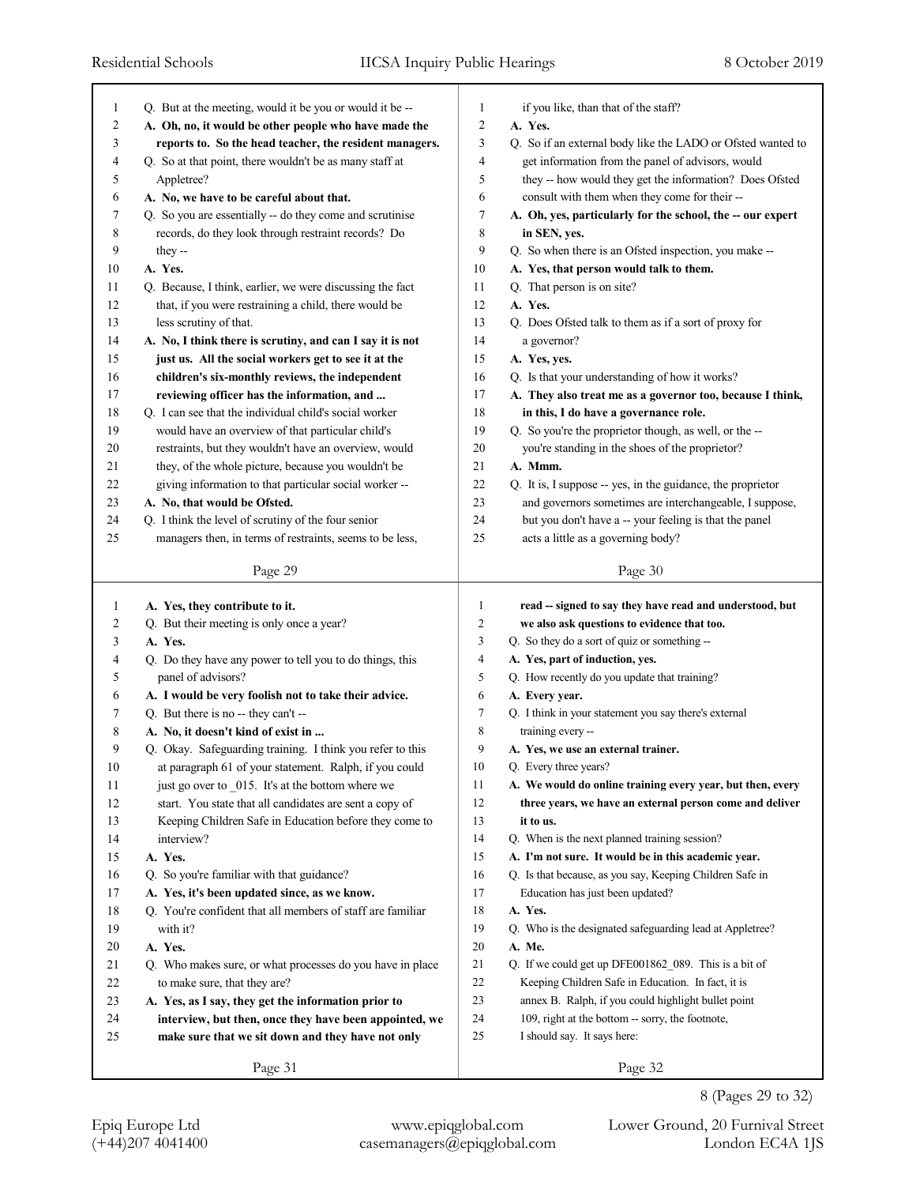Q. But at the meeting, would it be you or would it be --

**A. Oh, no, it would be other people who have made the reports to. So the head teacher, the resident managers.**

Q. So at that point, there wouldn't be as many staff at Appletree?

**A. No, we have to be careful about that.**

Q. So you are essentially -- do they come and scrutinise records, do they look through restraint records? Do they --

**A. Yes.**

Q. Because, I think, earlier, we were discussing the fact that, if you were restraining a child, there would be less scrutiny of that.

**A. No, I think there is scrutiny, and can I say it is not just us. All the social workers get to see it at the children's six-monthly reviews, the independent reviewing officer has the information, and ...**

Q. I can see that the individual child's social worker would have an overview of that particular child's restraints, but they wouldn't have an overview, would they, of the whole picture, because you wouldn't be giving information to that particular social worker --

**A. No, that would be Ofsted.**

Q. I think the level of scrutiny of the four senior managers then, in terms of restraints, seems to be less, if you like, than that of the staff?

**A. Yes.**

Q. So if an external body like the LADO or Ofsted wanted to get information from the panel of advisors, would they -- how would they get the information? Does Ofsted consult with them when they come for their --

**A. Oh, yes, particularly for the school, the -- our expert in SEN, yes.**

Q. So when there is an Ofsted inspection, you make --

**A. Yes, that person would talk to them.**

Q. That person is on site?

**A. Yes.**

Q. Does Ofsted talk to them as if a sort of proxy for a governor?

**A. Yes, yes.**

Q. Is that your understanding of how it works?

**A. They also treat me as a governor too, because I think, in this, I do have a governance role.**

Q. So you're the proprietor though, as well, or the -- you're standing in the shoes of the proprietor?

**A. Mmm.**

Q. It is, I suppose -- yes, in the guidance, the proprietor and governors sometimes are interchangeable, I suppose, but you don't have a -- your feeling is that the panel acts a little as a governing body?

**A. Yes, they contribute to it.**

Q. But their meeting is only once a year?

**A. Yes.**

Q. Do they have any power to tell you to do things, this panel of advisors?

**A. I would be very foolish not to take their advice.**

Q. But there is no -- they can't --

**A. No, it doesn't kind of exist in ...**

Q. Okay. Safeguarding training. I think you refer to this at paragraph 61 of your statement. Ralph, if you could just go over to _015. It's at the bottom where we start. You state that all candidates are sent a copy of Keeping Children Safe in Education before they come to interview?

**A. Yes.**

Q. So you're familiar with that guidance?

**A. Yes, it's been updated since, as we know.**

Q. You're confident that all members of staff are familiar with it?

**A. Yes.**

Q. Who makes sure, or what processes do you have in place to make sure, that they are?

**A. Yes, as I say, they get the information prior to interview, but then, once they have been appointed, we make sure that we sit down and they have not only read -- signed to say they have read and understood, but we also ask questions to evidence that too.**

Q. So they do a sort of quiz or something --

**A. Yes, part of induction, yes.**

Q. How recently do you update that training?

**A. Every year.**

Q. I think in your statement you say there's external training every --

**A. Yes, we use an external trainer.**

Q. Every three years?

**A. We would do online training every year, but then, every three years, we have an external person come and deliver it to us.**

Q. When is the next planned training session?

**A. I'm not sure. It would be in this academic year.**

Q. Is that because, as you say, Keeping Children Safe in Education has just been updated?

**A. Yes.**

Q. Who is the designated safeguarding lead at Appletree?

**A. Me.**

Q. If we could get up DFE001862_089. This is a bit of Keeping Children Safe in Education. In fact, it is annex B. Ralph, if you could highlight bullet point 109, right at the bottom -- sorry, the footnote, I should say. It says here: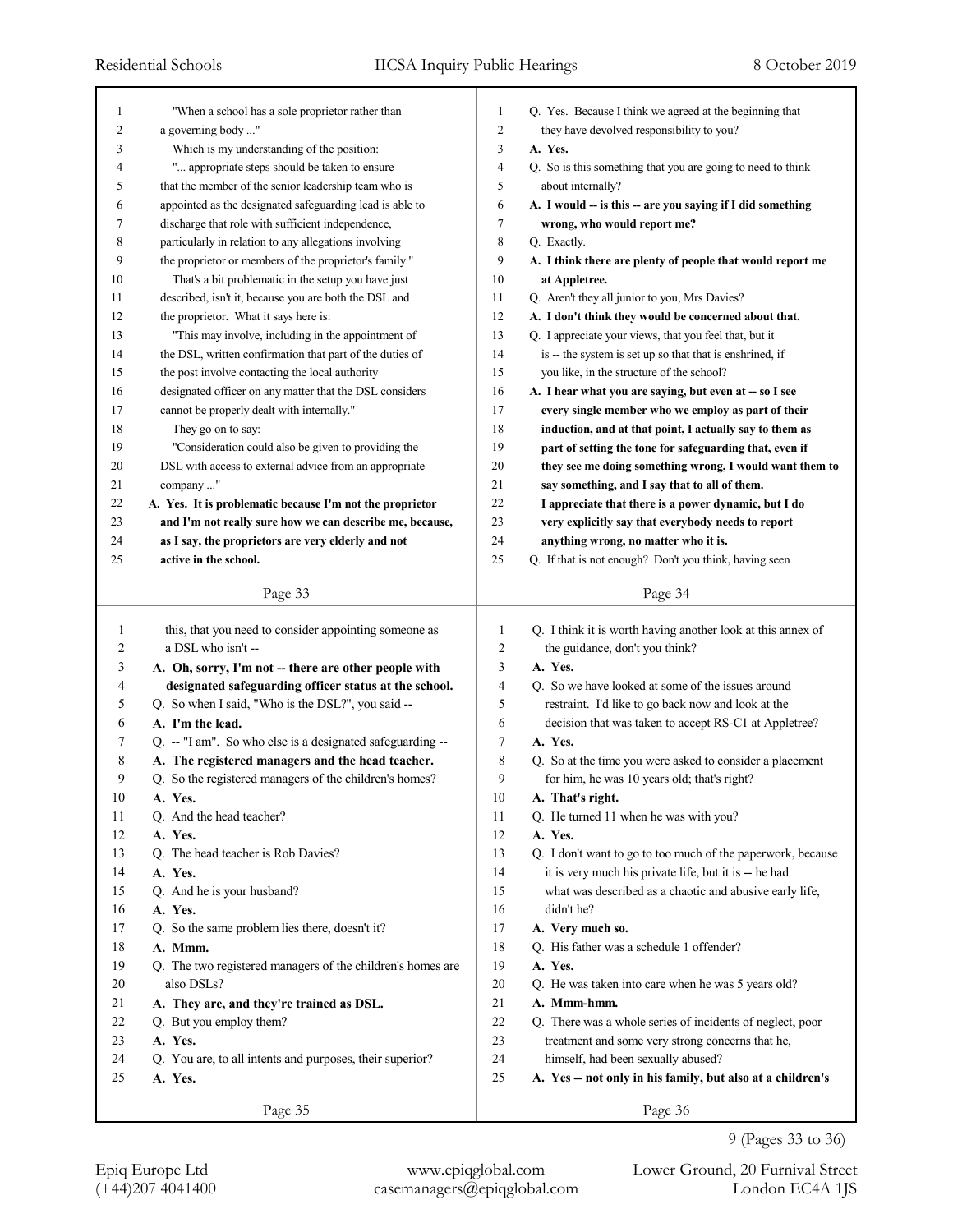"When a school has a sole proprietor rather than a governing body ..."

Which is my understanding of the position:

"... appropriate steps should be taken to ensure that the member of the senior leadership team who is appointed as the designated safeguarding lead is able to discharge that role with sufficient independence, particularly in relation to any allegations involving the proprietor or members of the proprietor's family."

That's a bit problematic in the setup you have just described, isn't it, because you are both the DSL and the proprietor. What it says here is:

"This may involve, including in the appointment of the DSL, written confirmation that part of the duties of the post involve contacting the local authority designated officer on any matter that the DSL considers cannot be properly dealt with internally."

They go on to say:

"Consideration could also be given to providing the DSL with access to external advice from an appropriate company ..."

**A. Yes. It is problematic because I'm not the proprietor and I'm not really sure how we can describe me, because, as I say, the proprietors are very elderly and not active in the school.**

Q. Yes. Because I think we agreed at the beginning that they have devolved responsibility to you?

**A. Yes.**

Q. So is this something that you are going to need to think about internally?

**A. I would -- is this -- are you saying if I did something wrong, who would report me?**

Q. Exactly.

**A. I think there are plenty of people that would report me at Appletree.**

Q. Aren't they all junior to you, Mrs Davies?

**A. I don't think they would be concerned about that.**

Q. I appreciate your views, that you feel that, but it is -- the system is set up so that that is enshrined, if you like, in the structure of the school?

**A. I hear what you are saying, but even at -- so I see every single member who we employ as part of their induction, and at that point, I actually say to them as part of setting the tone for safeguarding that, even if they see me doing something wrong, I would want them to say something, and I say that to all of them. I appreciate that there is a power dynamic, but I do very explicitly say that everybody needs to report anything wrong, no matter who it is.**

Q. If that is not enough? Don't you think, having seen this, that you need to consider appointing someone as a DSL who isn't --

**A. Oh, sorry, I'm not -- there are other people with designated safeguarding officer status at the school.**

Q. So when I said, "Who is the DSL?", you said --

**A. I'm the lead.**

Q. -- "I am". So who else is a designated safeguarding --

**A. The registered managers and the head teacher.**

Q. So the registered managers of the children's homes?

**A. Yes.**

Q. And the head teacher?

**A. Yes.**

Q. The head teacher is Rob Davies?

**A. Yes.**

Q. And he is your husband?

**A. Yes.**

Q. So the same problem lies there, doesn't it?

**A. Mmm.**

Q. The two registered managers of the children's homes are also DSLs?

**A. They are, and they're trained as DSL.**

Q. But you employ them?

**A. Yes.**

Q. You are, to all intents and purposes, their superior?

**A. Yes.**

Q. I think it is worth having another look at this annex of the guidance, don't you think?

**A. Yes.**

Q. So we have looked at some of the issues around restraint. I'd like to go back now and look at the decision that was taken to accept RS-C1 at Appletree?

**A. Yes.**

Q. So at the time you were asked to consider a placement for him, he was 10 years old; that's right?

**A. That's right.**

Q. He turned 11 when he was with you?

**A. Yes.**

Q. I don't want to go to too much of the paperwork, because it is very much his private life, but it is -- he had what was described as a chaotic and abusive early life, didn't he?

**A. Very much so.**

Q. His father was a schedule 1 offender?

**A. Yes.**

Q. He was taken into care when he was 5 years old?

**A. Mmm-hmm.**

Q. There was a whole series of incidents of neglect, poor treatment and some very strong concerns that he, himself, had been sexually abused?

**A. Yes -- not only in his family, but also at a children's**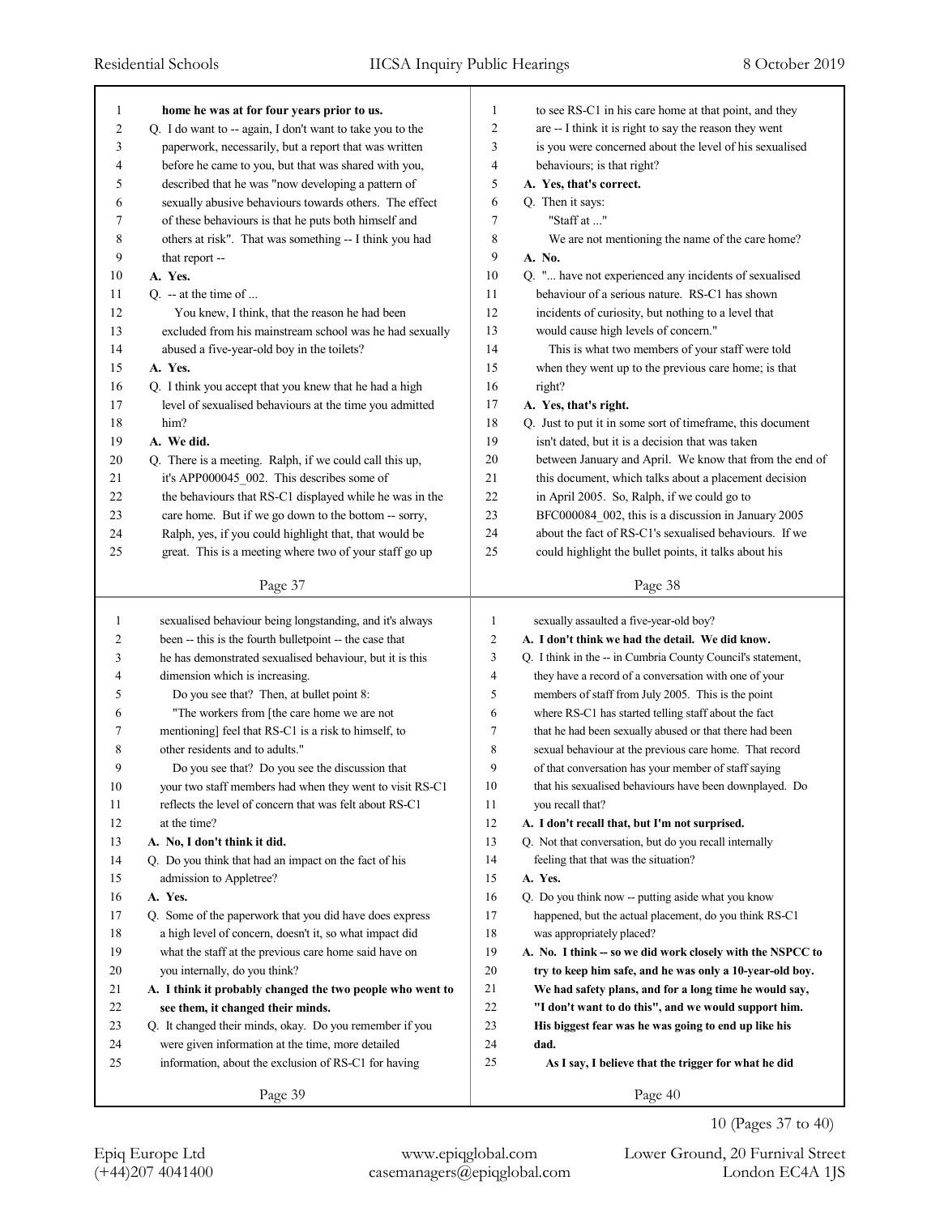home he was at for four years prior to us.

Q. I do want to -- again, I don't want to take you to the paperwork, necessarily, but a report that was written before he came to you, but that was shared with you, described that he was "now developing a pattern of sexually abusive behaviours towards others. The effect of these behaviours is that he puts both himself and others at risk". That was something -- I think you had that report --

**A. Yes.**

Q. -- at the time of ...

You knew, I think, that the reason he had been excluded from his mainstream school was he had sexually abused a five-year-old boy in the toilets?

**A. Yes.**

Q. I think you accept that you knew that he had a high level of sexualised behaviours at the time you admitted him?

**A. We did.**

Q. There is a meeting. Ralph, if we could call this up, it's APP000045_002. This describes some of the behaviours that RS-C1 displayed while he was in the care home. But if we go down to the bottom -- sorry, Ralph, yes, if you could highlight that, that would be great. This is a meeting where two of your staff go up to see RS-C1 in his care home at that point, and they are -- I think it is right to say the reason they went is you were concerned about the level of his sexualised behaviours; is that right?

**A. Yes, that's correct.**

Q. Then it says:

"Staff at ..."

We are not mentioning the name of the care home?

**A. No.**

Q. "... have not experienced any incidents of sexualised behaviour of a serious nature. RS-C1 has shown incidents of curiosity, but nothing to a level that would cause high levels of concern."

This is what two members of your staff were told when they went up to the previous care home; is that right?

**A. Yes, that's right.**

Q. Just to put it in some sort of timeframe, this document isn't dated, but it is a decision that was taken between January and April. We know that from the end of this document, which talks about a placement decision in April 2005. So, Ralph, if we could go to BFC000084_002, this is a discussion in January 2005 about the fact of RS-C1's sexualised behaviours. If we could highlight the bullet points, it talks about his sexualised behaviour being longstanding, and it's always been -- this is the fourth bulletpoint -- the case that he has demonstrated sexualised behaviour, but it is this dimension which is increasing.

Do you see that? Then, at bullet point 8:

"The workers from [the care home we are not mentioning] feel that RS-C1 is a risk to himself, to other residents and to adults."

Do you see that? Do you see the discussion that your two staff members had when they went to visit RS-C1 reflects the level of concern that was felt about RS-C1 at the time?

**A. No, I don't think it did.**

Q. Do you think that had an impact on the fact of his admission to Appletree?

**A. Yes.**

Q. Some of the paperwork that you did have does express a high level of concern, doesn't it, so what impact did what the staff at the previous care home said have on you internally, do you think?

**A. I think it probably changed the two people who went to see them, it changed their minds.**

Q. It changed their minds, okay. Do you remember if you were given information at the time, more detailed information, about the exclusion of RS-C1 for having sexually assaulted a five-year-old boy?

**A. I don't think we had the detail. We did know.**

Q. I think in the -- in Cumbria County Council's statement, they have a record of a conversation with one of your members of staff from July 2005. This is the point where RS-C1 has started telling staff about the fact that he had been sexually abused or that there had been sexual behaviour at the previous care home. That record of that conversation has your member of staff saying that his sexualised behaviours have been downplayed. Do you recall that?

**A. I don't recall that, but I'm not surprised.**

Q. Not that conversation, but do you recall internally feeling that that was the situation?

**A. Yes.**

Q. Do you think now -- putting aside what you know happened, but the actual placement, do you think RS-C1 was appropriately placed?

**A. No. I think -- so we did work closely with the NSPCC to try to keep him safe, and he was only a 10-year-old boy. We had safety plans, and for a long time he would say, "I don't want to do this", and we would support him. His biggest fear was he was going to end up like his dad.**

**As I say, I believe that the trigger for what he did**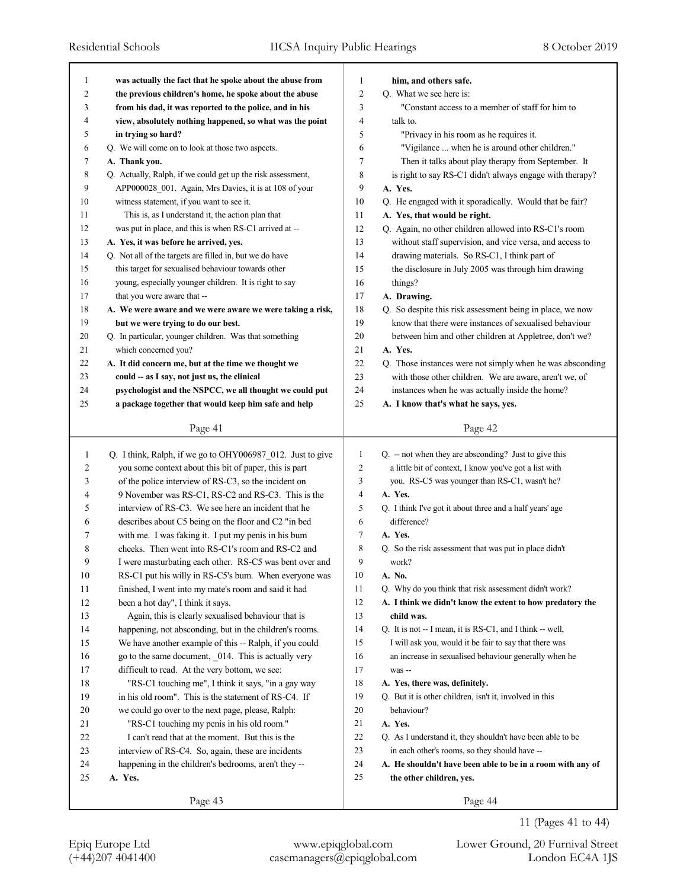was actually the fact that he spoke about the abuse from the previous children's home, he spoke about the abuse from his dad, it was reported to the police, and in his view, absolutely nothing happened, so what was the point in trying so hard?

Q. We will come on to look at those two aspects.

**A. Thank you.**

Q. Actually, Ralph, if we could get up the risk assessment, APP000028_001. Again, Mrs Davies, it is at 108 of your witness statement, if you want to see it.

This is, as I understand it, the action plan that was put in place, and this is when RS-C1 arrived at --

**A. Yes, it was before he arrived, yes.**

Q. Not all of the targets are filled in, but we do have this target for sexualised behaviour towards other young, especially younger children. It is right to say that you were aware that --

**A. We were aware and we were aware we were taking a risk, but we were trying to do our best.**

Q. In particular, younger children. Was that something which concerned you?

**A. It did concern me, but at the time we thought we could -- as I say, not just us, the clinical psychologist and the NSPCC, we all thought we could put a package together that would keep him safe and help him, and others safe.**

Q. What we see here is:

"Constant access to a member of staff for him to talk to.

"Privacy in his room as he requires it.

"Vigilance ... when he is around other children."

Then it talks about play therapy from September. It is right to say RS-C1 didn't always engage with therapy?

**A. Yes.**

Q. He engaged with it sporadically. Would that be fair?

**A. Yes, that would be right.**

Q. Again, no other children allowed into RS-C1's room without staff supervision, and vice versa, and access to drawing materials. So RS-C1, I think part of the disclosure in July 2005 was through him drawing things?

**A. Drawing.**

Q. So despite this risk assessment being in place, we now know that there were instances of sexualised behaviour between him and other children at Appletree, don't we?

**A. Yes.**

Q. Those instances were not simply when he was absconding with those other children. We are aware, aren't we, of instances when he was actually inside the home?

**A. I know that's what he says, yes.**

Q. I think, Ralph, if we go to OHY006987_012. Just to give you some context about this bit of paper, this is part of the police interview of RS-C3, so the incident on 9 November was RS-C1, RS-C2 and RS-C3. This is the interview of RS-C3. We see here an incident that he describes about C5 being on the floor and C2 "in bed with me. I was faking it. I put my penis in his bum cheeks. Then went into RS-C1's room and RS-C2 and I were masturbating each other. RS-C5 was bent over and RS-C1 put his willy in RS-C5's bum. When everyone was finished, I went into my mate's room and said it had been a hot day", I think it says.

Again, this is clearly sexualised behaviour that is happening, not absconding, but in the children's rooms. We have another example of this -- Ralph, if you could go to the same document, _014. This is actually very difficult to read. At the very bottom, we see:

"RS-C1 touching me", I think it says, "in a gay way in his old room". This is the statement of RS-C4. If we could go over to the next page, please, Ralph:

"RS-C1 touching my penis in his old room."

I can't read that at the moment. But this is the interview of RS-C4. So, again, these are incidents happening in the children's bedrooms, aren't they --

**A. Yes.**

Q. -- not when they are absconding? Just to give this a little bit of context, I know you've got a list with you. RS-C5 was younger than RS-C1, wasn't he?

**A. Yes.**

Q. I think I've got it about three and a half years' age difference?

**A. Yes.**

Q. So the risk assessment that was put in place didn't work?

**A. No.**

Q. Why do you think that risk assessment didn't work?

**A. I think we didn't know the extent to how predatory the child was.**

Q. It is not -- I mean, it is RS-C1, and I think -- well, I will ask you, would it be fair to say that there was an increase in sexualised behaviour generally when he was --

**A. Yes, there was, definitely.**

Q. But it is other children, isn't it, involved in this behaviour?

**A. Yes.**

Q. As I understand it, they shouldn't have been able to be in each other's rooms, so they should have --

**A. He shouldn't have been able to be in a room with any of the other children, yes.**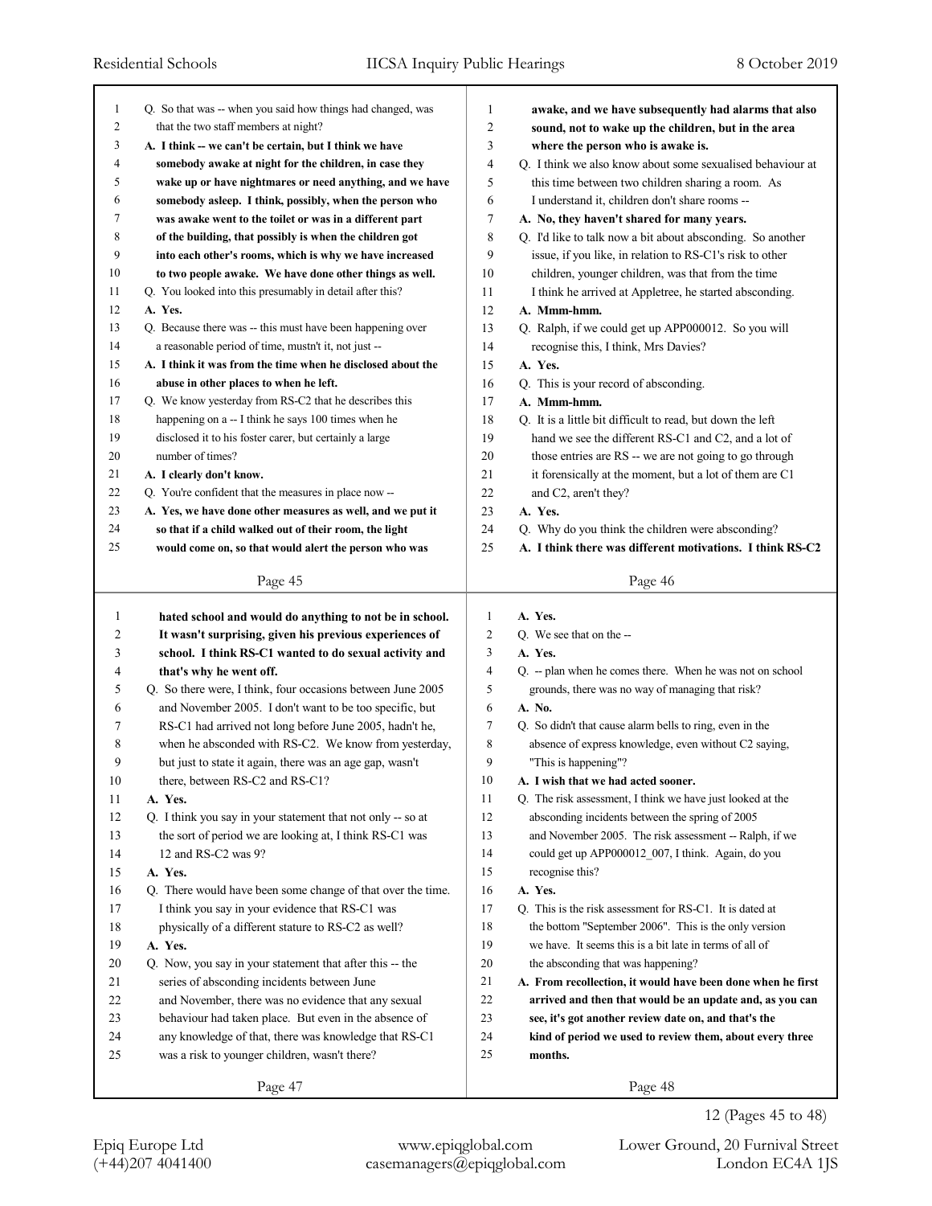Q. So that was -- when you said how things had changed, was that the two staff members at night?

**A. I think -- we can't be certain, but I think we have somebody awake at night for the children, in case they wake up or have nightmares or need anything, and we have somebody asleep. I think, possibly, when the person who was awake went to the toilet or was in a different part of the building, that possibly is when the children got into each other's rooms, which is why we have increased to two people awake. We have done other things as well.**

Q. You looked into this presumably in detail after this?

**A. Yes.**

Q. Because there was -- this must have been happening over a reasonable period of time, mustn't it, not just --

**A. I think it was from the time when he disclosed about the abuse in other places to when he left.**

Q. We know yesterday from RS-C2 that he describes this happening on a -- I think he says 100 times when he disclosed it to his foster carer, but certainly a large number of times?

**A. I clearly don't know.**

Q. You're confident that the measures in place now --

**A. Yes, we have done other measures as well, and we put it so that if a child walked out of their room, the light would come on, so that would alert the person who was awake, and we have subsequently had alarms that also sound, not to wake up the children, but in the area where the person who is awake is.**

Q. I think we also know about some sexualised behaviour at this time between two children sharing a room. As I understand it, children don't share rooms --

**A. No, they haven't shared for many years.**

Q. I'd like to talk now a bit about absconding. So another issue, if you like, in relation to RS-C1's risk to other children, younger children, was that from the time I think he arrived at Appletree, he started absconding.

**A. Mmm-hmm.**

Q. Ralph, if we could get up APP000012. So you will recognise this, I think, Mrs Davies?

**A. Yes.**

Q. This is your record of absconding.

**A. Mmm-hmm.**

Q. It is a little bit difficult to read, but down the left hand we see the different RS-C1 and C2, and a lot of those entries are RS -- we are not going to go through it forensically at the moment, but a lot of them are C1 and C2, aren't they?

**A. Yes.**

Q. Why do you think the children were absconding?

**A. I think there was different motivations. I think RS-C2 hated school and would do anything to not be in school. It wasn't surprising, given his previous experiences of school. I think RS-C1 wanted to do sexual activity and that's why he went off.**

Q. So there were, I think, four occasions between June 2005 and November 2005. I don't want to be too specific, but RS-C1 had arrived not long before June 2005, hadn't he, when he absconded with RS-C2. We know from yesterday, but just to state it again, there was an age gap, wasn't there, between RS-C2 and RS-C1?

**A. Yes.**

Q. I think you say in your statement that not only -- so at the sort of period we are looking at, I think RS-C1 was 12 and RS-C2 was 9?

**A. Yes.**

Q. There would have been some change of that over the time. I think you say in your evidence that RS-C1 was physically of a different stature to RS-C2 as well?

**A. Yes.**

Q. Now, you say in your statement that after this -- the series of absconding incidents between June and November, there was no evidence that any sexual behaviour had taken place. But even in the absence of any knowledge of that, there was knowledge that RS-C1 was a risk to younger children, wasn't there?

**A. Yes.**

Q. We see that on the --

**A. Yes.**

Q. -- plan when he comes there. When he was not on school grounds, there was no way of managing that risk?

**A. No.**

Q. So didn't that cause alarm bells to ring, even in the absence of express knowledge, even without C2 saying, "This is happening"?

**A. I wish that we had acted sooner.**

Q. The risk assessment, I think we have just looked at the absconding incidents between the spring of 2005 and November 2005. The risk assessment -- Ralph, if we could get up APP000012_007, I think. Again, do you recognise this?

**A. Yes.**

Q. This is the risk assessment for RS-C1. It is dated at the bottom "September 2006". This is the only version we have. It seems this is a bit late in terms of all of the absconding that was happening?

**A. From recollection, it would have been done when he first arrived and then that would be an update and, as you can see, it's got another review date on, and that's the kind of period we used to review them, about every three months.**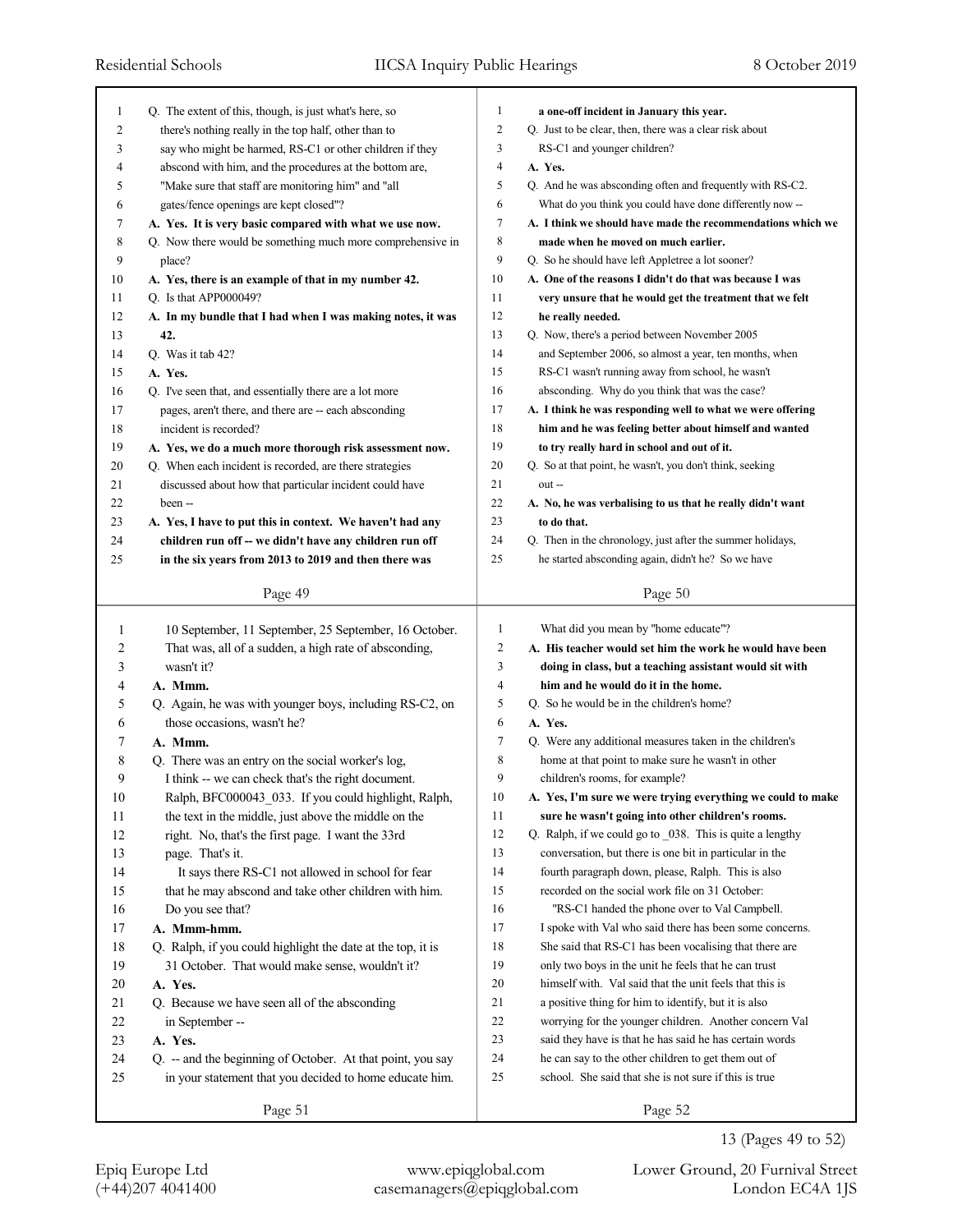Q. The extent of this, though, is just what's here, so there's nothing really in the top half, other than to say who might be harmed, RS-C1 or other children if they abscond with him, and the procedures at the bottom are, "Make sure that staff are monitoring him" and "all gates/fence openings are kept closed"?

**A. Yes. It is very basic compared with what we use now.**

Q. Now there would be something much more comprehensive in place?

**A. Yes, there is an example of that in my number 42.**

Q. Is that APP000049?

**A. In my bundle that I had when I was making notes, it was 42.**

Q. Was it tab 42?

**A. Yes.**

Q. I've seen that, and essentially there are a lot more pages, aren't there, and there are -- each absconding incident is recorded?

**A. Yes, we do a much more thorough risk assessment now.**

Q. When each incident is recorded, are there strategies discussed about how that particular incident could have been --

**A. Yes, I have to put this in context. We haven't had any children run off -- we didn't have any children run off in the six years from 2013 to 2019 and then there was a one-off incident in January this year.**

Q. Just to be clear, then, there was a clear risk about RS-C1 and younger children?

**A. Yes.**

Q. And he was absconding often and frequently with RS-C2. What do you think you could have done differently now --

**A. I think we should have made the recommendations which we made when he moved on much earlier.**

Q. So he should have left Appletree a lot sooner?

**A. One of the reasons I didn't do that was because I was very unsure that he would get the treatment that we felt he really needed.**

Q. Now, there's a period between November 2005 and September 2006, so almost a year, ten months, when RS-C1 wasn't running away from school, he wasn't absconding. Why do you think that was the case?

**A. I think he was responding well to what we were offering him and he was feeling better about himself and wanted to try really hard in school and out of it.**

Q. So at that point, he wasn't, you don't think, seeking out --

**A. No, he was verbalising to us that he really didn't want to do that.**

Q. Then in the chronology, just after the summer holidays, he started absconding again, didn't he? So we have 10 September, 11 September, 25 September, 16 October. That was, all of a sudden, a high rate of absconding, wasn't it?

**A. Mmm.**

Q. Again, he was with younger boys, including RS-C2, on those occasions, wasn't he?

**A. Mmm.**

Q. There was an entry on the social worker's log, I think -- we can check that's the right document. Ralph, BFC000043_033. If you could highlight, Ralph, the text in the middle, just above the middle on the right. No, that's the first page. I want the 33rd page. That's it.

It says there RS-C1 not allowed in school for fear that he may abscond and take other children with him. Do you see that?

**A. Mmm-hmm.**

Q. Ralph, if you could highlight the date at the top, it is 31 October. That would make sense, wouldn't it?

**A. Yes.**

Q. Because we have seen all of the absconding in September --

**A. Yes.**

Q. -- and the beginning of October. At that point, you say in your statement that you decided to home educate him. What did you mean by "home educate"?

**A. His teacher would set him the work he would have been doing in class, but a teaching assistant would sit with him and he would do it in the home.**

Q. So he would be in the children's home?

**A. Yes.**

Q. Were any additional measures taken in the children's home at that point to make sure he wasn't in other children's rooms, for example?

**A. Yes, I'm sure we were trying everything we could to make sure he wasn't going into other children's rooms.**

Q. Ralph, if we could go to _038. This is quite a lengthy conversation, but there is one bit in particular in the fourth paragraph down, please, Ralph. This is also recorded on the social work file on 31 October:

"RS-C1 handed the phone over to Val Campbell. I spoke with Val who said there has been some concerns. She said that RS-C1 has been vocalising that there are only two boys in the unit he feels that he can trust himself with. Val said that the unit feels that this is a positive thing for him to identify, but it is also worrying for the younger children. Another concern Val said they have is that he has said he has certain words he can say to the other children to get them out of school. She said that she is not sure if this is true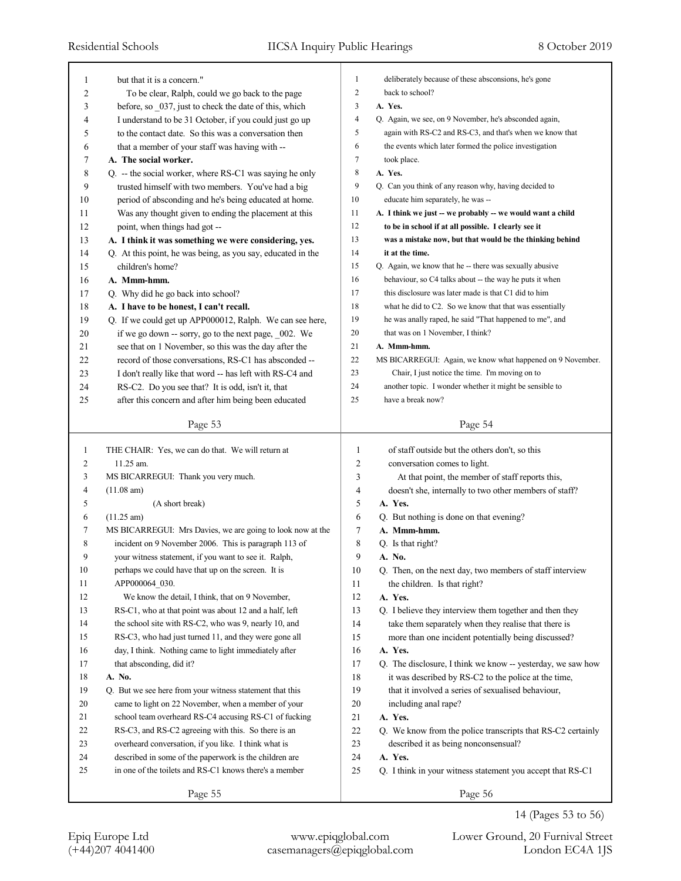but that it is a concern."

To be clear, Ralph, could we go back to the page before, so _037, just to check the date of this, which I understand to be 31 October, if you could just go up to the contact date. So this was a conversation then that a member of your staff was having with --

**A. The social worker.**

Q. -- the social worker, where RS-C1 was saying he only trusted himself with two members. You've had a big period of absconding and he's being educated at home. Was any thought given to ending the placement at this point, when things had got --

**A. I think it was something we were considering, yes.**

Q. At this point, he was being, as you say, educated in the children's home?

**A. Mmm-hmm.**

Q. Why did he go back into school?

**A. I have to be honest, I can't recall.**

Q. If we could get up APP000012, Ralph. We can see here, if we go down -- sorry, go to the next page, _002. We see that on 1 November, so this was the day after the record of those conversations, RS-C1 has absconded -- I don't really like that word -- has left with RS-C4 and RS-C2. Do you see that? It is odd, isn't it, that after this concern and after him being been educated deliberately because of these absconsions, he's gone back to school?

**A. Yes.**

Q. Again, we see, on 9 November, he's absconded again, again with RS-C2 and RS-C3, and that's when we know that the events which later formed the police investigation took place.

**A. Yes.**

Q. Can you think of any reason why, having decided to educate him separately, he was --

**A. I think we just -- we probably -- we would want a child to be in school if at all possible. I clearly see it was a mistake now, but that would be the thinking behind it at the time.**

Q. Again, we know that he -- there was sexually abusive behaviour, so C4 talks about -- the way he puts it when this disclosure was later made is that C1 did to him what he did to C2. So we know that that was essentially he was anally raped, he said "That happened to me", and that was on 1 November, I think?

**A. Mmm-hmm.**

MS BICARREGUI: Again, we know what happened on 9 November.

Chair, I just notice the time. I'm moving on to another topic. I wonder whether it might be sensible to have a break now?

THE CHAIR: Yes, we can do that. We will return at 11.25 am.

MS BICARREGUI: Thank you very much.

(11.08 am)

(A short break)

(11.25 am)

MS BICARREGUI: Mrs Davies, we are going to look now at the incident on 9 November 2006. This is paragraph 113 of your witness statement, if you want to see it. Ralph, perhaps we could have that up on the screen. It is APP000064_030.

We know the detail, I think, that on 9 November, RS-C1, who at that point was about 12 and a half, left the school site with RS-C2, who was 9, nearly 10, and RS-C3, who had just turned 11, and they were gone all day, I think. Nothing came to light immediately after that absconding, did it?

**A. No.**

Q. But we see here from your witness statement that this came to light on 22 November, when a member of your school team overheard RS-C4 accusing RS-C1 of fucking RS-C3, and RS-C2 agreeing with this. So there is an overheard conversation, if you like. I think what is described in some of the paperwork is the children are in one of the toilets and RS-C1 knows there's a member of staff outside but the others don't, so this conversation comes to light.

At that point, the member of staff reports this, doesn't she, internally to two other members of staff?

**A. Yes.**

Q. But nothing is done on that evening?

**A. Mmm-hmm.**

Q. Is that right?

**A. No.**

Q. Then, on the next day, two members of staff interview the children. Is that right?

**A. Yes.**

Q. I believe they interview them together and then they take them separately when they realise that there is more than one incident potentially being discussed?

**A. Yes.**

Q. The disclosure, I think we know -- yesterday, we saw how it was described by RS-C2 to the police at the time, that it involved a series of sexualised behaviour, including anal rape?

**A. Yes.**

Q. We know from the police transcripts that RS-C2 certainly described it as being nonconsensual?

**A. Yes.**

Q. I think in your witness statement you accept that RS-C1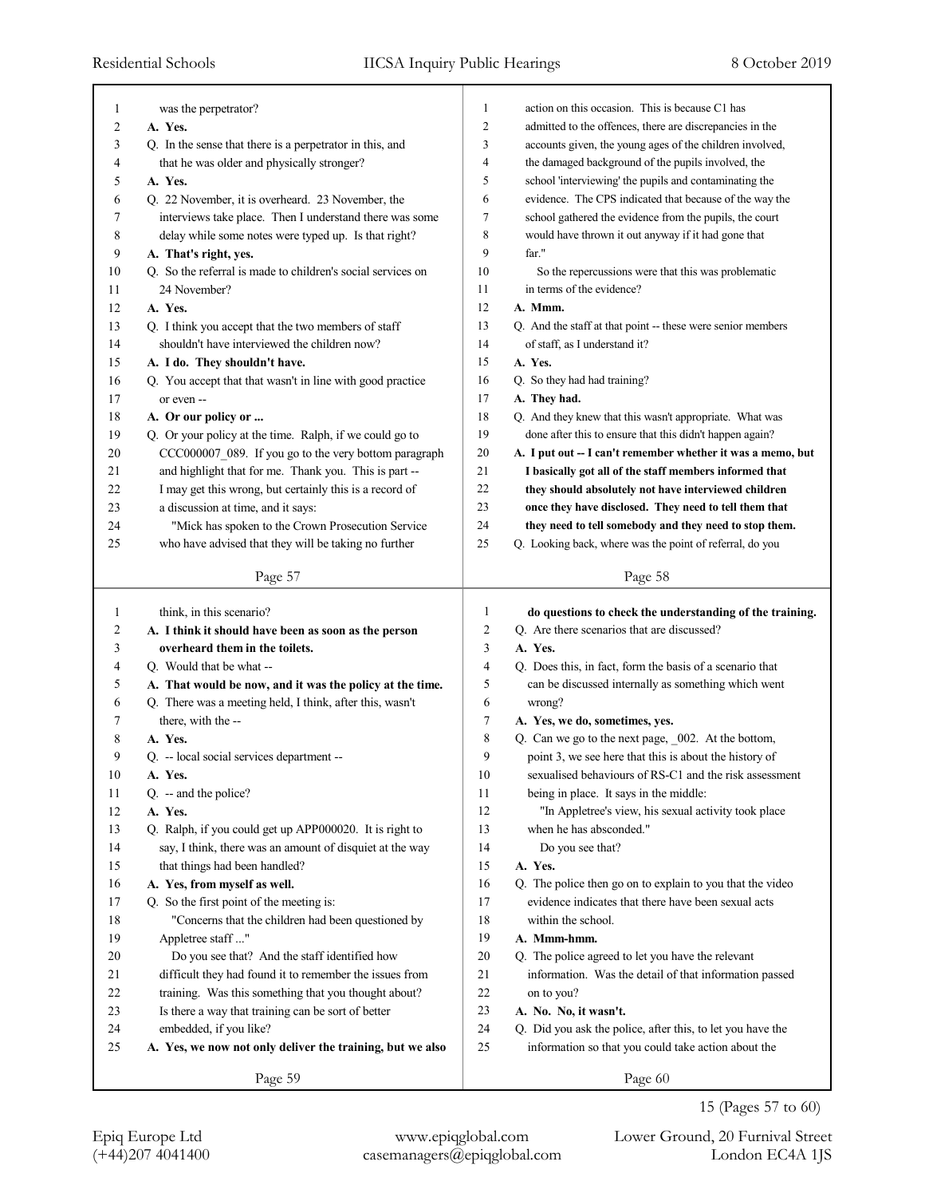was the perpetrator?

**A. Yes.**

Q. In the sense that there is a perpetrator in this, and that he was older and physically stronger?

**A. Yes.**

Q. 22 November, it is overheard. 23 November, the interviews take place. Then I understand there was some delay while some notes were typed up. Is that right?

**A. That's right, yes.**

Q. So the referral is made to children's social services on 24 November?

**A. Yes.**

Q. I think you accept that the two members of staff shouldn't have interviewed the children now?

**A. I do. They shouldn't have.**

Q. You accept that that wasn't in line with good practice or even --

**A. Or our policy or ...**

Q. Or your policy at the time. Ralph, if we could go to CCC000007_089. If you go to the very bottom paragraph and highlight that for me. Thank you. This is part -- I may get this wrong, but certainly this is a record of a discussion at time, and it says:

"Mick has spoken to the Crown Prosecution Service who have advised that they will be taking no further action on this occasion. This is because C1 has admitted to the offences, there are discrepancies in the accounts given, the young ages of the children involved, the damaged background of the pupils involved, the school 'interviewing' the pupils and contaminating the evidence. The CPS indicated that because of the way the school gathered the evidence from the pupils, the court would have thrown it out anyway if it had gone that far."

So the repercussions were that this was problematic in terms of the evidence?

**A. Mmm.**

Q. And the staff at that point -- these were senior members of staff, as I understand it?

**A. Yes.**

Q. So they had had training?

**A. They had.**

Q. And they knew that this wasn't appropriate. What was done after this to ensure that this didn't happen again?

**A. I put out -- I can't remember whether it was a memo, but I basically got all of the staff members informed that they should absolutely not have interviewed children once they have disclosed. They need to tell them that they need to tell somebody and they need to stop them.**

Q. Looking back, where was the point of referral, do you think, in this scenario?

**A. I think it should have been as soon as the person overheard them in the toilets.**

Q. Would that be what --

**A. That would be now, and it was the policy at the time.**

Q. There was a meeting held, I think, after this, wasn't there, with the --

**A. Yes.**

Q. -- local social services department --

**A. Yes.**

Q. -- and the police?

**A. Yes.**

Q. Ralph, if you could get up APP000020. It is right to say, I think, there was an amount of disquiet at the way that things had been handled?

**A. Yes, from myself as well.**

Q. So the first point of the meeting is:

"Concerns that the children had been questioned by Appletree staff ..."

Do you see that? And the staff identified how difficult they had found it to remember the issues from training. Was this something that you thought about? Is there a way that training can be sort of better embedded, if you like?

**A. Yes, we now not only deliver the training, but we also do questions to check the understanding of the training.**

Q. Are there scenarios that are discussed?

**A. Yes.**

Q. Does this, in fact, form the basis of a scenario that can be discussed internally as something which went wrong?

**A. Yes, we do, sometimes, yes.**

Q. Can we go to the next page, _002. At the bottom, point 3, we see here that this is about the history of sexualised behaviours of RS-C1 and the risk assessment being in place. It says in the middle:

"In Appletree's view, his sexual activity took place when he has absconded."

Do you see that?

**A. Yes.**

Q. The police then go on to explain to you that the video evidence indicates that there have been sexual acts within the school.

**A. Mmm-hmm.**

Q. The police agreed to let you have the relevant information. Was the detail of that information passed on to you?

**A. No. No, it wasn't.**

Q. Did you ask the police, after this, to let you have the information so that you could take action about the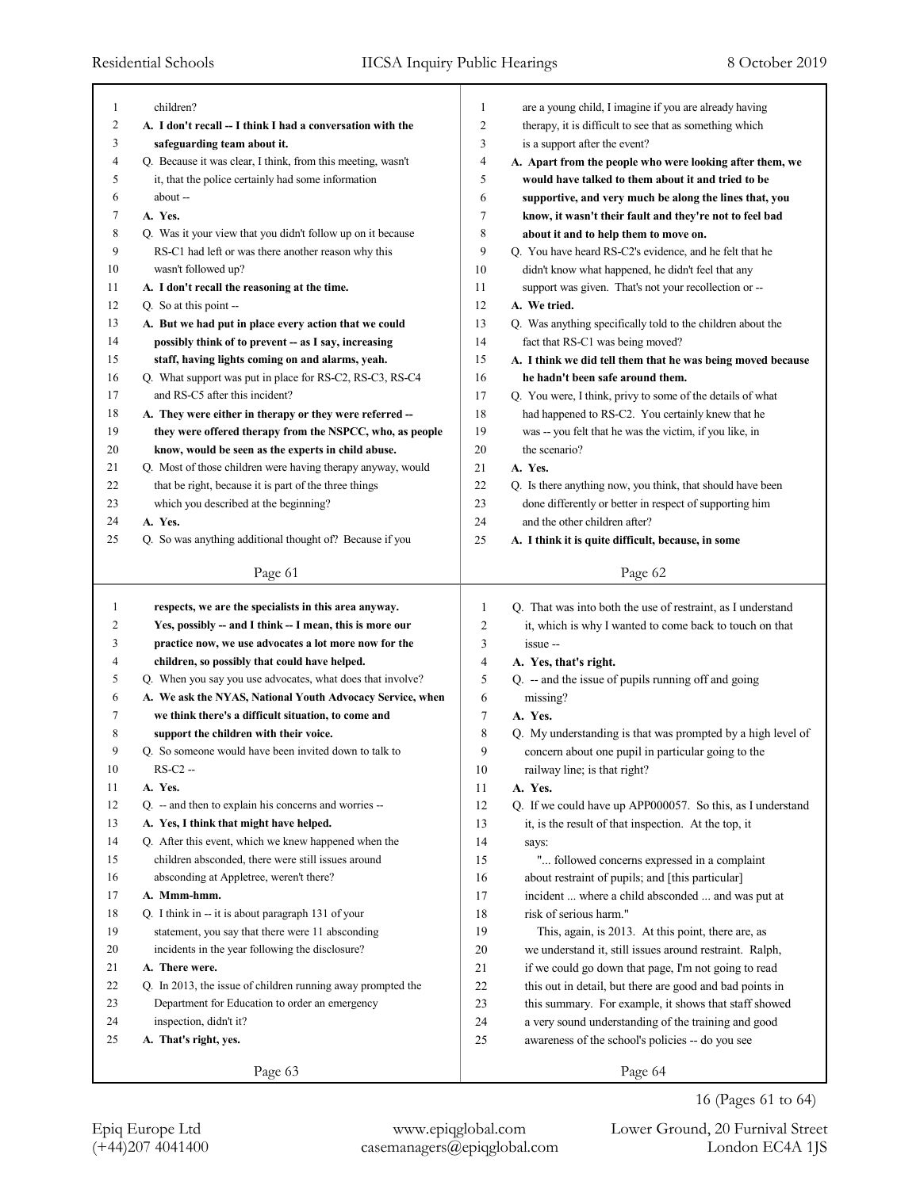children?

**A. I don't recall -- I think I had a conversation with the safeguarding team about it.**

Q. Because it was clear, I think, from this meeting, wasn't it, that the police certainly had some information about --

**A. Yes.**

Q. Was it your view that you didn't follow up on it because RS-C1 had left or was there another reason why this wasn't followed up?

**A. I don't recall the reasoning at the time.**

Q. So at this point --

**A. But we had put in place every action that we could possibly think of to prevent -- as I say, increasing staff, having lights coming on and alarms, yeah.**

Q. What support was put in place for RS-C2, RS-C3, RS-C4 and RS-C5 after this incident?

**A. They were either in therapy or they were referred -- they were offered therapy from the NSPCC, who, as people know, would be seen as the experts in child abuse.**

Q. Most of those children were having therapy anyway, would that be right, because it is part of the three things which you described at the beginning?

**A. Yes.**

Q. So was anything additional thought of? Because if you are a young child, I imagine if you are already having therapy, it is difficult to see that as something which is a support after the event?

**A. Apart from the people who were looking after them, we would have talked to them about it and tried to be supportive, and very much be along the lines that, you know, it wasn't their fault and they're not to feel bad about it and to help them to move on.**

Q. You have heard RS-C2's evidence, and he felt that he didn't know what happened, he didn't feel that any support was given. That's not your recollection or --

**A. We tried.**

Q. Was anything specifically told to the children about the fact that RS-C1 was being moved?

**A. I think we did tell them that he was being moved because he hadn't been safe around them.**

Q. You were, I think, privy to some of the details of what had happened to RS-C2. You certainly knew that he was -- you felt that he was the victim, if you like, in the scenario?

**A. Yes.**

Q. Is there anything now, you think, that should have been done differently or better in respect of supporting him and the other children after?

**A. I think it is quite difficult, because, in some respects, we are the specialists in this area anyway. Yes, possibly -- and I think -- I mean, this is more our practice now, we use advocates a lot more now for the children, so possibly that could have helped.**

Q. When you say you use advocates, what does that involve?

**A. We ask the NYAS, National Youth Advocacy Service, when we think there's a difficult situation, to come and support the children with their voice.**

Q. So someone would have been invited down to talk to RS-C2 --

**A. Yes.**

Q. -- and then to explain his concerns and worries --

**A. Yes, I think that might have helped.**

Q. After this event, which we knew happened when the children absconded, there were still issues around absconding at Appletree, weren't there?

**A. Mmm-hmm.**

Q. I think in -- it is about paragraph 131 of your statement, you say that there were 11 absconding incidents in the year following the disclosure?

**A. There were.**

Q. In 2013, the issue of children running away prompted the Department for Education to order an emergency inspection, didn't it?

**A. That's right, yes.**

Q. That was into both the use of restraint, as I understand it, which is why I wanted to come back to touch on that issue --

**A. Yes, that's right.**

Q. -- and the issue of pupils running off and going missing?

**A. Yes.**

Q. My understanding is that was prompted by a high level of concern about one pupil in particular going to the railway line; is that right?

**A. Yes.**

Q. If we could have up APP000057. So this, as I understand it, is the result of that inspection. At the top, it says:

"... followed concerns expressed in a complaint about restraint of pupils; and [this particular] incident ... where a child absconded ... and was put at risk of serious harm."

This, again, is 2013. At this point, there are, as we understand it, still issues around restraint. Ralph, if we could go down that page, I'm not going to read this out in detail, but there are good and bad points in this summary. For example, it shows that staff showed a very sound understanding of the training and good awareness of the school's policies -- do you see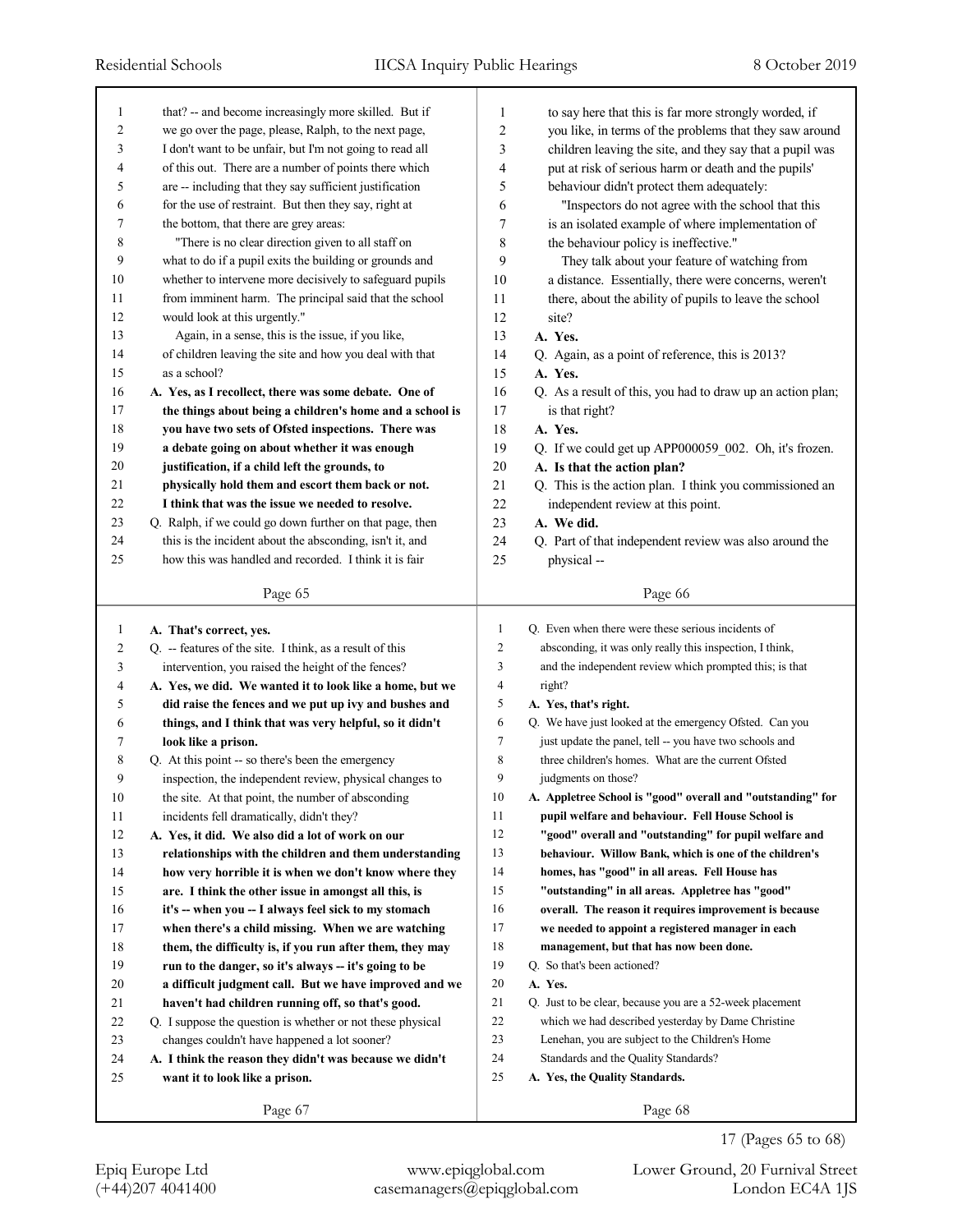that? -- and become increasingly more skilled. But if we go over the page, please, Ralph, to the next page, I don't want to be unfair, but I'm not going to read all of this out. There are a number of points there which are -- including that they say sufficient justification for the use of restraint. But then they say, right at the bottom, that there are grey areas:

"There is no clear direction given to all staff on what to do if a pupil exits the building or grounds and whether to intervene more decisively to safeguard pupils from imminent harm. The principal said that the school would look at this urgently."

Again, in a sense, this is the issue, if you like, of children leaving the site and how you deal with that as a school?

**A. Yes, as I recollect, there was some debate. One of the things about being a children's home and a school is you have two sets of Ofsted inspections. There was a debate going on about whether it was enough justification, if a child left the grounds, to physically hold them and escort them back or not. I think that was the issue we needed to resolve.**

Q. Ralph, if we could go down further on that page, then this is the incident about the absconding, isn't it, and how this was handled and recorded. I think it is fair to say here that this is far more strongly worded, if you like, in terms of the problems that they saw around children leaving the site, and they say that a pupil was put at risk of serious harm or death and the pupils' behaviour didn't protect them adequately:

"Inspectors do not agree with the school that this is an isolated example of where implementation of the behaviour policy is ineffective."

They talk about your feature of watching from a distance. Essentially, there were concerns, weren't there, about the ability of pupils to leave the school site?

**A. Yes.**

Q. Again, as a point of reference, this is 2013?

**A. Yes.**

Q. As a result of this, you had to draw up an action plan; is that right?

**A. Yes.**

Q. If we could get up APP000059_002. Oh, it's frozen.

**A. Is that the action plan?**

Q. This is the action plan. I think you commissioned an independent review at this point.

**A. We did.**

Q. Part of that independent review was also around the physical --

**A. That's correct, yes.**

Q. -- features of the site. I think, as a result of this intervention, you raised the height of the fences?

**A. Yes, we did. We wanted it to look like a home, but we did raise the fences and we put up ivy and bushes and things, and I think that was very helpful, so it didn't look like a prison.**

Q. At this point -- so there's been the emergency inspection, the independent review, physical changes to the site. At that point, the number of absconding incidents fell dramatically, didn't they?

**A. Yes, it did. We also did a lot of work on our relationships with the children and them understanding how very horrible it is when we don't know where they are. I think the other issue in amongst all this, is it's -- when you -- I always feel sick to my stomach when there's a child missing. When we are watching them, the difficulty is, if you run after them, they may run to the danger, so it's always -- it's going to be a difficult judgment call. But we have improved and we haven't had children running off, so that's good.**

Q. I suppose the question is whether or not these physical changes couldn't have happened a lot sooner?

**A. I think the reason they didn't was because we didn't want it to look like a prison.**

Q. Even when there were these serious incidents of absconding, it was only really this inspection, I think, and the independent review which prompted this; is that right?

**A. Yes, that's right.**

Q. We have just looked at the emergency Ofsted. Can you just update the panel, tell -- you have two schools and three children's homes. What are the current Ofsted judgments on those?

**A. Appletree School is "good" overall and "outstanding" for pupil welfare and behaviour. Fell House School is "good" overall and "outstanding" for pupil welfare and behaviour. Willow Bank, which is one of the children's homes, has "good" in all areas. Fell House has "outstanding" in all areas. Appletree has "good" overall. The reason it requires improvement is because we needed to appoint a registered manager in each management, but that has now been done.**

Q. So that's been actioned?

**A. Yes.**

Q. Just to be clear, because you are a 52-week placement which we had described yesterday by Dame Christine Lenehan, you are subject to the Children's Home Standards and the Quality Standards?

**A. Yes, the Quality Standards.**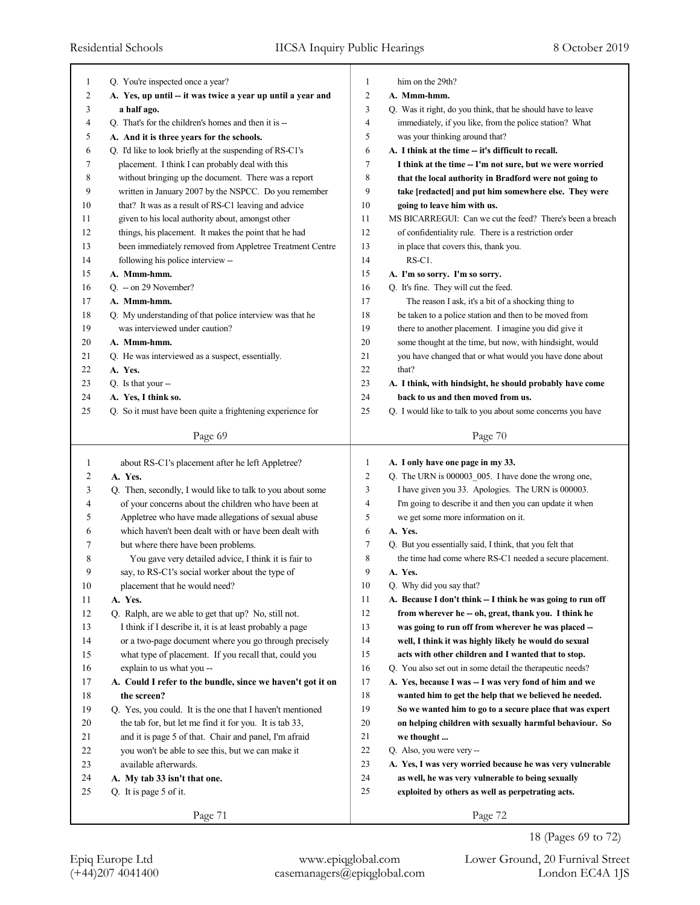Page 69

Q. You're inspected once a year?

**A. Yes, up until -- it was twice a year up until a year and a half ago.**

Q. That's for the children's homes and then it is --

**A. And it is three years for the schools.**

Q. I'd like to look briefly at the suspending of RS-C1's placement. I think I can probably deal with this without bringing up the document. There was a report written in January 2007 by the NSPCC. Do you remember that? It was as a result of RS-C1 leaving and advice given to his local authority about, amongst other things, his placement. It makes the point that he had been immediately removed from Appletree Treatment Centre following his police interview --

**A. Mmm-hmm.**

Q. -- on 29 November?

**A. Mmm-hmm.**

Q. My understanding of that police interview was that he was interviewed under caution?

**A. Mmm-hmm.**

Q. He was interviewed as a suspect, essentially.

**A. Yes.**

Q. Is that your --

**A. Yes, I think so.**

Q. So it must have been quite a frightening experience for him on the 29th?

Page 70

**A. Mmm-hmm.**

Q. Was it right, do you think, that he should have to leave immediately, if you like, from the police station? What was your thinking around that?

**A. I think at the time -- it's difficult to recall. I think at the time -- I'm not sure, but we were worried that the local authority in Bradford were not going to take [redacted] and put him somewhere else. They were going to leave him with us.**

MS BICARREGUI: Can we cut the feed? There's been a breach of confidentiality rule. There is a restriction order in place that covers this, thank you.

RS-C1.

**A. I'm so sorry. I'm so sorry.**

Q. It's fine. They will cut the feed.

The reason I ask, it's a bit of a shocking thing to be taken to a police station and then to be moved from there to another placement. I imagine you did give it some thought at the time, but now, with hindsight, would you have changed that or what would you have done about that?

**A. I think, with hindsight, he should probably have come back to us and then moved from us.**

Q. I would like to talk to you about some concerns you have about RS-C1's placement after he left Appletree?

Page 71

**A. Yes.**

Q. Then, secondly, I would like to talk to you about some of your concerns about the children who have been at Appletree who have made allegations of sexual abuse which haven't been dealt with or have been dealt with but where there have been problems.

You gave very detailed advice, I think it is fair to say, to RS-C1's social worker about the type of placement that he would need?

**A. Yes.**

Q. Ralph, are we able to get that up? No, still not. I think if I describe it, it is at least probably a page or a two-page document where you go through precisely what type of placement. If you recall that, could you explain to us what you --

**A. Could I refer to the bundle, since we haven't got it on the screen?**

Q. Yes, you could. It is the one that I haven't mentioned the tab for, but let me find it for you. It is tab 33, and it is page 5 of that. Chair and panel, I'm afraid you won't be able to see this, but we can make it available afterwards.

**A. My tab 33 isn't that one.**

Q. It is page 5 of it.

Page 72

**A. I only have one page in my 33.**

Q. The URN is 000003_005. I have done the wrong one, I have given you 33. Apologies. The URN is 000003. I'm going to describe it and then you can update it when we get some more information on it.

**A. Yes.**

Q. But you essentially said, I think, that you felt that the time had come where RS-C1 needed a secure placement.

**A. Yes.**

Q. Why did you say that?

**A. Because I don't think -- I think he was going to run off from wherever he -- oh, great, thank you. I think he was going to run off from wherever he was placed -- well, I think it was highly likely he would do sexual acts with other children and I wanted that to stop.**

Q. You also set out in some detail the therapeutic needs?

**A. Yes, because I was -- I was very fond of him and we wanted him to get the help that we believed he needed. So we wanted him to go to a secure place that was expert on helping children with sexually harmful behaviour. So we thought ...**

Q. Also, you were very --

**A. Yes, I was very worried because he was very vulnerable as well, he was very vulnerable to being sexually exploited by others as well as perpetrating acts.**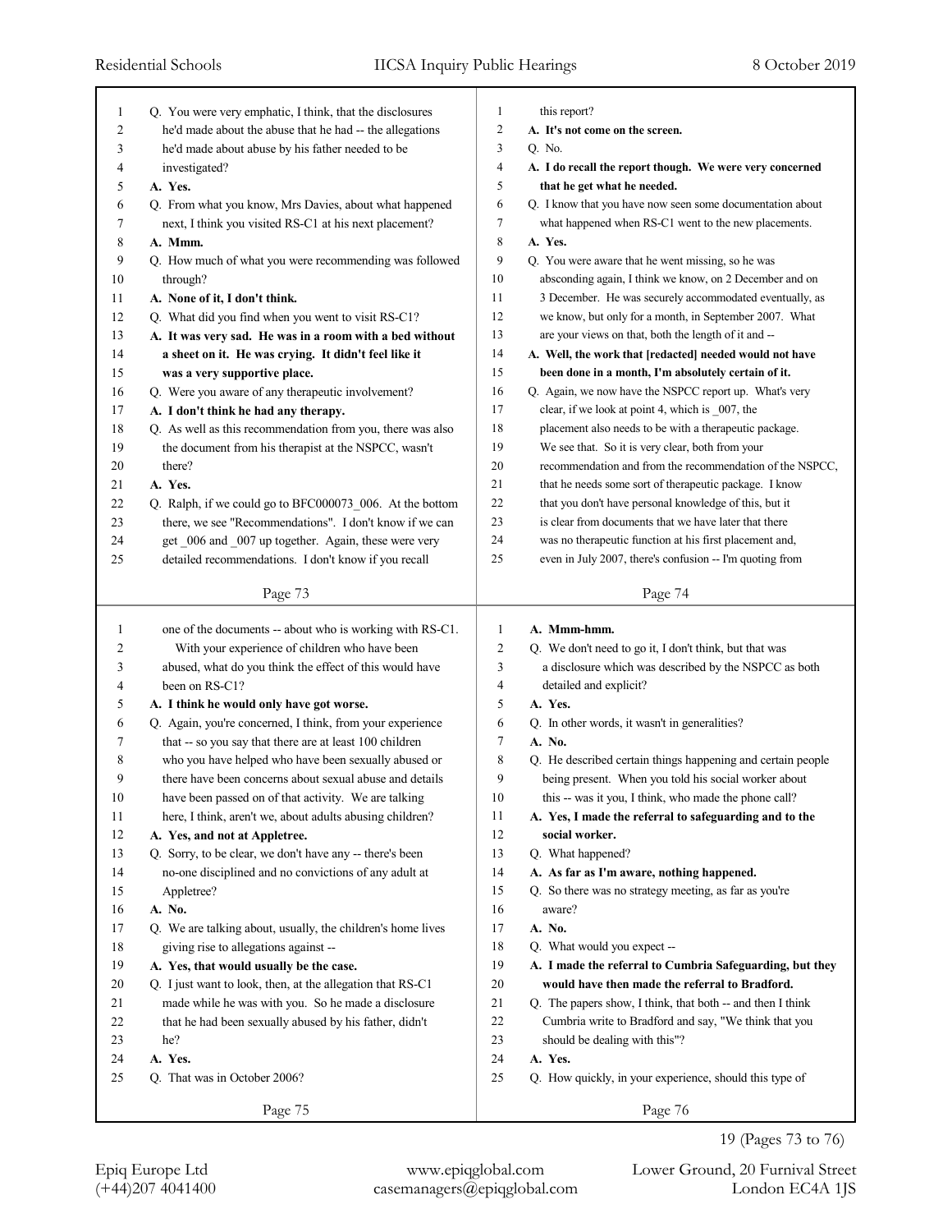Q. You were very emphatic, I think, that the disclosures he'd made about the abuse that he had -- the allegations he'd made about abuse by his father needed to be investigated?

**A. Yes.**

Q. From what you know, Mrs Davies, about what happened next, I think you visited RS-C1 at his next placement?

**A. Mmm.**

Q. How much of what you were recommending was followed through?

**A. None of it, I don't think.**

Q. What did you find when you went to visit RS-C1?

**A. It was very sad. He was in a room with a bed without a sheet on it. He was crying. It didn't feel like it was a very supportive place.**

Q. Were you aware of any therapeutic involvement?

**A. I don't think he had any therapy.**

Q. As well as this recommendation from you, there was also the document from his therapist at the NSPCC, wasn't there?

**A. Yes.**

Q. Ralph, if we could go to BFC000073_006. At the bottom there, we see "Recommendations". I don't know if we can get _006 and _007 up together. Again, these were very detailed recommendations. I don't know if you recall this report?

**A. It's not come on the screen.**

Q. No.

**A. I do recall the report though. We were very concerned that he get what he needed.**

Q. I know that you have now seen some documentation about what happened when RS-C1 went to the new placements.

**A. Yes.**

Q. You were aware that he went missing, so he was absconding again, I think we know, on 2 December and on 3 December. He was securely accommodated eventually, as we know, but only for a month, in September 2007. What are your views on that, both the length of it and --

**A. Well, the work that [redacted] needed would not have been done in a month, I'm absolutely certain of it.**

Q. Again, we now have the NSPCC report up. What's very clear, if we look at point 4, which is _007, the placement also needs to be with a therapeutic package. We see that. So it is very clear, both from your recommendation and from the recommendation of the NSPCC, that he needs some sort of therapeutic package. I know that you don't have personal knowledge of this, but it is clear from documents that we have later that there was no therapeutic function at his first placement and, even in July 2007, there's confusion -- I'm quoting from one of the documents -- about who is working with RS-C1.

With your experience of children who have been abused, what do you think the effect of this would have been on RS-C1?

**A. I think he would only have got worse.**

Q. Again, you're concerned, I think, from your experience that -- so you say that there are at least 100 children who you have helped who have been sexually abused or there have been concerns about sexual abuse and details have been passed on of that activity. We are talking here, I think, aren't we, about adults abusing children?

**A. Yes, and not at Appletree.**

Q. Sorry, to be clear, we don't have any -- there's been no-one disciplined and no convictions of any adult at Appletree?

**A. No.**

Q. We are talking about, usually, the children's home lives giving rise to allegations against --

**A. Yes, that would usually be the case.**

Q. I just want to look, then, at the allegation that RS-C1 made while he was with you. So he made a disclosure that he had been sexually abused by his father, didn't he?

**A. Yes.**

Q. That was in October 2006?

**A. Mmm-hmm.**

Q. We don't need to go it, I don't think, but that was a disclosure which was described by the NSPCC as both detailed and explicit?

**A. Yes.**

Q. In other words, it wasn't in generalities?

**A. No.**

Q. He described certain things happening and certain people being present. When you told his social worker about this -- was it you, I think, who made the phone call?

**A. Yes, I made the referral to safeguarding and to the social worker.**

Q. What happened?

**A. As far as I'm aware, nothing happened.**

Q. So there was no strategy meeting, as far as you're aware?

**A. No.**

Q. What would you expect --

**A. I made the referral to Cumbria Safeguarding, but they would have then made the referral to Bradford.**

Q. The papers show, I think, that both -- and then I think Cumbria write to Bradford and say, "We think that you should be dealing with this"?

**A. Yes.**

Q. How quickly, in your experience, should this type of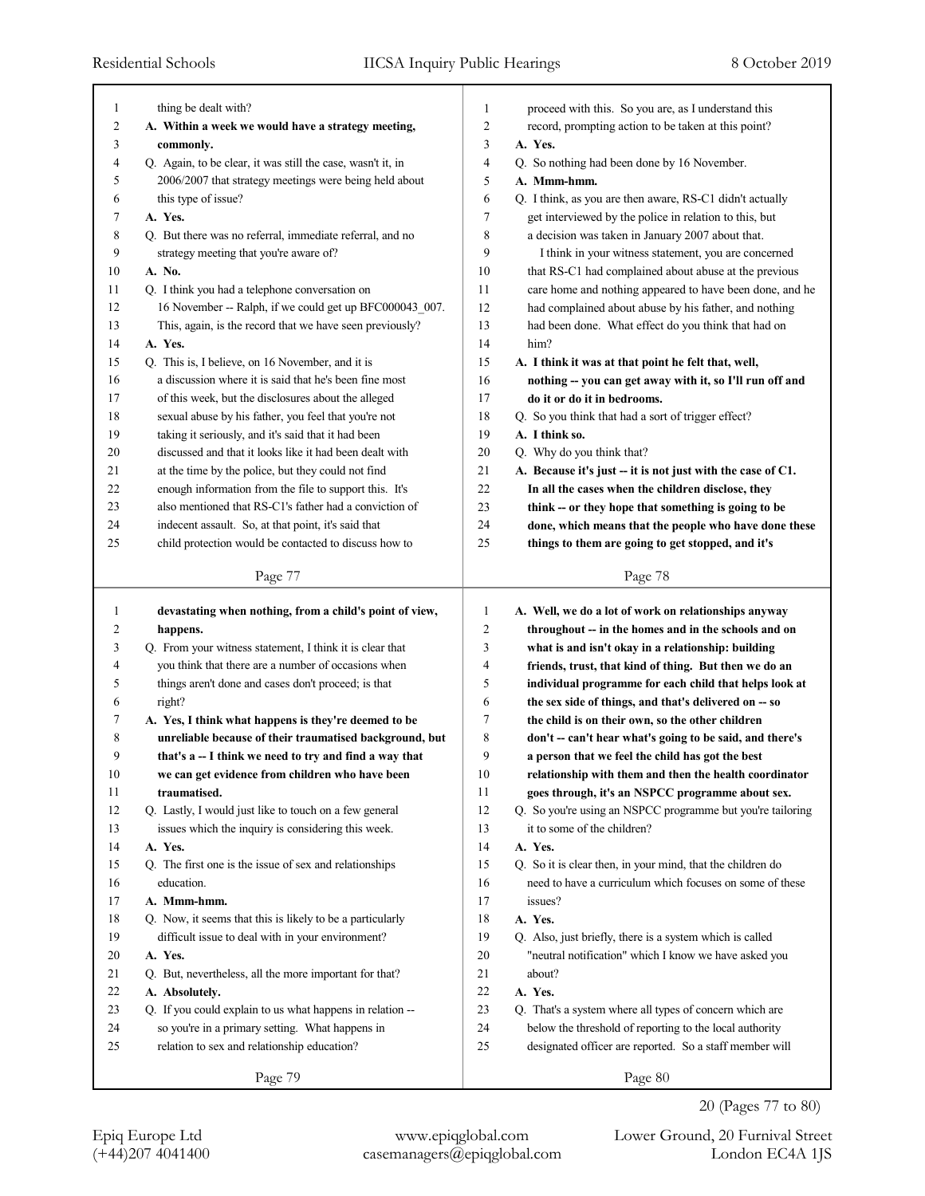thing be dealt with?

**A. Within a week we would have a strategy meeting, commonly.**

Q. Again, to be clear, it was still the case, wasn't it, in 2006/2007 that strategy meetings were being held about this type of issue?

**A. Yes.**

Q. But there was no referral, immediate referral, and no strategy meeting that you're aware of?

**A. No.**

Q. I think you had a telephone conversation on 16 November -- Ralph, if we could get up BFC000043_007. This, again, is the record that we have seen previously?

**A. Yes.**

Q. This is, I believe, on 16 November, and it is a discussion where it is said that he's been fine most of this week, but the disclosures about the alleged sexual abuse by his father, you feel that you're not taking it seriously, and it's said that it had been discussed and that it looks like it had been dealt with at the time by the police, but they could not find enough information from the file to support this. It's also mentioned that RS-C1's father had a conviction of indecent assault. So, at that point, it's said that child protection would be contacted to discuss how to proceed with this. So you are, as I understand this record, prompting action to be taken at this point?

**A. Yes.**

Q. So nothing had been done by 16 November.

**A. Mmm-hmm.**

Q. I think, as you are then aware, RS-C1 didn't actually get interviewed by the police in relation to this, but a decision was taken in January 2007 about that.

I think in your witness statement, you are concerned that RS-C1 had complained about abuse at the previous care home and nothing appeared to have been done, and he had complained about abuse by his father, and nothing had been done. What effect do you think that had on him?

**A. I think it was at that point he felt that, well, nothing -- you can get away with it, so I'll run off and do it or do it in bedrooms.**

Q. So you think that had a sort of trigger effect?

**A. I think so.**

Q. Why do you think that?

**A. Because it's just -- it is not just with the case of C1. In all the cases when the children disclose, they think -- or they hope that something is going to be done, which means that the people who have done these things to them are going to get stopped, and it's devastating when nothing, from a child's point of view, happens.**

Q. From your witness statement, I think it is clear that you think that there are a number of occasions when things aren't done and cases don't proceed; is that right?

**A. Yes, I think what happens is they're deemed to be unreliable because of their traumatised background, but that's a -- I think we need to try and find a way that we can get evidence from children who have been traumatised.**

Q. Lastly, I would just like to touch on a few general issues which the inquiry is considering this week.

**A. Yes.**

Q. The first one is the issue of sex and relationships education.

**A. Mmm-hmm.**

Q. Now, it seems that this is likely to be a particularly difficult issue to deal with in your environment?

**A. Yes.**

Q. But, nevertheless, all the more important for that?

**A. Absolutely.**

Q. If you could explain to us what happens in relation -- so you're in a primary setting. What happens in relation to sex and relationship education?

**A. Well, we do a lot of work on relationships anyway throughout -- in the homes and in the schools and on what is and isn't okay in a relationship: building friends, trust, that kind of thing. But then we do an individual programme for each child that helps look at the sex side of things, and that's delivered on -- so the child is on their own, so the other children don't -- can't hear what's going to be said, and there's a person that we feel the child has got the best relationship with them and then the health coordinator goes through, it's an NSPCC programme about sex.**

Q. So you're using an NSPCC programme but you're tailoring it to some of the children?

**A. Yes.**

Q. So it is clear then, in your mind, that the children do need to have a curriculum which focuses on some of these issues?

**A. Yes.**

Q. Also, just briefly, there is a system which is called "neutral notification" which I know we have asked you about?

**A. Yes.**

Q. That's a system where all types of concern which are below the threshold of reporting to the local authority designated officer are reported. So a staff member will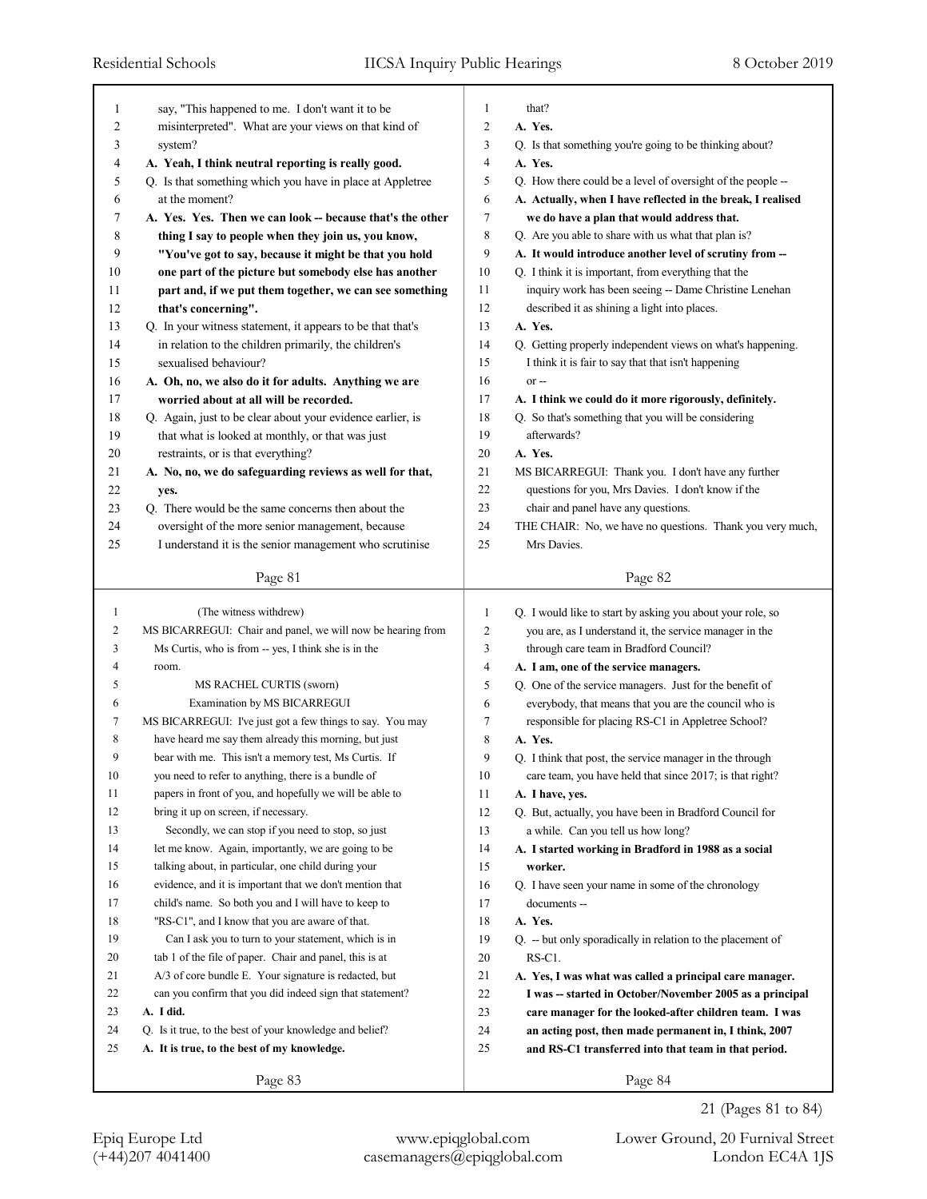say, "This happened to me. I don't want it to be misinterpreted". What are your views on that kind of system?

**A. Yeah, I think neutral reporting is really good.**

Q. Is that something which you have in place at Appletree at the moment?

**A. Yes. Yes. Then we can look -- because that's the other thing I say to people when they join us, you know, "You've got to say, because it might be that you hold one part of the picture but somebody else has another part and, if we put them together, we can see something that's concerning".**

Q. In your witness statement, it appears to be that that's in relation to the children primarily, the children's sexualised behaviour?

**A. Oh, no, we also do it for adults. Anything we are worried about at all will be recorded.**

Q. Again, just to be clear about your evidence earlier, is that what is looked at monthly, or that was just restraints, or is that everything?

**A. No, no, we do safeguarding reviews as well for that, yes.**

Q. There would be the same concerns then about the oversight of the more senior management, because I understand it is the senior management who scrutinise that?

**A. Yes.**

Q. Is that something you're going to be thinking about?

**A. Yes.**

Q. How there could be a level of oversight of the people --

**A. Actually, when I have reflected in the break, I realised we do have a plan that would address that.**

Q. Are you able to share with us what that plan is?

**A. It would introduce another level of scrutiny from --**

Q. I think it is important, from everything that the inquiry work has been seeing -- Dame Christine Lenehan described it as shining a light into places.

**A. Yes.**

Q. Getting properly independent views on what's happening. I think it is fair to say that that isn't happening or --

**A. I think we could do it more rigorously, definitely.**

Q. So that's something that you will be considering afterwards?

**A. Yes.**

MS BICARREGUI: Thank you. I don't have any further questions for you, Mrs Davies. I don't know if the chair and panel have any questions.

THE CHAIR: No, we have no questions. Thank you very much, Mrs Davies.

(The witness withdrew)

MS BICARREGUI: Chair and panel, we will now be hearing from Ms Curtis, who is from -- yes, I think she is in the room.

MS RACHEL CURTIS (sworn)

Examination by MS BICARREGUI

MS BICARREGUI: I've just got a few things to say. You may have heard me say them already this morning, but just bear with me. This isn't a memory test, Ms Curtis. If you need to refer to anything, there is a bundle of papers in front of you, and hopefully we will be able to bring it up on screen, if necessary.

Secondly, we can stop if you need to stop, so just let me know. Again, importantly, we are going to be talking about, in particular, one child during your evidence, and it is important that we don't mention that child's name. So both you and I will have to keep to "RS-C1", and I know that you are aware of that.

Can I ask you to turn to your statement, which is in tab 1 of the file of paper. Chair and panel, this is at A/3 of core bundle E. Your signature is redacted, but can you confirm that you did indeed sign that statement?

**A. I did.**

Q. Is it true, to the best of your knowledge and belief?

**A. It is true, to the best of my knowledge.**

Q. I would like to start by asking you about your role, so you are, as I understand it, the service manager in the through care team in Bradford Council?

**A. I am, one of the service managers.**

Q. One of the service managers. Just for the benefit of everybody, that means that you are the council who is responsible for placing RS-C1 in Appletree School?

**A. Yes.**

Q. I think that post, the service manager in the through care team, you have held that since 2017; is that right?

**A. I have, yes.**

Q. But, actually, you have been in Bradford Council for a while. Can you tell us how long?

**A. I started working in Bradford in 1988 as a social worker.**

Q. I have seen your name in some of the chronology documents --

**A. Yes.**

Q. -- but only sporadically in relation to the placement of RS-C1.

**A. Yes, I was what was called a principal care manager. I was -- started in October/November 2005 as a principal care manager for the looked-after children team. I was an acting post, then made permanent in, I think, 2007 and RS-C1 transferred into that team in that period.**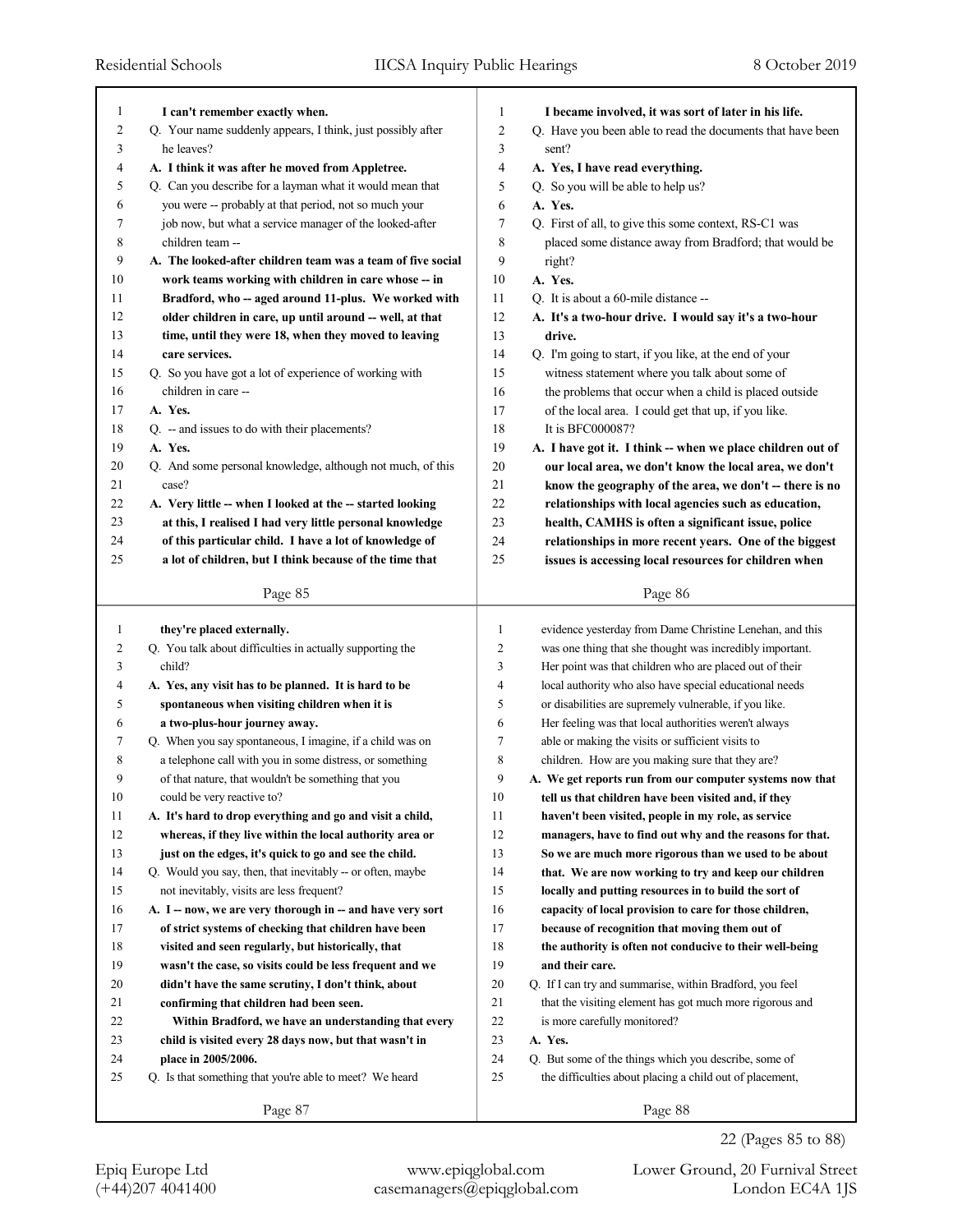**I can't remember exactly when.**

Q. Your name suddenly appears, I think, just possibly after he leaves?

**A. I think it was after he moved from Appletree.**

Q. Can you describe for a layman what it would mean that you were -- probably at that period, not so much your job now, but what a service manager of the looked-after children team --

**A. The looked-after children team was a team of five social work teams working with children in care whose -- in Bradford, who -- aged around 11-plus. We worked with older children in care, up until around -- well, at that time, until they were 18, when they moved to leaving care services.**

Q. So you have got a lot of experience of working with children in care --

**A. Yes.**

Q. -- and issues to do with their placements?

**A. Yes.**

Q. And some personal knowledge, although not much, of this case?

**A. Very little -- when I looked at the -- started looking at this, I realised I had very little personal knowledge of this particular child. I have a lot of knowledge of a lot of children, but I think because of the time that I became involved, it was sort of later in his life.**

Q. Have you been able to read the documents that have been sent?

**A. Yes, I have read everything.**

Q. So you will be able to help us?

**A. Yes.**

Q. First of all, to give this some context, RS-C1 was placed some distance away from Bradford; that would be right?

**A. Yes.**

Q. It is about a 60-mile distance --

**A. It's a two-hour drive. I would say it's a two-hour drive.**

Q. I'm going to start, if you like, at the end of your witness statement where you talk about some of the problems that occur when a child is placed outside of the local area. I could get that up, if you like. It is BFC000087?

**A. I have got it. I think -- when we place children out of our local area, we don't know the local area, we don't know the geography of the area, we don't -- there is no relationships with local agencies such as education, health, CAMHS is often a significant issue, police relationships in more recent years. One of the biggest issues is accessing local resources for children when they're placed externally.**

Q. You talk about difficulties in actually supporting the child?

**A. Yes, any visit has to be planned. It is hard to be spontaneous when visiting children when it is a two-plus-hour journey away.**

Q. When you say spontaneous, I imagine, if a child was on a telephone call with you in some distress, or something of that nature, that wouldn't be something that you could be very reactive to?

**A. It's hard to drop everything and go and visit a child, whereas, if they live within the local authority area or just on the edges, it's quick to go and see the child.**

Q. Would you say, then, that inevitably -- or often, maybe not inevitably, visits are less frequent?

**A. I -- now, we are very thorough in -- and have very sort of strict systems of checking that children have been visited and seen regularly, but historically, that wasn't the case, so visits could be less frequent and we didn't have the same scrutiny, I don't think, about confirming that children had been seen.**

**Within Bradford, we have an understanding that every child is visited every 28 days now, but that wasn't in place in 2005/2006.**

Q. Is that something that you're able to meet? We heard evidence yesterday from Dame Christine Lenehan, and this was one thing that she thought was incredibly important. Her point was that children who are placed out of their local authority who also have special educational needs or disabilities are supremely vulnerable, if you like. Her feeling was that local authorities weren't always able or making the visits or sufficient visits to children. How are you making sure that they are?

**A. We get reports run from our computer systems now that tell us that children have been visited and, if they haven't been visited, people in my role, as service managers, have to find out why and the reasons for that. So we are much more rigorous than we used to be about that. We are now working to try and keep our children locally and putting resources in to build the sort of capacity of local provision to care for those children, because of recognition that moving them out of the authority is often not conducive to their well-being and their care.**

Q. If I can try and summarise, within Bradford, you feel that the visiting element has got much more rigorous and is more carefully monitored?

**A. Yes.**

Q. But some of the things which you describe, some of the difficulties about placing a child out of placement,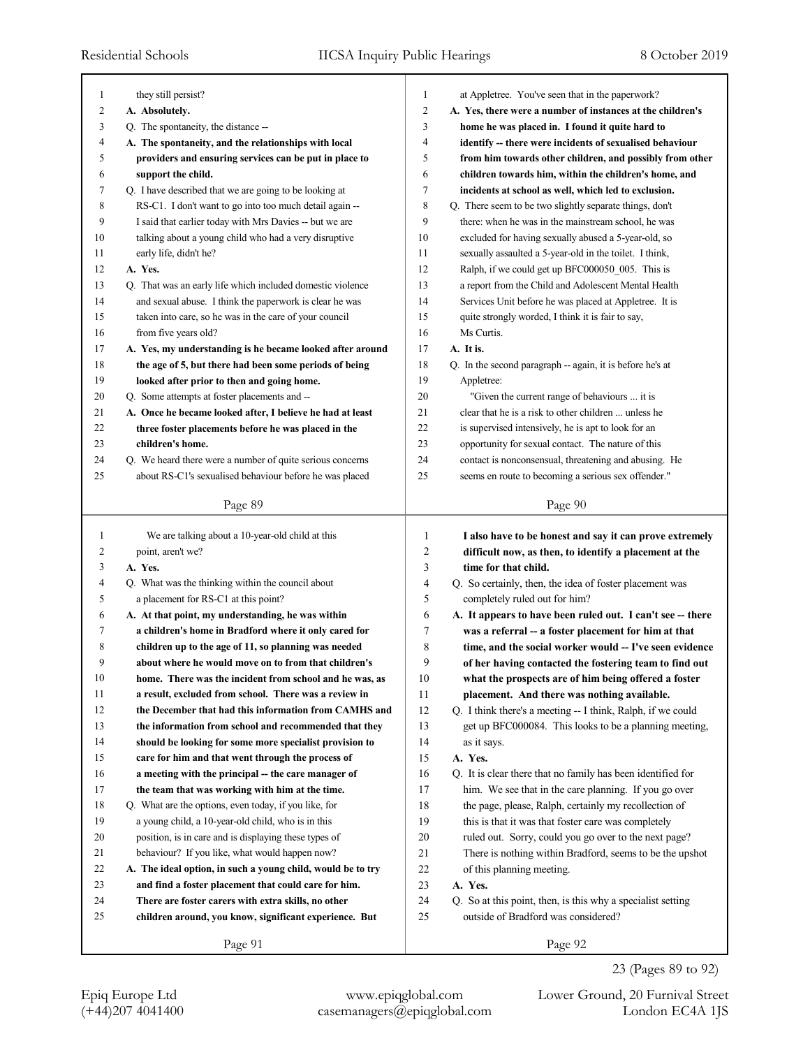they still persist?

**A. Absolutely.**

Q. The spontaneity, the distance --

**A. The spontaneity, and the relationships with local providers and ensuring services can be put in place to support the child.**

Q. I have described that we are going to be looking at RS-C1. I don't want to go into too much detail again -- I said that earlier today with Mrs Davies -- but we are talking about a young child who had a very disruptive early life, didn't he?

**A. Yes.**

Q. That was an early life which included domestic violence and sexual abuse. I think the paperwork is clear he was taken into care, so he was in the care of your council from five years old?

**A. Yes, my understanding is he became looked after around the age of 5, but there had been some periods of being looked after prior to then and going home.**

Q. Some attempts at foster placements and --

**A. Once he became looked after, I believe he had at least three foster placements before he was placed in the children's home.**

Q. We heard there were a number of quite serious concerns about RS-C1's sexualised behaviour before he was placed at Appletree. You've seen that in the paperwork?

**A. Yes, there were a number of instances at the children's home he was placed in. I found it quite hard to identify -- there were incidents of sexualised behaviour from him towards other children, and possibly from other children towards him, within the children's home, and incidents at school as well, which led to exclusion.**

Q. There seem to be two slightly separate things, don't there: when he was in the mainstream school, he was excluded for having sexually abused a 5-year-old, so sexually assaulted a 5-year-old in the toilet. I think, Ralph, if we could get up BFC000050_005. This is a report from the Child and Adolescent Mental Health Services Unit before he was placed at Appletree. It is quite strongly worded, I think it is fair to say, Ms Curtis.

**A. It is.**

Q. In the second paragraph -- again, it is before he's at Appletree:

"Given the current range of behaviours ... it is clear that he is a risk to other children ... unless he is supervised intensively, he is apt to look for an opportunity for sexual contact. The nature of this contact is nonconsensual, threatening and abusing. He seems en route to becoming a serious sex offender."

We are talking about a 10-year-old child at this point, aren't we?

**A. Yes.**

Q. What was the thinking within the council about a placement for RS-C1 at this point?

**A. At that point, my understanding, he was within a children's home in Bradford where it only cared for children up to the age of 11, so planning was needed about where he would move on to from that children's home. There was the incident from school and he was, as a result, excluded from school. There was a review in the December that had this information from CAMHS and the information from school and recommended that they should be looking for some more specialist provision to care for him and that went through the process of a meeting with the principal -- the care manager of the team that was working with him at the time.**

Q. What are the options, even today, if you like, for a young child, a 10-year-old child, who is in this position, is in care and is displaying these types of behaviour? If you like, what would happen now?

**A. The ideal option, in such a young child, would be to try and find a foster placement that could care for him. There are foster carers with extra skills, no other children around, you know, significant experience. But I also have to be honest and say it can prove extremely difficult now, as then, to identify a placement at the time for that child.**

Q. So certainly, then, the idea of foster placement was completely ruled out for him?

**A. It appears to have been ruled out. I can't see -- there was a referral -- a foster placement for him at that time, and the social worker would -- I've seen evidence of her having contacted the fostering team to find out what the prospects are of him being offered a foster placement. And there was nothing available.**

Q. I think there's a meeting -- I think, Ralph, if we could get up BFC000084. This looks to be a planning meeting, as it says.

**A. Yes.**

Q. It is clear there that no family has been identified for him. We see that in the care planning. If you go over the page, please, Ralph, certainly my recollection of this is that it was that foster care was completely ruled out. Sorry, could you go over to the next page? There is nothing within Bradford, seems to be the upshot of this planning meeting.

**A. Yes.**

Q. So at this point, then, is this why a specialist setting outside of Bradford was considered?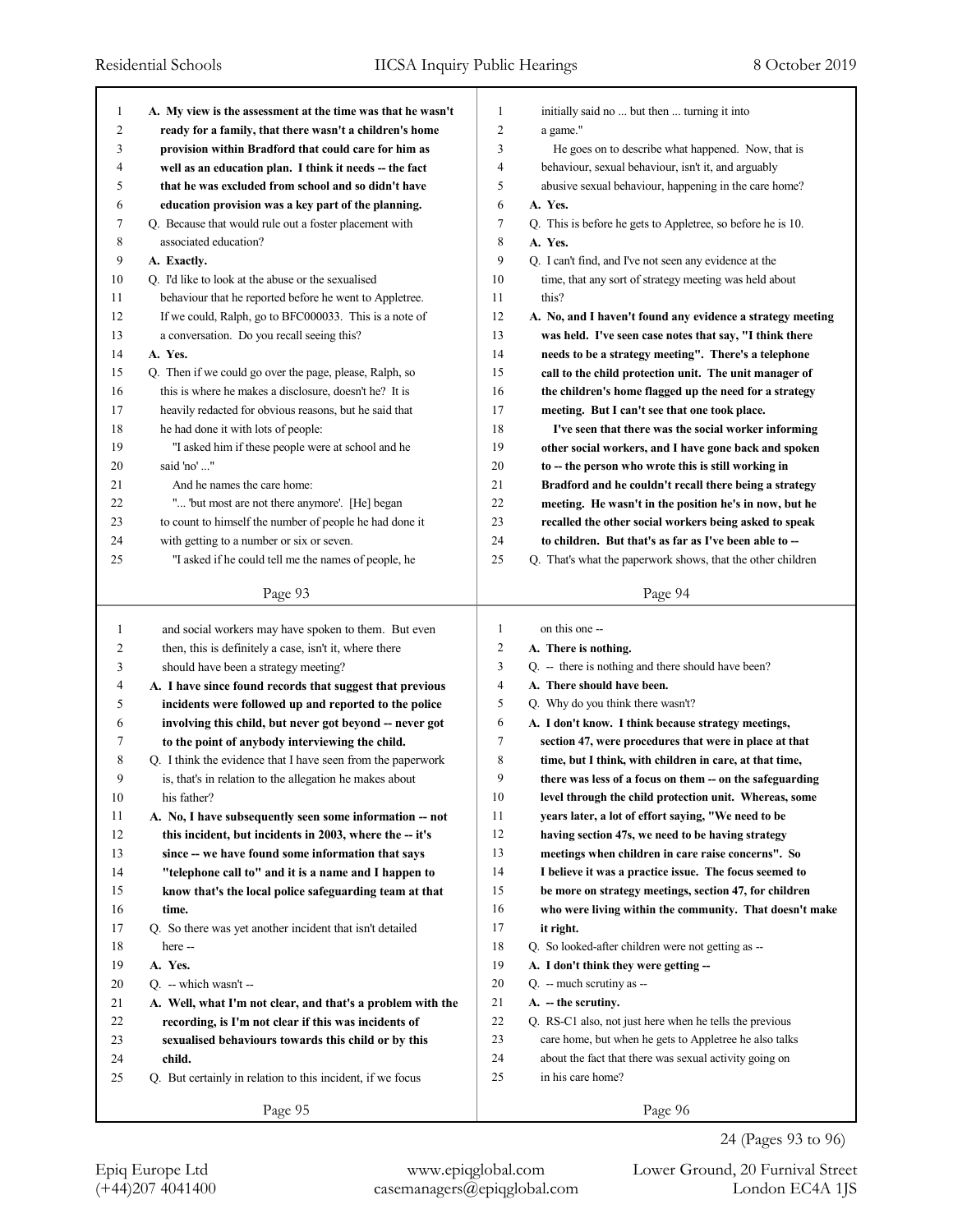A. **My view is the assessment at the time was that he wasn't ready for a family, that there wasn't a children's home provision within Bradford that could care for him as well as an education plan. I think it needs -- the fact that he was excluded from school and so didn't have education provision was a key part of the planning.**

Q. Because that would rule out a foster placement with associated education?

A. **Exactly.**

Q. I'd like to look at the abuse or the sexualised behaviour that he reported before he went to Appletree. If we could, Ralph, go to BFC000033. This is a note of a conversation. Do you recall seeing this?

A. **Yes.**

Q. Then if we could go over the page, please, Ralph, so this is where he makes a disclosure, doesn't he? It is heavily redacted for obvious reasons, but he said that he had done it with lots of people:

"I asked him if these people were at school and he said 'no' ..."

And he names the care home:

"... 'but most are not there anymore'. [He] began to count to himself the number of people he had done it with getting to a number or six or seven.

"I asked if he could tell me the names of people, he initially said no ... but then ... turning it into a game."

He goes on to describe what happened. Now, that is behaviour, sexual behaviour, isn't it, and arguably abusive sexual behaviour, happening in the care home?

A. **Yes.**

Q. This is before he gets to Appletree, so before he is 10.

A. **Yes.**

Q. I can't find, and I've not seen any evidence at the time, that any sort of strategy meeting was held about this?

A. **No, and I haven't found any evidence a strategy meeting was held. I've seen case notes that say, "I think there needs to be a strategy meeting". There's a telephone call to the child protection unit. The unit manager of the children's home flagged up the need for a strategy meeting. But I can't see that one took place.**

**I've seen that there was the social worker informing other social workers, and I have gone back and spoken to -- the person who wrote this is still working in Bradford and he couldn't recall there being a strategy meeting. He wasn't in the position he's in now, but he recalled the other social workers being asked to speak to children. But that's as far as I've been able to --**

Q. That's what the paperwork shows, that the other children and social workers may have spoken to them. But even then, this is definitely a case, isn't it, where there should have been a strategy meeting?

A. **I have since found records that suggest that previous incidents were followed up and reported to the police involving this child, but never got beyond -- never got to the point of anybody interviewing the child.**

Q. I think the evidence that I have seen from the paperwork is, that's in relation to the allegation he makes about his father?

A. **No, I have subsequently seen some information -- not this incident, but incidents in 2003, where the -- it's since -- we have found some information that says "telephone call to" and it is a name and I happen to know that's the local police safeguarding team at that time.**

Q. So there was yet another incident that isn't detailed here --

A. **Yes.**

Q. -- which wasn't --

A. **Well, what I'm not clear, and that's a problem with the recording, is I'm not clear if this was incidents of sexualised behaviours towards this child or by this child.**

Q. But certainly in relation to this incident, if we focus on this one --

A. **There is nothing.**

Q. -- there is nothing and there should have been?

A. **There should have been.**

Q. Why do you think there wasn't?

A. **I don't know. I think because strategy meetings, section 47, were procedures that were in place at that time, but I think, with children in care, at that time, there was less of a focus on them -- on the safeguarding level through the child protection unit. Whereas, some years later, a lot of effort saying, "We need to be having section 47s, we need to be having strategy meetings when children in care raise concerns". So I believe it was a practice issue. The focus seemed to be more on strategy meetings, section 47, for children who were living within the community. That doesn't make it right.**

Q. So looked-after children were not getting as --

A. **I don't think they were getting --**

Q. -- much scrutiny as --

A. **-- the scrutiny.**

Q. RS-C1 also, not just here when he tells the previous care home, but when he gets to Appletree he also talks about the fact that there was sexual activity going on in his care home?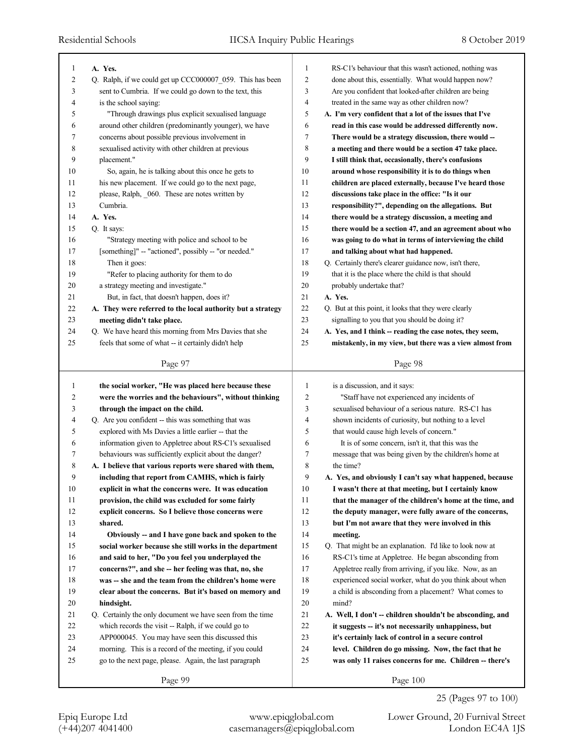**A. Yes.**

Q. Ralph, if we could get up CCC000007_059. This has been sent to Cumbria. If we could go down to the text, this is the school saying:

"Through drawings plus explicit sexualised language around other children (predominantly younger), we have concerns about possible previous involvement in sexualised activity with other children at previous placement."

So, again, he is talking about this once he gets to his new placement. If we could go to the next page, please, Ralph, _060. These are notes written by Cumbria.

**A. Yes.**

Q. It says:

"Strategy meeting with police and school to be [something]" -- "actioned", possibly -- "or needed."

Then it goes:

"Refer to placing authority for them to do a strategy meeting and investigate."

But, in fact, that doesn't happen, does it?

**A. They were referred to the local authority but a strategy meeting didn't take place.**

Q. We have heard this morning from Mrs Davies that she feels that some of what -- it certainly didn't help RS-C1's behaviour that this wasn't actioned, nothing was done about this, essentially. What would happen now? Are you confident that looked-after children are being treated in the same way as other children now?

**A. I'm very confident that a lot of the issues that I've read in this case would be addressed differently now. There would be a strategy discussion, there would -- a meeting and there would be a section 47 take place. I still think that, occasionally, there's confusions around whose responsibility it is to do things when children are placed externally, because I've heard those discussions take place in the office: "Is it our responsibility?", depending on the allegations. But there would be a strategy discussion, a meeting and there would be a section 47, and an agreement about who was going to do what in terms of interviewing the child and talking about what had happened.**

Q. Certainly there's clearer guidance now, isn't there, that it is the place where the child is that should probably undertake that?

**A. Yes.**

Q. But at this point, it looks that they were clearly signalling to you that you should be doing it?

**A. Yes, and I think -- reading the case notes, they seem, mistakenly, in my view, but there was a view almost from the social worker, "He was placed here because these were the worries and the behaviours", without thinking through the impact on the child.**

Q. Are you confident -- this was something that was explored with Ms Davies a little earlier -- that the information given to Appletree about RS-C1's sexualised behaviours was sufficiently explicit about the danger?

**A. I believe that various reports were shared with them, including that report from CAMHS, which is fairly explicit in what the concerns were. It was education provision, the child was excluded for some fairly explicit concerns. So I believe those concerns were shared.**

**Obviously -- and I have gone back and spoken to the social worker because she still works in the department and said to her, "Do you feel you underplayed the concerns?", and she -- her feeling was that, no, she was -- she and the team from the children's home were clear about the concerns. But it's based on memory and hindsight.**

Q. Certainly the only document we have seen from the time which records the visit -- Ralph, if we could go to APP000045. You may have seen this discussed this morning. This is a record of the meeting, if you could go to the next page, please. Again, the last paragraph is a discussion, and it says:

"Staff have not experienced any incidents of sexualised behaviour of a serious nature. RS-C1 has shown incidents of curiosity, but nothing to a level that would cause high levels of concern."

It is of some concern, isn't it, that this was the message that was being given by the children's home at the time?

**A. Yes, and obviously I can't say what happened, because I wasn't there at that meeting, but I certainly know that the manager of the children's home at the time, and the deputy manager, were fully aware of the concerns, but I'm not aware that they were involved in this meeting.**

Q. That might be an explanation. I'd like to look now at RS-C1's time at Appletree. He began absconding from Appletree really from arriving, if you like. Now, as an experienced social worker, what do you think about when a child is absconding from a placement? What comes to mind?

**A. Well, I don't -- children shouldn't be absconding, and it suggests -- it's not necessarily unhappiness, but it's certainly lack of control in a secure control level. Children do go missing. Now, the fact that he was only 11 raises concerns for me. Children -- there's**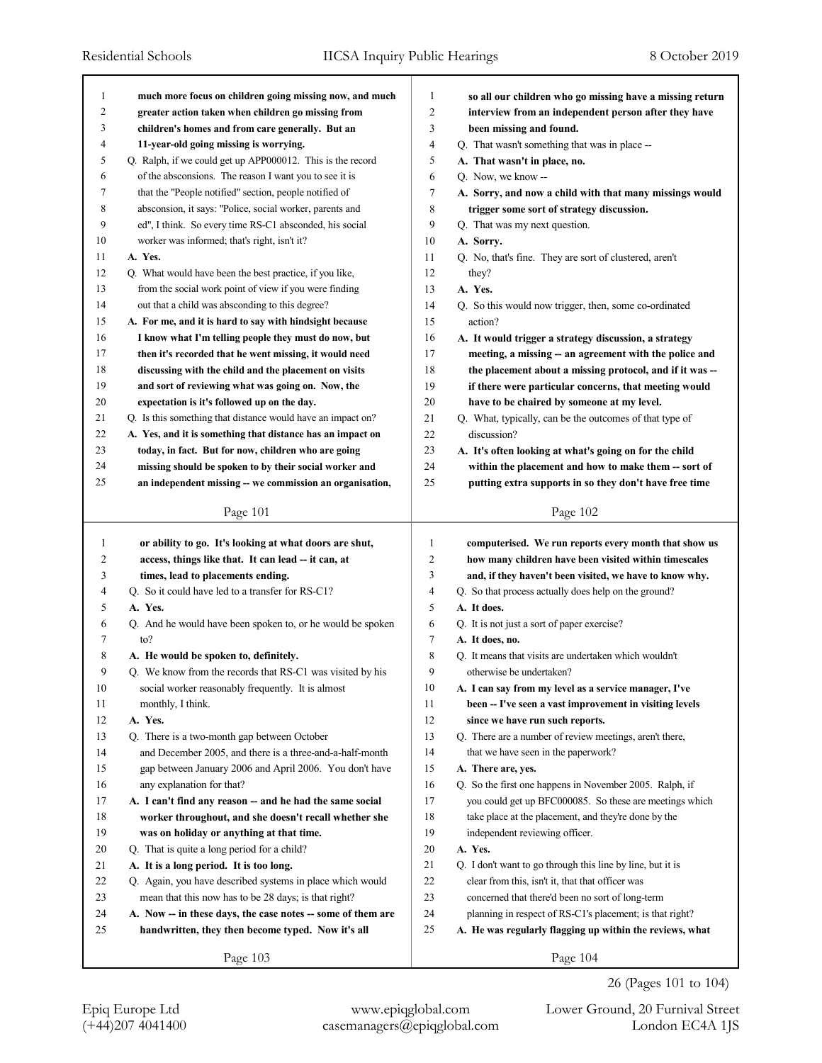much more focus on children going missing now, and much greater action taken when children go missing from children's homes and from care generally. But an 11-year-old going missing is worrying.

Q. Ralph, if we could get up APP000012. This is the record of the abscondions. The reason I want you to see it is that the "People notified" section, people notified of absconsion, it says: "Police, social worker, parents and ed", I think. So every time RS-C1 absconded, his social worker was informed; that's right, isn't it?

**A. Yes.**

Q. What would have been the best practice, if you like, from the social work point of view if you were finding out that a child was absconding to this degree?

**A. For me, and it is hard to say with hindsight because I know what I'm telling people they must do now, but then it's recorded that he went missing, it would need discussing with the child and the placement on visits and sort of reviewing what was going on. Now, the expectation is it's followed up on the day.**

Q. Is this something that distance would have an impact on?

**A. Yes, and it is something that distance has an impact on today, in fact. But for now, children who are going missing should be spoken to by their social worker and an independent missing -- we commission an organisation, so all our children who go missing have a missing return interview from an independent person after they have been missing and found.**

Q. That wasn't something that was in place --

**A. That wasn't in place, no.**

Q. Now, we know --

**A. Sorry, and now a child with that many missings would trigger some sort of strategy discussion.**

Q. That was my next question.

**A. Sorry.**

Q. No, that's fine. They are sort of clustered, aren't they?

**A. Yes.**

Q. So this would now trigger, then, some co-ordinated action?

**A. It would trigger a strategy discussion, a strategy meeting, a missing -- an agreement with the police and the placement about a missing protocol, and if it was -- if there were particular concerns, that meeting would have to be chaired by someone at my level.**

Q. What, typically, can be the outcomes of that type of discussion?

**A. It's often looking at what's going on for the child within the placement and how to make them -- sort of putting extra supports in so they don't have free time or ability to go. It's looking at what doors are shut, access, things like that. It can lead -- it can, at times, lead to placements ending.**

Q. So it could have led to a transfer for RS-C1?

**A. Yes.**

Q. And he would have been spoken to, or he would be spoken to?

**A. He would be spoken to, definitely.**

Q. We know from the records that RS-C1 was visited by his social worker reasonably frequently. It is almost monthly, I think.

**A. Yes.**

Q. There is a two-month gap between October and December 2005, and there is a three-and-a-half-month gap between January 2006 and April 2006. You don't have any explanation for that?

**A. I can't find any reason -- and he had the same social worker throughout, and she doesn't recall whether she was on holiday or anything at that time.**

Q. That is quite a long period for a child?

**A. It is a long period. It is too long.**

Q. Again, you have described systems in place which would mean that this now has to be 28 days; is that right?

**A. Now -- in these days, the case notes -- some of them are handwritten, they then become typed. Now it's all computerised. We run reports every month that show us how many children have been visited within timescales and, if they haven't been visited, we have to know why.**

Q. So that process actually does help on the ground?

**A. It does.**

Q. It is not just a sort of paper exercise?

**A. It does, no.**

Q. It means that visits are undertaken which wouldn't otherwise be undertaken?

**A. I can say from my level as a service manager, I've been -- I've seen a vast improvement in visiting levels since we have run such reports.**

Q. There are a number of review meetings, aren't there, that we have seen in the paperwork?

**A. There are, yes.**

Q. So the first one happens in November 2005. Ralph, if you could get up BFC000085. So these are meetings which take place at the placement, and they're done by the independent reviewing officer.

**A. Yes.**

Q. I don't want to go through this line by line, but it is clear from this, isn't it, that that officer was concerned that there'd been no sort of long-term planning in respect of RS-C1's placement; is that right?

**A. He was regularly flagging up within the reviews, what**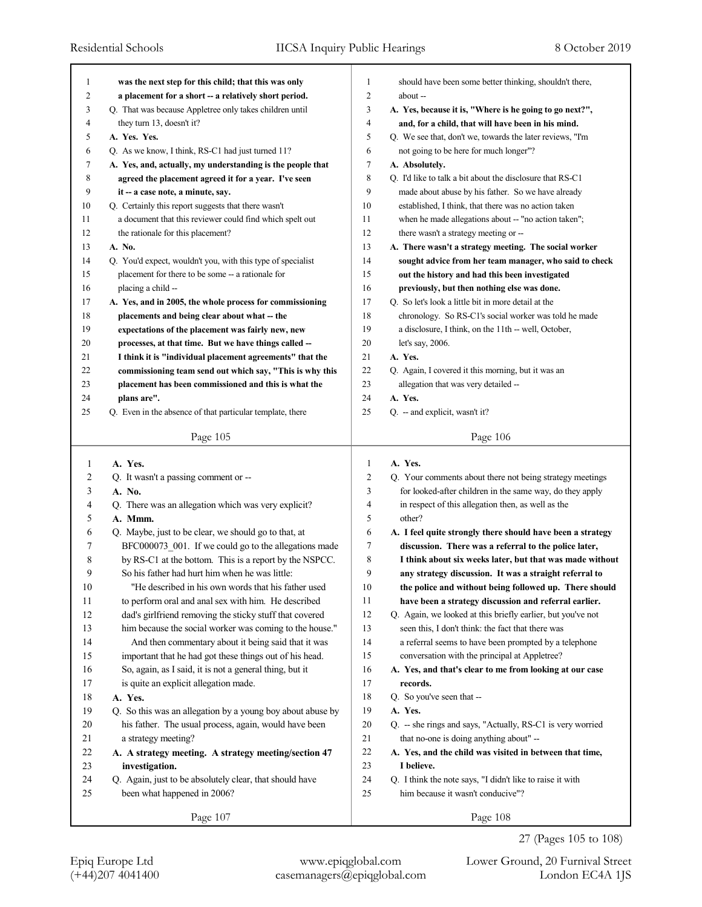**was the next step for this child; that this was only a placement for a short -- a relatively short period.**

Q. That was because Appletree only takes children until they turn 13, doesn't it?

**A. Yes. Yes.**

Q. As we know, I think, RS-C1 had just turned 11?

**A. Yes, and, actually, my understanding is the people that agreed the placement agreed it for a year. I've seen it -- a case note, a minute, say.**

Q. Certainly this report suggests that there wasn't a document that this reviewer could find which spelt out the rationale for this placement?

**A. No.**

Q. You'd expect, wouldn't you, with this type of specialist placement for there to be some -- a rationale for placing a child --

**A. Yes, and in 2005, the whole process for commissioning placements and being clear about what -- the expectations of the placement was fairly new, new processes, at that time. But we have things called -- I think it is "individual placement agreements" that the commissioning team send out which say, "This is why this placement has been commissioned and this is what the plans are".**

Q. Even in the absence of that particular template, there should have been some better thinking, shouldn't there, about --

**A. Yes, because it is, "Where is he going to go next?", and, for a child, that will have been in his mind.**

Q. We see that, don't we, towards the later reviews, "I'm not going to be here for much longer"?

**A. Absolutely.**

Q. I'd like to talk a bit about the disclosure that RS-C1 made about abuse by his father. So we have already established, I think, that there was no action taken when he made allegations about -- "no action taken"; there wasn't a strategy meeting or --

**A. There wasn't a strategy meeting. The social worker sought advice from her team manager, who said to check out the history and had this been investigated previously, but then nothing else was done.**

Q. So let's look a little bit in more detail at the chronology. So RS-C1's social worker was told he made a disclosure, I think, on the 11th -- well, October, let's say, 2006.

**A. Yes.**

Q. Again, I covered it this morning, but it was an allegation that was very detailed --

**A. Yes.**

Q. -- and explicit, wasn't it?

**A. Yes.**

Q. It wasn't a passing comment or --

**A. No.**

Q. There was an allegation which was very explicit?

**A. Mmm.**

Q. Maybe, just to be clear, we should go to that, at BFC000073_001. If we could go to the allegations made by RS-C1 at the bottom. This is a report by the NSPCC. So his father had hurt him when he was little:

"He described in his own words that his father used to perform oral and anal sex with him. He described dad's girlfriend removing the sticky stuff that covered him because the social worker was coming to the house."

And then commentary about it being said that it was important that he had got these things out of his head. So, again, as I said, it is not a general thing, but it is quite an explicit allegation made.

**A. Yes.**

Q. So this was an allegation by a young boy about abuse by his father. The usual process, again, would have been a strategy meeting?

**A. A strategy meeting. A strategy meeting/section 47 investigation.**

Q. Again, just to be absolutely clear, that should have been what happened in 2006?

**A. Yes.**

Q. Your comments about there not being strategy meetings for looked-after children in the same way, do they apply in respect of this allegation then, as well as the other?

**A. I feel quite strongly there should have been a strategy discussion. There was a referral to the police later, I think about six weeks later, but that was made without any strategy discussion. It was a straight referral to the police and without being followed up. There should have been a strategy discussion and referral earlier.**

Q. Again, we looked at this briefly earlier, but you've not seen this, I don't think: the fact that there was a referral seems to have been prompted by a telephone conversation with the principal at Appletree?

**A. Yes, and that's clear to me from looking at our case records.**

Q. So you've seen that --

**A. Yes.**

Q. -- she rings and says, "Actually, RS-C1 is very worried that no-one is doing anything about" --

**A. Yes, and the child was visited in between that time, I believe.**

Q. I think the note says, "I didn't like to raise it with him because it wasn't conducive"?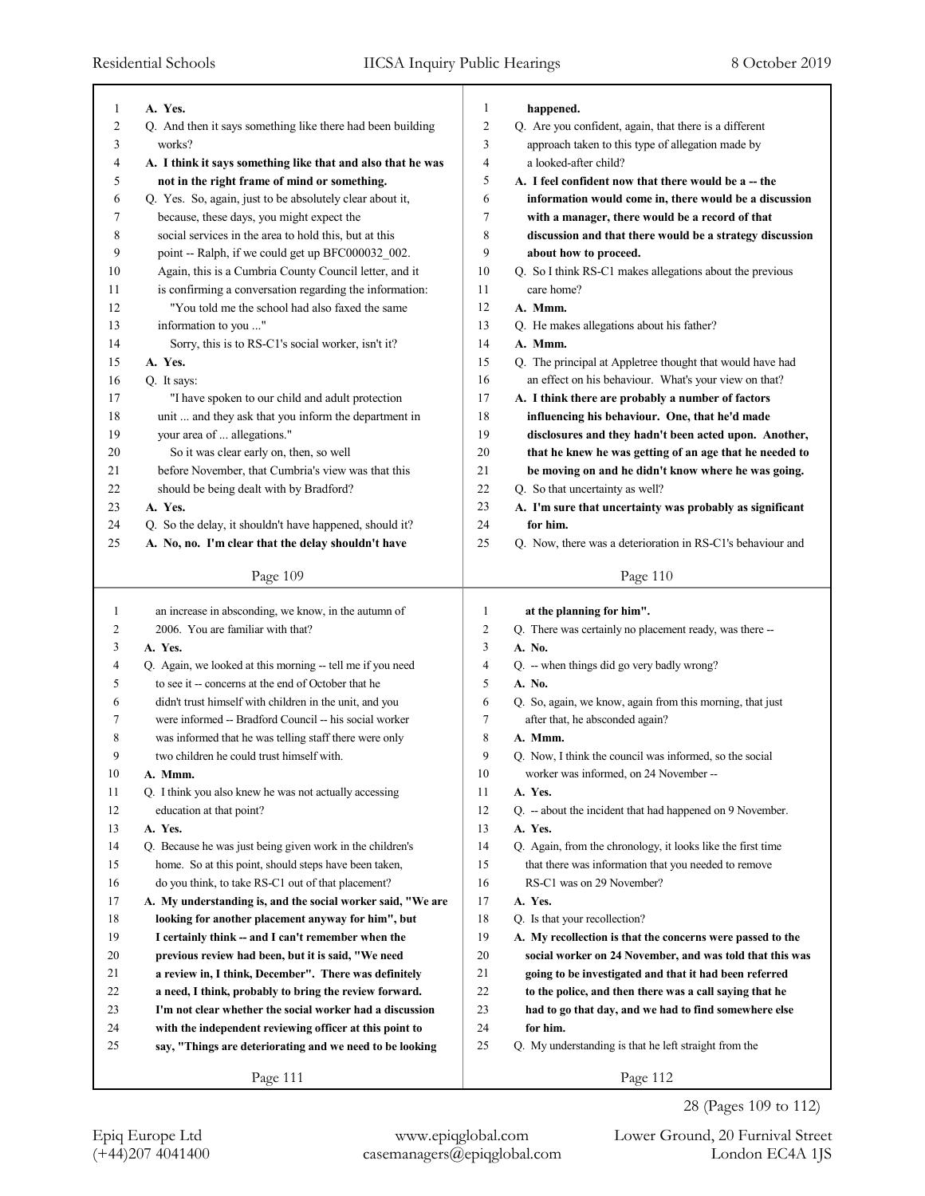A. Yes.

Q. And then it says something like there had been building works?

**A. I think it says something like that and also that he was not in the right frame of mind or something.**

Q. Yes. So, again, just to be absolutely clear about it, because, these days, you might expect the social services in the area to hold this, but at this point -- Ralph, if we could get up BFC000032_002. Again, this is a Cumbria County Council letter, and it is confirming a conversation regarding the information:

"You told me the school had also faxed the same information to you ..."

Sorry, this is to RS-C1's social worker, isn't it?

**A. Yes.**

Q. It says:

"I have spoken to our child and adult protection unit ... and they ask that you inform the department in your area of ... allegations."

So it was clear early on, then, so well before November, that Cumbria's view was that this should be being dealt with by Bradford?

**A. Yes.**

Q. So the delay, it shouldn't have happened, should it?

**A. No, no. I'm clear that the delay shouldn't have happened.**

Q. Are you confident, again, that there is a different approach taken to this type of allegation made by a looked-after child?

**A. I feel confident now that there would be a -- the information would come in, there would be a discussion with a manager, there would be a record of that discussion and that there would be a strategy discussion about how to proceed.**

Q. So I think RS-C1 makes allegations about the previous care home?

**A. Mmm.**

Q. He makes allegations about his father?

**A. Mmm.**

Q. The principal at Appletree thought that would have had an effect on his behaviour. What's your view on that?

**A. I think there are probably a number of factors influencing his behaviour. One, that he'd made disclosures and they hadn't been acted upon. Another, that he knew he was getting of an age that he needed to be moving on and he didn't know where he was going.**

Q. So that uncertainty as well?

**A. I'm sure that uncertainty was probably as significant for him.**

Q. Now, there was a deterioration in RS-C1's behaviour and an increase in absconding, we know, in the autumn of 2006. You are familiar with that?

**A. Yes.**

Q. Again, we looked at this morning -- tell me if you need to see it -- concerns at the end of October that he didn't trust himself with children in the unit, and you were informed -- Bradford Council -- his social worker was informed that he was telling staff there were only two children he could trust himself with.

**A. Mmm.**

Q. I think you also knew he was not actually accessing education at that point?

**A. Yes.**

Q. Because he was just being given work in the children's home. So at this point, should steps have been taken, do you think, to take RS-C1 out of that placement?

**A. My understanding is, and the social worker said, "We are looking for another placement anyway for him", but I certainly think -- and I can't remember when the previous review had been, but it is said, "We need a review in, I think, December". There was definitely a need, I think, probably to bring the review forward. I'm not clear whether the social worker had a discussion with the independent reviewing officer at this point to say, "Things are deteriorating and we need to be looking at the planning for him".**

Q. There was certainly no placement ready, was there --

**A. No.**

Q. -- when things did go very badly wrong?

**A. No.**

Q. So, again, we know, again from this morning, that just after that, he absconded again?

**A. Mmm.**

Q. Now, I think the council was informed, so the social worker was informed, on 24 November --

**A. Yes.**

Q. -- about the incident that had happened on 9 November.

**A. Yes.**

Q. Again, from the chronology, it looks like the first time that there was information that you needed to remove RS-C1 was on 29 November?

**A. Yes.**

Q. Is that your recollection?

**A. My recollection is that the concerns were passed to the social worker on 24 November, and was told that this was going to be investigated and that it had been referred to the police, and then there was a call saying that he had to go that day, and we had to find somewhere else for him.**

Q. My understanding is that he left straight from the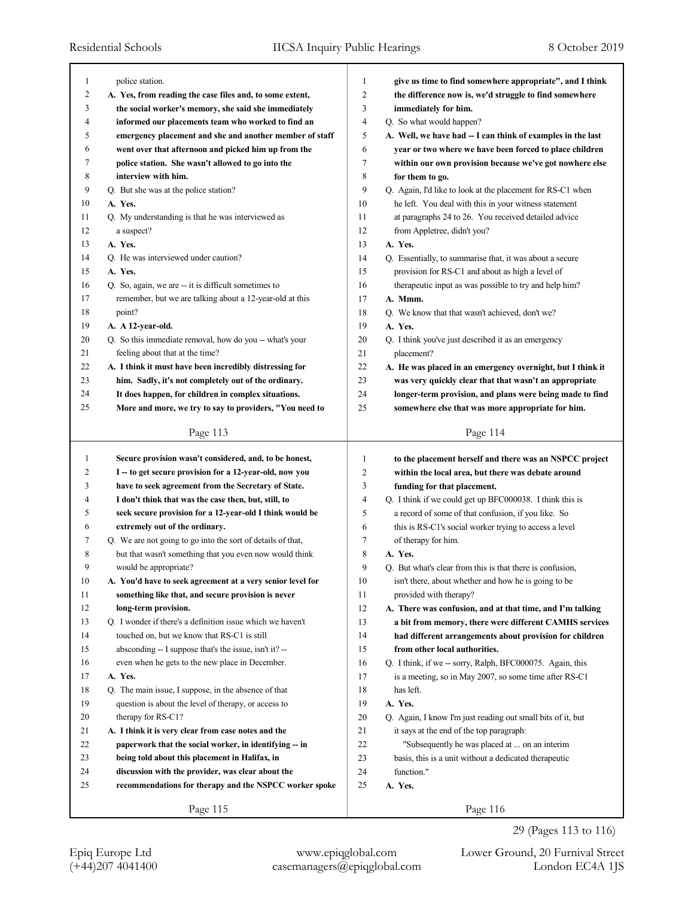police station.

**A. Yes, from reading the case files and, to some extent, the social worker's memory, she said she immediately informed our placements team who worked to find an emergency placement and she and another member of staff went over that afternoon and picked him up from the police station. She wasn't allowed to go into the interview with him.**

Q. But she was at the police station?

**A. Yes.**

Q. My understanding is that he was interviewed as a suspect?

**A. Yes.**

Q. He was interviewed under caution?

**A. Yes.**

Q. So, again, we are -- it is difficult sometimes to remember, but we are talking about a 12-year-old at this point?

**A. A 12-year-old.**

Q. So this immediate removal, how do you -- what's your feeling about that at the time?

**A. I think it must have been incredibly distressing for him. Sadly, it's not completely out of the ordinary. It does happen, for children in complex situations. More and more, we try to say to providers, "You need to give us time to find somewhere appropriate", and I think the difference now is, we'd struggle to find somewhere immediately for him.**

Q. So what would happen?

**A. Well, we have had -- I can think of examples in the last year or two where we have been forced to place children within our own provision because we've got nowhere else for them to go.**

Q. Again, I'd like to look at the placement for RS-C1 when he left. You deal with this in your witness statement at paragraphs 24 to 26. You received detailed advice from Appletree, didn't you?

**A. Yes.**

Q. Essentially, to summarise that, it was about a secure provision for RS-C1 and about as high a level of therapeutic input as was possible to try and help him?

**A. Mmm.**

Q. We know that that wasn't achieved, don't we?

**A. Yes.**

Q. I think you've just described it as an emergency placement?

**A. He was placed in an emergency overnight, but I think it was very quickly clear that that wasn't an appropriate longer-term provision, and plans were being made to find somewhere else that was more appropriate for him. Secure provision wasn't considered, and, to be honest, I -- to get secure provision for a 12-year-old, now you have to seek agreement from the Secretary of State. I don't think that was the case then, but, still, to seek secure provision for a 12-year-old I think would be extremely out of the ordinary.**

Q. We are not going to go into the sort of details of that, but that wasn't something that you even now would think would be appropriate?

**A. You'd have to seek agreement at a very senior level for something like that, and secure provision is never long-term provision.**

Q. I wonder if there's a definition issue which we haven't touched on, but we know that RS-C1 is still absconding -- I suppose that's the issue, isn't it? -- even when he gets to the new place in December.

**A. Yes.**

Q. The main issue, I suppose, in the absence of that question is about the level of therapy, or access to therapy for RS-C1?

**A. I think it is very clear from case notes and the paperwork that the social worker, in identifying -- in being told about this placement in Halifax, in discussion with the provider, was clear about the recommendations for therapy and the NSPCC worker spoke to the placement herself and there was an NSPCC project within the local area, but there was debate around funding for that placement.**

Q. I think if we could get up BFC000038. I think this is a record of some of that confusion, if you like. So this is RS-C1's social worker trying to access a level of therapy for him.

**A. Yes.**

Q. But what's clear from this is that there is confusion, isn't there, about whether and how he is going to be provided with therapy?

**A. There was confusion, and at that time, and I'm talking a bit from memory, there were different CAMHS services had different arrangements about provision for children from other local authorities.**

Q. I think, if we -- sorry, Ralph, BFC000075. Again, this is a meeting, so in May 2007, so some time after RS-C1 has left.

**A. Yes.**

Q. Again, I know I'm just reading out small bits of it, but it says at the end of the top paragraph:

"Subsequently he was placed at ... on an interim basis, this is a unit without a dedicated therapeutic function."

**A. Yes.**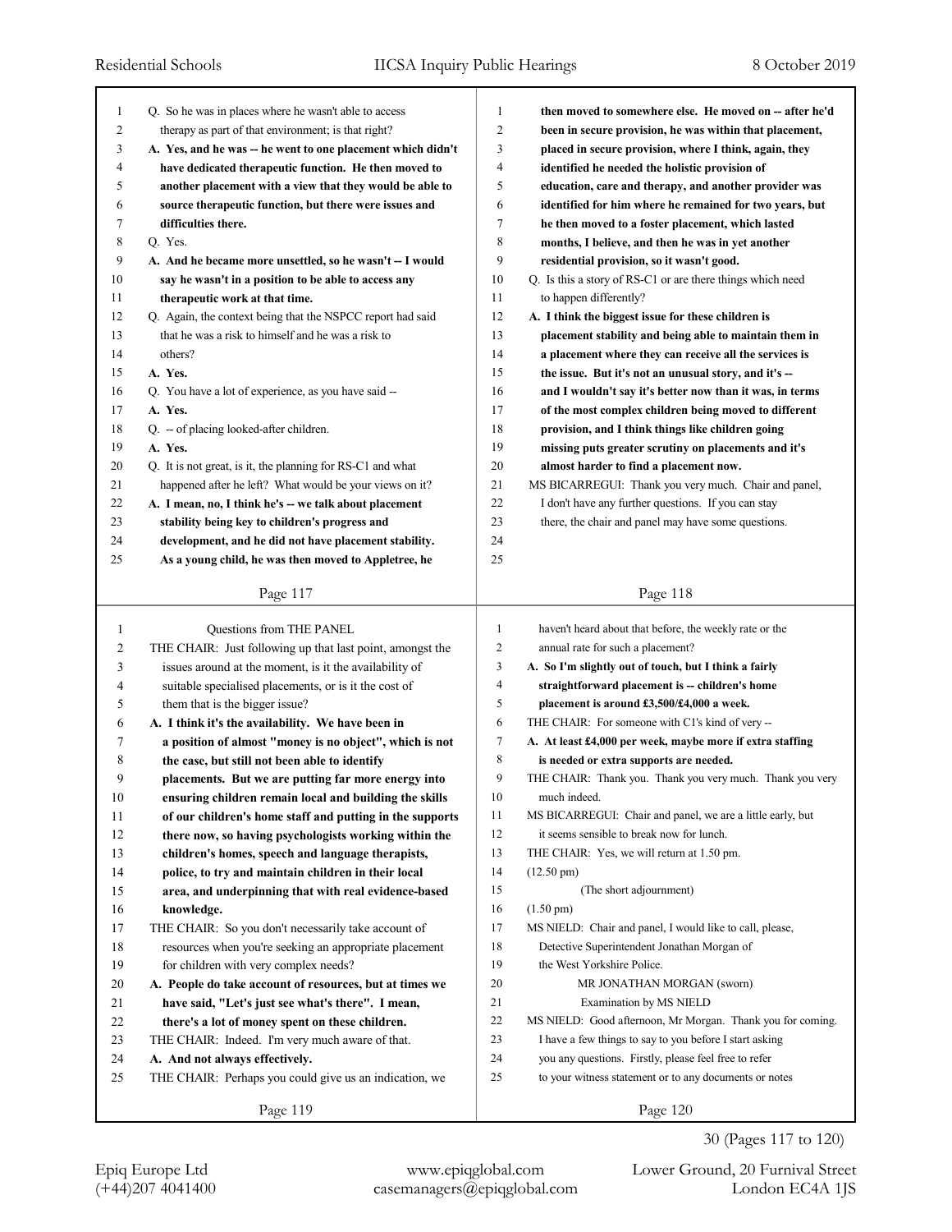Q. So he was in places where he wasn't able to access therapy as part of that environment; is that right?

**A. Yes, and he was -- he went to one placement which didn't have dedicated therapeutic function. He then moved to another placement with a view that they would be able to source therapeutic function, but there were issues and difficulties there.**

Q. Yes.

**A. And he became more unsettled, so he wasn't -- I would say he wasn't in a position to be able to access any therapeutic work at that time.**

Q. Again, the context being that the NSPCC report had said that he was a risk to himself and he was a risk to others?

**A. Yes.**

Q. You have a lot of experience, as you have said --

**A. Yes.**

Q. -- of placing looked-after children.

**A. Yes.**

Q. It is not great, is it, the planning for RS-C1 and what happened after he left? What would be your views on it?

**A. I mean, no, I think he's -- we talk about placement stability being key to children's progress and development, and he did not have placement stability. As a young child, he was then moved to Appletree, he then moved to somewhere else. He moved on -- after he'd been in secure provision, he was within that placement, placed in secure provision, where I think, again, they identified he needed the holistic provision of education, care and therapy, and another provider was identified for him where he remained for two years, but he then moved to a foster placement, which lasted months, I believe, and then he was in yet another residential provision, so it wasn't good.**

Q. Is this a story of RS-C1 or are there things which need to happen differently?

**A. I think the biggest issue for these children is placement stability and being able to maintain them in a placement where they can receive all the services is the issue. But it's not an unusual story, and it's -- and I wouldn't say it's better now than it was, in terms of the most complex children being moved to different provision, and I think things like children going missing puts greater scrutiny on placements and it's almost harder to find a placement now.**

MS BICARREGUI: Thank you very much. Chair and panel, I don't have any further questions. If you can stay there, the chair and panel may have some questions.

Questions from THE PANEL

THE CHAIR: Just following up that last point, amongst the issues around at the moment, is it the availability of suitable specialised placements, or is it the cost of them that is the bigger issue?

**A. I think it's the availability. We have been in a position of almost "money is no object", which is not the case, but still not been able to identify placements. But we are putting far more energy into ensuring children remain local and building the skills of our children's home staff and putting in the supports there now, so having psychologists working within the children's homes, speech and language therapists, police, to try and maintain children in their local area, and underpinning that with real evidence-based knowledge.**

THE CHAIR: So you don't necessarily take account of resources when you're seeking an appropriate placement for children with very complex needs?

**A. People do take account of resources, but at times we have said, "Let's just see what's there". I mean, there's a lot of money spent on these children.**

THE CHAIR: Indeed. I'm very much aware of that.

**A. And not always effectively.**

THE CHAIR: Perhaps you could give us an indication, we haven't heard about that before, the weekly rate or the annual rate for such a placement?

**A. So I'm slightly out of touch, but I think a fairly straightforward placement is -- children's home placement is around £3,500/£4,000 a week.**

THE CHAIR: For someone with C1's kind of very --

**A. At least £4,000 per week, maybe more if extra staffing is needed or extra supports are needed.**

THE CHAIR: Thank you. Thank you very much. Thank you very much indeed.

MS BICARREGUI: Chair and panel, we are a little early, but it seems sensible to break now for lunch.

THE CHAIR: Yes, we will return at 1.50 pm.

(12.50 pm)

(The short adjournment)

(1.50 pm)

MS NIELD: Chair and panel, I would like to call, please, Detective Superintendent Jonathan Morgan of the West Yorkshire Police.

MR JONATHAN MORGAN (sworn)

Examination by MS NIELD

MS NIELD: Good afternoon, Mr Morgan. Thank you for coming. I have a few things to say to you before I start asking you any questions. Firstly, please feel free to refer to your witness statement or to any documents or notes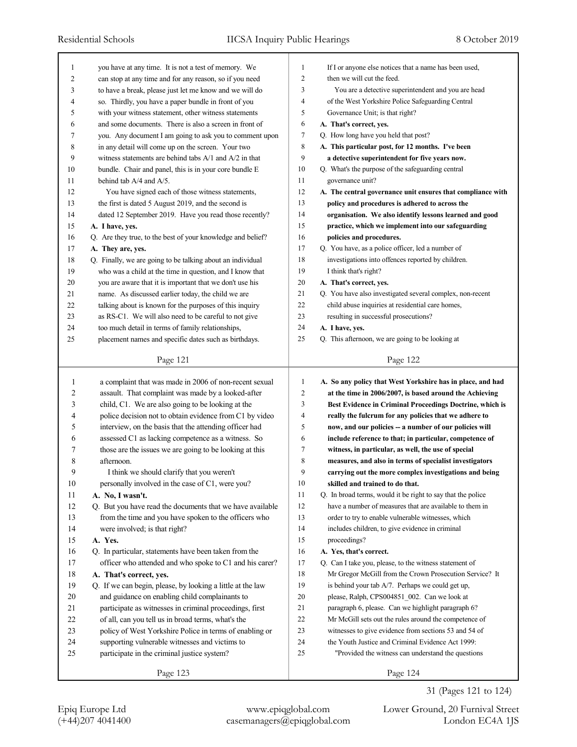you have at any time. It is not a test of memory. We can stop at any time and for any reason, so if you need to have a break, please just let me know and we will do so. Thirdly, you have a paper bundle in front of you with your witness statement, other witness statements and some documents. There is also a screen in front of you. Any document I am going to ask you to comment upon in any detail will come up on the screen. Your two witness statements are behind tabs A/1 and A/2 in that bundle. Chair and panel, this is in your core bundle E behind tab A/4 and A/5.

You have signed each of those witness statements, the first is dated 5 August 2019, and the second is dated 12 September 2019. Have you read those recently?

**A. I have, yes.**

Q. Are they true, to the best of your knowledge and belief?

**A. They are, yes.**

Q. Finally, we are going to be talking about an individual who was a child at the time in question, and I know that you are aware that it is important that we don't use his name. As discussed earlier today, the child we are talking about is known for the purposes of this inquiry as RS-C1. We will also need to be careful to not give too much detail in terms of family relationships, placement names and specific dates such as birthdays.

If I or anyone else notices that a name has been used, then we will cut the feed.

You are a detective superintendent and you are head of the West Yorkshire Police Safeguarding Central Governance Unit; is that right?

**A. That's correct, yes.**

Q. How long have you held that post?

**A. This particular post, for 12 months. I've been a detective superintendent for five years now.**

Q. What's the purpose of the safeguarding central governance unit?

**A. The central governance unit ensures that compliance with policy and procedures is adhered to across the organisation. We also identify lessons learned and good practice, which we implement into our safeguarding policies and procedures.**

Q. You have, as a police officer, led a number of investigations into offences reported by children. I think that's right?

**A. That's correct, yes.**

Q. You have also investigated several complex, non-recent child abuse inquiries at residential care homes, resulting in successful prosecutions?

**A. I have, yes.**

Q. This afternoon, we are going to be looking at a complaint that was made in 2006 of non-recent sexual assault. That complaint was made by a looked-after child, C1. We are also going to be looking at the police decision not to obtain evidence from C1 by video interview, on the basis that the attending officer had assessed C1 as lacking competence as a witness. So those are the issues we are going to be looking at this afternoon.

I think we should clarify that you weren't personally involved in the case of C1, were you?

**A. No, I wasn't.**

Q. But you have read the documents that we have available from the time and you have spoken to the officers who were involved; is that right?

**A. Yes.**

Q. In particular, statements have been taken from the officer who attended and who spoke to C1 and his carer?

**A. That's correct, yes.**

Q. If we can begin, please, by looking a little at the law and guidance on enabling child complainants to participate as witnesses in criminal proceedings, first of all, can you tell us in broad terms, what's the policy of West Yorkshire Police in terms of enabling or supporting vulnerable witnesses and victims to participate in the criminal justice system?

**A. So any policy that West Yorkshire has in place, and had at the time in 2006/2007, is based around the Achieving Best Evidence in Criminal Proceedings Doctrine, which is really the fulcrum for any policies that we adhere to now, and our policies -- a number of our policies will include reference to that; in particular, competence of witness, in particular, as well, the use of special measures, and also in terms of specialist investigators carrying out the more complex investigations and being skilled and trained to do that.**

Q. In broad terms, would it be right to say that the police have a number of measures that are available to them in order to try to enable vulnerable witnesses, which includes children, to give evidence in criminal proceedings?

**A. Yes, that's correct.**

Q. Can I take you, please, to the witness statement of Mr Gregor McGill from the Crown Prosecution Service? It is behind your tab A/7. Perhaps we could get up, please, Ralph, CPS004851_002. Can we look at paragraph 6, please. Can we highlight paragraph 6? Mr McGill sets out the rules around the competence of witnesses to give evidence from sections 53 and 54 of the Youth Justice and Criminal Evidence Act 1999:

"Provided the witness can understand the questions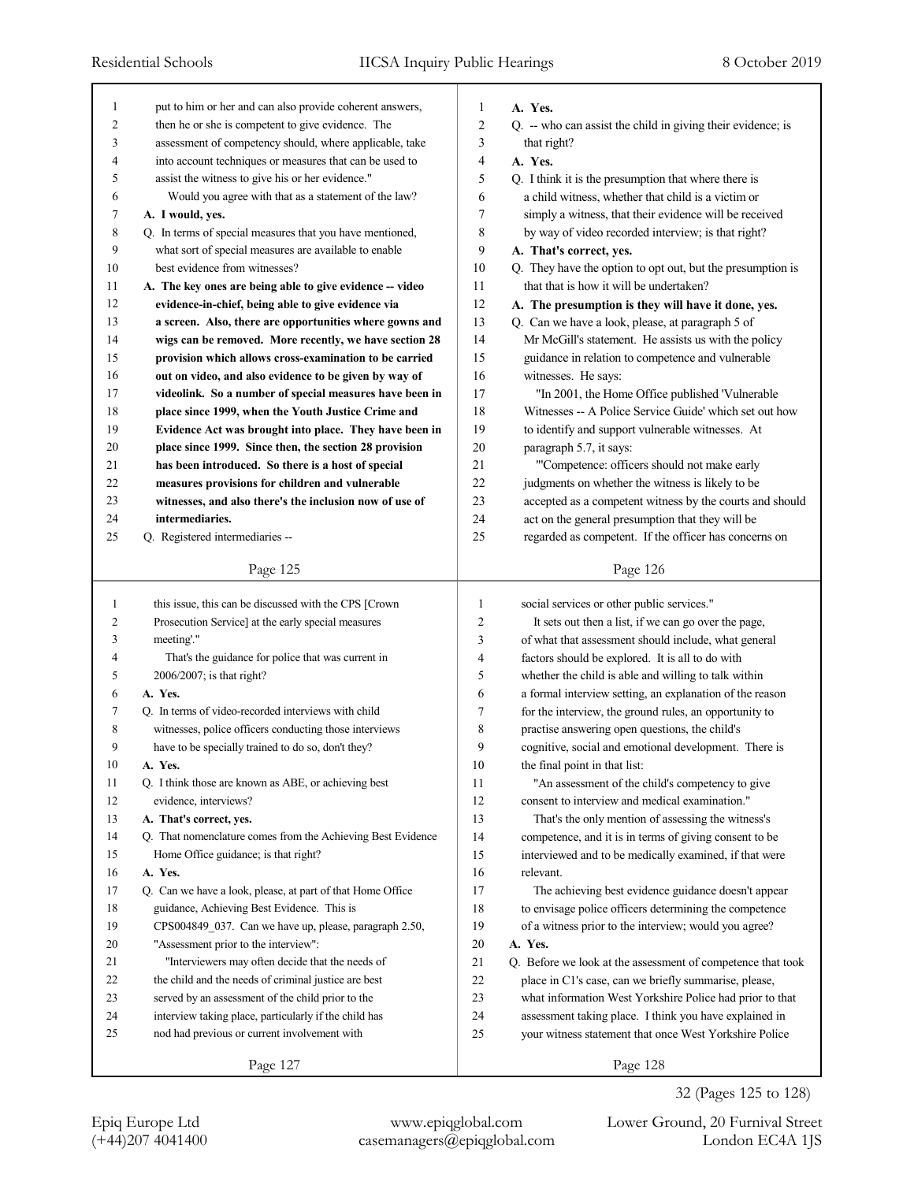put to him or her and can also provide coherent answers, then he or she is competent to give evidence. The assessment of competency should, where applicable, take into account techniques or measures that can be used to assist the witness to give his or her evidence."

Would you agree with that as a statement of the law?

**A. I would, yes.**

Q. In terms of special measures that you have mentioned, what sort of special measures are available to enable best evidence from witnesses?

**A. The key ones are being able to give evidence -- video evidence-in-chief, being able to give evidence via a screen. Also, there are opportunities where gowns and wigs can be removed. More recently, we have section 28 provision which allows cross-examination to be carried out on video, and also evidence to be given by way of videolink. So a number of special measures have been in place since 1999, when the Youth Justice Crime and Evidence Act was brought into place. They have been in place since 1999. Since then, the section 28 provision has been introduced. So there is a host of special measures provisions for children and vulnerable witnesses, and also there's the inclusion now of use of intermediaries.**

Q. Registered intermediaries --

**A. Yes.**

Q. -- who can assist the child in giving their evidence; is that right?

**A. Yes.**

Q. I think it is the presumption that where there is a child witness, whether that child is a victim or simply a witness, that their evidence will be received by way of video recorded interview; is that right?

**A. That's correct, yes.**

Q. They have the option to opt out, but the presumption is that that is how it will be undertaken?

**A. The presumption is they will have it done, yes.**

Q. Can we have a look, please, at paragraph 5 of Mr McGill's statement. He assists us with the policy guidance in relation to competence and vulnerable witnesses. He says:

"In 2001, the Home Office published 'Vulnerable Witnesses -- A Police Service Guide' which set out how to identify and support vulnerable witnesses. At paragraph 5.7, it says:

"'Competence: officers should not make early judgments on whether the witness is likely to be accepted as a competent witness by the courts and should act on the general presumption that they will be regarded as competent. If the officer has concerns on this issue, this can be discussed with the CPS [Crown Prosecution Service] at the early special measures meeting'."

That's the guidance for police that was current in 2006/2007; is that right?

**A. Yes.**

Q. In terms of video-recorded interviews with child witnesses, police officers conducting those interviews have to be specially trained to do so, don't they?

**A. Yes.**

Q. I think those are known as ABE, or achieving best evidence, interviews?

**A. That's correct, yes.**

Q. That nomenclature comes from the Achieving Best Evidence Home Office guidance; is that right?

**A. Yes.**

Q. Can we have a look, please, at part of that Home Office guidance, Achieving Best Evidence. This is CPS004849_037. Can we have up, please, paragraph 2.50, "Assessment prior to the interview":

"Interviewers may often decide that the needs of the child and the needs of criminal justice are best served by an assessment of the child prior to the interview taking place, particularly if the child has nod had previous or current involvement with social services or other public services."

It sets out then a list, if we can go over the page, of what that assessment should include, what general factors should be explored. It is all to do with whether the child is able and willing to talk within a formal interview setting, an explanation of the reason for the interview, the ground rules, an opportunity to practise answering open questions, the child's cognitive, social and emotional development. There is the final point in that list:

"An assessment of the child's competency to give consent to interview and medical examination."

That's the only mention of assessing the witness's competence, and it is in terms of giving consent to be interviewed and to be medically examined, if that were relevant.

The achieving best evidence guidance doesn't appear to envisage police officers determining the competence of a witness prior to the interview; would you agree?

**A. Yes.**

Q. Before we look at the assessment of competence that took place in C1's case, can we briefly summarise, please, what information West Yorkshire Police had prior to that assessment taking place. I think you have explained in your witness statement that once West Yorkshire Police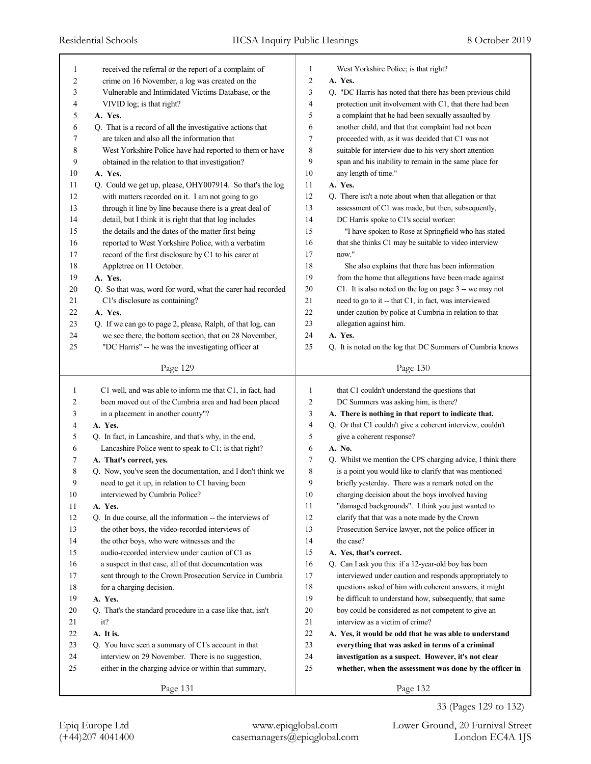received the referral or the report of a complaint of crime on 16 November, a log was created on the Vulnerable and Intimidated Victims Database, or the VIVID log; is that right?

**A. Yes.**

Q. That is a record of all the investigative actions that are taken and also all the information that West Yorkshire Police have had reported to them or have obtained in the relation to that investigation?

**A. Yes.**

Q. Could we get up, please, OHY007914. So that's the log with matters recorded on it. I am not going to go through it line by line because there is a great deal of detail, but I think it is right that that log includes the details and the dates of the matter first being reported to West Yorkshire Police, with a verbatim record of the first disclosure by C1 to his carer at Appletree on 11 October.

**A. Yes.**

Q. So that was, word for word, what the carer had recorded C1's disclosure as containing?

**A. Yes.**

Q. If we can go to page 2, please, Ralph, of that log, can we see there, the bottom section, that on 28 November, "DC Harris" -- he was the investigating officer at West Yorkshire Police; is that right?

**A. Yes.**

Q. "DC Harris has noted that there has been previous child protection unit involvement with C1, that there had been a complaint that he had been sexually assaulted by another child, and that that complaint had not been proceeded with, as it was decided that C1 was not suitable for interview due to his very short attention span and his inability to remain in the same place for any length of time."

**A. Yes.**

Q. There isn't a note about when that allegation or that assessment of C1 was made, but then, subsequently, DC Harris spoke to C1's social worker:

"I have spoken to Rose at Springfield who has stated that she thinks C1 may be suitable to video interview now."

She also explains that there has been information from the home that allegations have been made against C1. It is also noted on the log on page 3 -- we may not need to go to it -- that C1, in fact, was interviewed under caution by police at Cumbria in relation to that allegation against him.

**A. Yes.**

Q. It is noted on the log that DC Summers of Cumbria knows C1 well, and was able to inform me that C1, in fact, had been moved out of the Cumbria area and had been placed in a placement in another county"?

**A. Yes.**

Q. In fact, in Lancashire, and that's why, in the end, Lancashire Police went to speak to C1; is that right?

**A. That's correct, yes.**

Q. Now, you've seen the documentation, and I don't think we need to get it up, in relation to C1 having been interviewed by Cumbria Police?

**A. Yes.**

Q. In due course, all the information -- the interviews of the other boys, the video-recorded interviews of the other boys, who were witnesses and the audio-recorded interview under caution of C1 as a suspect in that case, all of that documentation was sent through to the Crown Prosecution Service in Cumbria for a charging decision.

**A. Yes.**

Q. That's the standard procedure in a case like that, isn't it?

**A. It is.**

Q. You have seen a summary of C1's account in that interview on 29 November. There is no suggestion, either in the charging advice or within that summary, that C1 couldn't understand the questions that DC Summers was asking him, is there?

**A. There is nothing in that report to indicate that.**

Q. Or that C1 couldn't give a coherent interview, couldn't give a coherent response?

**A. No.**

Q. Whilst we mention the CPS charging advice, I think there is a point you would like to clarify that was mentioned briefly yesterday. There was a remark noted on the charging decision about the boys involved having "damaged backgrounds". I think you just wanted to clarify that that was a note made by the Crown Prosecution Service lawyer, not the police officer in the case?

**A. Yes, that's correct.**

Q. Can I ask you this: if a 12-year-old boy has been interviewed under caution and responds appropriately to questions asked of him with coherent answers, it might be difficult to understand how, subsequently, that same boy could be considered as not competent to give an interview as a victim of crime?

**A. Yes, it would be odd that he was able to understand everything that was asked in terms of a criminal investigation as a suspect. However, it's not clear whether, when the assessment was done by the officer in**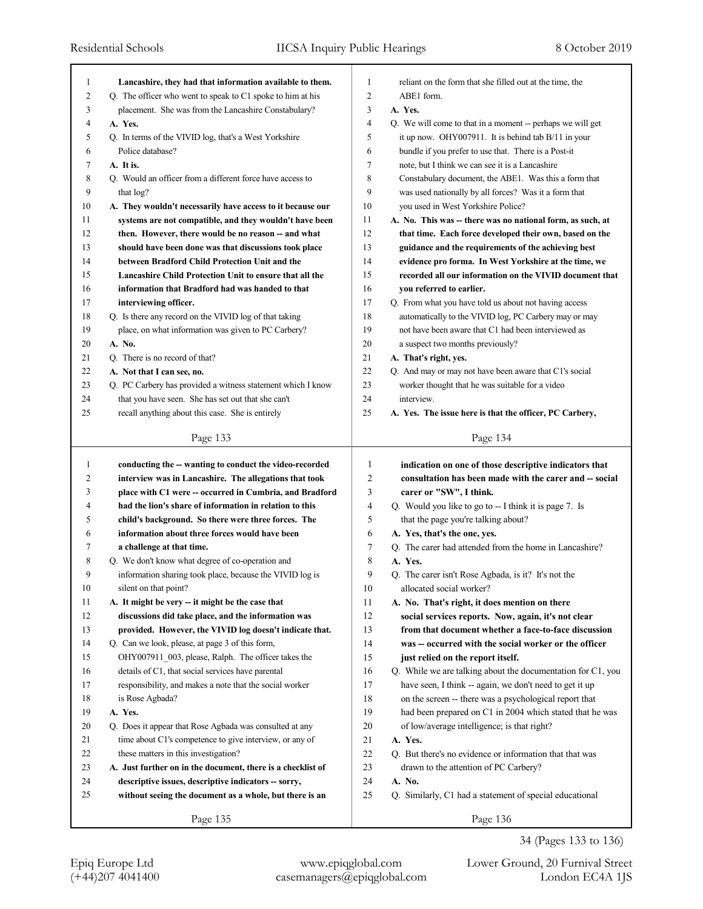**Lancashire, they had that information available to them.**

Q. The officer who went to speak to C1 spoke to him at his placement. She was from the Lancashire Constabulary?

**A. Yes.**

Q. In terms of the VIVID log, that's a West Yorkshire Police database?

**A. It is.**

Q. Would an officer from a different force have access to that log?

**A. They wouldn't necessarily have access to it because our systems are not compatible, and they wouldn't have been then. However, there would be no reason -- and what should have been done was that discussions took place between Bradford Child Protection Unit and the Lancashire Child Protection Unit to ensure that all the information that Bradford had was handed to that interviewing officer.**

Q. Is there any record on the VIVID log of that taking place, on what information was given to PC Carbery?

**A. No.**

Q. There is no record of that?

**A. Not that I can see, no.**

Q. PC Carbery has provided a witness statement which I know that you have seen. She has set out that she can't recall anything about this case. She is entirely reliant on the form that she filled out at the time, the ABE1 form.

**A. Yes.**

Q. We will come to that in a moment -- perhaps we will get it up now. OHY007911. It is behind tab B/11 in your bundle if you prefer to use that. There is a Post-it note, but I think we can see it is a Lancashire Constabulary document, the ABE1. Was this a form that was used nationally by all forces? Was it a form that you used in West Yorkshire Police?

**A. No. This was -- there was no national form, as such, at that time. Each force developed their own, based on the guidance and the requirements of the achieving best evidence pro forma. In West Yorkshire at the time, we recorded all our information on the VIVID document that you referred to earlier.**

Q. From what you have told us about not having access automatically to the VIVID log, PC Carbery may or may not have been aware that C1 had been interviewed as a suspect two months previously?

**A. That's right, yes.**

Q. And may or may not have been aware that C1's social worker thought that he was suitable for a video interview.

**A. Yes. The issue here is that the officer, PC Carbery, conducting the -- wanting to conduct the video-recorded interview was in Lancashire. The allegations that took place with C1 were -- occurred in Cumbria, and Bradford had the lion's share of information in relation to this child's background. So there were three forces. The information about three forces would have been a challenge at that time.**

Q. We don't know what degree of co-operation and information sharing took place, because the VIVID log is silent on that point?

**A. It might be very -- it might be the case that discussions did take place, and the information was provided. However, the VIVID log doesn't indicate that.**

Q. Can we look, please, at page 3 of this form, OHY007911_003, please, Ralph. The officer takes the details of C1, that social services have parental responsibility, and makes a note that the social worker is Rose Agbada?

**A. Yes.**

Q. Does it appear that Rose Agbada was consulted at any time about C1's competence to give interview, or any of these matters in this investigation?

**A. Just further on in the document, there is a checklist of descriptive issues, descriptive indicators -- sorry, without seeing the document as a whole, but there is an indication on one of those descriptive indicators that consultation has been made with the carer and -- social carer or "SW", I think.**

Q. Would you like to go to -- I think it is page 7. Is that the page you're talking about?

**A. Yes, that's the one, yes.**

Q. The carer had attended from the home in Lancashire?

**A. Yes.**

Q. The carer isn't Rose Agbada, is it? It's not the allocated social worker?

**A. No. That's right, it does mention on there social services reports. Now, again, it's not clear from that document whether a face-to-face discussion was -- occurred with the social worker or the officer just relied on the report itself.**

Q. While we are talking about the documentation for C1, you have seen, I think -- again, we don't need to get it up on the screen -- there was a psychological report that had been prepared on C1 in 2004 which stated that he was of low/average intelligence; is that right?

**A. Yes.**

Q. But there's no evidence or information that that was drawn to the attention of PC Carbery?

**A. No.**

Q. Similarly, C1 had a statement of special educational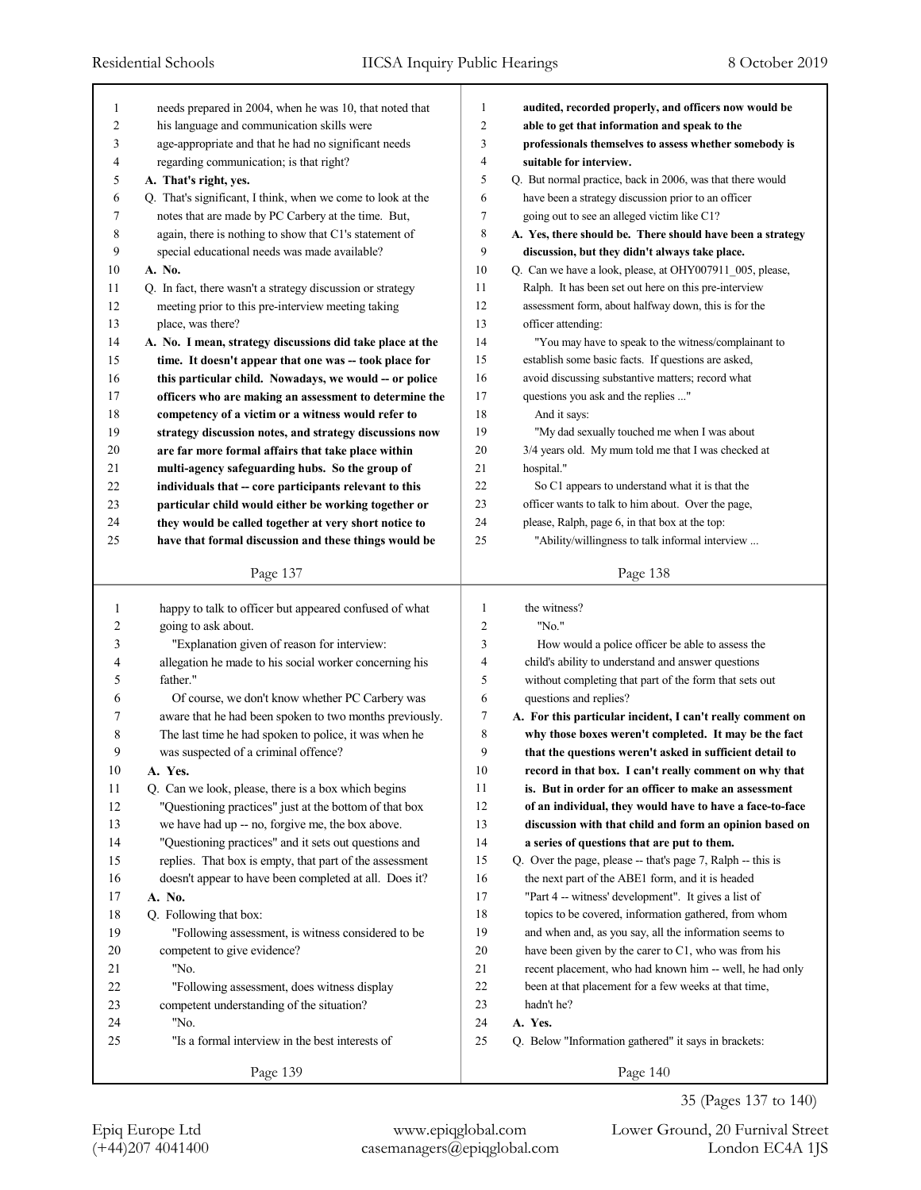needs prepared in 2004, when he was 10, that noted that his language and communication skills were age-appropriate and that he had no significant needs regarding communication; is that right?

**A. That's right, yes.**

Q. That's significant, I think, when we come to look at the notes that are made by PC Carbery at the time. But, again, there is nothing to show that C1's statement of special educational needs was made available?

**A. No.**

Q. In fact, there wasn't a strategy discussion or strategy meeting prior to this pre-interview meeting taking place, was there?

**A. No. I mean, strategy discussions did take place at the time. It doesn't appear that one was -- took place for this particular child. Nowadays, we would -- or police officers who are making an assessment to determine the competency of a victim or a witness would refer to strategy discussion notes, and strategy discussions now are far more formal affairs that take place within multi-agency safeguarding hubs. So the group of individuals that -- core participants relevant to this particular child would either be working together or they would be called together at very short notice to have that formal discussion and these things would be audited, recorded properly, and officers now would be able to get that information and speak to the professionals themselves to assess whether somebody is suitable for interview.**

Q. But normal practice, back in 2006, was that there would have been a strategy discussion prior to an officer going out to see an alleged victim like C1?

**A. Yes, there should be. There should have been a strategy discussion, but they didn't always take place.**

Q. Can we have a look, please, at OHY007911_005, please, Ralph. It has been set out here on this pre-interview assessment form, about halfway down, this is for the officer attending:

"You may have to speak to the witness/complainant to establish some basic facts. If questions are asked, avoid discussing substantive matters; record what questions you ask and the replies ..."

And it says:

"My dad sexually touched me when I was about 3/4 years old. My mum told me that I was checked at hospital."

So C1 appears to understand what it is that the officer wants to talk to him about. Over the page, please, Ralph, page 6, in that box at the top:

"Ability/willingness to talk informal interview ... happy to talk to officer but appeared confused of what going to ask about.

"Explanation given of reason for interview: allegation he made to his social worker concerning his father."

Of course, we don't know whether PC Carbery was aware that he had been spoken to two months previously. The last time he had spoken to police, it was when he was suspected of a criminal offence?

**A. Yes.**

Q. Can we look, please, there is a box which begins "Questioning practices" just at the bottom of that box we have had up -- no, forgive me, the box above. "Questioning practices" and it sets out questions and replies. That box is empty, that part of the assessment doesn't appear to have been completed at all. Does it?

**A. No.**

Q. Following that box:

"Following assessment, is witness considered to be competent to give evidence?

"No.

"Following assessment, does witness display competent understanding of the situation?

"No.

"Is a formal interview in the best interests of the witness?

"No."

How would a police officer be able to assess the child's ability to understand and answer questions without completing that part of the form that sets out questions and replies?

**A. For this particular incident, I can't really comment on why those boxes weren't completed. It may be the fact that the questions weren't asked in sufficient detail to record in that box. I can't really comment on why that is. But in order for an officer to make an assessment of an individual, they would have to have a face-to-face discussion with that child and form an opinion based on a series of questions that are put to them.**

Q. Over the page, please -- that's page 7, Ralph -- this is the next part of the ABE1 form, and it is headed "Part 4 -- witness' development". It gives a list of topics to be covered, information gathered, from whom and when and, as you say, all the information seems to have been given by the carer to C1, who was from his recent placement, who had known him -- well, he had only been at that placement for a few weeks at that time, hadn't he?

**A. Yes.**

Q. Below "Information gathered" it says in brackets: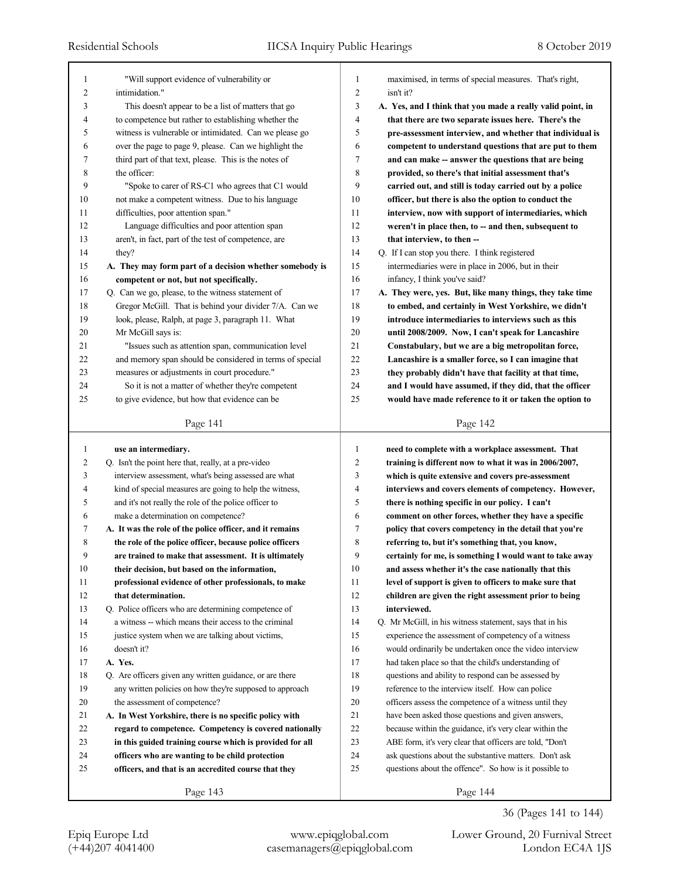"Will support evidence of vulnerability or intimidation."

This doesn't appear to be a list of matters that go to competence but rather to establishing whether the witness is vulnerable or intimidated. Can we please go over the page to page 9, please. Can we highlight the third part of that text, please. This is the notes of the officer:

"Spoke to carer of RS-C1 who agrees that C1 would not make a competent witness. Due to his language difficulties, poor attention span."

Language difficulties and poor attention span aren't, in fact, part of the test of competence, are they?

**A. They may form part of a decision whether somebody is competent or not, but not specifically.**

Q. Can we go, please, to the witness statement of Gregor McGill. That is behind your divider 7/A. Can we look, please, Ralph, at page 3, paragraph 11. What Mr McGill says is:

"Issues such as attention span, communication level and memory span should be considered in terms of special measures or adjustments in court procedure."

So it is not a matter of whether they're competent to give evidence, but how that evidence can be maximised, in terms of special measures. That's right, isn't it?

**A. Yes, and I think that you made a really valid point, in that there are two separate issues here. There's the pre-assessment interview, and whether that individual is competent to understand questions that are put to them and can make -- answer the questions that are being provided, so there's that initial assessment that's carried out, and still is today carried out by a police officer, but there is also the option to conduct the interview, now with support of intermediaries, which weren't in place then, to -- and then, subsequent to that interview, to then --**

Q. If I can stop you there. I think registered intermediaries were in place in 2006, but in their infancy, I think you've said?

**A. They were, yes. But, like many things, they take time to embed, and certainly in West Yorkshire, we didn't introduce intermediaries to interviews such as this until 2008/2009. Now, I can't speak for Lancashire Constabulary, but we are a big metropolitan force, Lancashire is a smaller force, so I can imagine that they probably didn't have that facility at that time, and I would have assumed, if they did, that the officer would have made reference to it or taken the option to use an intermediary.**

Q. Isn't the point here that, really, at a pre-video interview assessment, what's being assessed are what kind of special measures are going to help the witness, and it's not really the role of the police officer to make a determination on competence?

**A. It was the role of the police officer, and it remains the role of the police officer, because police officers are trained to make that assessment. It is ultimately their decision, but based on the information, professional evidence of other professionals, to make that determination.**

Q. Police officers who are determining competence of a witness -- which means their access to the criminal justice system when we are talking about victims, doesn't it?

**A. Yes.**

Q. Are officers given any written guidance, or are there any written policies on how they're supposed to approach the assessment of competence?

**A. In West Yorkshire, there is no specific policy with regard to competence. Competency is covered nationally in this guided training course which is provided for all officers who are wanting to be child protection officers, and that is an accredited course that they need to complete with a workplace assessment. That training is different now to what it was in 2006/2007, which is quite extensive and covers pre-assessment interviews and covers elements of competency. However, there is nothing specific in our policy. I can't comment on other forces, whether they have a specific policy that covers competency in the detail that you're referring to, but it's something that, you know, certainly for me, is something I would want to take away and assess whether it's the case nationally that this level of support is given to officers to make sure that children are given the right assessment prior to being interviewed.**

Q. Mr McGill, in his witness statement, says that in his experience the assessment of competency of a witness would ordinarily be undertaken once the video interview had taken place so that the child's understanding of questions and ability to respond can be assessed by reference to the interview itself. How can police officers assess the competence of a witness until they have been asked those questions and given answers, because within the guidance, it's very clear within the ABE form, it's very clear that officers are told, "Don't ask questions about the substantive matters. Don't ask questions about the offence". So how is it possible to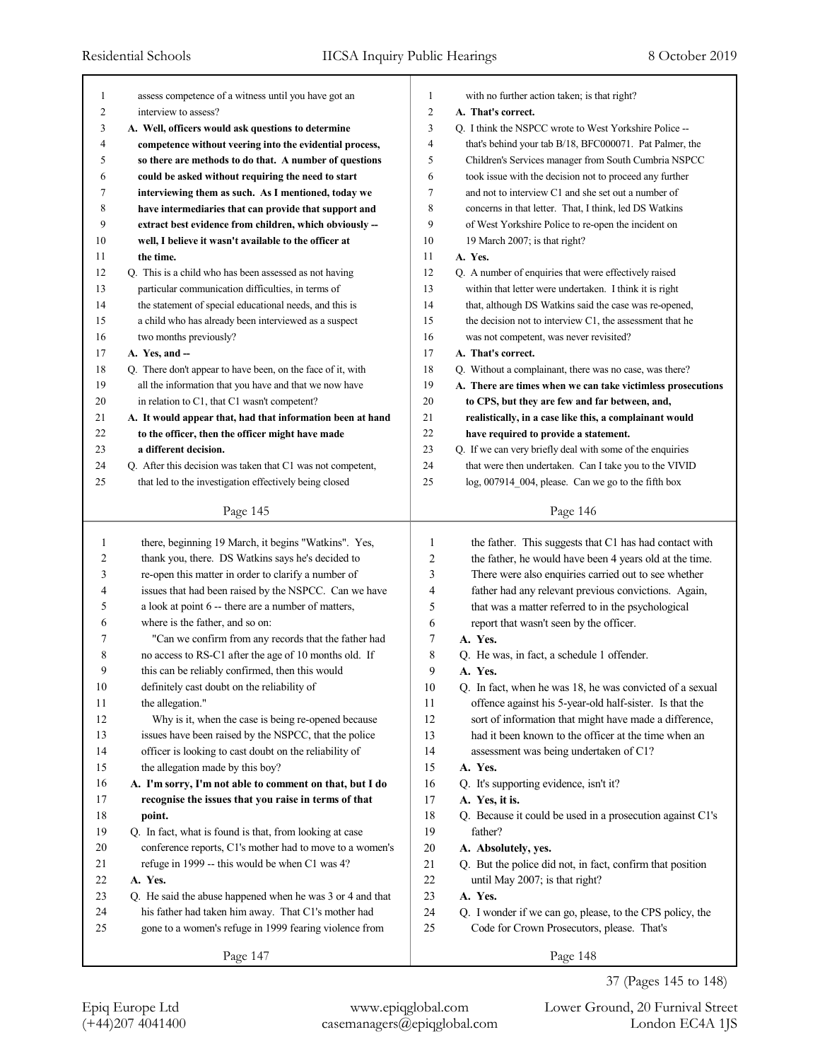assess competence of a witness until you have got an interview to assess?

**A. Well, officers would ask questions to determine competence without veering into the evidential process, so there are methods to do that. A number of questions could be asked without requiring the need to start interviewing them as such. As I mentioned, today we have intermediaries that can provide that support and extract best evidence from children, which obviously -- well, I believe it wasn't available to the officer at the time.**

Q. This is a child who has been assessed as not having particular communication difficulties, in terms of the statement of special educational needs, and this is a child who has already been interviewed as a suspect two months previously?

**A. Yes, and --**

Q. There don't appear to have been, on the face of it, with all the information that you have and that we now have in relation to C1, that C1 wasn't competent?

**A. It would appear that, had that information been at hand to the officer, then the officer might have made a different decision.**

Q. After this decision was taken that C1 was not competent, that led to the investigation effectively being closed with no further action taken; is that right?

**A. That's correct.**

Q. I think the NSPCC wrote to West Yorkshire Police -- that's behind your tab B/18, BFC000071. Pat Palmer, the Children's Services manager from South Cumbria NSPCC took issue with the decision not to proceed any further and not to interview C1 and she set out a number of concerns in that letter. That, I think, led DS Watkins of West Yorkshire Police to re-open the incident on 19 March 2007; is that right?

**A. Yes.**

Q. A number of enquiries that were effectively raised within that letter were undertaken. I think it is right that, although DS Watkins said the case was re-opened, the decision not to interview C1, the assessment that he was not competent, was never revisited?

**A. That's correct.**

Q. Without a complainant, there was no case, was there?

**A. There are times when we can take victimless prosecutions to CPS, but they are few and far between, and, realistically, in a case like this, a complainant would have required to provide a statement.**

Q. If we can very briefly deal with some of the enquiries that were then undertaken. Can I take you to the VIVID log, 007914_004, please. Can we go to the fifth box there, beginning 19 March, it begins "Watkins". Yes, thank you, there. DS Watkins says he's decided to re-open this matter in order to clarify a number of issues that had been raised by the NSPCC. Can we have a look at point 6 -- there are a number of matters, where is the father, and so on:

"Can we confirm from any records that the father had no access to RS-C1 after the age of 10 months old. If this can be reliably confirmed, then this would definitely cast doubt on the reliability of the allegation."

Why is it, when the case is being re-opened because issues have been raised by the NSPCC, that the police officer is looking to cast doubt on the reliability of the allegation made by this boy?

**A. I'm sorry, I'm not able to comment on that, but I do recognise the issues that you raise in terms of that point.**

Q. In fact, what is found is that, from looking at case conference reports, C1's mother had to move to a women's refuge in 1999 -- this would be when C1 was 4?

**A. Yes.**

Q. He said the abuse happened when he was 3 or 4 and that his father had taken him away. That C1's mother had gone to a women's refuge in 1999 fearing violence from the father. This suggests that C1 has had contact with the father, he would have been 4 years old at the time. There were also enquiries carried out to see whether father had any relevant previous convictions. Again, that was a matter referred to in the psychological report that wasn't seen by the officer.

**A. Yes.**

Q. He was, in fact, a schedule 1 offender.

**A. Yes.**

Q. In fact, when he was 18, he was convicted of a sexual offence against his 5-year-old half-sister. Is that the sort of information that might have made a difference, had it been known to the officer at the time when an assessment was being undertaken of C1?

**A. Yes.**

Q. It's supporting evidence, isn't it?

**A. Yes, it is.**

Q. Because it could be used in a prosecution against C1's father?

**A. Absolutely, yes.**

Q. But the police did not, in fact, confirm that position until May 2007; is that right?

**A. Yes.**

Q. I wonder if we can go, please, to the CPS policy, the Code for Crown Prosecutors, please. That's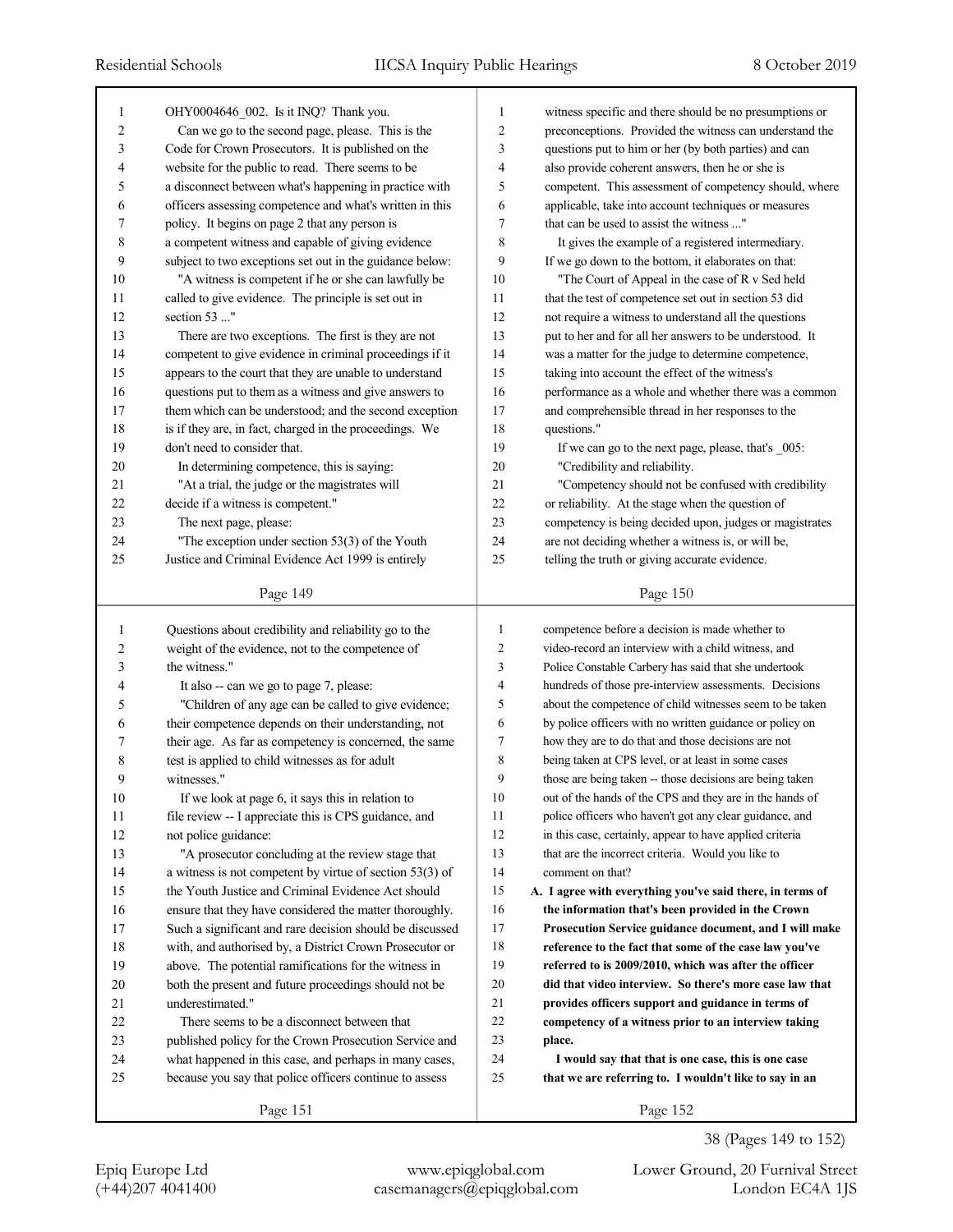OHY0004646_002. Is it INQ? Thank you.

Can we go to the second page, please. This is the Code for Crown Prosecutors. It is published on the website for the public to read. There seems to be a disconnect between what's happening in practice with officers assessing competence and what's written in this policy. It begins on page 2 that any person is a competent witness and capable of giving evidence subject to two exceptions set out in the guidance below:

"A witness is competent if he or she can lawfully be called to give evidence. The principle is set out in section 53 ..."

There are two exceptions. The first is they are not competent to give evidence in criminal proceedings if it appears to the court that they are unable to understand questions put to them as a witness and give answers to them which can be understood; and the second exception is if they are, in fact, charged in the proceedings. We don't need to consider that.

In determining competence, this is saying:

"At a trial, the judge or the magistrates will decide if a witness is competent."

The next page, please:

"The exception under section 53(3) of the Youth Justice and Criminal Evidence Act 1999 is entirely witness specific and there should be no presumptions or preconceptions. Provided the witness can understand the questions put to him or her (by both parties) and can also provide coherent answers, then he or she is competent. This assessment of competency should, where applicable, take into account techniques or measures that can be used to assist the witness ..."

It gives the example of a registered intermediary. If we go down to the bottom, it elaborates on that:

"The Court of Appeal in the case of R v Sed held that the test of competence set out in section 53 did not require a witness to understand all the questions put to her and for all her answers to be understood. It was a matter for the judge to determine competence, taking into account the effect of the witness's performance as a whole and whether there was a common and comprehensible thread in her responses to the questions."

If we can go to the next page, please, that's _005:

"Credibility and reliability.

"Competency should not be confused with credibility or reliability. At the stage when the question of competency is being decided upon, judges or magistrates are not deciding whether a witness is, or will be, telling the truth or giving accurate evidence. Questions about credibility and reliability go to the weight of the evidence, not to the competence of the witness."

It also -- can we go to page 7, please:

"Children of any age can be called to give evidence; their competence depends on their understanding, not their age. As far as competency is concerned, the same test is applied to child witnesses as for adult witnesses."

If we look at page 6, it says this in relation to file review -- I appreciate this is CPS guidance, and not police guidance:

"A prosecutor concluding at the review stage that a witness is not competent by virtue of section 53(3) of the Youth Justice and Criminal Evidence Act should ensure that they have considered the matter thoroughly. Such a significant and rare decision should be discussed with, and authorised by, a District Crown Prosecutor or above. The potential ramifications for the witness in both the present and future proceedings should not be underestimated."

There seems to be a disconnect between that published policy for the Crown Prosecution Service and what happened in this case, and perhaps in many cases, because you say that police officers continue to assess competence before a decision is made whether to video-record an interview with a child witness, and Police Constable Carbery has said that she undertook hundreds of those pre-interview assessments. Decisions about the competence of child witnesses seem to be taken by police officers with no written guidance or policy on how they are to do that and those decisions are not being taken at CPS level, or at least in some cases those are being taken -- those decisions are being taken out of the hands of the CPS and they are in the hands of police officers who haven't got any clear guidance, and in this case, certainly, appear to have applied criteria that are the incorrect criteria. Would you like to comment on that?

**A. I agree with everything you've said there, in terms of the information that's been provided in the Crown Prosecution Service guidance document, and I will make reference to the fact that some of the case law you've referred to is 2009/2010, which was after the officer did that video interview. So there's more case law that provides officers support and guidance in terms of competency of a witness prior to an interview taking place.**

**I would say that that is one case, this is one case that we are referring to. I wouldn't like to say in an**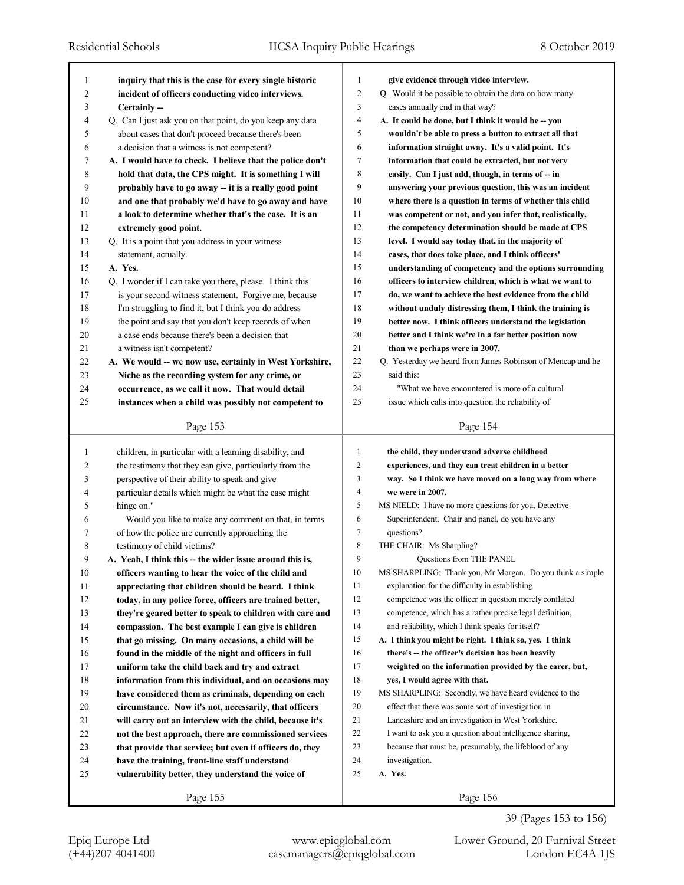inquiry that this is the case for every single historic incident of officers conducting video interviews. Certainly --

Q. Can I just ask you on that point, do you keep any data about cases that don't proceed because there's been a decision that a witness is not competent?

**A. I would have to check. I believe that the police don't hold that data, the CPS might. It is something I will probably have to go away -- it is a really good point and one that probably we'd have to go away and have a look to determine whether that's the case. It is an extremely good point.**

Q. It is a point that you address in your witness statement, actually.

**A. Yes.**

Q. I wonder if I can take you there, please. I think this is your second witness statement. Forgive me, because I'm struggling to find it, but I think you do address the point and say that you don't keep records of when a case ends because there's been a decision that a witness isn't competent?

**A. We would -- we now use, certainly in West Yorkshire, Niche as the recording system for any crime, or occurrence, as we call it now. That would detail instances when a child was possibly not competent to give evidence through video interview.**

Q. Would it be possible to obtain the data on how many cases annually end in that way?

**A. It could be done, but I think it would be -- you wouldn't be able to press a button to extract all that information straight away. It's a valid point. It's information that could be extracted, but not very easily. Can I just add, though, in terms of -- in answering your previous question, this was an incident where there is a question in terms of whether this child was competent or not, and you infer that, realistically, the competency determination should be made at CPS level. I would say today that, in the majority of cases, that does take place, and I think officers' understanding of competency and the options surrounding officers to interview children, which is what we want to do, we want to achieve the best evidence from the child without unduly distressing them, I think the training is better now. I think officers understand the legislation better and I think we're in a far better position now than we perhaps were in 2007.**

Q. Yesterday we heard from James Robinson of Mencap and he said this:

"What we have encountered is more of a cultural issue which calls into question the reliability of children, in particular with a learning disability, and the testimony that they can give, particularly from the perspective of their ability to speak and give particular details which might be what the case might hinge on."

Would you like to make any comment on that, in terms of how the police are currently approaching the testimony of child victims?

**A. Yeah, I think this -- the wider issue around this is, officers wanting to hear the voice of the child and appreciating that children should be heard. I think today, in any police force, officers are trained better, they're geared better to speak to children with care and compassion. The best example I can give is children that go missing. On many occasions, a child will be found in the middle of the night and officers in full uniform take the child back and try and extract information from this individual, and on occasions may have considered them as criminals, depending on each circumstance. Now it's not, necessarily, that officers will carry out an interview with the child, because it's not the best approach, there are commissioned services that provide that service; but even if officers do, they have the training, front-line staff understand vulnerability better, they understand the voice of the child, they understand adverse childhood experiences, and they can treat children in a better way. So I think we have moved on a long way from where we were in 2007.**

MS NIELD: I have no more questions for you, Detective Superintendent. Chair and panel, do you have any questions?

THE CHAIR: Ms Sharpling?

Questions from THE PANEL

MS SHARPLING: Thank you, Mr Morgan. Do you think a simple explanation for the difficulty in establishing competence was the officer in question merely conflated competence, which has a rather precise legal definition, and reliability, which I think speaks for itself?

**A. I think you might be right. I think so, yes. I think there's -- the officer's decision has been heavily weighted on the information provided by the carer, but, yes, I would agree with that.**

MS SHARPLING: Secondly, we have heard evidence to the effect that there was some sort of investigation in Lancashire and an investigation in West Yorkshire. I want to ask you a question about intelligence sharing, because that must be, presumably, the lifeblood of any investigation.

**A. Yes.**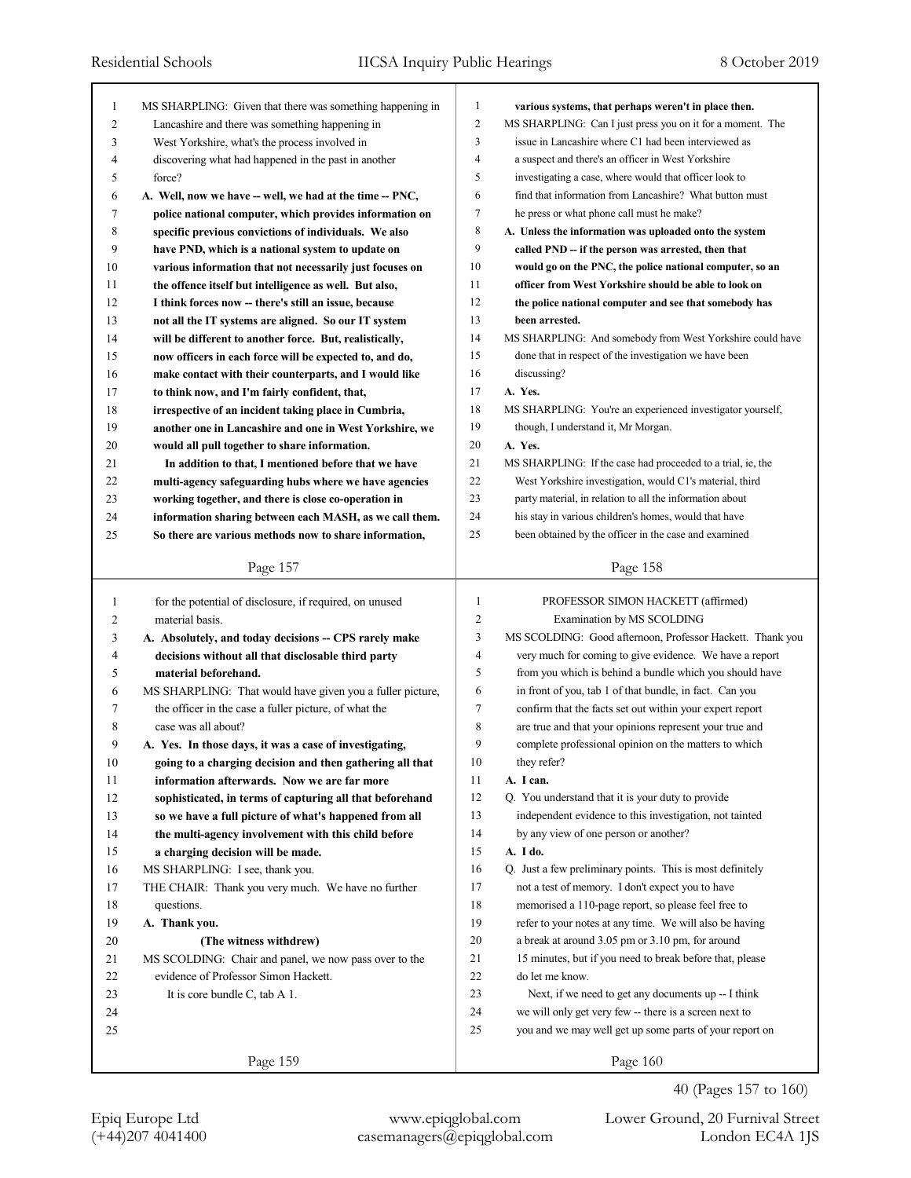MS SHARPLING: Given that there was something happening in Lancashire and there was something happening in West Yorkshire, what's the process involved in discovering what had happened in the past in another force?

**A. Well, now we have -- well, we had at the time -- PNC, police national computer, which provides information on specific previous convictions of individuals. We also have PND, which is a national system to update on various information that not necessarily just focuses on the offence itself but intelligence as well. But also, I think forces now -- there's still an issue, because not all the IT systems are aligned. So our IT system will be different to another force. But, realistically, now officers in each force will be expected to, and do, make contact with their counterparts, and I would like to think now, and I'm fairly confident, that, irrespective of an incident taking place in Cumbria, another one in Lancashire and one in West Yorkshire, we would all pull together to share information.**

**In addition to that, I mentioned before that we have multi-agency safeguarding hubs where we have agencies working together, and there is close co-operation in information sharing between each MASH, as we call them. So there are various methods now to share information, various systems, that perhaps weren't in place then.**

MS SHARPLING: Can I just press you on it for a moment. The issue in Lancashire where C1 had been interviewed as a suspect and there's an officer in West Yorkshire investigating a case, where would that officer look to find that information from Lancashire? What button must he press or what phone call must he make?

**A. Unless the information was uploaded onto the system called PND -- if the person was arrested, then that would go on the PNC, the police national computer, so an officer from West Yorkshire should be able to look on the police national computer and see that somebody has been arrested.**

MS SHARPLING: And somebody from West Yorkshire could have done that in respect of the investigation we have been discussing?

**A. Yes.**

MS SHARPLING: You're an experienced investigator yourself, though, I understand it, Mr Morgan.

**A. Yes.**

MS SHARPLING: If the case had proceeded to a trial, ie, the West Yorkshire investigation, would C1's material, third party material, in relation to all the information about his stay in various children's homes, would that have been obtained by the officer in the case and examined for the potential of disclosure, if required, on unused material basis.

**A. Absolutely, and today decisions -- CPS rarely make decisions without all that disclosable third party material beforehand.**

MS SHARPLING: That would have given you a fuller picture, the officer in the case a fuller picture, of what the case was all about?

**A. Yes. In those days, it was a case of investigating, going to a charging decision and then gathering all that information afterwards. Now we are far more sophisticated, in terms of capturing all that beforehand so we have a full picture of what's happened from all the multi-agency involvement with this child before a charging decision will be made.**

MS SHARPLING: I see, thank you.

THE CHAIR: Thank you very much. We have no further questions.

**A. Thank you.**

**(The witness withdrew)**

MS SCOLDING: Chair and panel, we now pass over to the evidence of Professor Simon Hackett.

It is core bundle C, tab A 1.

PROFESSOR SIMON HACKETT (affirmed)

Examination by MS SCOLDING

MS SCOLDING: Good afternoon, Professor Hackett. Thank you very much for coming to give evidence. We have a report from you which is behind a bundle which you should have in front of you, tab 1 of that bundle, in fact. Can you confirm that the facts set out within your expert report are true and that your opinions represent your true and complete professional opinion on the matters to which they refer?

**A. I can.**

Q. You understand that it is your duty to provide independent evidence to this investigation, not tainted by any view of one person or another?

**A. I do.**

Q. Just a few preliminary points. This is most definitely not a test of memory. I don't expect you to have memorised a 110-page report, so please feel free to refer to your notes at any time. We will also be having a break at around 3.05 pm or 3.10 pm, for around 15 minutes, but if you need to break before that, please do let me know.

Next, if we need to get any documents up -- I think we will only get very few -- there is a screen next to you and we may well get up some parts of your report on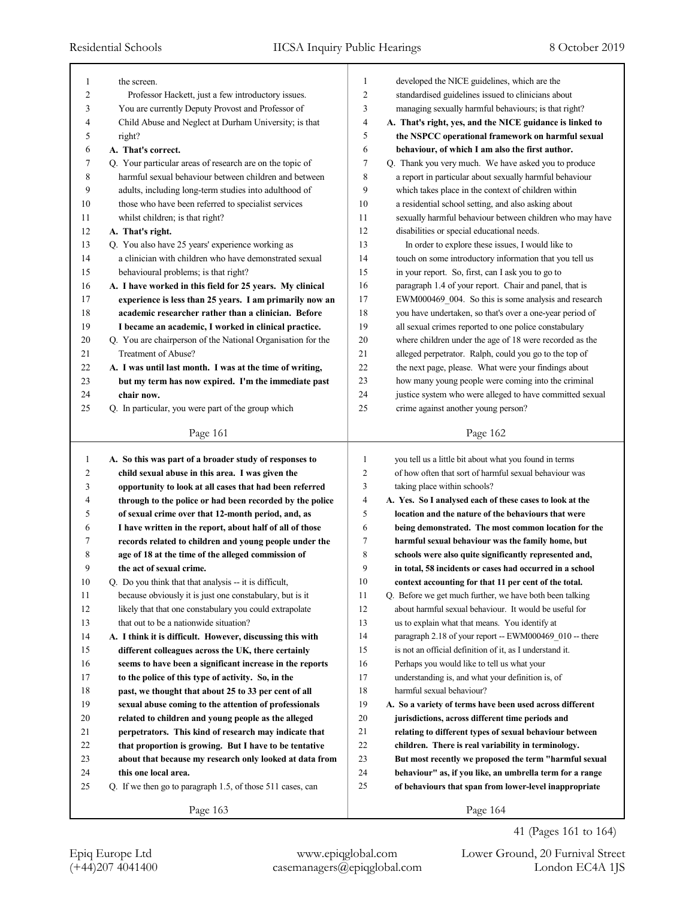the screen.

Professor Hackett, just a few introductory issues. You are currently Deputy Provost and Professor of Child Abuse and Neglect at Durham University; is that right?

**A. That's correct.**

Q. Your particular areas of research are on the topic of harmful sexual behaviour between children and between adults, including long-term studies into adulthood of those who have been referred to specialist services whilst children; is that right?

**A. That's right.**

Q. You also have 25 years' experience working as a clinician with children who have demonstrated sexual behavioural problems; is that right?

**A. I have worked in this field for 25 years. My clinical experience is less than 25 years. I am primarily now an academic researcher rather than a clinician. Before I became an academic, I worked in clinical practice.**

Q. You are chairperson of the National Organisation for the Treatment of Abuse?

**A. I was until last month. I was at the time of writing, but my term has now expired. I'm the immediate past chair now.**

Q. In particular, you were part of the group which developed the NICE guidelines, which are the standardised guidelines issued to clinicians about managing sexually harmful behaviours; is that right?

**A. That's right, yes, and the NICE guidance is linked to the NSPCC operational framework on harmful sexual behaviour, of which I am also the first author.**

Q. Thank you very much. We have asked you to produce a report in particular about sexually harmful behaviour which takes place in the context of children within a residential school setting, and also asking about sexually harmful behaviour between children who may have disabilities or special educational needs.

In order to explore these issues, I would like to touch on some introductory information that you tell us in your report. So, first, can I ask you to go to paragraph 1.4 of your report. Chair and panel, that is EWM000469_004. So this is some analysis and research you have undertaken, so that's over a one-year period of all sexual crimes reported to one police constabulary where children under the age of 18 were recorded as the alleged perpetrator. Ralph, could you go to the top of the next page, please. What were your findings about how many young people were coming into the criminal justice system who were alleged to have committed sexual crime against another young person?

**A. So this was part of a broader study of responses to child sexual abuse in this area. I was given the opportunity to look at all cases that had been referred through to the police or had been recorded by the police of sexual crime over that 12-month period, and, as I have written in the report, about half of all of those records related to children and young people under the age of 18 at the time of the alleged commission of the act of sexual crime.**

Q. Do you think that that analysis -- it is difficult, because obviously it is just one constabulary, but is it likely that that one constabulary you could extrapolate that out to be a nationwide situation?

**A. I think it is difficult. However, discussing this with different colleagues across the UK, there certainly seems to have been a significant increase in the reports to the police of this type of activity. So, in the past, we thought that about 25 to 33 per cent of all sexual abuse coming to the attention of professionals related to children and young people as the alleged perpetrators. This kind of research may indicate that that proportion is growing. But I have to be tentative about that because my research only looked at data from this one local area.**

Q. If we then go to paragraph 1.5, of those 511 cases, can you tell us a little bit about what you found in terms of how often that sort of harmful sexual behaviour was taking place within schools?

**A. Yes. So I analysed each of these cases to look at the location and the nature of the behaviours that were being demonstrated. The most common location for the harmful sexual behaviour was the family home, but schools were also quite significantly represented and, in total, 58 incidents or cases had occurred in a school context accounting for that 11 per cent of the total.**

Q. Before we get much further, we have both been talking about harmful sexual behaviour. It would be useful for us to explain what that means. You identify at paragraph 2.18 of your report -- EWM000469_010 -- there is not an official definition of it, as I understand it. Perhaps you would like to tell us what your understanding is, and what your definition is, of harmful sexual behaviour?

**A. So a variety of terms have been used across different jurisdictions, across different time periods and relating to different types of sexual behaviour between children. There is real variability in terminology. But most recently we proposed the term "harmful sexual behaviour" as, if you like, an umbrella term for a range of behaviours that span from lower-level inappropriate**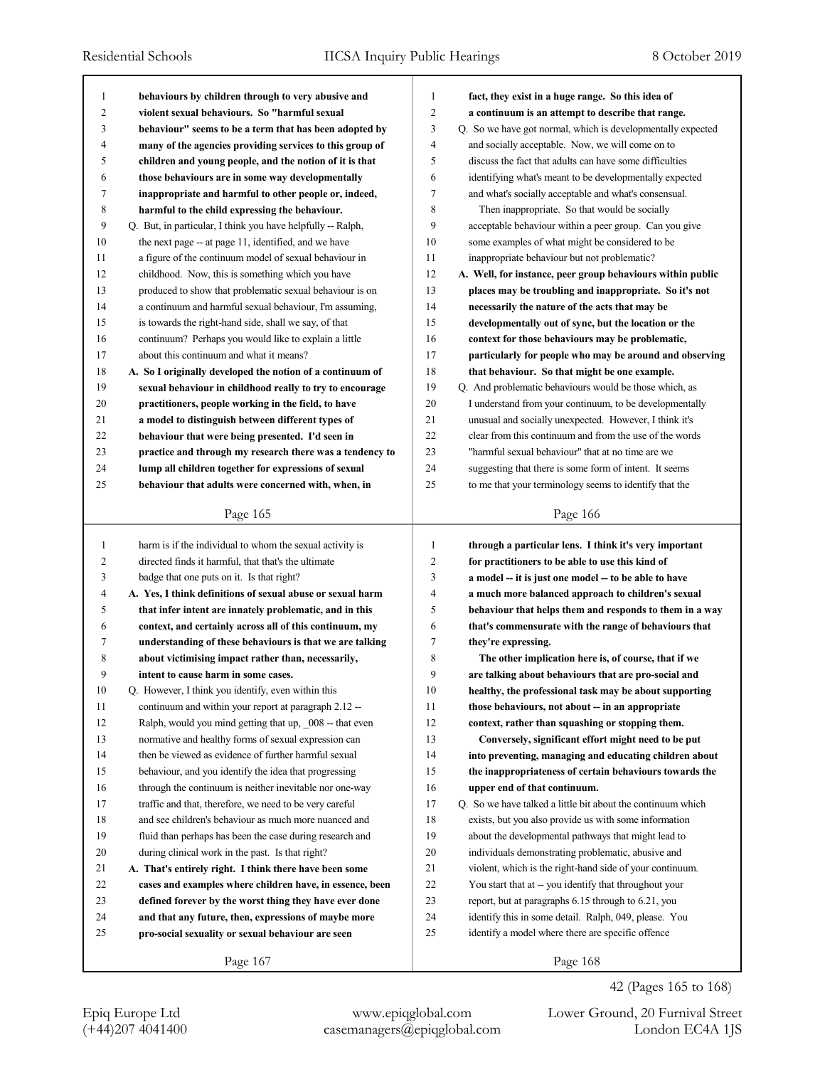behaviours by children through to very abusive and violent sexual behaviours. So "harmful sexual behaviour" seems to be a term that has been adopted by many of the agencies providing services to this group of children and young people, and the notion of it is that those behaviours are in some way developmentally inappropriate and harmful to other people or, indeed, harmful to the child expressing the behaviour.

Q. But, in particular, I think you have helpfully -- Ralph, the next page -- at page 11, identified, and we have a figure of the continuum model of sexual behaviour in childhood. Now, this is something which you have produced to show that problematic sexual behaviour is on a continuum and harmful sexual behaviour, I'm assuming, is towards the right-hand side, shall we say, of that continuum? Perhaps you would like to explain a little about this continuum and what it means?

**A. So I originally developed the notion of a continuum of sexual behaviour in childhood really to try to encourage practitioners, people working in the field, to have a model to distinguish between different types of behaviour that were being presented. I'd seen in practice and through my research there was a tendency to lump all children together for expressions of sexual behaviour that adults were concerned with, when, in fact, they exist in a huge range. So this idea of a continuum is an attempt to describe that range.**

Q. So we have got normal, which is developmentally expected and socially acceptable. Now, we will come on to discuss the fact that adults can have some difficulties identifying what's meant to be developmentally expected and what's socially acceptable and what's consensual.

Then inappropriate. So that would be socially acceptable behaviour within a peer group. Can you give some examples of what might be considered to be inappropriate behaviour but not problematic?

**A. Well, for instance, peer group behaviours within public places may be troubling and inappropriate. So it's not necessarily the nature of the acts that may be developmentally out of sync, but the location or the context for those behaviours may be problematic, particularly for people who may be around and observing that behaviour. So that might be one example.**

Q. And problematic behaviours would be those which, as I understand from your continuum, to be developmentally unusual and socially unexpected. However, I think it's clear from this continuum and from the use of the words "harmful sexual behaviour" that at no time are we suggesting that there is some form of intent. It seems to me that your terminology seems to identify that the harm is if the individual to whom the sexual activity is directed finds it harmful, that that's the ultimate badge that one puts on it. Is that right?

**A. Yes, I think definitions of sexual abuse or sexual harm that infer intent are innately problematic, and in this context, and certainly across all of this continuum, my understanding of these behaviours is that we are talking about victimising impact rather than, necessarily, intent to cause harm in some cases.**

Q. However, I think you identify, even within this continuum and within your report at paragraph 2.12 -- Ralph, would you mind getting that up, _008 -- that even normative and healthy forms of sexual expression can then be viewed as evidence of further harmful sexual behaviour, and you identify the idea that progressing through the continuum is neither inevitable nor one-way traffic and that, therefore, we need to be very careful and see children's behaviour as much more nuanced and fluid than perhaps has been the case during research and during clinical work in the past. Is that right?

**A. That's entirely right. I think there have been some cases and examples where children have, in essence, been defined forever by the worst thing they have ever done and that any future, then, expressions of maybe more pro-social sexuality or sexual behaviour are seen through a particular lens. I think it's very important for practitioners to be able to use this kind of a model -- it is just one model -- to be able to have a much more balanced approach to children's sexual behaviour that helps them and responds to them in a way that's commensurate with the range of behaviours that they're expressing.**

**The other implication here is, of course, that if we are talking about behaviours that are pro-social and healthy, the professional task may be about supporting those behaviours, not about -- in an appropriate context, rather than squashing or stopping them.**

**Conversely, significant effort might need to be put into preventing, managing and educating children about the inappropriateness of certain behaviours towards the upper end of that continuum.**

Q. So we have talked a little bit about the continuum which exists, but you also provide us with some information about the developmental pathways that might lead to individuals demonstrating problematic, abusive and violent, which is the right-hand side of your continuum. You start that at -- you identify that throughout your report, but at paragraphs 6.15 through to 6.21, you identify this in some detail. Ralph, 049, please. You identify a model where there are specific offence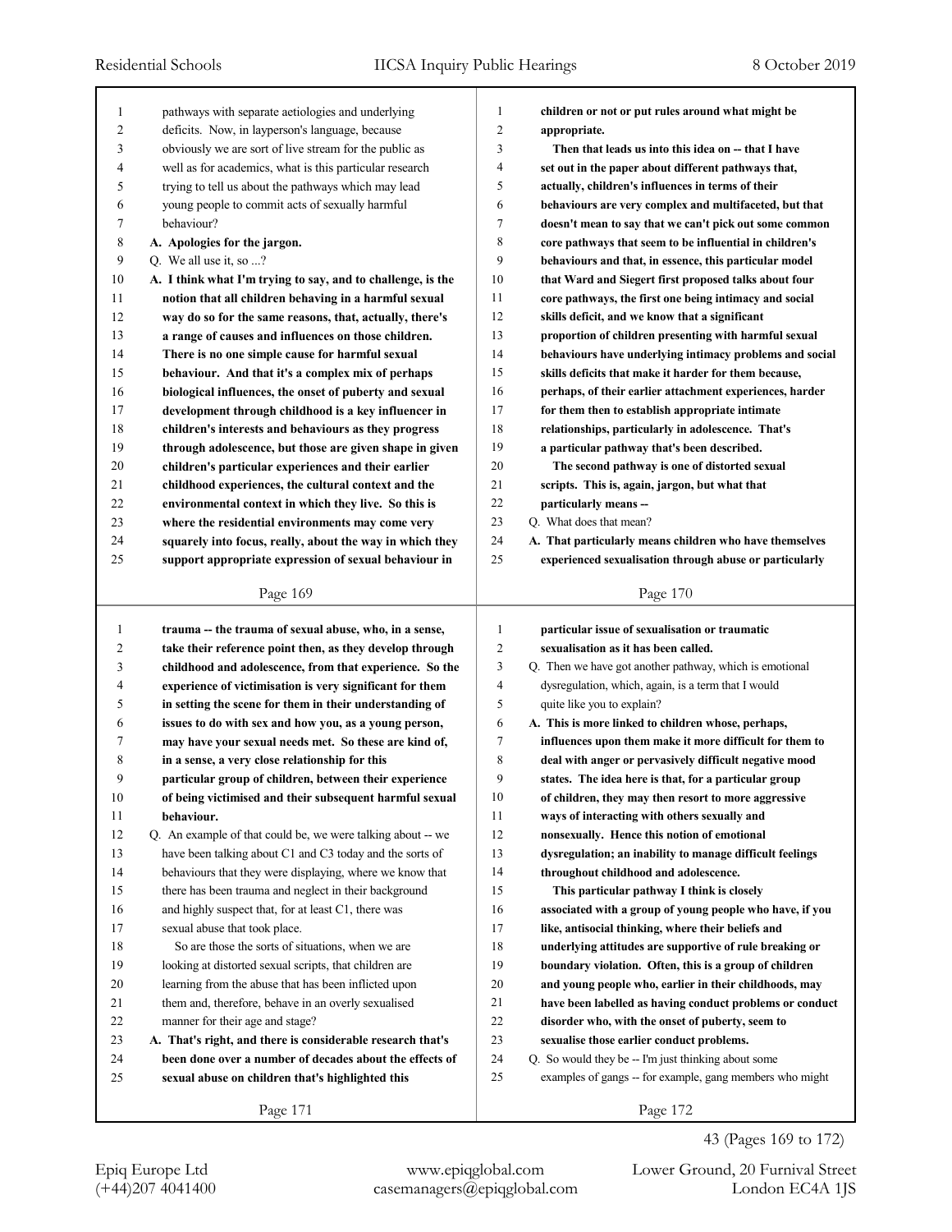pathways with separate aetiologies and underlying deficits. Now, in layperson's language, because obviously we are sort of live stream for the public as well as for academics, what is this particular research trying to tell us about the pathways which may lead young people to commit acts of sexually harmful behaviour?

**A. Apologies for the jargon.**

Q. We all use it, so ...?

**A. I think what I'm trying to say, and to challenge, is the notion that all children behaving in a harmful sexual way do so for the same reasons, that, actually, there's a range of causes and influences on those children. There is no one simple cause for harmful sexual behaviour. And that it's a complex mix of perhaps biological influences, the onset of puberty and sexual development through childhood is a key influencer in children's interests and behaviours as they progress through adolescence, but those are given shape in given children's particular experiences and their earlier childhood experiences, the cultural context and the environmental context in which they live. So this is where the residential environments may come very squarely into focus, really, about the way in which they support appropriate expression of sexual behaviour in children or not or put rules around what might be appropriate.**

**Then that leads us into this idea on -- that I have set out in the paper about different pathways that, actually, children's influences in terms of their behaviours are very complex and multifaceted, but that doesn't mean to say that we can't pick out some common core pathways that seem to be influential in children's behaviours and that, in essence, this particular model that Ward and Siegert first proposed talks about four core pathways, the first one being intimacy and social skills deficit, and we know that a significant proportion of children presenting with harmful sexual behaviours have underlying intimacy problems and social skills deficits that make it harder for them because, perhaps, of their earlier attachment experiences, harder for them then to establish appropriate intimate relationships, particularly in adolescence. That's a particular pathway that's been described.**

**The second pathway is one of distorted sexual scripts. This is, again, jargon, but what that particularly means --**

Q. What does that mean?

**A. That particularly means children who have themselves experienced sexualisation through abuse or particularly trauma -- the trauma of sexual abuse, who, in a sense, take their reference point then, as they develop through childhood and adolescence, from that experience. So the experience of victimisation is very significant for them in setting the scene for them in their understanding of issues to do with sex and how you, as a young person, may have your sexual needs met. So these are kind of, in a sense, a very close relationship for this particular group of children, between their experience of being victimised and their subsequent harmful sexual behaviour.**

Q. An example of that could be, we were talking about -- we have been talking about C1 and C3 today and the sorts of behaviours that they were displaying, where we know that there has been trauma and neglect in their background and highly suspect that, for at least C1, there was sexual abuse that took place.

So are those the sorts of situations, when we are looking at distorted sexual scripts, that children are learning from the abuse that has been inflicted upon them and, therefore, behave in an overly sexualised manner for their age and stage?

**A. That's right, and there is considerable research that's been done over a number of decades about the effects of sexual abuse on children that's highlighted this particular issue of sexualisation or traumatic sexualisation as it has been called.**

Q. Then we have got another pathway, which is emotional dysregulation, which, again, is a term that I would quite like you to explain?

**A. This is more linked to children whose, perhaps, influences upon them make it more difficult for them to deal with anger or pervasively difficult negative mood states. The idea here is that, for a particular group of children, they may then resort to more aggressive ways of interacting with others sexually and nonsexually. Hence this notion of emotional dysregulation; an inability to manage difficult feelings throughout childhood and adolescence.**

**This particular pathway I think is closely associated with a group of young people who have, if you like, antisocial thinking, where their beliefs and underlying attitudes are supportive of rule breaking or boundary violation. Often, this is a group of children and young people who, earlier in their childhoods, may have been labelled as having conduct problems or conduct disorder who, with the onset of puberty, seem to sexualise those earlier conduct problems.**

Q. So would they be -- I'm just thinking about some examples of gangs -- for example, gang members who might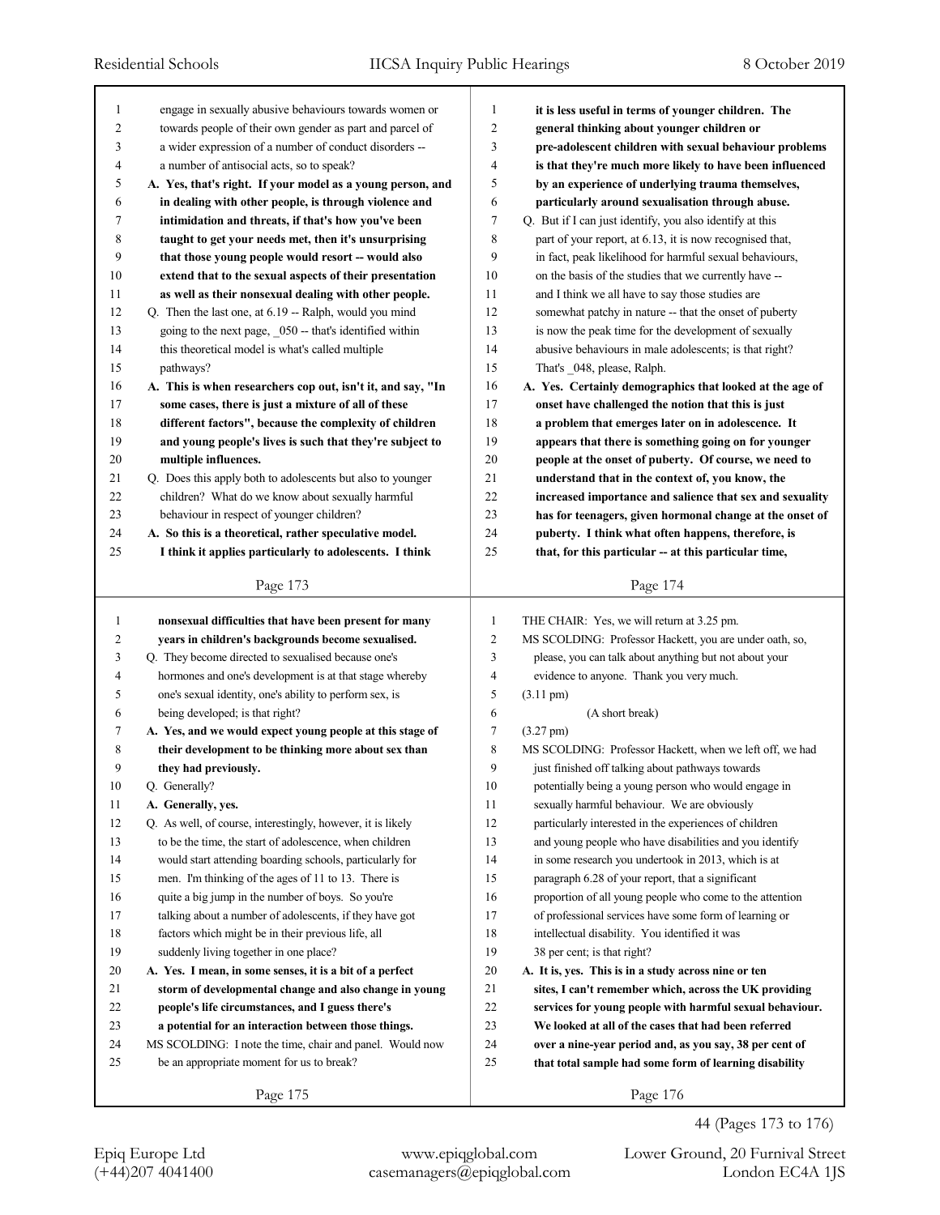engage in sexually abusive behaviours towards women or towards people of their own gender as part and parcel of a wider expression of a number of conduct disorders -- a number of antisocial acts, so to speak?

**A. Yes, that's right. If your model as a young person, and in dealing with other people, is through violence and intimidation and threats, if that's how you've been taught to get your needs met, then it's unsurprising that those young people would resort -- would also extend that to the sexual aspects of their presentation as well as their nonsexual dealing with other people.**

Q. Then the last one, at 6.19 -- Ralph, would you mind going to the next page, _050 -- that's identified within this theoretical model is what's called multiple pathways?

**A. This is when researchers cop out, isn't it, and say, "In some cases, there is just a mixture of all of these different factors", because the complexity of children and young people's lives is such that they're subject to multiple influences.**

Q. Does this apply both to adolescents but also to younger children? What do we know about sexually harmful behaviour in respect of younger children?

**A. So this is a theoretical, rather speculative model. I think it applies particularly to adolescents. I think it is less useful in terms of younger children. The general thinking about younger children or pre-adolescent children with sexual behaviour problems is that they're much more likely to have been influenced by an experience of underlying trauma themselves, particularly around sexualisation through abuse.**

Q. But if I can just identify, you also identify at this part of your report, at 6.13, it is now recognised that, in fact, peak likelihood for harmful sexual behaviours, on the basis of the studies that we currently have -- and I think we all have to say those studies are somewhat patchy in nature -- that the onset of puberty is now the peak time for the development of sexually abusive behaviours in male adolescents; is that right? That's _048, please, Ralph.

**A. Yes. Certainly demographics that looked at the age of onset have challenged the notion that this is just a problem that emerges later on in adolescence. It appears that there is something going on for younger people at the onset of puberty. Of course, we need to understand that in the context of, you know, the increased importance and salience that sex and sexuality has for teenagers, given hormonal change at the onset of puberty. I think what often happens, therefore, is that, for this particular -- at this particular time, nonsexual difficulties that have been present for many years in children's backgrounds become sexualised.**

Q. They become directed to sexualised because one's hormones and one's development is at that stage whereby one's sexual identity, one's ability to perform sex, is being developed; is that right?

**A. Yes, and we would expect young people at this stage of their development to be thinking more about sex than they had previously.**

Q. Generally?

**A. Generally, yes.**

Q. As well, of course, interestingly, however, it is likely to be the time, the start of adolescence, when children would start attending boarding schools, particularly for men. I'm thinking of the ages of 11 to 13. There is quite a big jump in the number of boys. So you're talking about a number of adolescents, if they have got factors which might be in their previous life, all suddenly living together in one place?

**A. Yes. I mean, in some senses, it is a bit of a perfect storm of developmental change and also change in young people's life circumstances, and I guess there's a potential for an interaction between those things.**

MS SCOLDING: I note the time, chair and panel. Would now be an appropriate moment for us to break?

THE CHAIR: Yes, we will return at 3.25 pm.

MS SCOLDING: Professor Hackett, you are under oath, so, please, you can talk about anything but not about your evidence to anyone. Thank you very much.

(3.11 pm)

(A short break)

(3.27 pm)

MS SCOLDING: Professor Hackett, when we left off, we had just finished off talking about pathways towards potentially being a young person who would engage in sexually harmful behaviour. We are obviously particularly interested in the experiences of children and young people who have disabilities and you identify in some research you undertook in 2013, which is at paragraph 6.28 of your report, that a significant proportion of all young people who come to the attention of professional services have some form of learning or intellectual disability. You identified it was 38 per cent; is that right?

**A. It is, yes. This is in a study across nine or ten sites, I can't remember which, across the UK providing services for young people with harmful sexual behaviour. We looked at all of the cases that had been referred over a nine-year period and, as you say, 38 per cent of that total sample had some form of learning disability**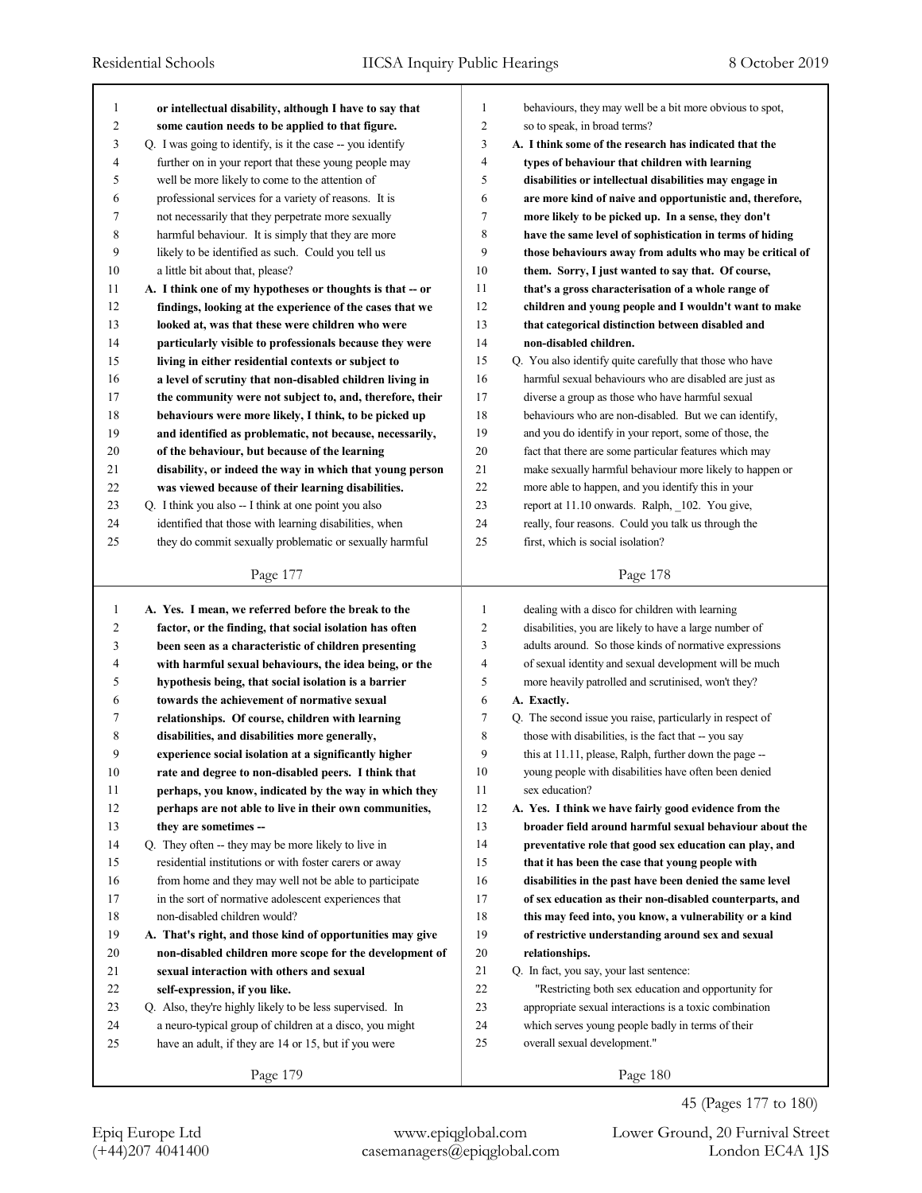or intellectual disability, although I have to say that some caution needs to be applied to that figure.

Q. I was going to identify, is it the case -- you identify further on in your report that these young people may well be more likely to come to the attention of professional services for a variety of reasons. It is not necessarily that they perpetrate more sexually harmful behaviour. It is simply that they are more likely to be identified as such. Could you tell us a little bit about that, please?

**A. I think one of my hypotheses or thoughts is that -- or findings, looking at the experience of the cases that we looked at, was that these were children who were particularly visible to professionals because they were living in either residential contexts or subject to a level of scrutiny that non-disabled children living in the community were not subject to, and, therefore, their behaviours were more likely, I think, to be picked up and identified as problematic, not because, necessarily, of the behaviour, but because of the learning disability, or indeed the way in which that young person was viewed because of their learning disabilities.**

Q. I think you also -- I think at one point you also identified that those with learning disabilities, when they do commit sexually problematic or sexually harmful behaviours, they may well be a bit more obvious to spot, so to speak, in broad terms?

**A. I think some of the research has indicated that the types of behaviour that children with learning disabilities or intellectual disabilities may engage in are more kind of naive and opportunistic and, therefore, more likely to be picked up. In a sense, they don't have the same level of sophistication in terms of hiding those behaviours away from adults who may be critical of them. Sorry, I just wanted to say that. Of course, that's a gross characterisation of a whole range of children and young people and I wouldn't want to make that categorical distinction between disabled and non-disabled children.**

Q. You also identify quite carefully that those who have harmful sexual behaviours who are disabled are just as diverse a group as those who have harmful sexual behaviours who are non-disabled. But we can identify, and you do identify in your report, some of those, the fact that there are some particular features which may make sexually harmful behaviour more likely to happen or more able to happen, and you identify this in your report at 11.10 onwards. Ralph, _102. You give, really, four reasons. Could you talk us through the first, which is social isolation?

**A. Yes. I mean, we referred before the break to the factor, or the finding, that social isolation has often been seen as a characteristic of children presenting with harmful sexual behaviours, the idea being, or the hypothesis being, that social isolation is a barrier towards the achievement of normative sexual relationships. Of course, children with learning disabilities, and disabilities more generally, experience social isolation at a significantly higher rate and degree to non-disabled peers. I think that perhaps, you know, indicated by the way in which they perhaps are not able to live in their own communities, they are sometimes --**

Q. They often -- they may be more likely to live in residential institutions or with foster carers or away from home and they may well not be able to participate in the sort of normative adolescent experiences that non-disabled children would?

**A. That's right, and those kind of opportunities may give non-disabled children more scope for the development of sexual interaction with others and sexual self-expression, if you like.**

Q. Also, they're highly likely to be less supervised. In a neuro-typical group of children at a disco, you might have an adult, if they are 14 or 15, but if you were dealing with a disco for children with learning disabilities, you are likely to have a large number of adults around. So those kinds of normative expressions of sexual identity and sexual development will be much more heavily patrolled and scrutinised, won't they?

**A. Exactly.**

Q. The second issue you raise, particularly in respect of those with disabilities, is the fact that -- you say this at 11.11, please, Ralph, further down the page -- young people with disabilities have often been denied sex education?

**A. Yes. I think we have fairly good evidence from the broader field around harmful sexual behaviour about the preventative role that good sex education can play, and that it has been the case that young people with disabilities in the past have been denied the same level of sex education as their non-disabled counterparts, and this may feed into, you know, a vulnerability or a kind of restrictive understanding around sex and sexual relationships.**

Q. In fact, you say, your last sentence:

"Restricting both sex education and opportunity for appropriate sexual interactions is a toxic combination which serves young people badly in terms of their overall sexual development."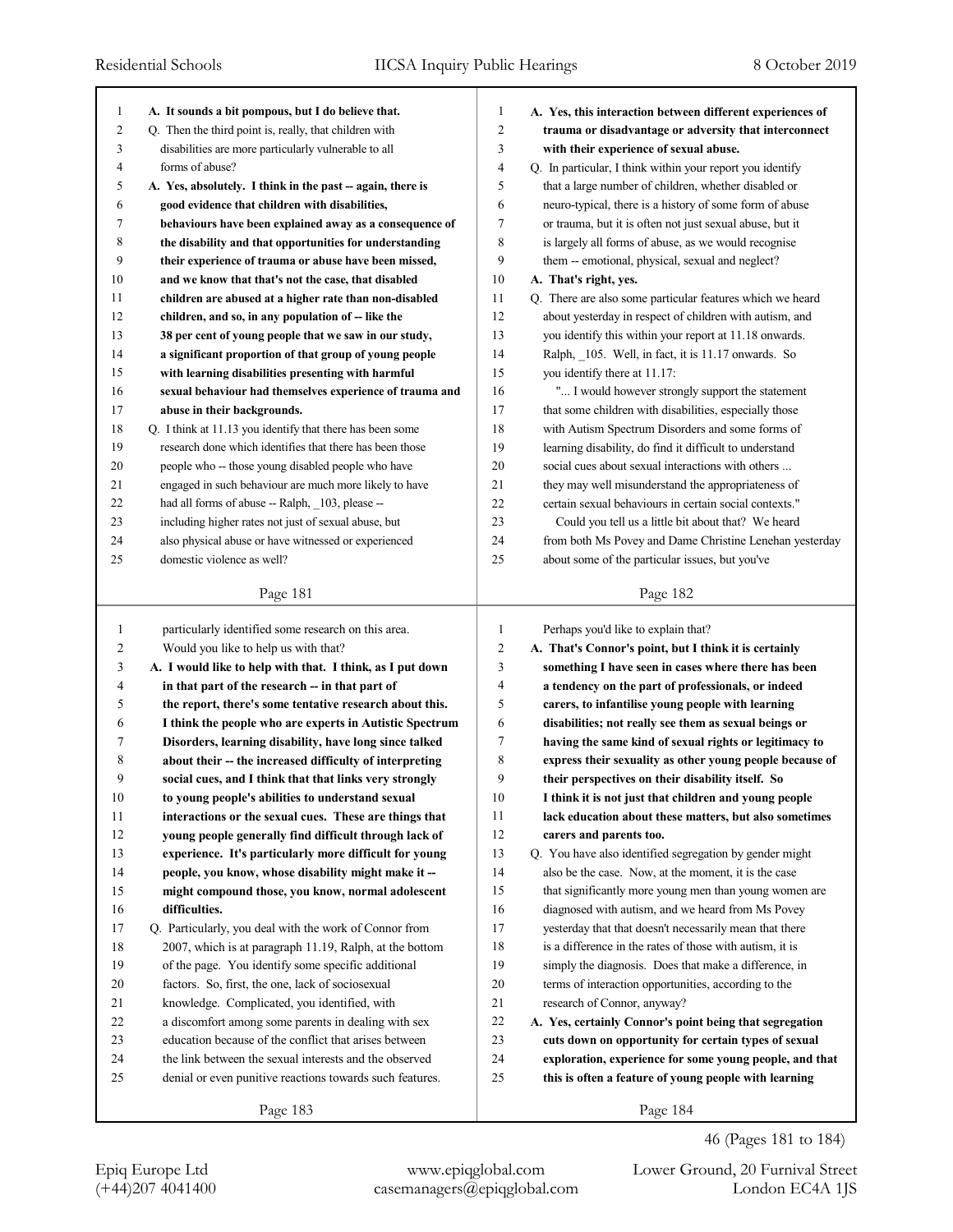**A. It sounds a bit pompous, but I do believe that.**

Q. Then the third point is, really, that children with disabilities are more particularly vulnerable to all forms of abuse?

**A. Yes, absolutely. I think in the past -- again, there is good evidence that children with disabilities, behaviours have been explained away as a consequence of the disability and that opportunities for understanding their experience of trauma or abuse have been missed, and we know that that's not the case, that disabled children are abused at a higher rate than non-disabled children, and so, in any population of -- like the 38 per cent of young people that we saw in our study, a significant proportion of that group of young people with learning disabilities presenting with harmful sexual behaviour had themselves experience of trauma and abuse in their backgrounds.**

Q. I think at 11.13 you identify that there has been some research done which identifies that there has been those people who -- those young disabled people who have engaged in such behaviour are much more likely to have had all forms of abuse -- Ralph, _103, please -- including higher rates not just of sexual abuse, but also physical abuse or have witnessed or experienced domestic violence as well?

**A. Yes, this interaction between different experiences of trauma or disadvantage or adversity that interconnect with their experience of sexual abuse.**

Q. In particular, I think within your report you identify that a large number of children, whether disabled or neuro-typical, there is a history of some form of abuse or trauma, but it is often not just sexual abuse, but it is largely all forms of abuse, as we would recognise them -- emotional, physical, sexual and neglect?

**A. That's right, yes.**

Q. There are also some particular features which we heard about yesterday in respect of children with autism, and you identify this within your report at 11.18 onwards. Ralph, _105. Well, in fact, it is 11.17 onwards. So you identify there at 11.17:

"... I would however strongly support the statement that some children with disabilities, especially those with Autism Spectrum Disorders and some forms of learning disability, do find it difficult to understand social cues about sexual interactions with others ... they may well misunderstand the appropriateness of certain sexual behaviours in certain social contexts."

Could you tell us a little bit about that? We heard from both Ms Povey and Dame Christine Lenehan yesterday about some of the particular issues, but you've particularly identified some research on this area. Would you like to help us with that?

**A. I would like to help with that. I think, as I put down in that part of the research -- in that part of the report, there's some tentative research about this. I think the people who are experts in Autistic Spectrum Disorders, learning disability, have long since talked about their -- the increased difficulty of interpreting social cues, and I think that that links very strongly to young people's abilities to understand sexual interactions or the sexual cues. These are things that young people generally find difficult through lack of experience. It's particularly more difficult for young people, you know, whose disability might make it -- might compound those, you know, normal adolescent difficulties.**

Q. Particularly, you deal with the work of Connor from 2007, which is at paragraph 11.19, Ralph, at the bottom of the page. You identify some specific additional factors. So, first, the one, lack of sociosexual knowledge. Complicated, you identified, with a discomfort among some parents in dealing with sex education because of the conflict that arises between the link between the sexual interests and the observed denial or even punitive reactions towards such features. Perhaps you'd like to explain that?

**A. That's Connor's point, but I think it is certainly something I have seen in cases where there has been a tendency on the part of professionals, or indeed carers, to infantilise young people with learning disabilities; not really see them as sexual beings or having the same kind of sexual rights or legitimacy to express their sexuality as other young people because of their perspectives on their disability itself. So I think it is not just that children and young people lack education about these matters, but also sometimes carers and parents too.**

Q. You have also identified segregation by gender might also be the case. Now, at the moment, it is the case that significantly more young men than young women are diagnosed with autism, and we heard from Ms Povey yesterday that that doesn't necessarily mean that there is a difference in the rates of those with autism, it is simply the diagnosis. Does that make a difference, in terms of interaction opportunities, according to the research of Connor, anyway?

**A. Yes, certainly Connor's point being that segregation cuts down on opportunity for certain types of sexual exploration, experience for some young people, and that this is often a feature of young people with learning**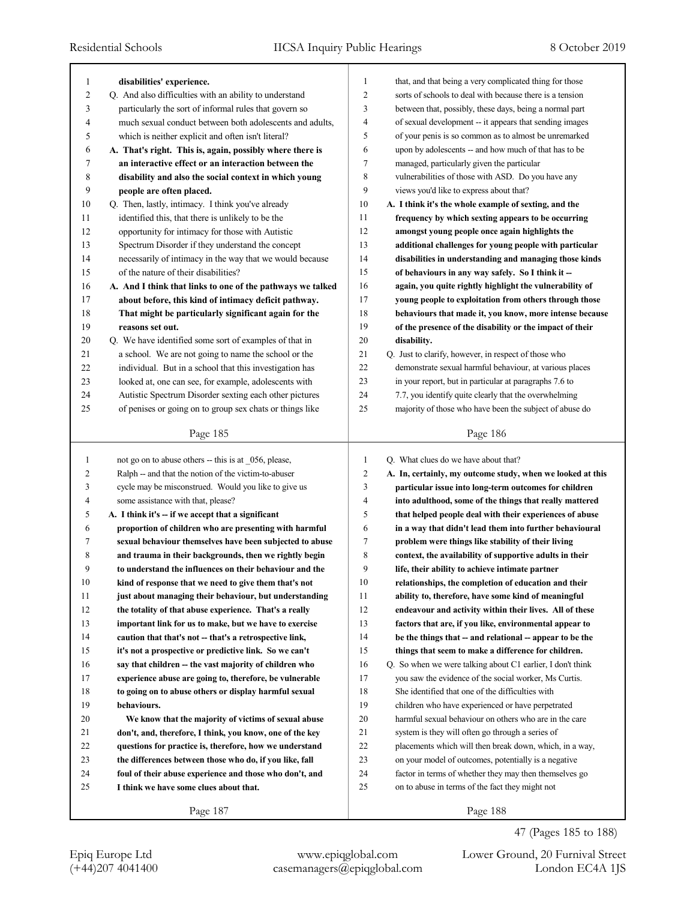disabilities' experience.

Q. And also difficulties with an ability to understand particularly the sort of informal rules that govern so much sexual conduct between both adolescents and adults, which is neither explicit and often isn't literal?

**A. That's right. This is, again, possibly where there is an interactive effect or an interaction between the disability and also the social context in which young people are often placed.**

Q. Then, lastly, intimacy. I think you've already identified this, that there is unlikely to be the opportunity for intimacy for those with Autistic Spectrum Disorder if they understand the concept necessarily of intimacy in the way that we would because of the nature of their disabilities?

**A. And I think that links to one of the pathways we talked about before, this kind of intimacy deficit pathway. That might be particularly significant again for the reasons set out.**

Q. We have identified some sort of examples of that in a school. We are not going to name the school or the individual. But in a school that this investigation has looked at, one can see, for example, adolescents with Autistic Spectrum Disorder sexting each other pictures of penises or going on to group sex chats or things like that, and that being a very complicated thing for those sorts of schools to deal with because there is a tension between that, possibly, these days, being a normal part of sexual development -- it appears that sending images of your penis is so common as to almost be unremarked upon by adolescents -- and how much of that has to be managed, particularly given the particular vulnerabilities of those with ASD. Do you have any views you'd like to express about that?

**A. I think it's the whole example of sexting, and the frequency by which sexting appears to be occurring amongst young people once again highlights the additional challenges for young people with particular disabilities in understanding and managing those kinds of behaviours in any way safely. So I think it -- again, you quite rightly highlight the vulnerability of young people to exploitation from others through those behaviours that made it, you know, more intense because of the presence of the disability or the impact of their disability.**

Q. Just to clarify, however, in respect of those who demonstrate sexual harmful behaviour, at various places in your report, but in particular at paragraphs 7.6 to 7.7, you identify quite clearly that the overwhelming majority of those who have been the subject of abuse do not go on to abuse others -- this is at _056, please, Ralph -- and that the notion of the victim-to-abuser cycle may be misconstrued. Would you like to give us some assistance with that, please?

**A. I think it's -- if we accept that a significant proportion of children who are presenting with harmful sexual behaviour themselves have been subjected to abuse and trauma in their backgrounds, then we rightly begin to understand the influences on their behaviour and the kind of response that we need to give them that's not just about managing their behaviour, but understanding the totality of that abuse experience. That's a really important link for us to make, but we have to exercise caution that that's not -- that's a retrospective link, it's not a prospective or predictive link. So we can't say that children -- the vast majority of children who experience abuse are going to, therefore, be vulnerable to going on to abuse others or display harmful sexual behaviours.**

**We know that the majority of victims of sexual abuse don't, and, therefore, I think, you know, one of the key questions for practice is, therefore, how we understand the differences between those who do, if you like, fall foul of their abuse experience and those who don't, and I think we have some clues about that.**

Q. What clues do we have about that?

**A. In, certainly, my outcome study, when we looked at this particular issue into long-term outcomes for children into adulthood, some of the things that really mattered that helped people deal with their experiences of abuse in a way that didn't lead them into further behavioural problem were things like stability of their living context, the availability of supportive adults in their life, their ability to achieve intimate partner relationships, the completion of education and their ability to, therefore, have some kind of meaningful endeavour and activity within their lives. All of these factors that are, if you like, environmental appear to be the things that -- and relational -- appear to be the things that seem to make a difference for children.**

Q. So when we were talking about C1 earlier, I don't think you saw the evidence of the social worker, Ms Curtis. She identified that one of the difficulties with children who have experienced or have perpetrated harmful sexual behaviour on others who are in the care system is they will often go through a series of placements which will then break down, which, in a way, on your model of outcomes, potentially is a negative factor in terms of whether they may then themselves go on to abuse in terms of the fact they might not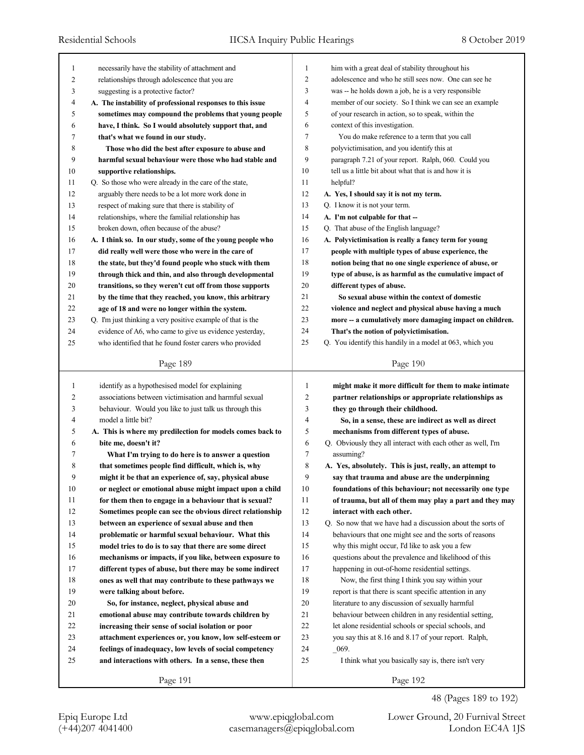necessarily have the stability of attachment and relationships through adolescence that you are suggesting is a protective factor?

**A. The instability of professional responses to this issue sometimes may compound the problems that young people have, I think. So I would absolutely support that, and that's what we found in our study.**

**Those who did the best after exposure to abuse and harmful sexual behaviour were those who had stable and supportive relationships.**

Q. So those who were already in the care of the state, arguably there needs to be a lot more work done in respect of making sure that there is stability of relationships, where the familial relationship has broken down, often because of the abuse?

**A. I think so. In our study, some of the young people who did really well were those who were in the care of the state, but they'd found people who stuck with them through thick and thin, and also through developmental transitions, so they weren't cut off from those supports by the time that they reached, you know, this arbitrary age of 18 and were no longer within the system.**

Q. I'm just thinking a very positive example of that is the evidence of A6, who came to give us evidence yesterday, who identified that he found foster carers who provided him with a great deal of stability throughout his adolescence and who he still sees now. One can see he was -- he holds down a job, he is a very responsible member of our society. So I think we can see an example of your research in action, so to speak, within the context of this investigation.

You do make reference to a term that you call polyvictimisation, and you identify this at paragraph 7.21 of your report. Ralph, 060. Could you tell us a little bit about what that is and how it is helpful?

**A. Yes, I should say it is not my term.**

Q. I know it is not your term.

**A. I'm not culpable for that --**

Q. That abuse of the English language?

**A. Polyvictimisation is really a fancy term for young people with multiple types of abuse experience, the notion being that no one single experience of abuse, or type of abuse, is as harmful as the cumulative impact of different types of abuse.**

**So sexual abuse within the context of domestic violence and neglect and physical abuse having a much more -- a cumulatively more damaging impact on children. That's the notion of polyvictimisation.**

Q. You identify this handily in a model at 063, which you identify as a hypothesised model for explaining associations between victimisation and harmful sexual behaviour. Would you like to just talk us through this model a little bit?

**A. This is where my predilection for models comes back to bite me, doesn't it?**

**What I'm trying to do here is to answer a question that sometimes people find difficult, which is, why might it be that an experience of, say, physical abuse or neglect or emotional abuse might impact upon a child for them then to engage in a behaviour that is sexual? Sometimes people can see the obvious direct relationship between an experience of sexual abuse and then problematic or harmful sexual behaviour. What this model tries to do is to say that there are some direct mechanisms or impacts, if you like, between exposure to different types of abuse, but there may be some indirect ones as well that may contribute to these pathways we were talking about before.**

**So, for instance, neglect, physical abuse and emotional abuse may contribute towards children by increasing their sense of social isolation or poor attachment experiences or, you know, low self-esteem or feelings of inadequacy, low levels of social competency and interactions with others. In a sense, these then might make it more difficult for them to make intimate partner relationships or appropriate relationships as they go through their childhood.**

**So, in a sense, these are indirect as well as direct mechanisms from different types of abuse.**

Q. Obviously they all interact with each other as well, I'm assuming?

**A. Yes, absolutely. This is just, really, an attempt to say that trauma and abuse are the underpinning foundations of this behaviour; not necessarily one type of trauma, but all of them may play a part and they may interact with each other.**

Q. So now that we have had a discussion about the sorts of behaviours that one might see and the sorts of reasons why this might occur, I'd like to ask you a few questions about the prevalence and likelihood of this happening in out-of-home residential settings.

Now, the first thing I think you say within your report is that there is scant specific attention in any literature to any discussion of sexually harmful behaviour between children in any residential setting, let alone residential schools or special schools, and you say this at 8.16 and 8.17 of your report. Ralph, _069.

I think what you basically say is, there isn't very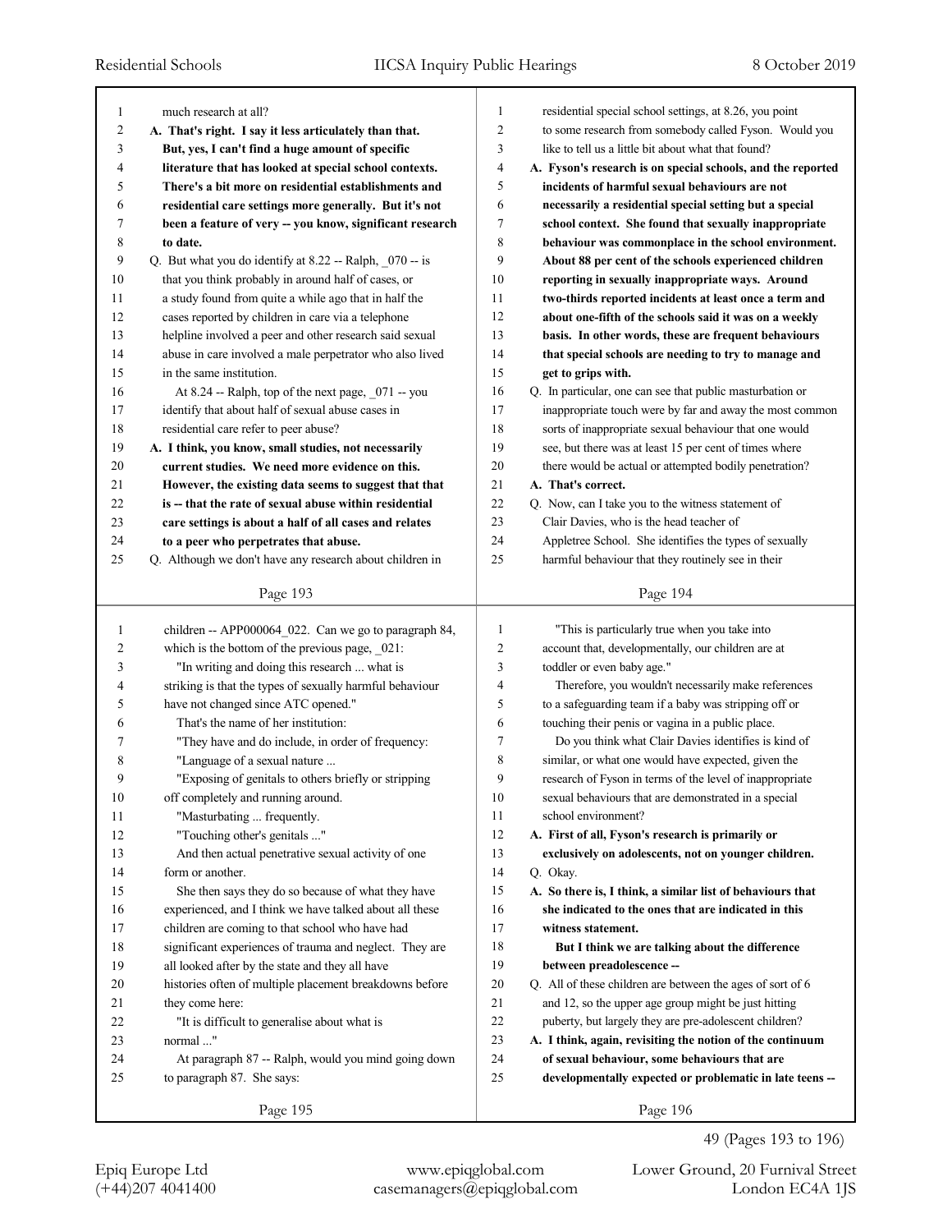much research at all?

**A. That's right. I say it less articulately than that. But, yes, I can't find a huge amount of specific literature that has looked at special school contexts. There's a bit more on residential establishments and residential care settings more generally. But it's not been a feature of very -- you know, significant research to date.**

Q. But what you do identify at 8.22 -- Ralph, _070 -- is that you think probably in around half of cases, or a study found from quite a while ago that in half the cases reported by children in care via a telephone helpline involved a peer and other research said sexual abuse in care involved a male perpetrator who also lived in the same institution.

At 8.24 -- Ralph, top of the next page, _071 -- you identify that about half of sexual abuse cases in residential care refer to peer abuse?

**A. I think, you know, small studies, not necessarily current studies. We need more evidence on this. However, the existing data seems to suggest that that is -- that the rate of sexual abuse within residential care settings is about a half of all cases and relates to a peer who perpetrates that abuse.**

Q. Although we don't have any research about children in residential special school settings, at 8.26, you point to some research from somebody called Fyson. Would you like to tell us a little bit about what that found?

**A. Fyson's research is on special schools, and the reported incidents of harmful sexual behaviours are not necessarily a residential special setting but a special school context. She found that sexually inappropriate behaviour was commonplace in the school environment. About 88 per cent of the schools experienced children reporting in sexually inappropriate ways. Around two-thirds reported incidents at least once a term and about one-fifth of the schools said it was on a weekly basis. In other words, these are frequent behaviours that special schools are needing to try to manage and get to grips with.**

Q. In particular, one can see that public masturbation or inappropriate touch were by far and away the most common sorts of inappropriate sexual behaviour that one would see, but there was at least 15 per cent of times where there would be actual or attempted bodily penetration?

**A. That's correct.**

Q. Now, can I take you to the witness statement of Clair Davies, who is the head teacher of Appletree School. She identifies the types of sexually harmful behaviour that they routinely see in their children -- APP000064_022. Can we go to paragraph 84, which is the bottom of the previous page, _021:

"In writing and doing this research ... what is striking is that the types of sexually harmful behaviour have not changed since ATC opened."

That's the name of her institution:

"They have and do include, in order of frequency:

"Language of a sexual nature ...

"Exposing of genitals to others briefly or stripping off completely and running around.

"Masturbating ... frequently.

"Touching other's genitals ..."

And then actual penetrative sexual activity of one form or another.

She then says they do so because of what they have experienced, and I think we have talked about all these children are coming to that school who have had significant experiences of trauma and neglect. They are all looked after by the state and they all have histories often of multiple placement breakdowns before they come here:

"It is difficult to generalise about what is normal ..."

At paragraph 87 -- Ralph, would you mind going down to paragraph 87. She says:

"This is particularly true when you take into account that, developmentally, our children are at toddler or even baby age."

Therefore, you wouldn't necessarily make references to a safeguarding team if a baby was stripping off or touching their penis or vagina in a public place.

Do you think what Clair Davies identifies is kind of similar, or what one would have expected, given the research of Fyson in terms of the level of inappropriate sexual behaviours that are demonstrated in a special school environment?

**A. First of all, Fyson's research is primarily or exclusively on adolescents, not on younger children.**

Q. Okay.

**A. So there is, I think, a similar list of behaviours that she indicated to the ones that are indicated in this witness statement.**

**But I think we are talking about the difference between preadolescence --**

Q. All of these children are between the ages of sort of 6 and 12, so the upper age group might be just hitting puberty, but largely they are pre-adolescent children?

**A. I think, again, revisiting the notion of the continuum of sexual behaviour, some behaviours that are developmentally expected or problematic in late teens --**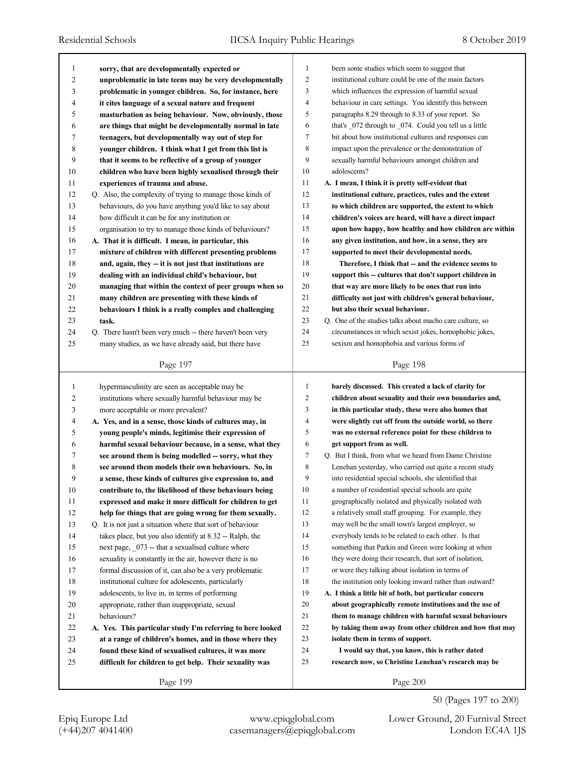sorry, that are developmentally expected or unproblematic in late teens may be very developmentally problematic in younger children. So, for instance, here it cites language of a sexual nature and frequent masturbation as being behaviour. Now, obviously, those are things that might be developmentally normal in late teenagers, but developmentally way out of step for younger children. I think what I get from this list is that it seems to be reflective of a group of younger children who have been highly sexualised through their experiences of trauma and abuse.

Q. Also, the complexity of trying to manage those kinds of behaviours, do you have anything you'd like to say about how difficult it can be for any institution or organisation to try to manage those kinds of behaviours?

A. **That it is difficult. I mean, in particular, this mixture of children with different presenting problems and, again, they -- it is not just that institutions are dealing with an individual child's behaviour, but managing that within the context of peer groups when so many children are presenting with these kinds of behaviours I think is a really complex and challenging task.**

Q. There hasn't been very much -- there haven't been very many studies, as we have already said, but there have been some studies which seem to suggest that institutional culture could be one of the main factors which influences the expression of harmful sexual behaviour in care settings. You identify this between paragraphs 8.29 through to 8.33 of your report. So that's _072 through to _074. Could you tell us a little bit about how institutional cultures and responses can impact upon the prevalence or the demonstration of sexually harmful behaviours amongst children and adolescents?

A. **I mean, I think it is pretty self-evident that institutional culture, practices, rules and the extent to which children are supported, the extent to which children's voices are heard, will have a direct impact upon how happy, how healthy and how children are within any given institution, and how, in a sense, they are supported to meet their developmental needs.**

**Therefore, I think that -- and the evidence seems to support this -- cultures that don't support children in that way are more likely to be ones that run into difficulty not just with children's general behaviour, but also their sexual behaviour.**

Q. One of the studies talks about macho care culture, so circumstances in which sexist jokes, homophobic jokes, sexism and homophobia and various forms of hypermasculinity are seen as acceptable may be institutions where sexually harmful behaviour may be more acceptable or more prevalent?

A. **Yes, and in a sense, those kinds of cultures may, in young people's minds, legitimise their expression of harmful sexual behaviour because, in a sense, what they see around them is being modelled -- sorry, what they see around them models their own behaviours. So, in a sense, these kinds of cultures give expression to, and contribute to, the likelihood of these behaviours being expressed and make it more difficult for children to get help for things that are going wrong for them sexually.**

Q. It is not just a situation where that sort of behaviour takes place, but you also identify at 8.32 -- Ralph, the next page, _073 -- that a sexualised culture where sexuality is constantly in the air, however there is no formal discussion of it, can also be a very problematic institutional culture for adolescents, particularly adolescents, to live in, in terms of performing appropriate, rather than inappropriate, sexual behaviours?

A. **Yes. This particular study I'm referring to here looked at a range of children's homes, and in those where they found these kind of sexualised cultures, it was more difficult for children to get help. Their sexuality was barely discussed. This created a lack of clarity for children about sexuality and their own boundaries and, in this particular study, these were also homes that were slightly cut off from the outside world, so there was no external reference point for these children to get support from as well.**

Q. But I think, from what we heard from Dame Christine Lenehan yesterday, who carried out quite a recent study into residential special schools, she identified that a number of residential special schools are quite geographically isolated and physically isolated with a relatively small staff grouping. For example, they may well be the small town's largest employer, so everybody tends to be related to each other. Is that something that Parkin and Green were looking at when they were doing their research, that sort of isolation, or were they talking about isolation in terms of the institution only looking inward rather than outward?

A. **I think a little bit of both, but particular concern about geographically remote institutions and the use of them to manage children with harmful sexual behaviours by taking them away from other children and how that may isolate them in terms of support.**

**I would say that, you know, this is rather dated research now, so Christine Lenehan's research may be**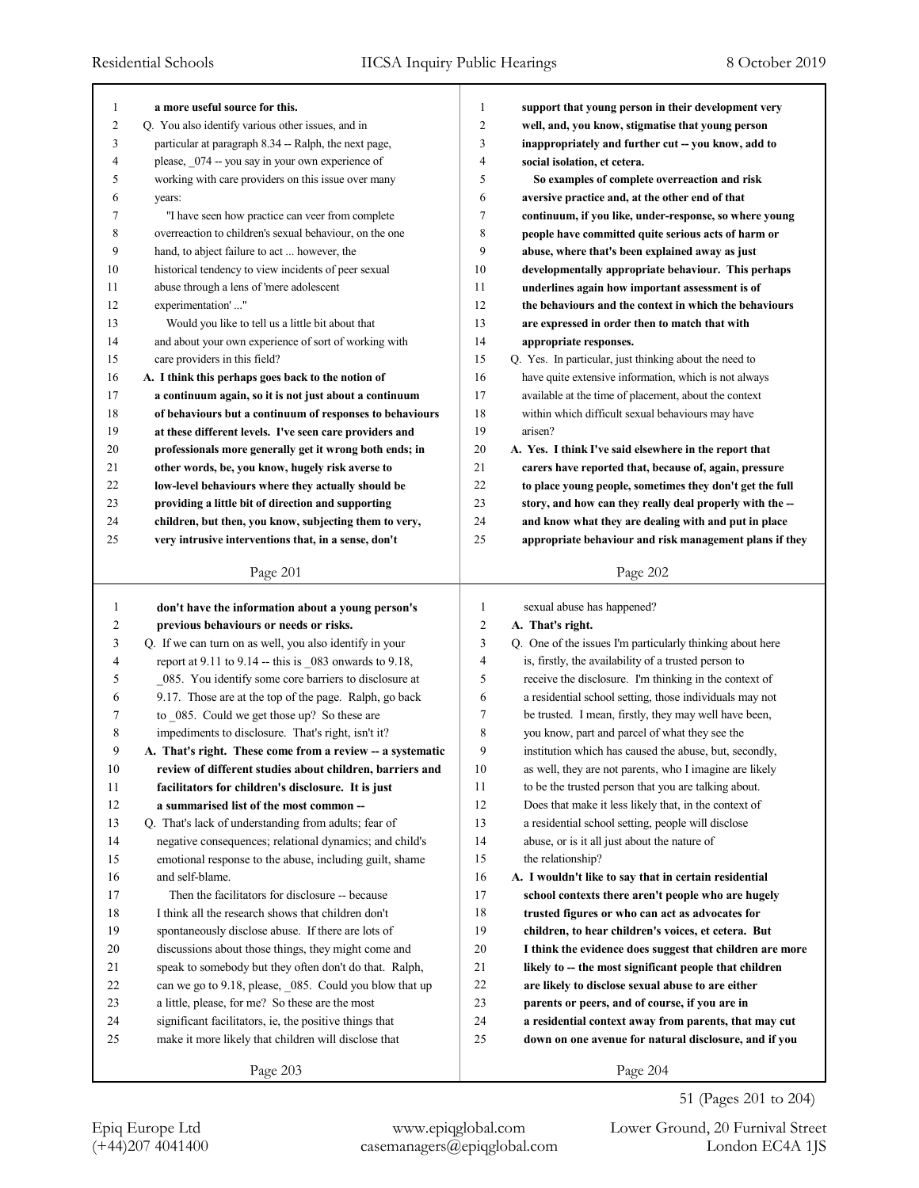a more useful source for this.

Q. You also identify various other issues, and in particular at paragraph 8.34 -- Ralph, the next page, please, _074 -- you say in your own experience of working with care providers on this issue over many years:

"I have seen how practice can veer from complete overreaction to children's sexual behaviour, on the one hand, to abject failure to act ... however, the historical tendency to view incidents of peer sexual abuse through a lens of 'mere adolescent experimentation' ..."

Would you like to tell us a little bit about that and about your own experience of sort of working with care providers in this field?

**A. I think this perhaps goes back to the notion of a continuum again, so it is not just about a continuum of behaviours but a continuum of responses to behaviours at these different levels. I've seen care providers and professionals more generally get it wrong both ends; in other words, be, you know, hugely risk averse to low-level behaviours where they actually should be providing a little bit of direction and supporting children, but then, you know, subjecting them to very, very intrusive interventions that, in a sense, don't support that young person in their development very well, and, you know, stigmatise that young person inappropriately and further cut -- you know, add to social isolation, et cetera.**

**So examples of complete overreaction and risk aversive practice and, at the other end of that continuum, if you like, under-response, so where young people have committed quite serious acts of harm or abuse, where that's been explained away as just developmentally appropriate behaviour. This perhaps underlines again how important assessment is of the behaviours and the context in which the behaviours are expressed in order then to match that with appropriate responses.**

Q. Yes. In particular, just thinking about the need to have quite extensive information, which is not always available at the time of placement, about the context within which difficult sexual behaviours may have arisen?

**A. Yes. I think I've said elsewhere in the report that carers have reported that, because of, again, pressure to place young people, sometimes they don't get the full story, and how can they really deal properly with the -- and know what they are dealing with and put in place appropriate behaviour and risk management plans if they don't have the information about a young person's previous behaviours or needs or risks.**

Q. If we can turn on as well, you also identify in your report at 9.11 to 9.14 -- this is _083 onwards to 9.18, _085. You identify some core barriers to disclosure at 9.17. Those are at the top of the page. Ralph, go back to _085. Could we get those up? So these are impediments to disclosure. That's right, isn't it?

**A. That's right. These come from a review -- a systematic review of different studies about children, barriers and facilitators for children's disclosure. It is just a summarised list of the most common --**

Q. That's lack of understanding from adults; fear of negative consequences; relational dynamics; and child's emotional response to the abuse, including guilt, shame and self-blame.

Then the facilitators for disclosure -- because I think all the research shows that children don't spontaneously disclose abuse. If there are lots of discussions about those things, they might come and speak to somebody but they often don't do that. Ralph, can we go to 9.18, please, _085. Could you blow that up a little, please, for me? So these are the most significant facilitators, ie, the positive things that make it more likely that children will disclose that sexual abuse has happened?

**A. That's right.**

Q. One of the issues I'm particularly thinking about here is, firstly, the availability of a trusted person to receive the disclosure. I'm thinking in the context of a residential school setting, those individuals may not be trusted. I mean, firstly, they may well have been, you know, part and parcel of what they see the institution which has caused the abuse, but, secondly, as well, they are not parents, who I imagine are likely to be the trusted person that you are talking about. Does that make it less likely that, in the context of a residential school setting, people will disclose abuse, or is it all just about the nature of the relationship?

**A. I wouldn't like to say that in certain residential school contexts there aren't people who are hugely trusted figures or who can act as advocates for children, to hear children's voices, et cetera. But I think the evidence does suggest that children are more likely to -- the most significant people that children are likely to disclose sexual abuse to are either parents or peers, and of course, if you are in a residential context away from parents, that may cut down on one avenue for natural disclosure, and if you**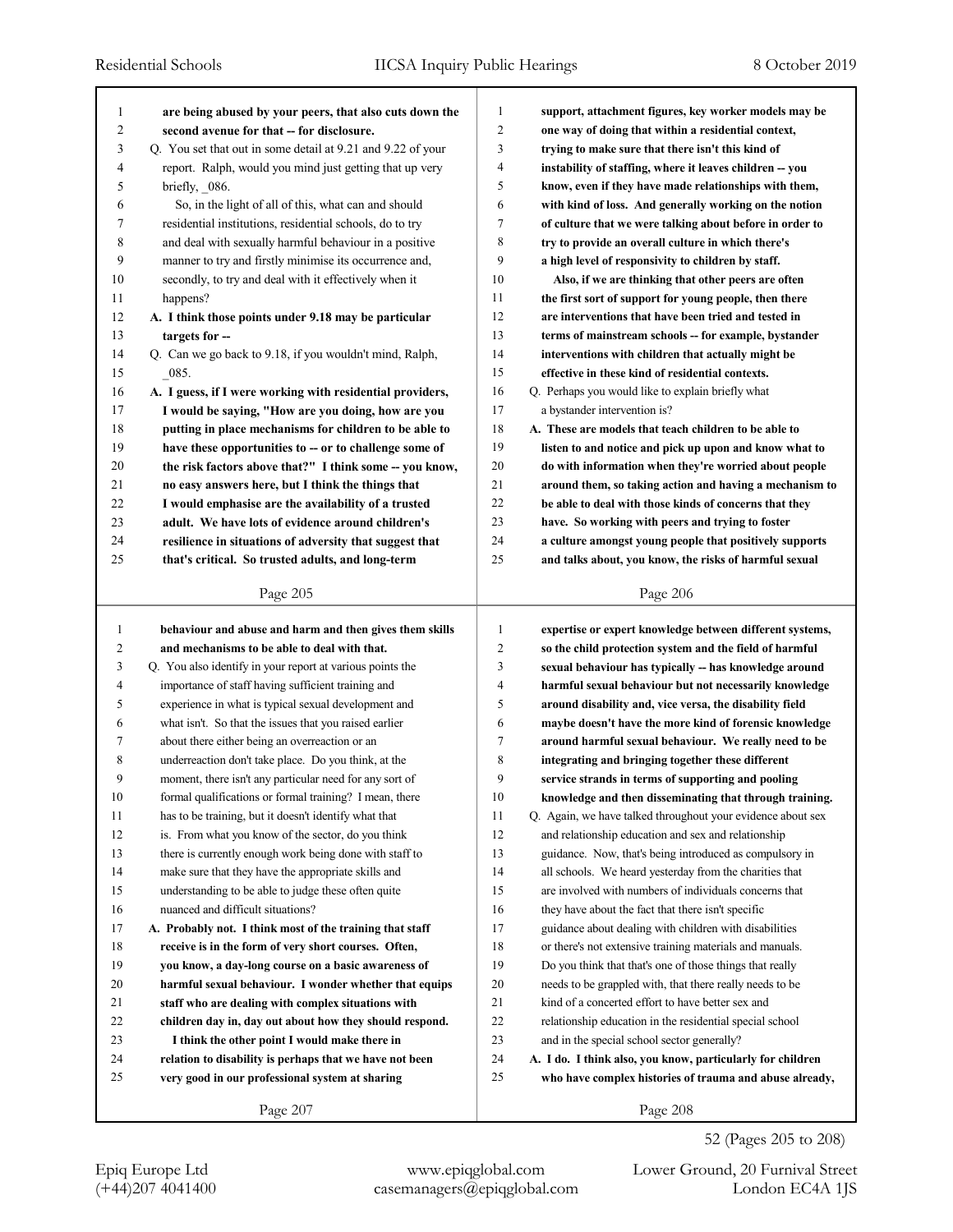are being abused by your peers, that also cuts down the second avenue for that -- for disclosure.

Q. You set that out in some detail at 9.21 and 9.22 of your report. Ralph, would you mind just getting that up very briefly, _086.

So, in the light of all of this, what can and should residential institutions, residential schools, do to try and deal with sexually harmful behaviour in a positive manner to try and firstly minimise its occurrence and, secondly, to try and deal with it effectively when it happens?

**A. I think those points under 9.18 may be particular targets for --**

Q. Can we go back to 9.18, if you wouldn't mind, Ralph, _085.

**A. I guess, if I were working with residential providers, I would be saying, "How are you doing, how are you putting in place mechanisms for children to be able to have these opportunities to -- or to challenge some of the risk factors above that?" I think some -- you know, no easy answers here, but I think the things that I would emphasise are the availability of a trusted adult. We have lots of evidence around children's resilience in situations of adversity that suggest that that's critical. So trusted adults, and long-term support, attachment figures, key worker models may be one way of doing that within a residential context, trying to make sure that there isn't this kind of instability of staffing, where it leaves children -- you know, even if they have made relationships with them, with kind of loss. And generally working on the notion of culture that we were talking about before in order to try to provide an overall culture in which there's a high level of responsivity to children by staff.**

**Also, if we are thinking that other peers are often the first sort of support for young people, then there are interventions that have been tried and tested in terms of mainstream schools -- for example, bystander interventions with children that actually might be effective in these kind of residential contexts.**

Q. Perhaps you would like to explain briefly what a bystander intervention is?

**A. These are models that teach children to be able to listen to and notice and pick up upon and know what to do with information when they're worried about people around them, so taking action and having a mechanism to be able to deal with those kinds of concerns that they have. So working with peers and trying to foster a culture amongst young people that positively supports and talks about, you know, the risks of harmful sexual behaviour and abuse and harm and then gives them skills and mechanisms to be able to deal with that.**

Q. You also identify in your report at various points the importance of staff having sufficient training and experience in what is typical sexual development and what isn't. So that the issues that you raised earlier about there either being an overreaction or an underreaction don't take place. Do you think, at the moment, there isn't any particular need for any sort of formal qualifications or formal training? I mean, there has to be training, but it doesn't identify what that is. From what you know of the sector, do you think there is currently enough work being done with staff to make sure that they have the appropriate skills and understanding to be able to judge these often quite nuanced and difficult situations?

**A. Probably not. I think most of the training that staff receive is in the form of very short courses. Often, you know, a day-long course on a basic awareness of harmful sexual behaviour. I wonder whether that equips staff who are dealing with complex situations with children day in, day out about how they should respond.**

**I think the other point I would make there in relation to disability is perhaps that we have not been very good in our professional system at sharing expertise or expert knowledge between different systems, so the child protection system and the field of harmful sexual behaviour has typically -- has knowledge around harmful sexual behaviour but not necessarily knowledge around disability and, vice versa, the disability field maybe doesn't have the more kind of forensic knowledge around harmful sexual behaviour. We really need to be integrating and bringing together these different service strands in terms of supporting and pooling knowledge and then disseminating that through training.**

Q. Again, we have talked throughout your evidence about sex and relationship education and sex and relationship guidance. Now, that's being introduced as compulsory in all schools. We heard yesterday from the charities that are involved with numbers of individuals concerns that they have about the fact that there isn't specific guidance about dealing with children with disabilities or there's not extensive training materials and manuals. Do you think that that's one of those things that really needs to be grappled with, that there really needs to be kind of a concerted effort to have better sex and relationship education in the residential special school and in the special school sector generally?

**A. I do. I think also, you know, particularly for children who have complex histories of trauma and abuse already,**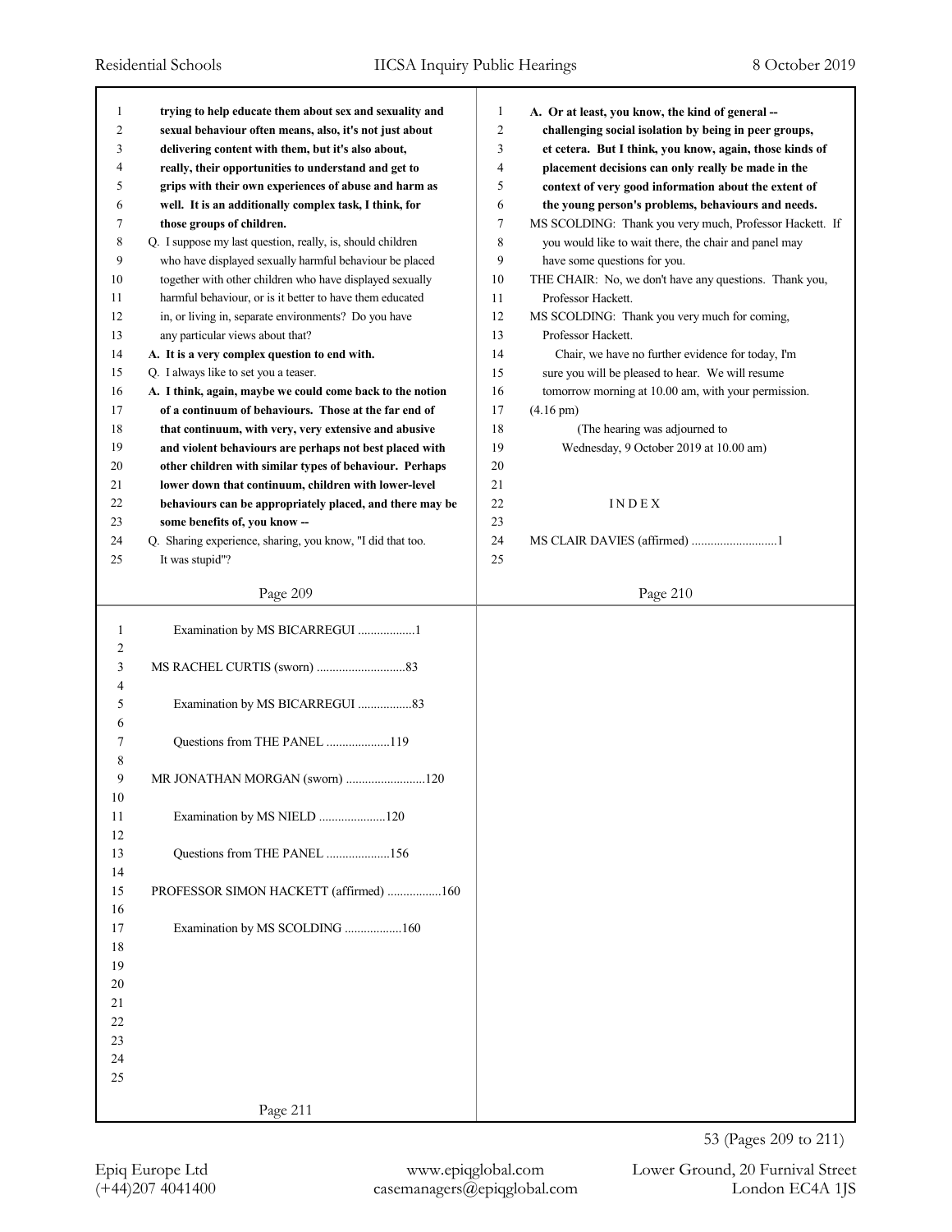**trying to help educate them about sex and sexuality and sexual behaviour often means, also, it's not just about delivering content with them, but it's also about, really, their opportunities to understand and get to grips with their own experiences of abuse and harm as well. It is an additionally complex task, I think, for those groups of children.**

Q. I suppose my last question, really, is, should children who have displayed sexually harmful behaviour be placed together with other children who have displayed sexually harmful behaviour, or is it better to have them educated in, or living in, separate environments? Do you have any particular views about that?

**A. It is a very complex question to end with.**

Q. I always like to set you a teaser.

**A. I think, again, maybe we could come back to the notion of a continuum of behaviours. Those at the far end of that continuum, with very, very extensive and abusive and violent behaviours are perhaps not best placed with other children with similar types of behaviour. Perhaps lower down that continuum, children with lower-level behaviours can be appropriately placed, and there may be some benefits of, you know --**

Q. Sharing experience, sharing, you know, "I did that too. It was stupid"?

**A. Or at least, you know, the kind of general -- challenging social isolation by being in peer groups, et cetera. But I think, you know, again, those kinds of placement decisions can only really be made in the context of very good information about the extent of the young person's problems, behaviours and needs.**

MS SCOLDING: Thank you very much, Professor Hackett. If you would like to wait there, the chair and panel may have some questions for you.

THE CHAIR: No, we don't have any questions. Thank you, Professor Hackett.

MS SCOLDING: Thank you very much for coming, Professor Hackett.

Chair, we have no further evidence for today, I'm sure you will be pleased to hear. We will resume tomorrow morning at 10.00 am, with your permission.

(4.16 pm)

(The hearing was adjourned to Wednesday, 9 October 2019 at 10.00 am)

INDEX

MS CLAIR DAVIES (affirmed) ...........................1

Examination by MS BICARREGUI ..................1

MS RACHEL CURTIS (sworn) ............................83

Examination by MS BICARREGUI .................83

Questions from THE PANEL ....................119

MR JONATHAN MORGAN (sworn) .........................120

Examination by MS NIELD .....................120

Questions from THE PANEL ....................156

PROFESSOR SIMON HACKETT (affirmed) .................160

Examination by MS SCOLDING ..................160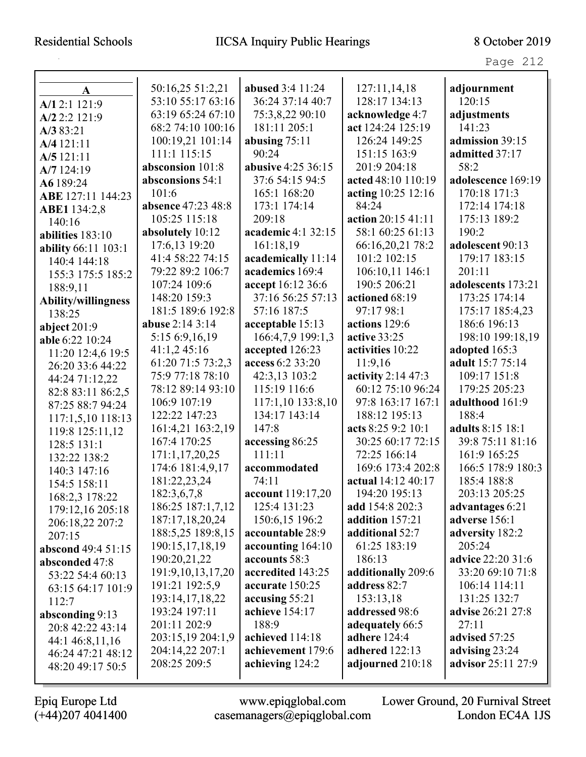**A**

**A/1** 2:1 121:9
**A/2** 2:2 121:9
**A/3** 83:21
**A/4** 121:11
**A/5** 121:11
**A/7** 124:19
**A6** 189:24
**ABE** 127:11 144:23
**ABE1** 134:2,8 140:16
**abilities** 183:10
**ability** 66:11 103:1 140:4 144:18 155:3 175:5 185:2 188:9,11
**Ability/willingness** 138:25
**abject** 201:9
**able** 6:22 10:24 11:20 12:4,6 19:5 26:20 33:6 44:22 44:24 71:12,22 82:8 83:11 86:2,5 87:25 88:7 94:24 117:1,5,10 118:13 119:8 125:11,12 128:5 131:1 132:22 138:2 140:3 147:16 154:5 158:11 168:2,3 178:22 179:12,16 205:18 206:18,22 207:2 207:15
**abscond** 49:4 51:15
**absconded** 47:8 53:22 54:4 60:13 63:15 64:17 101:9 112:7
**absconding** 9:13 20:8 42:22 43:14 44:1 46:8,11,16 46:24 47:21 48:12 48:20 49:17 50:5 50:16,25 51:2,21 53:10 55:17 63:16 63:19 65:24 67:10 68:2 74:10 100:16 100:19,21 101:14 111:1 115:15
**absconsion** 101:8
**absconsions** 54:1 101:6
**absence** 47:23 48:8 105:25 115:18
**absolutely** 10:12 17:6,13 19:20 41:4 58:22 74:15 79:22 89:2 106:7 107:24 109:6 148:20 159:3 181:5 189:6 192:8
**abuse** 2:14 3:14 5:15 6:9,16,19 41:1,2 45:16 61:20 71:5 73:2,3 75:9 77:18 78:10 78:12 89:14 93:10 106:9 107:19 122:22 147:23 161:4,21 163:2,19 167:4 170:25 171:1,17,20,25 174:6 181:4,9,17 181:22,23,24 182:3,6,7,8 186:25 187:1,7,12 187:17,18,20,24 188:5,25 189:8,15 190:15,17,18,19 190:20,21,22 191:9,10,13,17,20 191:21 192:5,9 193:14,17,18,22 193:24 197:11 201:11 202:9 203:15,19 204:1,9 204:14,22 207:1 208:25 209:5
**abused** 3:4 11:24 36:24 37:14 40:7 75:3,8,22 90:10 181:11 205:1
**abusing** 75:11 90:24
**abusive** 4:25 36:15 37:6 54:15 94:5 165:1 168:20 173:1 174:14 209:18
**academic** 4:1 32:15 161:18,19
**academically** 11:14
**academics** 169:4
**accept** 16:12 36:6 37:16 56:25 57:13 57:16 187:5
**acceptable** 15:13 166:4,7,9 199:1,3
**accepted** 126:23
**access** 6:2 33:20 42:3,13 103:2 115:19 116:6 117:1,10 133:8,10 134:17 143:14 147:8
**accessing** 86:25 111:11
**accommodated** 74:11
**account** 119:17,20 125:4 131:23 150:6,15 196:2
**accountable** 28:9
**accounting** 164:10
**accounts** 58:3
**accredited** 143:25
**accurate** 150:25
**accusing** 55:21
**achieve** 154:17 188:9
**achieved** 114:18
**achievement** 179:6
**achieving** 124:2
127:11,14,18 128:17 134:13
**acknowledge** 4:7
**act** 124:24 125:19 126:24 149:25 151:15 163:9 201:9 204:18
**acted** 48:10 110:19
**acting** 10:25 12:16 84:24
**action** 20:15 41:11 58:1 60:25 61:13 66:16,20,21 78:2 101:2 102:15 106:10,11 146:1 190:5 206:21
**actioned** 68:19 97:17 98:1
**actions** 129:6
**active** 33:25
**activities** 10:22 11:9,16
**activity** 2:14 47:3 60:12 75:10 96:24 97:8 163:17 167:1 188:12 195:13
**acts** 8:25 9:2 10:1 30:25 60:17 72:15 72:25 166:14 169:6 173:4 202:8
**actual** 14:12 40:17 194:20 195:13
**add** 154:8 202:3
**addition** 157:21
**additional** 52:7 61:25 183:19 186:13
**additionally** 209:6
**address** 82:7 153:13,18
**addressed** 98:6
**adequately** 66:5
**adhere** 124:4
**adhered** 122:13
**adjourned** 210:18
**adjournment** 120:15
**adjustments** 141:23
**admission** 39:15
**admitted** 37:17 58:2
**adolescence** 169:19 170:18 171:3 172:14 174:18 175:13 189:2 190:2
**adolescent** 90:13 179:17 183:15 201:11
**adolescents** 173:21 173:25 174:14 175:17 185:4,23 186:6 196:13 198:10 199:18,19
**adopted** 165:3
**adult** 15:7 75:14 109:17 151:8 179:25 205:23
**adulthood** 161:9 188:4
**adults** 8:15 18:1 39:8 75:11 81:16 161:9 165:25 166:5 178:9 180:3 185:4 188:8 203:13 205:25
**advantages** 6:21
**adverse** 156:1
**adversity** 182:2 205:24
**advice** 22:20 31:6 33:20 69:10 71:8 106:14 114:11 131:25 132:7
**advise** 26:21 27:8 27:11
**advised** 57:25
**advising** 23:24
**advisor** 25:11 27:9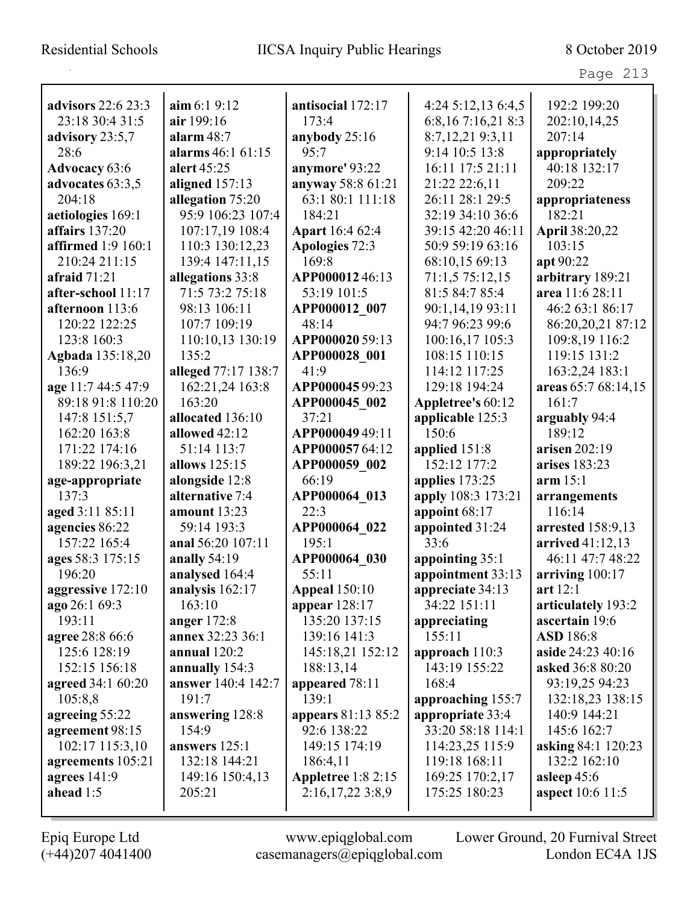**advisors** 22:6 23:3 23:18 30:4 31:5
**advisory** 23:5,7 28:6
**Advocacy** 63:6
**advocates** 63:3,5 204:18
**aetiologies** 169:1
**affairs** 137:20
**affirmed** 1:9 160:1 210:24 211:15
**afraid** 71:21
**after-school** 11:17
**afternoon** 113:6 120:22 122:25 123:8 160:3
**Agbada** 135:18,20 136:9
**age** 11:7 44:5 47:9 89:18 91:8 110:20 147:8 151:5,7 162:20 163:8 171:22 174:16 189:22 196:3,21
**age-appropriate** 137:3
**aged** 3:11 85:11
**agencies** 86:22 157:22 165:4
**ages** 58:3 175:15 196:20
**aggressive** 172:10
**ago** 26:1 69:3 193:11
**agree** 28:8 66:6 125:6 128:19 152:15 156:18
**agreed** 34:1 60:20 105:8,8
**agreeing** 55:22
**agreement** 98:15 102:17 115:3,10
**agreements** 105:21
**agrees** 141:9
**ahead** 1:5
**aim** 6:1 9:12
**air** 199:16
**alarm** 48:7
**alarms** 46:1 61:15
**alert** 45:25
**aligned** 157:13
**allegation** 75:20 95:9 106:23 107:4 107:17,19 108:4 110:3 130:12,23 139:4 147:11,15
**allegations** 33:8 71:5 73:2 75:18 98:13 106:11 107:7 109:19 110:10,13 130:19 135:2
**alleged** 77:17 138:7 162:21,24 163:8 163:20
**allocated** 136:10
**allowed** 42:12 51:14 113:7
**allows** 125:15
**alongside** 12:8
**alternative** 7:4
**amount** 13:23 59:14 193:3
**anal** 56:20 107:11
**anally** 54:19
**analysed** 164:4
**analysis** 162:17 163:10
**anger** 172:8
**annex** 32:23 36:1
**annual** 120:2
**annually** 154:3
**answer** 140:4 142:7 191:7
**answering** 128:8 154:9
**answers** 125:1 132:18 144:21 149:16 150:4,13 205:21
**antisocial** 172:17 173:4
**anybody** 25:16 95:7
**anymore'** 93:22
**anyway** 58:8 61:21 63:1 80:1 111:18 184:21
**Apart** 16:4 62:4
**Apologies** 72:3 169:8
**APP000012** 46:13 53:19 101:5
**APP000012_007** 48:14
**APP000020** 59:13
**APP000028_001** 41:9
**APP000045** 99:23
**APP000045_002** 37:21
**APP000049** 49:11
**APP000057** 64:12
**APP000059_002** 66:19
**APP000064_013** 22:3
**APP000064_022** 195:1
**APP000064_030** 55:11
**Appeal** 150:10
**appear** 128:17 135:20 137:15 139:16 141:3 145:18,21 152:12 188:13,14
**appeared** 78:11 139:1
**appears** 81:13 85:2 92:6 138:22 149:15 174:19 186:4,11
**Appletree** 1:8 2:15 2:16,17,22 3:8,9 4:24 5:12,13 6:4,5 6:8,16 7:16,21 8:3 8:7,12,21 9:3,11 9:14 10:5 13:8 16:11 17:5 21:11 21:22 22:6,11 26:11 28:1 29:5 32:19 34:10 36:6 39:15 42:20 46:11 50:9 59:19 63:16 68:10,15 69:13 71:1,5 75:12,15 81:5 84:7 85:4 90:1,14,19 93:11 94:7 96:23 99:6 100:16,17 105:3 108:15 110:15 114:12 117:25 129:18 194:24
**Appletree's** 60:12
**applicable** 125:3 150:6
**applied** 151:8 152:12 177:2
**applies** 173:25
**apply** 108:3 173:21
**appoint** 68:17
**appointed** 31:24 33:6
**appointing** 35:1
**appointment** 33:13
**appreciate** 34:13 34:22 151:11
**appreciating** 155:11
**approach** 110:3 143:19 155:22 168:4
**approaching** 155:7
**appropriate** 33:4 33:20 58:18 114:1 114:23,25 115:9 119:18 168:11 169:25 170:2,17 175:25 180:23 192:2 199:20 202:10,14,25 207:14
**appropriately** 40:18 132:17 209:22
**appropriateness** 182:21
**April** 38:20,22 103:15
**apt** 90:22
**arbitrary** 189:21
**area** 11:6 28:11 46:2 63:1 86:17 86:20,20,21 87:12 109:8,19 116:2 119:15 131:2 163:2,24 183:1
**areas** 65:7 68:14,15 161:7
**arguably** 94:4 189:12
**arisen** 202:19
**arises** 183:23
**arm** 15:1
**arrangements** 116:14
**arrested** 158:9,13
**arrived** 41:12,13 46:11 47:7 48:22
**arriving** 100:17
**art** 12:1
**articulately** 193:2
**ascertain** 19:6
**ASD** 186:8
**aside** 24:23 40:16
**asked** 36:8 80:20 93:19,25 94:23 132:18,23 138:15 140:9 144:21 145:6 162:7
**asking** 84:1 120:23 132:2 162:10
**asleep** 45:6
**aspect** 10:6 11:5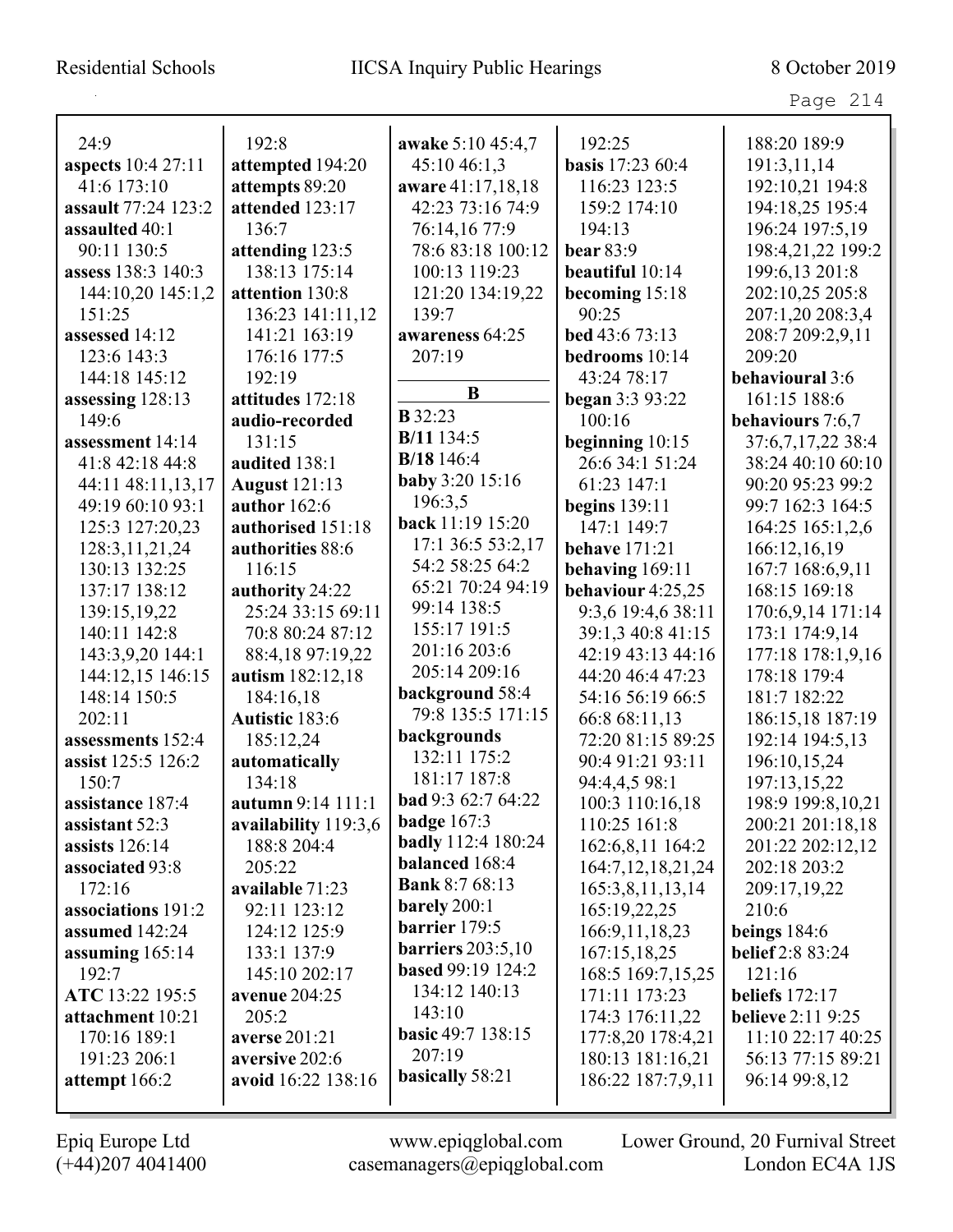24:9
**aspects** 10:4 27:11 41:6 173:10
**assault** 77:24 123:2
**assaulted** 40:1 90:11 130:5
**assess** 138:3 140:3 144:10,20 145:1,2 151:25
**assessed** 14:12 123:6 143:3 144:18 145:12
**assessing** 128:13 149:6
**assessment** 14:14 41:8 42:18 44:8 44:11 48:11,13,17 49:19 60:10 93:1 125:3 127:20,23 128:3,11,21,24 130:13 132:25 137:17 138:12 139:15,19,22 140:11 142:8 143:3,9,20 144:1 144:12,15 146:15 148:14 150:5 202:11
**assessments** 152:4
**assist** 125:5 126:2 150:7
**assistance** 187:4
**assistant** 52:3
**assists** 126:14
**associated** 93:8 172:16
**associations** 191:2
**assumed** 142:24
**assuming** 165:14 192:7
**ATC** 13:22 195:5
**attachment** 10:21 170:16 189:1 191:23 206:1
**attempt** 166:2
192:8
**attempted** 194:20
**attempts** 89:20
**attended** 123:17 136:7
**attending** 123:5 138:13 175:14
**attention** 130:8 136:23 141:11,12 141:21 163:19 176:16 177:5 192:19
**attitudes** 172:18
**audio-recorded** 131:15
**audited** 138:1
**August** 121:13
**author** 162:6
**authorised** 151:18
**authorities** 88:6 116:15
**authority** 24:22 25:24 33:15 69:11 70:8 80:24 87:12 88:4,18 97:19,22
**autism** 182:12,18 184:16,18
**Autistic** 183:6 185:12,24
**automatically** 134:18
**autumn** 9:14 111:1
**availability** 119:3,6 188:8 204:4 205:22
**available** 71:23 92:11 123:12 124:12 125:9 133:1 137:9 145:10 202:17
**avenue** 204:25 205:2
**averse** 201:21
**aversive** 202:6
**avoid** 16:22 138:16
**awake** 5:10 45:4,7 45:10 46:1,3
**aware** 41:17,18,18 42:23 73:16 74:9 76:14,16 77:9 78:6 83:18 100:12 100:13 119:23 121:20 134:19,22 139:7
**awareness** 64:25 207:19

**B**

**B** 32:23
**B/11** 134:5
**B/18** 146:4
**baby** 3:20 15:16 196:3,5
**back** 11:19 15:20 17:1 36:5 53:2,17 54:2 58:25 64:2 65:21 70:24 94:19 99:14 138:5 155:17 191:5 201:16 203:6 205:14 209:16
**background** 58:4 79:8 135:5 171:15
**backgrounds** 132:11 175:2 181:17 187:8
**bad** 9:3 62:7 64:22
**badge** 167:3
**badly** 112:4 180:24
**balanced** 168:4
**Bank** 8:7 68:13
**barely** 200:1
**barrier** 179:5
**barriers** 203:5,10
**based** 99:19 124:2 134:12 140:13 143:10
**basic** 49:7 138:15 207:19
**basically** 58:21
192:25
**basis** 17:23 60:4 116:23 123:5 159:2 174:10 194:13
**bear** 83:9
**beautiful** 10:14
**becoming** 15:18 90:25
**bed** 43:6 73:13
**bedrooms** 10:14 43:24 78:17
**began** 3:3 93:22 100:16
**beginning** 10:15 26:6 34:1 51:24 61:23 147:1
**begins** 139:11 147:1 149:7
**behave** 171:21
**behaving** 169:11
**behaviour** 4:25,25 9:3,6 19:4,6 38:11 39:1,3 40:8 41:15 42:19 43:13 44:16 44:20 46:4 47:23 54:16 56:19 66:5 66:8 68:11,13 72:20 81:15 89:25 90:4 91:21 93:11 94:4,4,5 98:1 100:3 110:16,18 110:25 161:8 162:6,8,11 164:2 164:7,12,18,21,24 165:3,8,11,13,14 165:19,22,25 166:9,11,18,23 167:15,18,25 168:5 169:7,15,25 171:11 173:23 174:3 176:11,22 177:8,20 178:4,21 180:13 181:16,21 186:22 187:7,9,11
188:20 189:9 191:3,11,14 192:10,21 194:8 194:18,25 195:4 196:24 197:5,19 198:4,21,22 199:2 199:6,13 201:8 202:10,25 205:8 207:1,20 208:3,4 208:7 209:2,9,11 209:20
**behavioural** 3:6 161:15 188:6
**behaviours** 7:6,7 37:6,7,17,22 38:4 38:24 40:10 60:10 90:20 95:23 99:2 99:7 162:3 164:5 164:25 165:1,2,6 166:12,16,19 167:7 168:6,9,11 168:15 169:18 170:6,9,14 171:14 173:1 174:9,14 177:18 178:1,9,16 178:18 179:4 181:7 182:22 186:15,18 187:19 192:14 194:5,13 196:10,15,24 197:13,15,22 198:9 199:8,10,21 200:21 201:18,18 201:22 202:12,12 202:18 203:2 209:17,19,22 210:6
**beings** 184:6
**belief** 2:8 83:24 121:16
**beliefs** 172:17
**believe** 2:11 9:25 11:10 22:17 40:25 56:13 77:15 89:21 96:14 99:8,12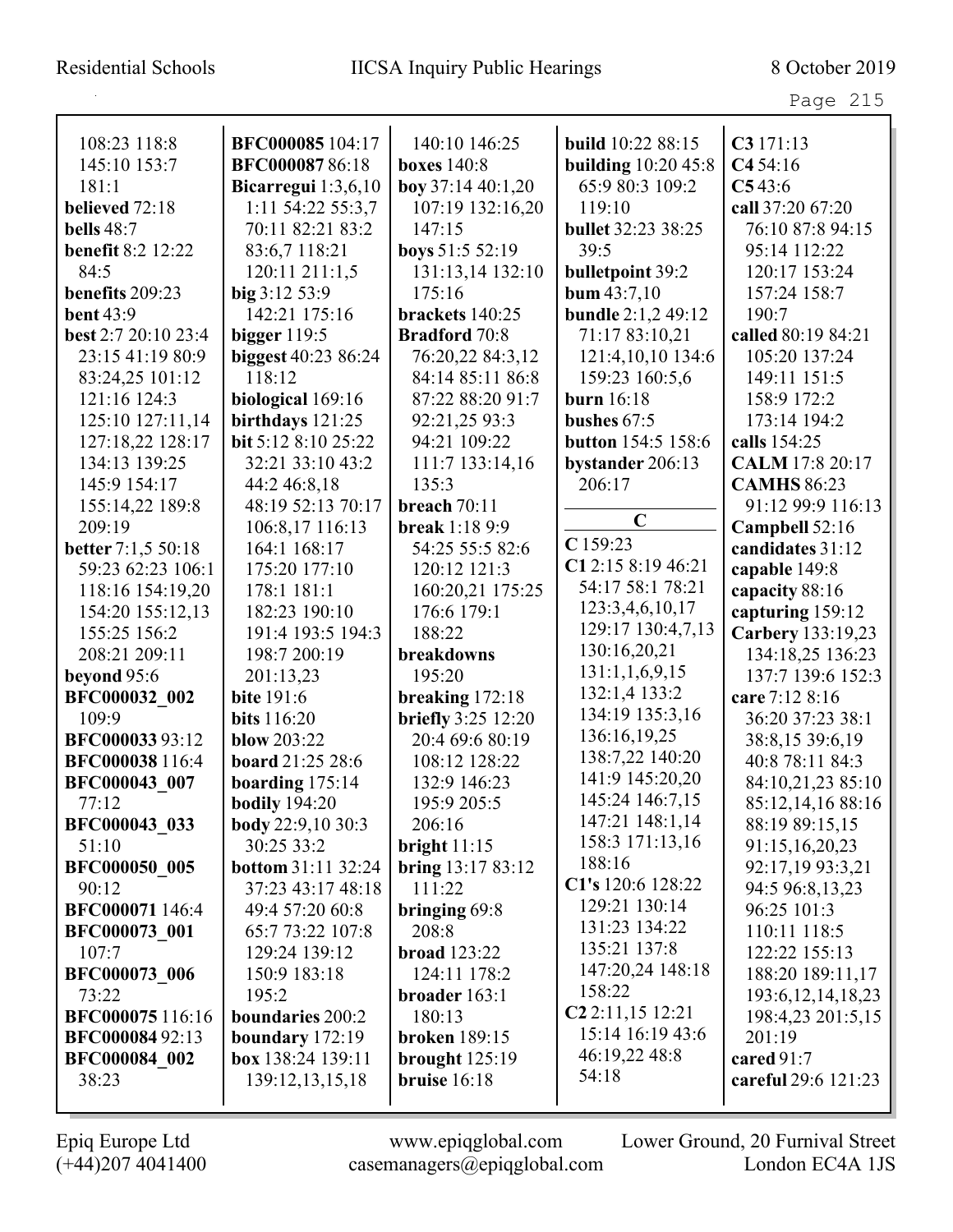108:23 118:8 145:10 153:7 181:1
**believed** 72:18
**bells** 48:7
**benefit** 8:2 12:22 84:5
**benefits** 209:23
**bent** 43:9
**best** 2:7 20:10 23:4 23:15 41:19 80:9 83:24,25 101:12 121:16 124:3 125:10 127:11,14 127:18,22 128:17 134:13 139:25 145:9 154:17 155:14,22 189:8 209:19
**better** 7:1,5 50:18 59:23 62:23 106:1 118:16 154:19,20 154:20 155:12,13 155:25 156:2 208:21 209:11
**beyond** 95:6
**BFC000032_002** 109:9
**BFC000033** 93:12
**BFC000038** 116:4
**BFC000043_007** 77:12
**BFC000043_033** 51:10
**BFC000050_005** 90:12
**BFC000071** 146:4
**BFC000073_001** 107:7
**BFC000073_006** 73:22
**BFC000075** 116:16
**BFC000084** 92:13
**BFC000084_002** 38:23
**BFC000085** 104:17
**BFC000087** 86:18
**Bicarregui** 1:3,6,10 1:11 54:22 55:3,7 70:11 82:21 83:2 83:6,7 118:21 120:11 211:1,5
**big** 3:12 53:9 142:21 175:16
**bigger** 119:5
**biggest** 40:23 86:24 118:12
**biological** 169:16
**birthdays** 121:25
**bit** 5:12 8:10 25:22 32:21 33:10 43:2 44:2 46:8,18 48:19 52:13 70:17 106:8,17 116:13 164:1 168:17 175:20 177:10 178:1 181:1 182:23 190:10 191:4 193:5 194:3 198:7 200:19 201:13,23
**bite** 191:6
**bits** 116:20
**blow** 203:22
**board** 21:25 28:6
**boarding** 175:14
**bodily** 194:20
**body** 22:9,10 30:3 30:25 33:2
**bottom** 31:11 32:24 37:23 43:17 48:18 49:4 57:20 60:8 65:7 73:22 107:8 129:24 139:12 150:9 183:18 195:2
**boundaries** 200:2
**boundary** 172:19
**box** 138:24 139:11 139:12,13,15,18
140:10 146:25
**boxes** 140:8
**boy** 37:14 40:1,20 107:19 132:16,20 147:15
**boys** 51:5 52:19 131:13,14 132:10 175:16
**brackets** 140:25
**Bradford** 70:8 76:20,22 84:3,12 84:14 85:11 86:8 87:22 88:20 91:7 92:21,25 93:3 94:21 109:22 111:7 133:14,16 135:3
**breach** 70:11
**break** 1:18 9:9 54:25 55:5 82:6 120:12 121:3 160:20,21 175:25 176:6 179:1 188:22
**breakdowns** 195:20
**breaking** 172:18
**briefly** 3:25 12:20 20:4 69:6 80:19 108:12 128:22 132:9 146:23 195:9 205:5 206:16
**bright** 11:15
**bring** 13:17 83:12 111:22
**bringing** 69:8 208:8
**broad** 123:22 124:11 178:2
**broader** 163:1 180:13
**broken** 189:15
**brought** 125:19
**bruise** 16:18
**build** 10:22 88:15
**building** 10:20 45:8 65:9 80:3 109:2 119:10
**bullet** 32:23 38:25 39:5
**bulletpoint** 39:2
**bum** 43:7,10
**bundle** 2:1,2 49:12 71:17 83:10,21 121:4,10,10 134:6 159:23 160:5,6
**burn** 16:18
**bushes** 67:5
**button** 154:5 158:6
**bystander** 206:13 206:17

## C

**C** 159:23
**C1** 2:15 8:19 46:21 54:17 58:1 78:21 123:3,4,6,10,17 129:17 130:4,7,13 130:16,20,21 131:1,1,6,9,15 132:1,4 133:2 134:19 135:3,16 136:16,19,25 138:7,22 140:20 141:9 145:20,20 145:24 146:7,15 147:21 148:1,14 158:3 171:13,16 188:16
**C1's** 120:6 128:22 129:21 130:14 131:23 134:22 135:21 137:8 147:20,24 148:18 158:22
**C2** 2:11,15 12:21 15:14 16:19 43:6 46:19,22 48:8 54:18
**C3** 171:13
**C4** 54:16
**C5** 43:6
**call** 37:20 67:20 76:10 87:8 94:15 95:14 112:22 120:17 153:24 157:24 158:7 190:7
**called** 80:19 84:21 105:20 137:24 149:11 151:5 158:9 172:2 173:14 194:2
**calls** 154:25
**CALM** 17:8 20:17
**CAMHS** 86:23 91:12 99:9 116:13
**Campbell** 52:16
**candidates** 31:12
**capable** 149:8
**capacity** 88:16
**capturing** 159:12
**Carbery** 133:19,23 134:18,25 136:23 137:7 139:6 152:3
**care** 7:12 8:16 36:20 37:23 38:1 38:8,15 39:6,19 40:8 78:11 84:3 84:10,21,23 85:10 85:12,14,16 88:16 88:19 89:15,15 91:15,16,20,23 92:17,19 93:3,21 94:5 96:8,13,23 96:25 101:3 110:11 118:5 122:22 155:13 188:20 189:11,17 193:6,12,14,18,23 198:4,23 201:5,15 201:19
**cared** 91:7
**careful** 29:6 121:23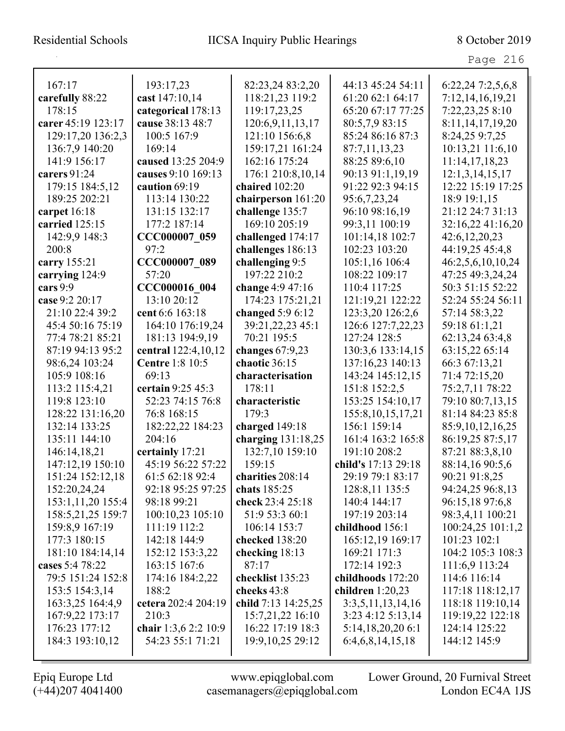167:17
**carefully** 88:22
178:15
**carer** 45:19 123:17
129:17,20 136:2,3
136:7,9 140:20
141:9 156:17
**carers** 91:24
179:15 184:5,12
189:25 202:21
**carpet** 16:18
**carried** 125:15
142:9,9 148:3
200:8
**carry** 155:21
**carrying** 124:9
**cars** 9:9
**case** 9:2 20:17
21:10 22:4 39:2
45:4 50:16 75:19
77:4 78:21 85:21
87:19 94:13 95:2
98:6,24 103:24
105:9 108:16
113:2 115:4,21
119:8 123:10
128:22 131:16,20
132:14 133:25
135:11 144:10
146:14,18,21
147:12,19 150:10
151:24 152:12,18
152:20,24,24
153:1,11,20 155:4
158:5,21,25 159:7
159:8,9 167:19
177:3 180:15
181:10 184:14,14
**cases** 5:4 78:22
79:5 151:24 152:8
153:5 154:3,14
163:3,25 164:4,9
167:9,22 173:17
176:23 177:12
184:3 193:10,12
193:17,23
**cast** 147:10,14
**categorical** 178:13
**cause** 38:13 48:7
100:5 167:9
169:14
**caused** 13:25 204:9
**causes** 9:10 169:13
**caution** 69:19
113:14 130:22
131:15 132:17
177:2 187:14
**CCC000007_059**
97:2
**CCC000007_089**
57:20
**CCC000016_004**
13:10 20:12
**cent** 6:6 163:18
164:10 176:19,24
181:13 194:9,19
**central** 122:4,10,12
**Centre** 1:8 10:5
69:13
**certain** 9:25 45:3
52:23 74:15 76:8
76:8 168:15
182:22,22 184:23
204:16
**certainly** 17:21
45:19 56:22 57:22
61:5 62:18 92:4
92:18 95:25 97:25
98:18 99:21
100:10,23 105:10
111:19 112:2
142:18 144:9
152:12 153:3,22
163:15 167:6
174:16 184:2,22
188:2
**cetera** 202:4 204:19
210:3
**chair** 1:3,6 2:2 10:9
54:23 55:1 71:21
82:23,24 83:2,20
118:21,23 119:2
119:17,23,25
120:6,9,11,13,17
121:10 156:6,8
159:17,21 161:24
162:16 175:24
176:1 210:8,10,14
**chaired** 102:20
**chairperson** 161:20
**challenge** 135:7
169:10 205:19
**challenged** 174:17
**challenges** 186:13
**challenging** 9:5
197:22 210:2
**change** 4:9 47:16
174:23 175:21,21
**changed** 5:9 6:12
39:21,22,23 45:1
70:21 195:5
**changes** 67:9,23
**chaotic** 36:15
**characterisation**
178:11
**characteristic**
179:3
**charged** 149:18
**charging** 131:18,25
132:7,10 159:10
159:15
**charities** 208:14
**chats** 185:25
**check** 23:4 25:18
51:9 53:3 60:1
106:14 153:7
**checked** 138:20
**checking** 18:13
87:17
**checklist** 135:23
**cheeks** 43:8
**child** 7:13 14:25,25
15:7,21,22 16:10
16:22 17:19 18:3
19:9,10,25 29:12
44:13 45:24 54:11
61:20 62:1 64:17
65:20 67:17 77:25
80:5,7,9 83:15
85:24 86:16 87:3
87:7,11,13,23
88:25 89:6,10
90:13 91:1,19,19
91:22 92:3 94:15
95:6,7,23,24
96:10 98:16,19
99:3,11 100:19
101:14,18 102:7
102:23 103:20
105:1,16 106:4
108:22 109:17
110:4 117:25
121:19,21 122:22
123:3,20 126:2,6
126:6 127:7,22,23
127:24 128:5
130:3,6 133:14,15
137:16,23 140:13
143:24 145:12,15
151:8 152:2,5
153:25 154:10,17
155:8,10,15,17,21
156:1 159:14
161:4 163:2 165:8
191:10 208:2
**child's** 17:13 29:18
29:19 79:1 83:17
128:8,11 135:5
140:4 144:17
197:19 203:14
**childhood** 156:1
165:12,19 169:17
169:21 171:3
172:14 192:3
**childhoods** 172:20
**children** 1:20,23
3:3,5,11,13,14,16
3:23 4:12 5:13,14
5:14,18,20,20 6:1
6:4,6,8,14,15,18
6:22,24 7:2,5,6,8
7:12,14,16,19,21
7:22,23,25 8:10
8:11,14,17,19,20
8:24,25 9:7,25
10:13,21 11:6,10
11:14,17,18,23
12:1,3,14,15,17
12:22 15:19 17:25
18:9 19:1,15
21:12 24:7 31:13
32:16,22 41:16,20
42:6,12,20,23
44:19,25 45:4,8
46:2,5,6,10,10,24
47:25 49:3,24,24
50:3 51:15 52:22
52:24 55:24 56:11
57:14 58:3,22
59:18 61:1,21
62:13,24 63:4,8
63:15,22 65:14
66:3 67:13,21
71:4 72:15,20
75:2,7,11 78:22
79:10 80:7,13,15
81:14 84:23 85:8
85:9,10,12,16,25
86:19,25 87:5,17
87:21 88:3,8,10
88:14,16 90:5,6
90:21 91:8,25
94:24,25 96:8,13
96:15,18 97:6,8
98:3,4,11 100:21
100:24,25 101:1,2
101:23 102:1
104:2 105:3 108:3
111:6,9 113:24
114:6 116:14
117:18 118:12,17
118:18 119:10,14
119:19,22 122:18
124:14 125:22
144:12 145:9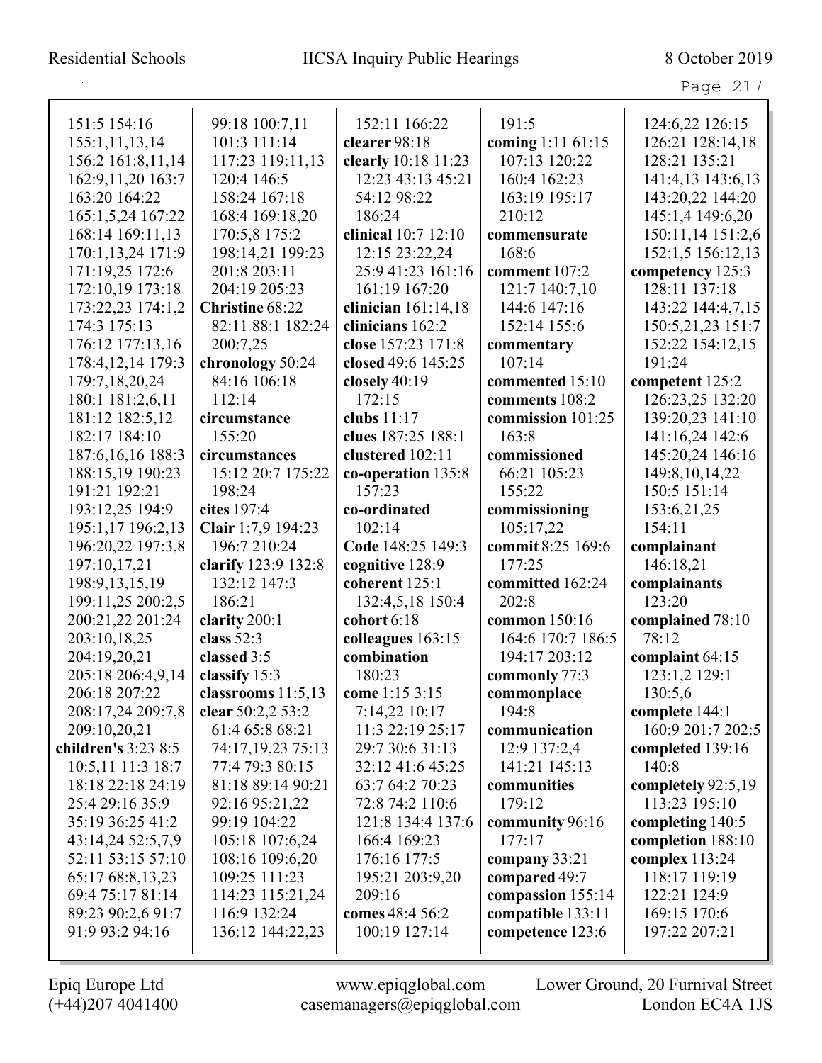151:5 154:16
155:1,11,13,14
156:2 161:8,11,14
162:9,11,20 163:7
163:20 164:22
165:1,5,24 167:22
168:14 169:11,13
170:1,13,24 171:9
171:19,25 172:6
172:10,19 173:18
173:22,23 174:1,2
174:3 175:13
176:12 177:13,16
178:4,12,14 179:3
179:7,18,20,24
180:1 181:2,6,11
181:12 182:5,12
182:17 184:10
187:6,16,16 188:3
188:15,19 190:23
191:21 192:21
193:12,25 194:9
195:1,17 196:2,13
196:20,22 197:3,8
197:10,17,21
198:9,13,15,19
199:11,25 200:2,5
200:21,22 201:24
203:10,18,25
204:19,20,21
205:18 206:4,9,14
206:18 207:22
208:17,24 209:7,8
209:10,20,21

**children's** 3:23 8:5
10:5,11 11:3 18:7
18:18 22:18 24:19
25:4 29:16 35:9
35:19 36:25 41:2
43:14,24 52:5,7,9
52:11 53:15 57:10
65:17 68:8,13,23
69:4 75:17 81:14
89:23 90:2,6 91:7
91:9 93:2 94:16
99:18 100:7,11
101:3 111:14
117:23 119:11,13
120:4 146:5
158:24 167:18
168:4 169:18,20
170:5,8 175:2
198:14,21 199:23
201:8 203:11
204:19 205:23

**Christine** 68:22
82:11 88:1 182:24
200:7,25

**chronology** 50:24
84:16 106:18
112:14

**circumstance**
155:20

**circumstances**
15:12 20:7 175:22
198:24

**cites** 197:4

**Clair** 1:7,9 194:23
196:7 210:24

**clarify** 123:9 132:8
132:12 147:3
186:21

**clarity** 200:1

**class** 52:3

**classed** 3:5

**classify** 15:3

**classrooms** 11:5,13

**clear** 50:2,2 53:2
61:4 65:8 68:21
74:17,19,23 75:13
77:4 79:3 80:15
81:18 89:14 90:21
92:16 95:21,22
99:19 104:22
105:18 107:6,24
108:16 109:6,20
109:25 111:23
114:23 115:21,24
116:9 132:24
136:12 144:22,23
152:11 166:22

**clearer** 98:18

**clearly** 10:18 11:23
12:23 43:13 45:21
54:12 98:22
186:24

**clinical** 10:7 12:10
12:15 23:22,24
25:9 41:23 161:16
161:19 167:20

**clinician** 161:14,18

**clinicians** 162:2

**close** 157:23 171:8

**closed** 49:6 145:25

**closely** 40:19
172:15

**clubs** 11:17

**clues** 187:25 188:1

**clustered** 102:11

**co-operation** 135:8
157:23

**co-ordinated**
102:14

**Code** 148:25 149:3

**cognitive** 128:9

**coherent** 125:1
132:4,5,18 150:4

**cohort** 6:18

**colleagues** 163:15

**combination**
180:23

**come** 1:15 3:15
7:14,22 10:17
11:3 22:19 25:17
29:7 30:6 31:13
32:12 41:6 45:25
63:7 64:2 70:23
72:8 74:2 110:6
121:8 134:4 137:6
166:4 169:23
176:16 177:5
195:21 203:9,20
209:16

**comes** 48:4 56:2
100:19 127:14
191:5

**coming** 1:11 61:15
107:13 120:22
160:4 162:23
163:19 195:17
210:12

**commensurate**
168:6

**comment** 107:2
121:7 140:7,10
144:6 147:16
152:14 155:6

**commentary**
107:14

**commented** 15:10

**comments** 108:2

**commission** 101:25
163:8

**commissioned**
66:21 105:23
155:22

**commissioning**
105:17,22

**commit** 8:25 169:6
177:25

**committed** 162:24
202:8

**common** 150:16
164:6 170:7 186:5
194:17 203:12

**commonly** 77:3

**commonplace**
194:8

**communication**
12:9 137:2,4
141:21 145:13

**communities**
179:12

**community** 96:16
177:17

**company** 33:21

**compared** 49:7

**compassion** 155:14

**compatible** 133:11

**competence** 123:6
124:6,22 126:15
126:21 128:14,18
128:21 135:21
141:4,13 143:6,13
143:20,22 144:20
145:1,4 149:6,20
150:11,14 151:2,6
152:1,5 156:12,13

**competency** 125:3
128:11 137:18
143:22 144:4,7,15
150:5,21,23 151:7
152:22 154:12,15
191:24

**competent** 125:2
126:23,25 132:20
139:20,23 141:10
141:16,24 142:6
145:20,24 146:16
149:8,10,14,22
150:5 151:14
153:6,21,25
154:11

**complainant**
146:18,21

**complainants**
123:20

**complained** 78:10
78:12

**complaint** 64:15
123:1,2 129:1
130:5,6

**complete** 144:1
160:9 201:7 202:5

**completed** 139:16
140:8

**completely** 92:5,19
113:23 195:10

**completing** 140:5

**completion** 188:10

**complex** 113:24
118:17 119:19
122:21 124:9
169:15 170:6
197:22 207:21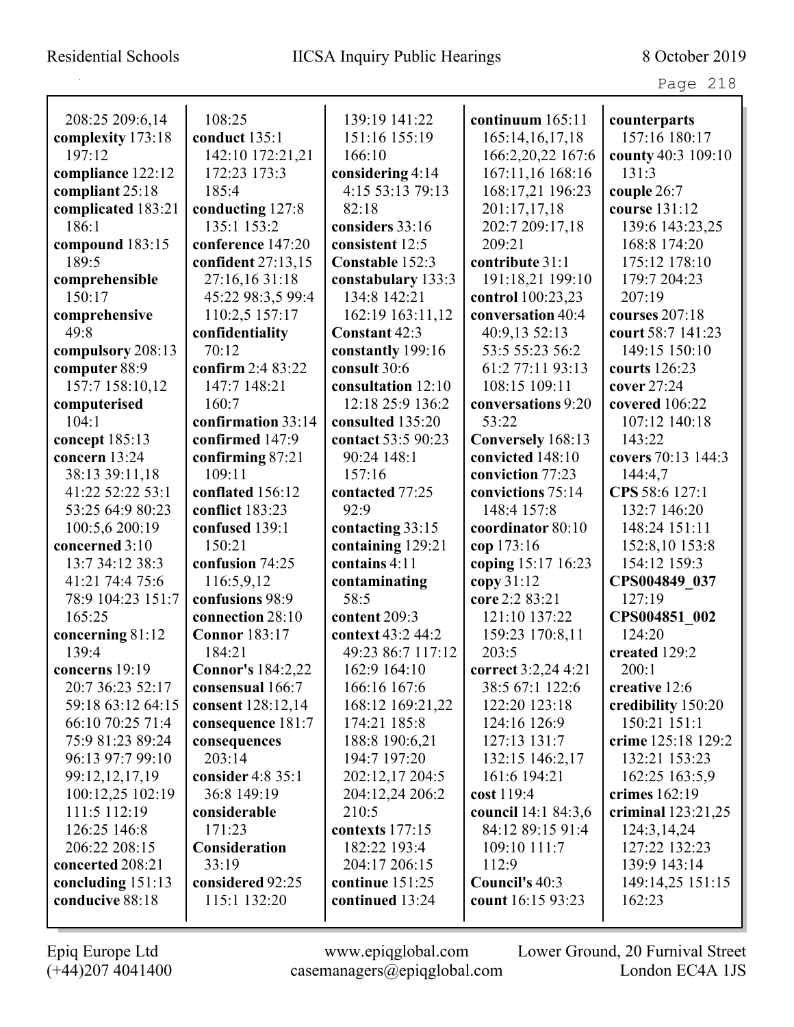208:25 209:6,14
**complexity** 173:18 197:12
**compliance** 122:12
**compliant** 25:18
**complicated** 183:21 186:1
**compound** 183:15 189:5
**comprehensible** 150:17
**comprehensive** 49:8
**compulsory** 208:13
**computer** 88:9 157:7 158:10,12
**computerised** 104:1
**concept** 185:13
**concern** 13:24 38:13 39:11,18 41:22 52:22 53:1 53:25 64:9 80:23 100:5,6 200:19
**concerned** 3:10 13:7 34:12 38:3 41:21 74:4 75:6 78:9 104:23 151:7 165:25
**concerning** 81:12 139:4
**concerns** 19:19 20:7 36:23 52:17 59:18 63:12 64:15 66:10 70:25 71:4 75:9 81:23 89:24 96:13 97:7 99:10 99:12,12,17,19 100:12,25 102:19 111:5 112:19 126:25 146:8 206:22 208:15
**concerted** 208:21
**concluding** 151:13
**conducive** 88:18

108:25
**conduct** 135:1 142:10 172:21,21 172:23 173:3 185:4
**conducting** 127:8 135:1 153:2
**conference** 147:20
**confident** 27:13,15 27:16,16 31:18 45:22 98:3,5 99:4 110:2,5 157:17
**confidentiality** 70:12
**confirm** 2:4 83:22 147:7 148:21 160:7
**confirmation** 33:14
**confirmed** 147:9
**confirming** 87:21 109:11
**conflated** 156:12
**conflict** 183:23
**confused** 139:1 150:21
**confusion** 74:25 116:5,9,12
**confusions** 98:9
**connection** 28:10
**Connor** 183:17 184:21
**Connor's** 184:2,22
**consensual** 166:7
**consent** 128:12,14
**consequence** 181:7
**consequences** 203:14
**consider** 4:8 35:1 36:8 149:19
**considerable** 171:23
**Consideration** 33:19
**considered** 92:25 115:1 132:20

139:19 141:22 151:16 155:19 166:10
**considering** 4:14 4:15 53:13 79:13 82:18
**considers** 33:16
**consistent** 12:5
**Constable** 152:3
**constabulary** 133:3 134:8 142:21 162:19 163:11,12
**Constant** 42:3
**constantly** 199:16
**consult** 30:6
**consultation** 12:10 12:18 25:9 136:2
**consulted** 135:20
**contact** 53:5 90:23 90:24 148:1 157:16
**contacted** 77:25 92:9
**contacting** 33:15
**containing** 129:21
**contains** 4:11
**contaminating** 58:5
**content** 209:3
**context** 43:2 44:2 49:23 86:7 117:12 162:9 164:10 166:16 167:6 168:12 169:21,22 174:21 185:8 188:8 190:6,21 194:7 197:20 202:12,17 204:5 204:12,24 206:2 210:5
**contexts** 177:15 182:22 193:4 204:17 206:15
**continue** 151:25
**continued** 13:24

**continuum** 165:11 165:14,16,17,18 166:2,20,22 167:6 167:11,16 168:16 168:17,21 196:23 201:17,17,18 202:7 209:17,18 209:21
**contribute** 31:1 191:18,21 199:10
**control** 100:23,23
**conversation** 40:4 40:9,13 52:13 53:5 55:23 56:2 61:2 77:11 93:13 108:15 109:11
**conversations** 9:20 53:22
**Conversely** 168:13
**convicted** 148:10
**conviction** 77:23
**convictions** 75:14 148:4 157:8
**coordinator** 80:10
**cop** 173:16
**coping** 15:17 16:23
**copy** 31:12
**core** 2:2 83:21 121:10 137:22 159:23 170:8,11 203:5
**correct** 3:2,24 4:21 38:5 67:1 122:6 122:20 123:18 124:16 126:9 127:13 131:7 132:15 146:2,17 161:6 194:21
**cost** 119:4
**council** 14:1 84:3,6 84:12 89:15 91:4 109:10 111:7 112:9
**Council's** 40:3
**count** 16:15 93:23

**counterparts** 157:16 180:17
**county** 40:3 109:10 131:3
**couple** 26:7
**course** 131:12 139:6 143:23,25 168:8 174:20 175:12 178:10 179:7 204:23 207:19
**courses** 207:18
**court** 58:7 141:23 149:15 150:10
**courts** 126:23
**cover** 27:24
**covered** 106:22 107:12 140:18 143:22
**covers** 70:13 144:3 144:4,7
**CPS** 58:6 127:1 132:7 146:20 148:24 151:11 152:8,10 153:8 154:12 159:3
**CPS004849_037** 127:19
**CPS004851_002** 124:20
**created** 129:2 200:1
**creative** 12:6
**credibility** 150:20 150:21 151:1
**crime** 125:18 129:2 132:21 153:23 162:25 163:5,9
**crimes** 162:19
**criminal** 123:21,25 124:3,14,24 127:22 132:23 139:9 143:14 149:14,25 151:15 162:23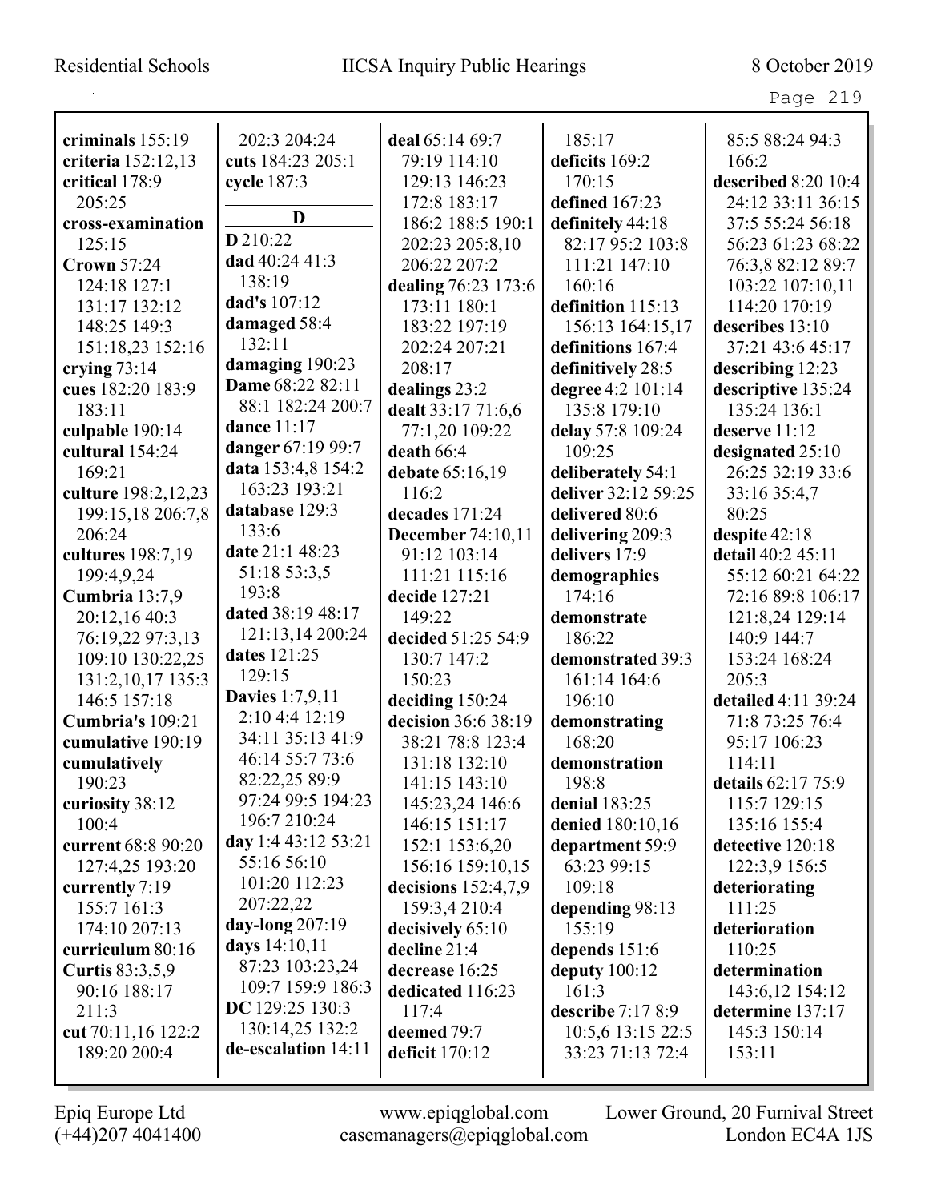**criminals** 155:19
**criteria** 152:12,13
**critical** 178:9 205:25
**cross-examination** 125:15
**Crown** 57:24 124:18 127:1 131:17 132:12 148:25 149:3 151:18,23 152:16
**crying** 73:14
**cues** 182:20 183:9 183:11
**culpable** 190:14
**cultural** 154:24 169:21
**culture** 198:2,12,23 199:15,18 206:7,8 206:24
**cultures** 198:7,19 199:4,9,24
**Cumbria** 13:7,9 20:12,16 40:3 76:19,22 97:3,13 109:10 130:22,25 131:2,10,17 135:3 146:5 157:18
**Cumbria's** 109:21
**cumulative** 190:19
**cumulatively** 190:23
**curiosity** 38:12 100:4
**current** 68:8 90:20 127:4,25 193:20
**currently** 7:19 155:7 161:3 174:10 207:13
**curriculum** 80:16
**Curtis** 83:3,5,9 90:16 188:17 211:3
**cut** 70:11,16 122:2 189:20 200:4 202:3 204:24
**cuts** 184:23 205:1
**cycle** 187:3

## D

**D** 210:22
**dad** 40:24 41:3 138:19
**dad's** 107:12
**damaged** 58:4 132:11
**damaging** 190:23
**Dame** 68:22 82:11 88:1 182:24 200:7
**dance** 11:17
**danger** 67:19 99:7
**data** 153:4,8 154:2 163:23 193:21
**database** 129:3 133:6
**date** 21:1 48:23 51:18 53:3,5 193:8
**dated** 38:19 48:17 121:13,14 200:24
**dates** 121:25 129:15
**Davies** 1:7,9,11 2:10 4:4 12:19 34:11 35:13 41:9 46:14 55:7 73:6 82:22,25 89:9 97:24 99:5 194:23 196:7 210:24
**day** 1:4 43:12 53:21 55:16 56:10 101:20 112:23 207:22,22
**day-long** 207:19
**days** 14:10,11 87:23 103:23,24 109:7 159:9 186:3
**DC** 129:25 130:3 130:14,25 132:2
**de-escalation** 14:11
**deal** 65:14 69:7 79:19 114:10 129:13 146:23 172:8 183:17 186:2 188:5 190:1 202:23 205:8,10 206:22 207:2
**dealing** 76:23 173:6 173:11 180:1 183:22 197:19 202:24 207:21 208:17
**dealings** 23:2
**dealt** 33:17 71:6,6 77:1,20 109:22
**death** 66:4
**debate** 65:16,19 116:2
**decades** 171:24
**December** 74:10,11 91:12 103:14 111:21 115:16
**decide** 127:21 149:22
**decided** 51:25 54:9 130:7 147:2 150:23
**deciding** 150:24
**decision** 36:6 38:19 38:21 78:8 123:4 131:18 132:10 141:15 143:10 145:23,24 146:6 146:15 151:17 152:1 153:6,20 156:16 159:10,15
**decisions** 152:4,7,9 159:3,4 210:4
**decisively** 65:10
**decline** 21:4
**decrease** 16:25
**dedicated** 116:23 117:4
**deemed** 79:7
**deficit** 170:12 185:17
**deficits** 169:2 170:15
**defined** 167:23
**definitely** 44:18 82:17 95:2 103:8 111:21 147:10 160:16
**definition** 115:13 156:13 164:15,17
**definitions** 167:4
**definitively** 28:5
**degree** 4:2 101:14 135:8 179:10
**delay** 57:8 109:24 109:25
**deliberately** 54:1
**deliver** 32:12 59:25
**delivered** 80:6
**delivering** 209:3
**delivers** 17:9
**demographics** 174:16
**demonstrate** 186:22
**demonstrated** 39:3 161:14 164:6 196:10
**demonstrating** 168:20
**demonstration** 198:8
**denial** 183:25
**denied** 180:10,16
**department** 59:9 63:23 99:15 109:18
**depending** 98:13 155:19
**depends** 151:6
**deputy** 100:12 161:3
**describe** 7:17 8:9 10:5,6 13:15 22:5 33:23 71:13 72:4 85:5 88:24 94:3 166:2
**described** 8:20 10:4 24:12 33:11 36:15 37:5 55:24 56:18 56:23 61:23 68:22 76:3,8 82:12 89:7 103:22 107:10,11 114:20 170:19
**describes** 13:10 37:21 43:6 45:17
**describing** 12:23
**descriptive** 135:24 135:24 136:1
**deserve** 11:12
**designated** 25:10 26:25 32:19 33:6 33:16 35:4,7 80:25
**despite** 42:18
**detail** 40:2 45:11 55:12 60:21 64:22 72:16 89:8 106:17 121:8,24 129:14 140:9 144:7 153:24 168:24 205:3
**detailed** 4:11 39:24 71:8 73:25 76:4 95:17 106:23 114:11
**details** 62:17 75:9 115:7 129:15 135:16 155:4
**detective** 120:18 122:3,9 156:5
**deteriorating** 111:25
**deterioration** 110:25
**determination** 143:6,12 154:12
**determine** 137:17 145:3 150:14 153:11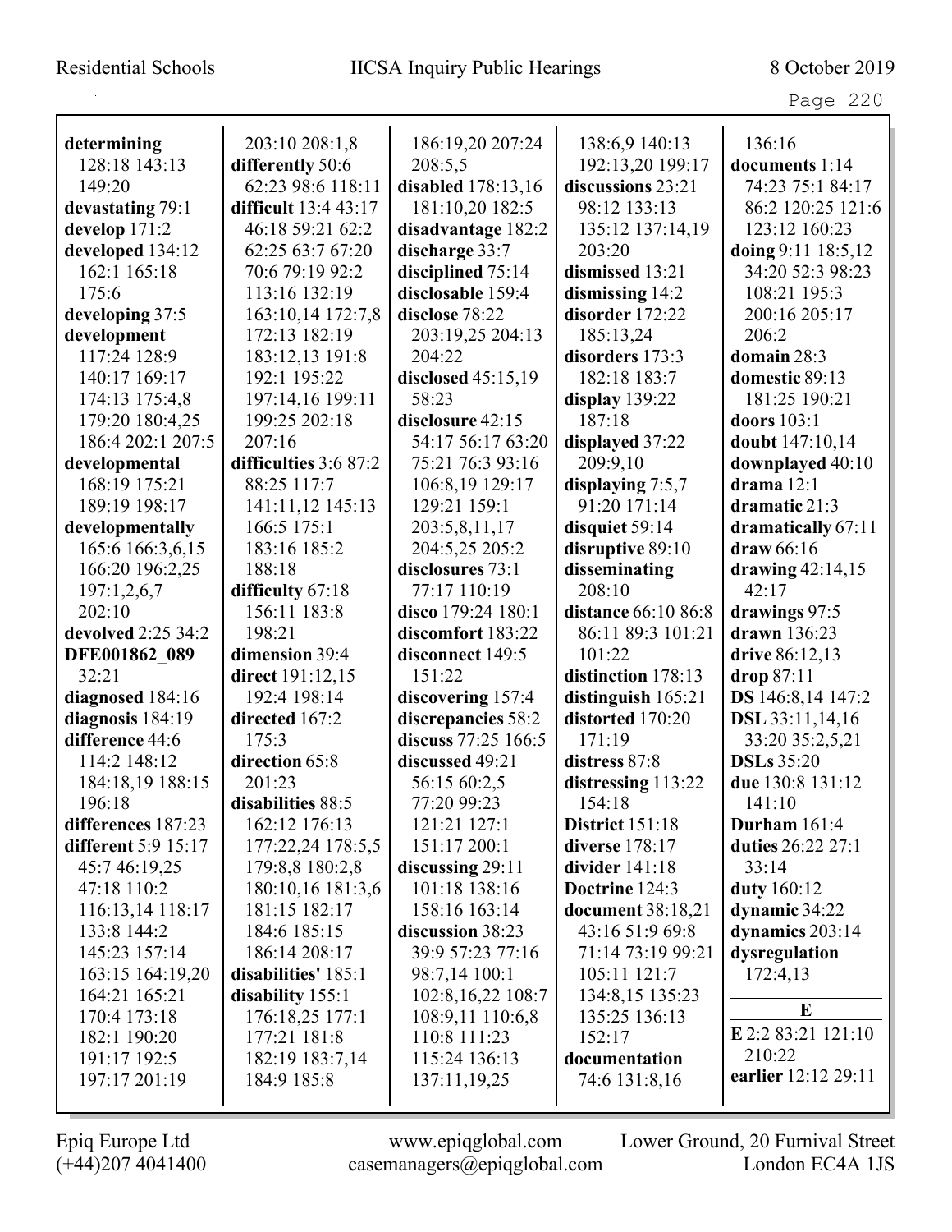**determining** 128:18 143:13 149:20
**devastating** 79:1
**develop** 171:2
**developed** 134:12 162:1 165:18 175:6
**developing** 37:5
**development** 117:24 128:9 140:17 169:17 174:13 175:4,8 179:20 180:4,25 186:4 202:1 207:5
**developmental** 168:19 175:21 189:19 198:17
**developmentally** 165:6 166:3,6,15 166:20 196:2,25 197:1,2,6,7 202:10
**devolved** 2:25 34:2
**DFE001862_089** 32:21
**diagnosed** 184:16
**diagnosis** 184:19
**difference** 44:6 114:2 148:12 184:18,19 188:15 196:18
**differences** 187:23
**different** 5:9 15:17 45:7 46:19,25 47:18 110:2 116:13,14 118:17 133:8 144:2 145:23 157:14 163:15 164:19,20 164:21 165:21 170:4 173:18 182:1 190:20 191:17 192:5 197:17 201:19 203:10 208:1,8
**differently** 50:6 62:23 98:6 118:11
**difficult** 13:4 43:17 46:18 59:21 62:2 62:25 63:7 67:20 70:6 79:19 92:2 113:16 132:19 163:10,14 172:7,8 172:13 182:19 183:12,13 191:8 192:1 195:22 197:14,16 199:11 199:25 202:18 207:16
**difficulties** 3:6 87:2 88:25 117:7 141:11,12 145:13 166:5 175:1 183:16 185:2 188:18
**difficulty** 67:18 156:11 183:8 198:21
**dimension** 39:4
**direct** 191:12,15 192:4 198:14
**directed** 167:2 175:3
**direction** 65:8 201:23
**disabilities** 88:5 162:12 176:13 177:22,24 178:5,5 179:8,8 180:2,8 180:10,16 181:3,6 181:15 182:17 184:6 185:15 186:14 208:17
**disabilities'** 185:1
**disability** 155:1 176:18,25 177:1 177:21 181:8 182:19 183:7,14 184:9 185:8 186:19,20 207:24 208:5,5
**disabled** 178:13,16 181:10,20 182:5
**disadvantage** 182:2
**discharge** 33:7
**disciplined** 75:14
**disclosable** 159:4
**disclose** 78:22 203:19,25 204:13 204:22
**disclosed** 45:15,19 58:23
**disclosure** 42:15 54:17 56:17 63:20 75:21 76:3 93:16 106:8,19 129:17 129:21 159:1 203:5,8,11,17 204:5,25 205:2
**disclosures** 73:1 77:17 110:19
**disco** 179:24 180:1
**discomfort** 183:22
**disconnect** 149:5 151:22
**discovering** 157:4
**discrepancies** 58:2
**discuss** 77:25 166:5
**discussed** 49:21 56:15 60:2,5 77:20 99:23 121:21 127:1 151:17 200:1
**discussing** 29:11 101:18 138:16 158:16 163:14
**discussion** 38:23 39:9 57:23 77:16 98:7,14 100:1 102:8,16,22 108:7 108:9,11 110:6,8 110:8 111:23 115:24 136:13 137:11,19,25 138:6,9 140:13 192:13,20 199:17
**discussions** 23:21 98:12 133:13 135:12 137:14,19 203:20
**dismissed** 13:21
**dismissing** 14:2
**disorder** 172:22 185:13,24
**disorders** 173:3 182:18 183:7
**display** 139:22 187:18
**displayed** 37:22 209:9,10
**displaying** 7:5,7 91:20 171:14
**disquiet** 59:14
**disruptive** 89:10
**disseminating** 208:10
**distance** 66:10 86:8 86:11 89:3 101:21 101:22
**distinction** 178:13
**distinguish** 165:21
**distorted** 170:20 171:19
**distress** 87:8
**distressing** 113:22 154:18
**District** 151:18
**diverse** 178:17
**divider** 141:18
**Doctrine** 124:3
**document** 38:18,21 43:16 51:9 69:8 71:14 73:19 99:21 105:11 121:7 134:8,15 135:23 135:25 136:13 152:17
**documentation** 74:6 131:8,16 136:16
**documents** 1:14 74:23 75:1 84:17 86:2 120:25 121:6 123:12 160:23
**doing** 9:11 18:5,12 34:20 52:3 98:23 108:21 195:3 200:16 205:17 206:2
**domain** 28:3
**domestic** 89:13 181:25 190:21
**doors** 103:1
**doubt** 147:10,14
**downplayed** 40:10
**drama** 12:1
**dramatic** 21:3
**dramatically** 67:11
**draw** 66:16
**drawing** 42:14,15 42:17
**drawings** 97:5
**drawn** 136:23
**drive** 86:12,13
**drop** 87:11
**DS** 146:8,14 147:2
**DSL** 33:11,14,16 33:20 35:2,5,21
**DSLs** 35:20
**due** 130:8 131:12 141:10
**Durham** 161:4
**duties** 26:22 27:1 33:14
**duty** 160:12
**dynamic** 34:22
**dynamics** 203:14
**dysregulation** 172:4,13

## E

**E** 2:2 83:21 121:10 210:22
**earlier** 12:12 29:11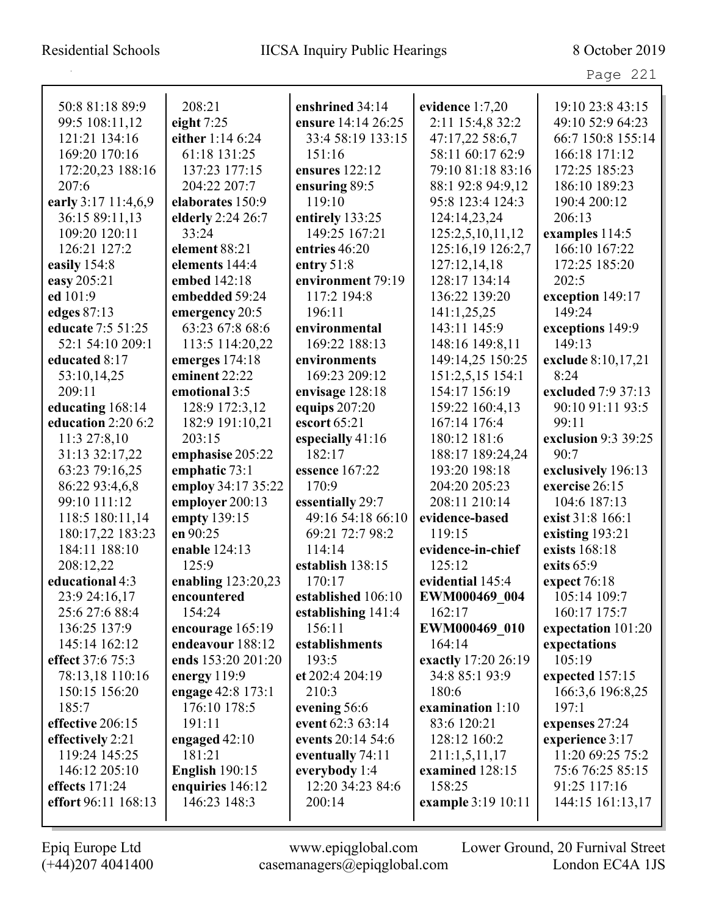50:8 81:18 89:9
99:5 108:11,12
121:21 134:16
169:20 170:16
172:20,23 188:16
207:6
**early** 3:17 11:4,6,9
36:15 89:11,13
109:20 120:11
126:21 127:2
**easily** 154:8
**easy** 205:21
**ed** 101:9
**edges** 87:13
**educate** 7:5 51:25
52:1 54:10 209:1
**educated** 8:17
53:10,14,25
209:11
**educating** 168:14
**education** 2:20 6:2
11:3 27:8,10
31:13 32:17,22
63:23 79:16,25
86:22 93:4,6,8
99:10 111:12
118:5 180:11,14
180:17,22 183:23
184:11 188:10
208:12,22
**educational** 4:3
23:9 24:16,17
25:6 27:6 88:4
136:25 137:9
145:14 162:12
**effect** 37:6 75:3
78:13,18 110:16
150:15 156:20
185:7
**effective** 206:15
**effectively** 2:21
119:24 145:25
146:12 205:10
**effects** 171:24
**effort** 96:11 168:13

208:21
**eight** 7:25
**either** 1:14 6:24
61:18 131:25
137:23 177:15
204:22 207:7
**elaborates** 150:9
**elderly** 2:24 26:7
33:24
**element** 88:21
**elements** 144:4
**embed** 142:18
**embedded** 59:24
**emergency** 20:5
63:23 67:8 68:6
113:5 114:20,22
**emerges** 174:18
**eminent** 22:22
**emotional** 3:5
128:9 172:3,12
182:9 191:10,21
203:15
**emphasise** 205:22
**emphatic** 73:1
**employ** 34:17 35:22
**employer** 200:13
**empty** 139:15
**en** 90:25
**enable** 124:13
125:9
**enabling** 123:20,23
**encountered**
154:24
**encourage** 165:19
**endeavour** 188:12
**ends** 153:20 201:20
**energy** 119:9
**engage** 42:8 173:1
176:10 178:5
191:11
**engaged** 42:10
181:21
**English** 190:15
**enquiries** 146:12
146:23 148:3

**enshrined** 34:14
**ensure** 14:14 26:25
33:4 58:19 133:15
151:16
**ensures** 122:12
**ensuring** 89:5
119:10
**entirely** 133:25
149:25 167:21
**entries** 46:20
**entry** 51:8
**environment** 79:19
117:2 194:8
196:11
**environmental**
169:22 188:13
**environments**
169:23 209:12
**envisage** 128:18
**equips** 207:20
**escort** 65:21
**especially** 41:16
182:17
**essence** 167:22
170:9
**essentially** 29:7
49:16 54:18 66:10
69:21 72:7 98:2
114:14
**establish** 138:15
170:17
**established** 106:10
**establishing** 141:4
156:11
**establishments**
193:5
**et** 202:4 204:19
210:3
**evening** 56:6
**event** 62:3 63:14
**events** 20:14 54:6
**eventually** 74:11
**everybody** 1:4
12:20 34:23 84:6
200:14

**evidence** 1:7,20
2:11 15:4,8 32:2
47:17,22 58:6,7
58:11 60:17 62:9
79:10 81:18 83:16
88:1 92:8 94:9,12
95:8 123:4 124:3
124:14,23,24
125:2,5,10,11,12
125:16,19 126:2,7
127:12,14,18
128:17 134:14
136:22 139:20
141:1,25,25
143:11 145:9
148:16 149:8,11
149:14,25 150:25
151:2,5,15 154:1
154:17 156:19
159:22 160:4,13
167:14 176:4
180:12 181:6
188:17 189:24,24
193:20 198:18
204:20 205:23
208:11 210:14
**evidence-based**
119:15
**evidence-in-chief**
125:12
**evidential** 145:4
**EWM000469_004**
162:17
**EWM000469_010**
164:14
**exactly** 17:20 26:19
34:8 85:1 93:9
180:6
**examination** 1:10
83:6 120:21
128:12 160:2
211:1,5,11,17
**examined** 128:15
158:25
**example** 3:19 10:11

19:10 23:8 43:15
49:10 52:9 64:23
66:7 150:8 155:14
166:18 171:12
172:25 185:23
186:10 189:23
190:4 200:12
206:13
**examples** 114:5
166:10 167:22
172:25 185:20
202:5
**exception** 149:17
149:24
**exceptions** 149:9
149:13
**exclude** 8:10,17,21
8:24
**excluded** 7:9 37:13
90:10 91:11 93:5
99:11
**exclusion** 9:3 39:25
90:7
**exclusively** 196:13
**exercise** 26:15
104:6 187:13
**exist** 31:8 166:1
**existing** 193:21
**exists** 168:18
**exits** 65:9
**expect** 76:18
105:14 109:7
160:17 175:7
**expectation** 101:20
**expectations**
105:19
**expected** 157:15
166:3,6 196:8,25
197:1
**expenses** 27:24
**experience** 3:17
11:20 69:25 75:2
75:6 76:25 85:15
91:25 117:16
144:15 161:13,17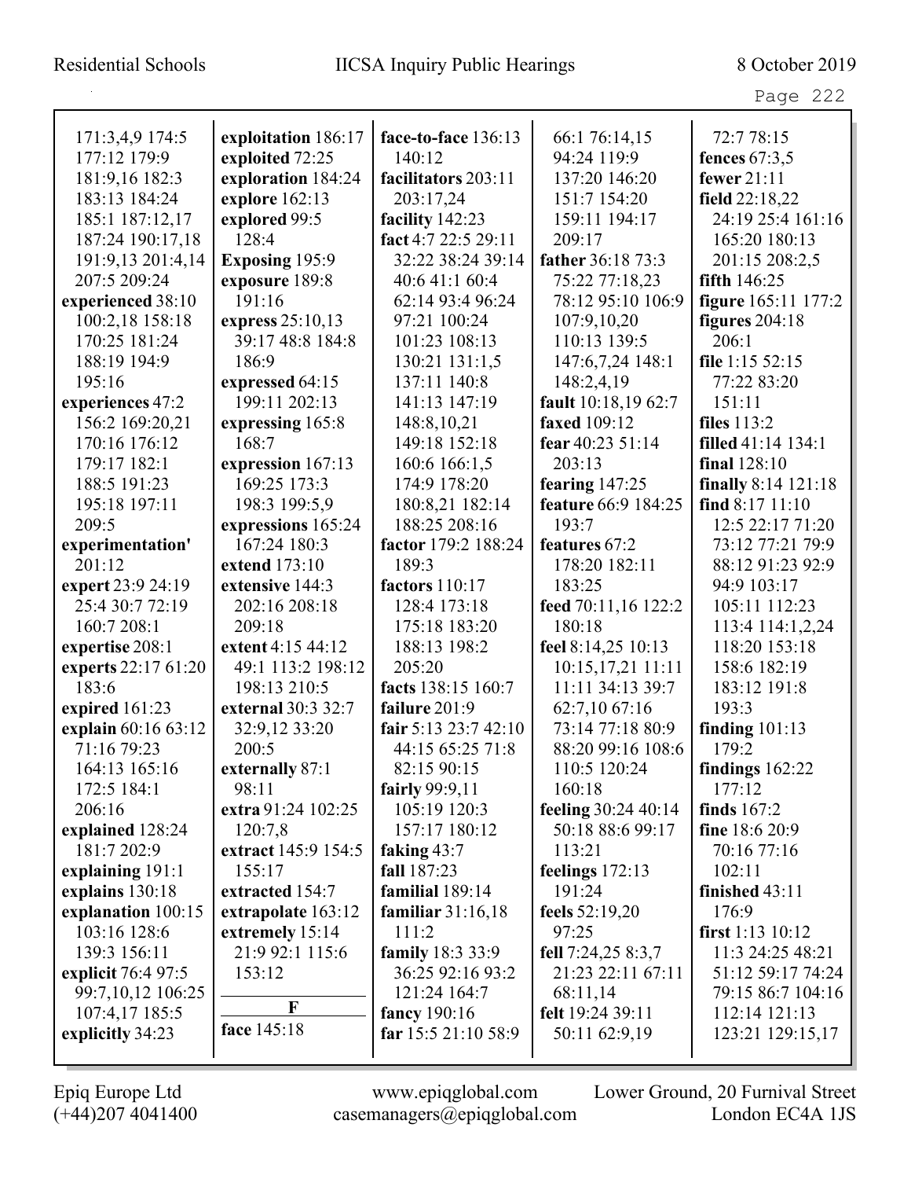171:3,4,9 174:5
177:12 179:9
181:9,16 182:3
183:13 184:24
185:1 187:12,17
187:24 190:17,18
191:9,13 201:4,14
207:5 209:24

**experienced** 38:10
100:2,18 158:18
170:25 181:24
188:19 194:9
195:16

**experiences** 47:2
156:2 169:20,21
170:16 176:12
179:17 182:1
188:5 191:23
195:18 197:11
209:5

**experimentation'**
201:12

**expert** 23:9 24:19
25:4 30:7 72:19
160:7 208:1

**expertise** 208:1

**experts** 22:17 61:20
183:6

**expired** 161:23

**explain** 60:16 63:12
71:16 79:23
164:13 165:16
172:5 184:1
206:16

**explained** 128:24
181:7 202:9

**explaining** 191:1

**explains** 130:18

**explanation** 100:15
103:16 128:6
139:3 156:11

**explicit** 76:4 97:5
99:7,10,12 106:25
107:4,17 185:5

**explicitly** 34:23

**exploitation** 186:17

**exploited** 72:25

**exploration** 184:24

**explore** 162:13

**explored** 99:5
128:4

**Exposing** 195:9

**exposure** 189:8
191:16

**express** 25:10,13
39:17 48:8 184:8
186:9

**expressed** 64:15
199:11 202:13

**expressing** 165:8
168:7

**expression** 167:13
169:25 173:3
198:3 199:5,9

**expressions** 165:24
167:24 180:3

**extend** 173:10

**extensive** 144:3
202:16 208:18
209:18

**extent** 4:15 44:12
49:1 113:2 198:12
198:13 210:5

**external** 30:3 32:7
32:9,12 33:20
200:5

**externally** 87:1
98:11

**extra** 91:24 102:25
120:7,8

**extract** 145:9 154:5
155:17

**extracted** 154:7

**extrapolate** 163:12

**extremely** 15:14
21:9 92:1 115:6
153:12

## F

**face** 145:18

**face-to-face** 136:13
140:12

**facilitators** 203:11
203:17,24

**facility** 142:23

**fact** 4:7 22:5 29:11
32:22 38:24 39:14
40:6 41:1 60:4
62:14 93:4 96:24
97:21 100:24
101:23 108:13
130:21 131:1,5
137:11 140:8
141:13 147:19
148:8,10,21
149:18 152:18
160:6 166:1,5
174:9 178:20
180:8,21 182:14
188:25 208:16

**factor** 179:2 188:24
189:3

**factors** 110:17
128:4 173:18
175:18 183:20
188:13 198:2
205:20

**facts** 138:15 160:7

**failure** 201:9

**fair** 5:13 23:7 42:10
44:15 65:25 71:8
82:15 90:15

**fairly** 99:9,11
105:19 120:3
157:17 180:12

**faking** 43:7

**fall** 187:23

**familial** 189:14

**familiar** 31:16,18
111:2

**family** 18:3 33:9
36:25 92:16 93:2
121:24 164:7

**fancy** 190:16

**far** 15:5 21:10 58:9
66:1 76:14,15
94:24 119:9
137:20 146:20
151:7 154:20
159:11 194:17
209:17

**father** 36:18 73:3
75:22 77:18,23
78:12 95:10 106:9
107:9,10,20
110:13 139:5
147:6,7,24 148:1
148:2,4,19

**fault** 10:18,19 62:7

**faxed** 109:12

**fear** 40:23 51:14
203:13

**fearing** 147:25

**feature** 66:9 184:25
193:7

**features** 67:2
178:20 182:11
183:25

**feed** 70:11,16 122:2
180:18

**feel** 8:14,25 10:13
10:15,17,21 11:11
11:11 34:13 39:7
62:7,10 67:16
73:14 77:18 80:9
88:20 99:16 108:6
110:5 120:24
160:18

**feeling** 30:24 40:14
50:18 88:6 99:17
113:21

**feelings** 172:13
191:24

**feels** 52:19,20
97:25

**fell** 7:24,25 8:3,7
21:23 22:11 67:11
68:11,14

**felt** 19:24 39:11
50:11 62:9,19
72:7 78:15

**fences** 67:3,5

**fewer** 21:11

**field** 22:18,22
24:19 25:4 161:16
165:20 180:13
201:15 208:2,5

**fifth** 146:25

**figure** 165:11 177:2

**figures** 204:18
206:1

**file** 1:15 52:15
77:22 83:20
151:11

**files** 113:2

**filled** 41:14 134:1

**final** 128:10

**finally** 8:14 121:18

**find** 8:17 11:10
12:5 22:17 71:20
73:12 77:21 79:9
88:12 91:23 92:9
94:9 103:17
105:11 112:23
113:4 114:1,2,24
118:20 153:18
158:6 182:19
183:12 191:8
193:3

**finding** 101:13
179:2

**findings** 162:22
177:12

**finds** 167:2

**fine** 18:6 20:9
70:16 77:16
102:11

**finished** 43:11
176:9

**first** 1:13 10:12
11:3 24:25 48:21
51:12 59:17 74:24
79:15 86:7 104:16
112:14 121:13
123:21 129:15,17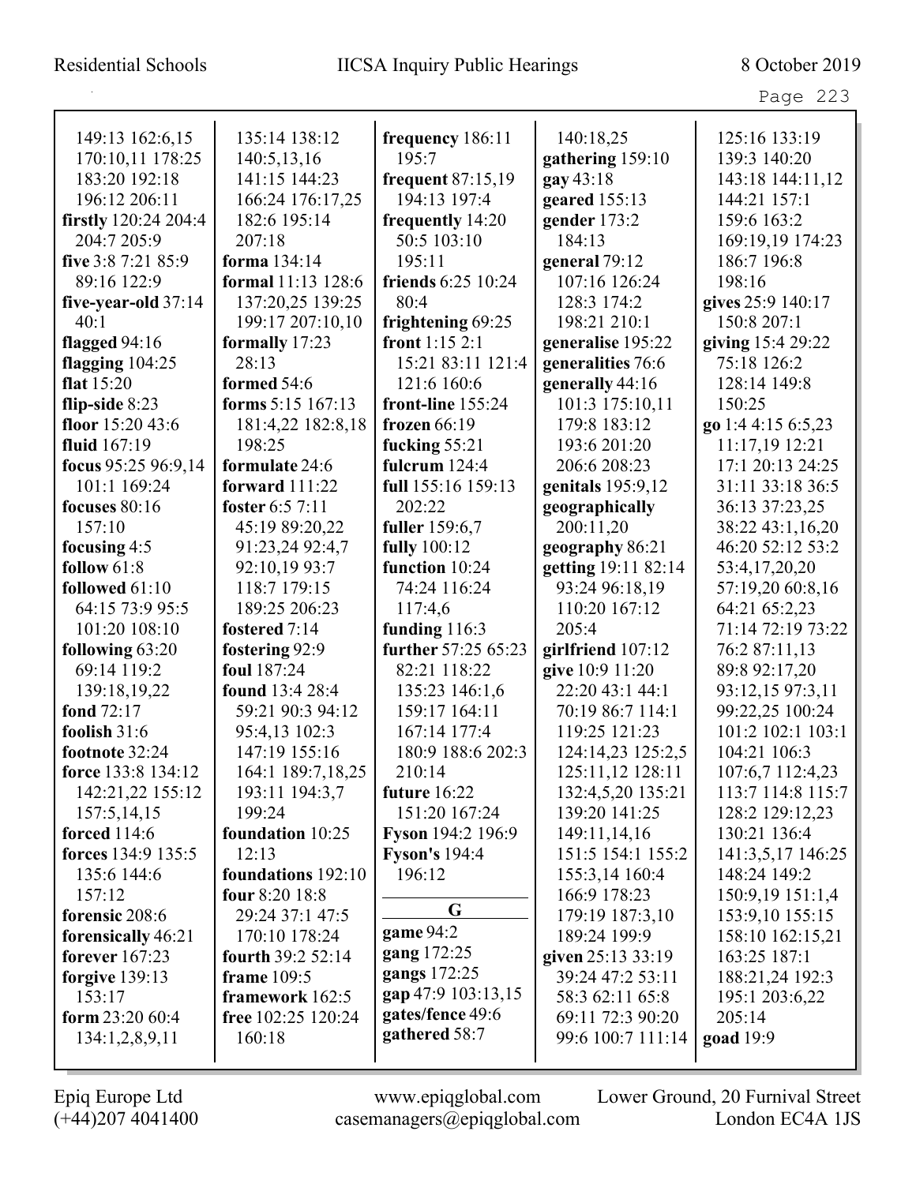149:13 162:6,15 170:10,11 178:25 183:20 192:18 196:12 206:11
**firstly** 120:24 204:4 204:7 205:9
**five** 3:8 7:21 85:9 89:16 122:9
**five-year-old** 37:14 40:1
**flagged** 94:16
**flagging** 104:25
**flat** 15:20
**flip-side** 8:23
**floor** 15:20 43:6
**fluid** 167:19
**focus** 95:25 96:9,14 101:1 169:24
**focuses** 80:16 157:10
**focusing** 4:5
**follow** 61:8
**followed** 61:10 64:15 73:9 95:5 101:20 108:10
**following** 63:20 69:14 119:2 139:18,19,22
**fond** 72:17
**foolish** 31:6
**footnote** 32:24
**force** 133:8 134:12 142:21,22 155:12 157:5,14,15
**forced** 114:6
**forces** 134:9 135:5 135:6 144:6 157:12
**forensic** 208:6
**forensically** 46:21
**forever** 167:23
**forgive** 139:13 153:17
**form** 23:20 60:4 134:1,2,8,9,11 135:14 138:12 140:5,13,16 141:15 144:23 166:24 176:17,25 182:6 195:14 207:18
**forma** 134:14
**formal** 11:13 128:6 137:20,25 139:25 199:17 207:10,10
**formally** 17:23 28:13
**formed** 54:6
**forms** 5:15 167:13 181:4,22 182:8,18 198:25
**formulate** 24:6
**forward** 111:22
**foster** 6:5 7:11 45:19 89:20,22 91:23,24 92:4,7 92:10,19 93:7 118:7 179:15 189:25 206:23
**fostered** 7:14
**fostering** 92:9
**foul** 187:24
**found** 13:4 28:4 59:21 90:3 94:12 95:4,13 102:3 147:19 155:16 164:1 189:7,18,25 193:11 194:3,7 199:24
**foundation** 10:25 12:13
**foundations** 192:10
**four** 8:20 18:8 29:24 37:1 47:5 170:10 178:24
**fourth** 39:2 52:14
**frame** 109:5
**framework** 162:5
**free** 102:25 120:24 160:18
**frequency** 186:11 195:7
**frequent** 87:15,19 194:13 197:4
**frequently** 14:20 50:5 103:10 195:11
**friends** 6:25 10:24 80:4
**frightening** 69:25
**front** 1:15 2:1 15:21 83:11 121:4 121:6 160:6
**front-line** 155:24
**frozen** 66:19
**fucking** 55:21
**fulcrum** 124:4
**full** 155:16 159:13 202:22
**fuller** 159:6,7
**fully** 100:12
**function** 10:24 74:24 116:24 117:4,6
**funding** 116:3
**further** 57:25 65:23 82:21 118:22 135:23 146:1,6 159:17 164:11 167:14 177:4 180:9 188:6 202:3 210:14
**future** 16:22 151:20 167:24
**Fyson** 194:2 196:9
**Fyson's** 194:4 196:12

## G

**game** 94:2
**gang** 172:25
**gangs** 172:25
**gap** 47:9 103:13,15
**gates/fence** 49:6
**gathered** 58:7 140:18,25
**gathering** 159:10
**gay** 43:18
**geared** 155:13
**gender** 173:2 184:13
**general** 79:12 107:16 126:24 128:3 174:2 198:21 210:1
**generalise** 195:22
**generalities** 76:6
**generally** 44:16 101:3 175:10,11 179:8 183:12 193:6 201:20 206:6 208:23
**genitals** 195:9,12
**geographically** 200:11,20
**geography** 86:21
**getting** 19:11 82:14 93:24 96:18,19 110:20 167:12 205:4
**girlfriend** 107:12
**give** 10:9 11:20 22:20 43:1 44:1 70:19 86:7 114:1 119:25 121:23 124:14,23 125:2,5 125:11,12 128:11 132:4,5,20 135:21 139:20 141:25 149:11,14,16 151:5 154:1 155:2 155:3,14 160:4 166:9 178:23 179:19 187:3,10 189:24 199:9
**given** 25:13 33:19 39:24 47:2 53:11 58:3 62:11 65:8 69:11 72:3 90:20 99:6 100:7 111:14 125:16 133:19 139:3 140:20 143:18 144:11,12 144:21 157:1 159:6 163:2 169:19,19 174:23 186:7 196:8 198:16
**gives** 25:9 140:17 150:8 207:1
**giving** 15:4 29:22 75:18 126:2 128:14 149:8 150:25
**go** 1:4 4:15 6:5,23 11:17,19 12:21 17:1 20:13 24:25 31:11 33:18 36:5 36:13 37:23,25 38:22 43:1,16,20 46:20 52:12 53:2 53:4,17,20,20 57:19,20 60:8,16 64:21 65:2,23 71:14 72:19 73:22 76:2 87:11,13 89:8 92:17,20 93:12,15 97:3,11 99:22,25 100:24 101:2 102:1 103:1 104:21 106:3 107:6,7 112:4,23 113:7 114:8 115:7 128:2 129:12,23 130:21 136:4 141:3,5,17 146:25 148:24 149:2 150:9,19 151:1,4 153:9,10 155:15 158:10 162:15,21 163:25 187:1 188:21,24 192:3 195:1 203:6,22 205:14
**goad** 19:9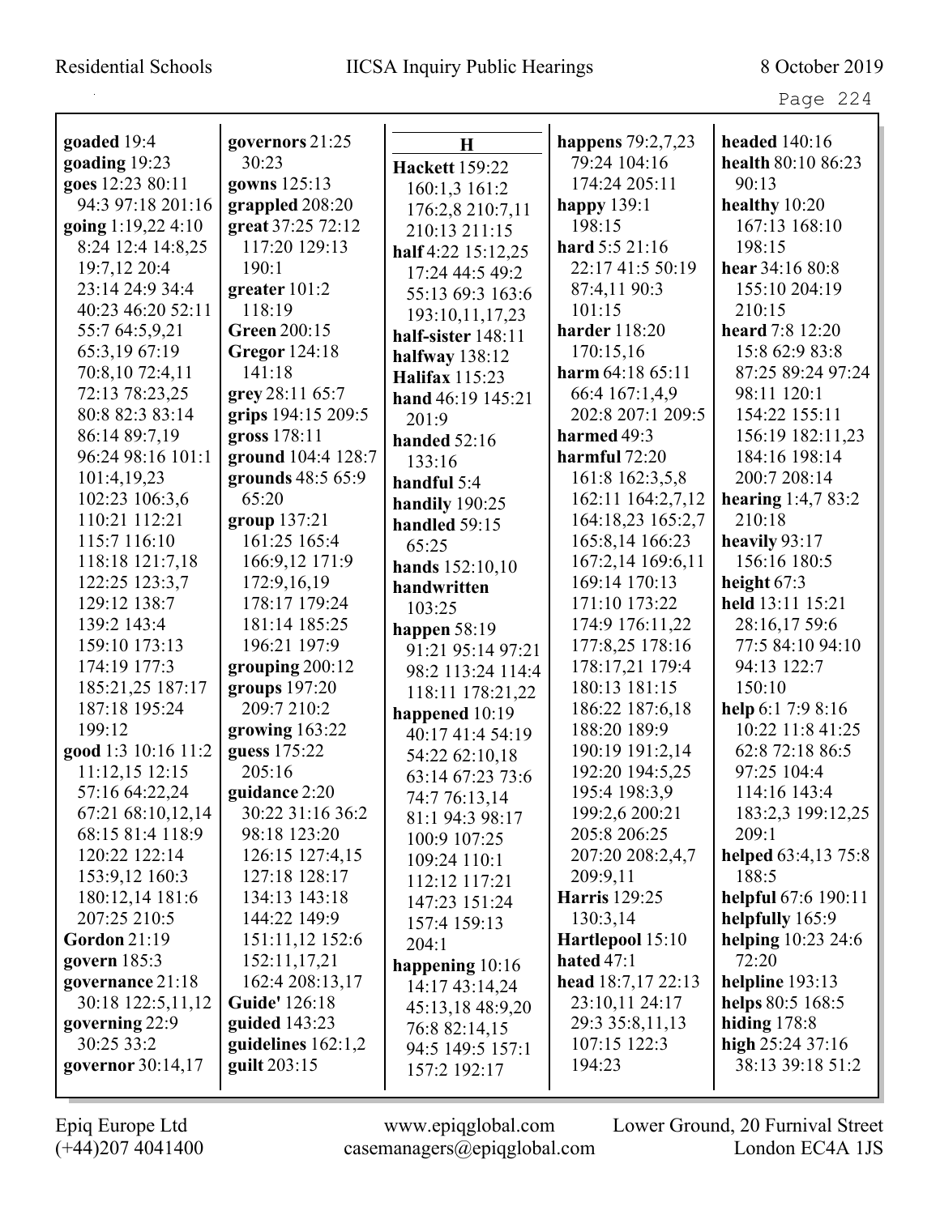**goaded** 19:4
**goading** 19:23
**goes** 12:23 80:11 94:3 97:18 201:16
**going** 1:19,22 4:10 8:24 12:4 14:8,25 19:7,12 20:4 23:14 24:9 34:4 40:23 46:20 52:11 55:7 64:5,9,21 65:3,19 67:19 70:8,10 72:4,11 72:13 78:23,25 80:8 82:3 83:14 86:14 89:7,19 96:24 98:16 101:1 101:4,19,23 102:23 106:3,6 110:21 112:21 115:7 116:10 118:18 121:7,18 122:25 123:3,7 129:12 138:7 139:2 143:4 159:10 173:13 174:19 177:3 185:21,25 187:17 187:18 195:24 199:12
**good** 1:3 10:16 11:2 11:12,15 12:15 57:16 64:22,24 67:21 68:10,12,14 68:15 81:4 118:9 120:22 122:14 153:9,12 160:3 180:12,14 181:6 207:25 210:5
**Gordon** 21:19
**govern** 185:3
**governance** 21:18 30:18 122:5,11,12
**governing** 22:9 30:25 33:2
**governor** 30:14,17
**governors** 21:25 30:23
**gowns** 125:13
**grappled** 208:20
**great** 37:25 72:12 117:20 129:13 190:1
**greater** 101:2 118:19
**Green** 200:15
**Gregor** 124:18 141:18
**grey** 28:11 65:7
**grips** 194:15 209:5
**gross** 178:11
**ground** 104:4 128:7
**grounds** 48:5 65:9 65:20
**group** 137:21 161:25 165:4 166:9,12 171:9 172:9,16,19 178:17 179:24 181:14 185:25 196:21 197:9
**grouping** 200:12
**groups** 197:20 209:7 210:2
**growing** 163:22
**guess** 175:22 205:16
**guidance** 2:20 30:22 31:16 36:2 98:18 123:20 126:15 127:4,15 127:18 128:17 134:13 143:18 144:22 149:9 151:11,12 152:6 152:11,17,21 162:4 208:13,17
**Guide'** 126:18
**guided** 143:23
**guidelines** 162:1,2
**guilt** 203:15

## H

**Hackett** 159:22 160:1,3 161:2 176:2,8 210:7,11 210:13 211:15
**half** 4:22 15:12,25 17:24 44:5 49:2 55:13 69:3 163:6 193:10,11,17,23
**half-sister** 148:11
**halfway** 138:12
**Halifax** 115:23
**hand** 46:19 145:21 201:9
**handed** 52:16 133:16
**handful** 5:4
**handily** 190:25
**handled** 59:15 65:25
**hands** 152:10,10
**handwritten** 103:25
**happen** 58:19 91:21 95:14 97:21 98:2 113:24 114:4 118:11 178:21,22
**happened** 10:19 40:17 41:4 54:19 54:22 62:10,18 63:14 67:23 73:6 74:7 76:13,14 81:1 94:3 98:17 100:9 107:25 109:24 110:1 112:12 117:21 147:23 151:24 157:4 159:13 204:1
**happening** 10:16 14:17 43:14,24 45:13,18 48:9,20 76:8 82:14,15 94:5 149:5 157:1 157:2 192:17
**happens** 79:2,7,23 79:24 104:16 174:24 205:11
**happy** 139:1 198:15
**hard** 5:5 21:16 22:17 41:5 50:19 87:4,11 90:3 101:15
**harder** 118:20 170:15,16
**harm** 64:18 65:11 66:4 167:1,4,9 202:8 207:1 209:5
**harmed** 49:3
**harmful** 72:20 161:8 162:3,5,8 162:11 164:2,7,12 164:18,23 165:2,7 165:8,14 166:23 167:2,14 169:6,11 169:14 170:13 171:10 173:22 174:9 176:11,22 177:8,25 178:16 178:17,21 179:4 180:13 181:15 186:22 187:6,18 188:20 189:9 190:19 191:2,14 192:20 194:5,25 195:4 198:3,9 199:2,6 200:21 205:8 206:25 207:20 208:2,4,7 209:9,11
**Harris** 129:25 130:3,14
**Hartlepool** 15:10
**hated** 47:1
**head** 18:7,17 22:13 23:10,11 24:17 29:3 35:8,11,13 107:15 122:3 194:23
**headed** 140:16
**health** 80:10 86:23 90:13
**healthy** 10:20 167:13 168:10 198:15
**hear** 34:16 80:8 155:10 204:19 210:15
**heard** 7:8 12:20 15:8 62:9 83:8 87:25 89:24 97:24 98:11 120:1 154:22 155:11 156:19 182:11,23 184:16 198:14 200:7 208:14
**hearing** 1:4,7 83:2 210:18
**heavily** 93:17 156:16 180:5
**height** 67:3
**held** 13:11 15:21 28:16,17 59:6 77:5 84:10 94:10 94:13 122:7 150:10
**help** 6:1 7:9 8:16 10:22 11:8 41:25 62:8 72:18 86:5 97:25 104:4 114:16 143:4 183:2,3 199:12,25 209:1
**helped** 63:4,13 75:8 188:5
**helpful** 67:6 190:11
**helpfully** 165:9
**helping** 10:23 24:6 72:20
**helpline** 193:13
**helps** 80:5 168:5
**hiding** 178:8
**high** 25:24 37:16 38:13 39:18 51:2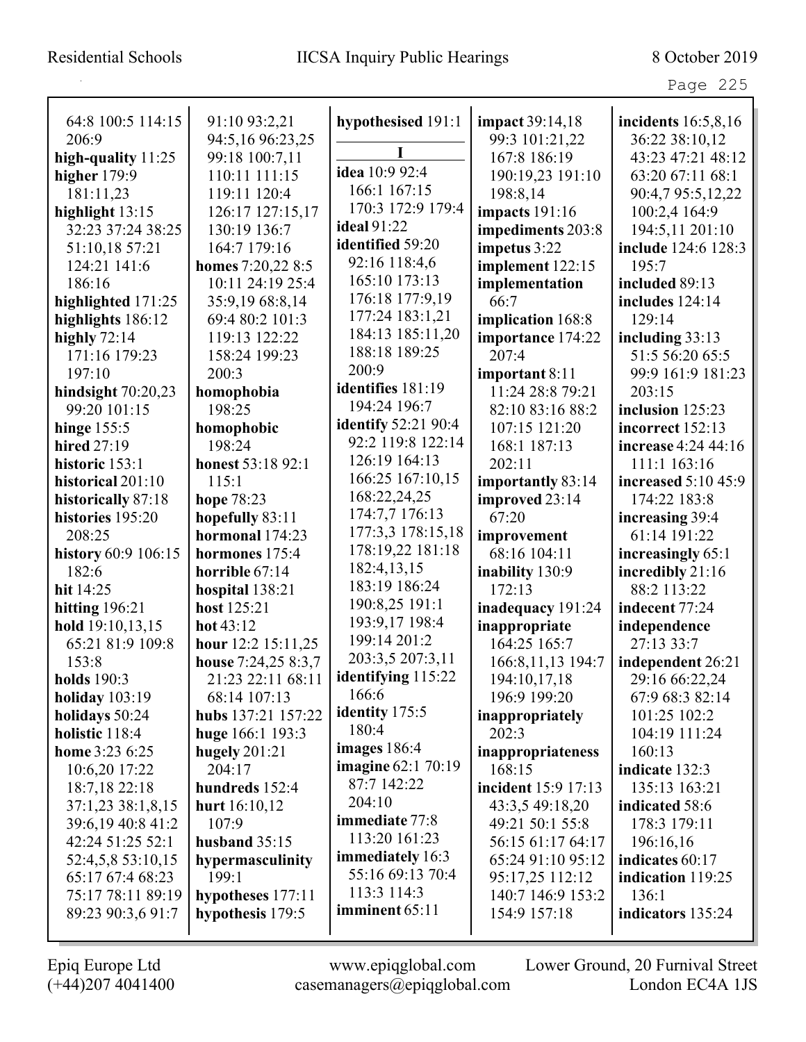64:8 100:5 114:15 206:9
**high-quality** 11:25
**higher** 179:9 181:11,23
**highlight** 13:15 32:23 37:24 38:25 51:10,18 57:21 124:21 141:6 186:16
**highlighted** 171:25
**highlights** 186:12
**highly** 72:14 171:16 179:23 197:10
**hindsight** 70:20,23 99:20 101:15
**hinge** 155:5
**hired** 27:19
**historic** 153:1
**historical** 201:10
**historically** 87:18
**histories** 195:20 208:25
**history** 60:9 106:15 182:6
**hit** 14:25
**hitting** 196:21
**hold** 19:10,13,15 65:21 81:9 109:8 153:8
**holds** 190:3
**holiday** 103:19
**holidays** 50:24
**holistic** 118:4
**home** 3:23 6:25 10:6,20 17:22 18:7,18 22:18 37:1,23 38:1,8,15 39:6,19 40:8 41:2 42:24 51:25 52:1 52:4,5,8 53:10,15 65:17 67:4 68:23 75:17 78:11 89:19 89:23 90:3,6 91:7 91:10 93:2,21 94:5,16 96:23,25 99:18 100:7,11 110:11 111:15 119:11 120:4 126:17 127:15,17 130:19 136:7 164:7 179:16
**homes** 7:20,22 8:5 10:11 24:19 25:4 35:9,19 68:8,14 69:4 80:2 101:3 119:13 122:22 158:24 199:23 200:3
**homophobia** 198:25
**homophobic** 198:24
**honest** 53:18 92:1 115:1
**hope** 78:23
**hopefully** 83:11
**hormonal** 174:23
**hormones** 175:4
**horrible** 67:14
**hospital** 138:21
**host** 125:21
**hot** 43:12
**hour** 12:2 15:11,25
**house** 7:24,25 8:3,7 21:23 22:11 68:11 68:14 107:13
**hubs** 137:21 157:22
**huge** 166:1 193:3
**hugely** 201:21 204:17
**hundreds** 152:4
**hurt** 16:10,12 107:9
**husband** 35:15
**hypermasculinity** 199:1
**hypotheses** 177:11
**hypothesis** 179:5
**hypothesised** 191:1

**I**

**idea** 10:9 92:4 166:1 167:15 170:3 172:9 179:4
**ideal** 91:22
**identified** 59:20 92:16 118:4,6 165:10 173:13 176:18 177:9,19 177:24 183:1,21 184:13 185:11,20 188:18 189:25 200:9
**identifies** 181:19 194:24 196:7
**identify** 52:21 90:4 92:2 119:8 122:14 126:19 164:13 166:25 167:10,15 168:22,24,25 174:7,7 176:13 177:3,3 178:15,18 178:19,22 181:18 182:4,13,15 183:19 186:24 190:8,25 191:1 193:9,17 198:4 199:14 201:2 203:3,5 207:3,11
**identifying** 115:22 166:6
**identity** 175:5 180:4
**images** 186:4
**imagine** 62:1 70:19 87:7 142:22 204:10
**immediate** 77:8 113:20 161:23
**immediately** 16:3 55:16 69:13 70:4 113:3 114:3
**imminent** 65:11
**impact** 39:14,18 99:3 101:21,22 167:8 186:19 190:19,23 191:10 198:8,14
**impacts** 191:16
**impediments** 203:8
**impetus** 3:22
**implement** 122:15
**implementation** 66:7
**implication** 168:8
**importance** 174:22 207:4
**important** 8:11 11:24 28:8 79:21 82:10 83:16 88:2 107:15 121:20 168:1 187:13 202:11
**importantly** 83:14
**improved** 23:14 67:20
**improvement** 68:16 104:11
**inability** 130:9 172:13
**inadequacy** 191:24
**inappropriate** 164:25 165:7 166:8,11,13 194:7 194:10,17,18 196:9 199:20
**inappropriately** 202:3
**inappropriateness** 168:15
**incident** 15:9 17:13 43:3,5 49:18,20 49:21 50:1 55:8 56:15 61:17 64:17 65:24 91:10 95:12 95:17,25 112:12 140:7 146:9 153:2 154:9 157:18
**incidents** 16:5,8,16 36:22 38:10,12 43:23 47:21 48:12 63:20 67:11 68:1 90:4,7 95:5,12,22 100:2,4 164:9 194:5,11 201:10
**include** 124:6 128:3 195:7
**included** 89:13
**includes** 124:14 129:14
**including** 33:13 51:5 56:20 65:5 99:9 161:9 181:23 203:15
**inclusion** 125:23
**incorrect** 152:13
**increase** 4:24 44:16 111:1 163:16
**increased** 5:10 45:9 174:22 183:8
**increasing** 39:4 61:14 191:22
**increasingly** 65:1
**incredibly** 21:16 88:2 113:22
**indecent** 77:24
**independence** 27:13 33:7
**independent** 26:21 29:16 66:22,24 67:9 68:3 82:14 101:25 102:2 104:19 111:24 160:13
**indicate** 132:3 135:13 163:21
**indicated** 58:6 178:3 179:11 196:16,16
**indicates** 60:17
**indication** 119:25 136:1
**indicators** 135:24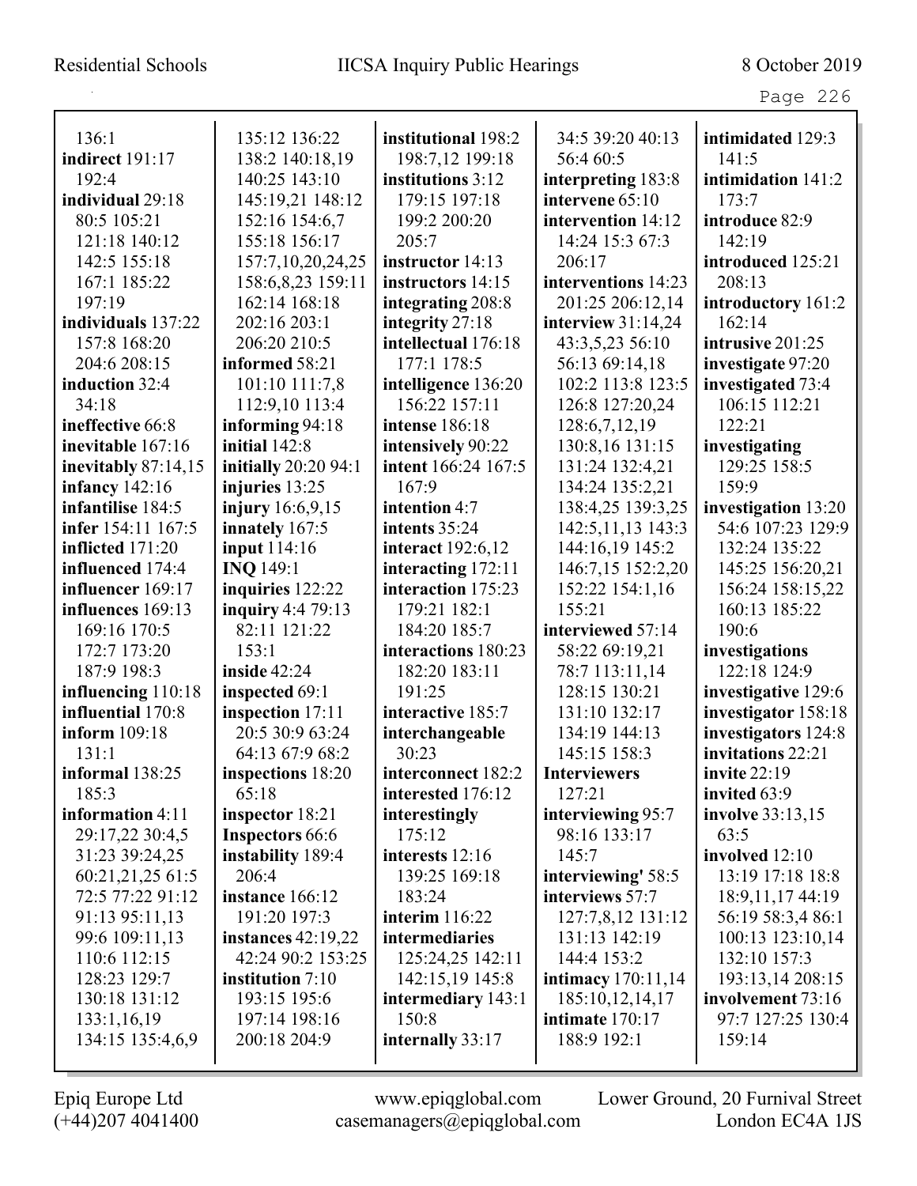136:1
**indirect** 191:17 192:4
**individual** 29:18 80:5 105:21 121:18 140:12 142:5 155:18 167:1 185:22 197:19
**individuals** 137:22 157:8 168:20 204:6 208:15
**induction** 32:4 34:18
**ineffective** 66:8
**inevitable** 167:16
**inevitably** 87:14,15
**infancy** 142:16
**infantilise** 184:5
**infer** 154:11 167:5
**inflicted** 171:20
**influenced** 174:4
**influencer** 169:17
**influences** 169:13 169:16 170:5 172:7 173:20 187:9 198:3
**influencing** 110:18
**influential** 170:8
**inform** 109:18 131:1
**informal** 138:25 185:3
**information** 4:11 29:17,22 30:4,5 31:23 39:24,25 60:21,21,25 61:5 72:5 77:22 91:12 91:13 95:11,13 99:6 109:11,13 110:6 112:15 128:23 129:7 130:18 131:12 133:1,16,19 134:15 135:4,6,9 135:12 136:22 138:2 140:18,19 140:25 143:10 145:19,21 148:12 152:16 154:6,7 155:18 156:17 157:7,10,20,24,25 158:6,8,23 159:11 162:14 168:18 202:16 203:1 206:20 210:5
**informed** 58:21 101:10 111:7,8 112:9,10 113:4
**informing** 94:18
**initial** 142:8
**initially** 20:20 94:1
**injuries** 13:25
**injury** 16:6,9,15
**innately** 167:5
**input** 114:16
**INQ** 149:1
**inquiries** 122:22
**inquiry** 4:4 79:13 82:11 121:22 153:1
**inside** 42:24
**inspected** 69:1
**inspection** 17:11 20:5 30:9 63:24 64:13 67:9 68:2
**inspections** 18:20 65:18
**inspector** 18:21
**Inspectors** 66:6
**instability** 189:4 206:4
**instance** 166:12 191:20 197:3
**instances** 42:19,22 42:24 90:2 153:25
**institution** 7:10 193:15 195:6 197:14 198:16 200:18 204:9
**institutional** 198:2 198:7,12 199:18
**institutions** 3:12 179:15 197:18 199:2 200:20 205:7
**instructor** 14:13
**instructors** 14:15
**integrating** 208:8
**integrity** 27:18
**intellectual** 176:18 177:1 178:5
**intelligence** 136:20 156:22 157:11
**intense** 186:18
**intensively** 90:22
**intent** 166:24 167:5 167:9
**intention** 4:7
**intents** 35:24
**interact** 192:6,12
**interacting** 172:11
**interaction** 175:23 179:21 182:1 184:20 185:7
**interactions** 180:23 182:20 183:11 191:25
**interactive** 185:7
**interchangeable** 30:23
**interconnect** 182:2
**interested** 176:12
**interestingly** 175:12
**interests** 12:16 139:25 169:18 183:24
**interim** 116:22
**intermediaries** 125:24,25 142:11 142:15,19 145:8
**intermediary** 143:1 150:8
**internally** 33:17
34:5 39:20 40:13 56:4 60:5
**interpreting** 183:8
**intervene** 65:10
**intervention** 14:12 14:24 15:3 67:3 206:17
**interventions** 14:23 201:25 206:12,14
**interview** 31:14,24 43:3,5,23 56:10 56:13 69:14,18 102:2 113:8 123:5 126:8 127:20,24 128:6,7,12,19 130:8,16 131:15 131:24 132:4,21 134:24 135:2,21 138:4,25 139:3,25 142:5,11,13 143:3 144:16,19 145:2 146:7,15 152:2,20 152:22 154:1,16 155:21
**interviewed** 57:14 58:22 69:19,21 78:7 113:11,14 128:15 130:21 131:10 132:17 134:19 144:13 145:15 158:3
**Interviewers** 127:21
**interviewing** 95:7 98:16 133:17 145:7
**interviewing'** 58:5
**interviews** 57:7 127:7,8,12 131:12 131:13 142:19 144:4 153:2
**intimacy** 170:11,14 185:10,12,14,17
**intimate** 170:17 188:9 192:1
**intimidated** 129:3 141:5
**intimidation** 141:2 173:7
**introduce** 82:9 142:19
**introduced** 125:21 208:13
**introductory** 161:2 162:14
**intrusive** 201:25
**investigate** 97:20
**investigated** 73:4 106:15 112:21 122:21
**investigating** 129:25 158:5 159:9
**investigation** 13:20 54:6 107:23 129:9 132:24 135:22 145:25 156:20,21 156:24 158:15,22 160:13 185:22 190:6
**investigations** 122:18 124:9
**investigative** 129:6
**investigator** 158:18
**investigators** 124:8
**invitations** 22:21
**invite** 22:19
**invited** 63:9
**involve** 33:13,15 63:5
**involved** 12:10 13:19 17:18 18:8 18:9,11,17 44:19 56:19 58:3,4 86:1 100:13 123:10,14 132:10 157:3 193:13,14 208:15
**involvement** 73:16 97:7 127:25 130:4 159:14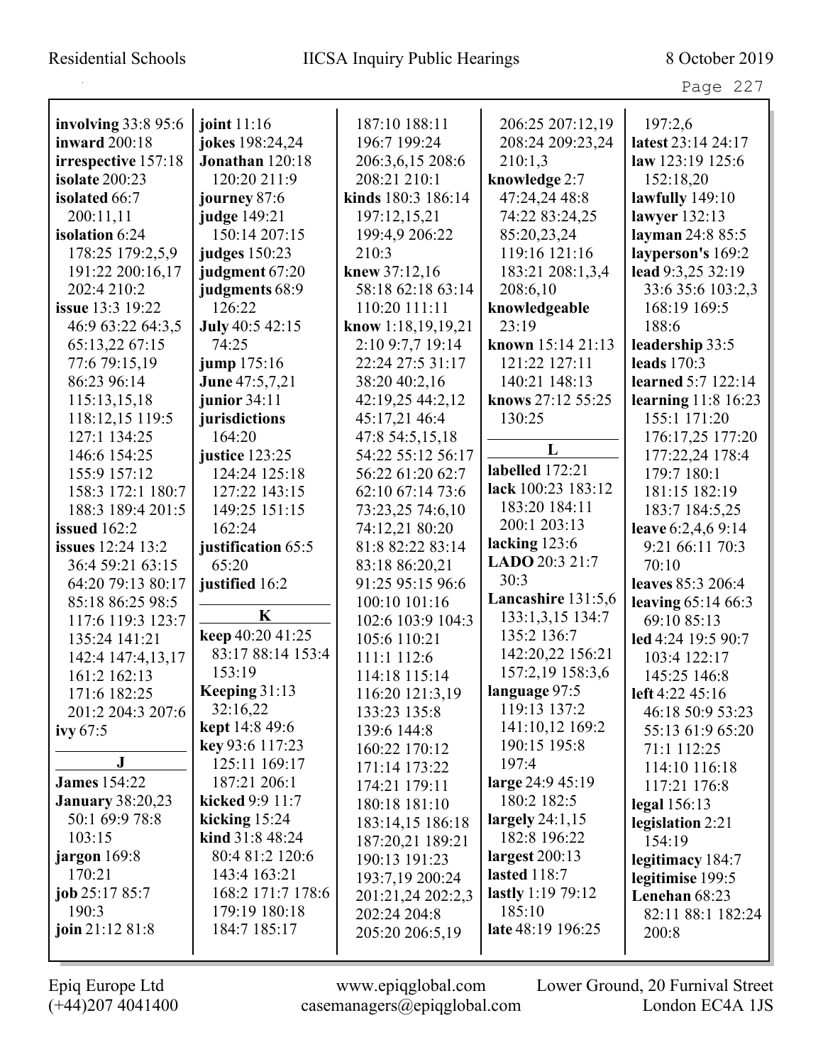**involving** 33:8 95:6
**inward** 200:18
**irrespective** 157:18
**isolate** 200:23
**isolated** 66:7 200:11,11
**isolation** 6:24 178:25 179:2,5,9 191:22 200:16,17 202:4 210:2
**issue** 13:3 19:22 46:9 63:22 64:3,5 65:13,22 67:15 77:6 79:15,19 86:23 96:14 115:13,15,18 118:12,15 119:5 127:1 134:25 146:6 154:25 155:9 157:12 158:3 172:1 180:7 188:3 189:4 201:5
**issued** 162:2
**issues** 12:24 13:2 36:4 59:21 63:15 64:20 79:13 80:17 85:18 86:25 98:5 117:6 119:3 123:7 135:24 141:21 142:4 147:4,13,17 161:2 162:13 171:6 182:25 201:2 204:3 207:6
**ivy** 67:5

**J**

**James** 154:22
**January** 38:20,23 50:1 69:9 78:8 103:15
**jargon** 169:8 170:21
**job** 25:17 85:7 190:3
**join** 21:12 81:8
**joint** 11:16
**jokes** 198:24,24
**Jonathan** 120:18 120:20 211:9
**journey** 87:6
**judge** 149:21 150:14 207:15
**judges** 150:23
**judgment** 67:20
**judgments** 68:9 126:22
**July** 40:5 42:15 74:25
**jump** 175:16
**June** 47:5,7,21
**junior** 34:11
**jurisdictions** 164:20
**justice** 123:25 124:24 125:18 127:22 143:15 149:25 151:15 162:24
**justification** 65:5 65:20
**justified** 16:2

**K**

**keep** 40:20 41:25 83:17 88:14 153:4 153:19
**Keeping** 31:13 32:16,22
**kept** 14:8 49:6
**key** 93:6 117:23 125:11 169:17 187:21 206:1
**kicked** 9:9 11:7
**kicking** 15:24
**kind** 31:8 48:24 80:4 81:2 120:6 143:4 163:21 168:2 171:7 178:6 179:19 180:18 184:7 185:17 187:10 188:11 196:7 199:24 206:3,6,15 208:6 208:21 210:1
**kinds** 180:3 186:14 197:12,15,21 199:4,9 206:22 210:3
**knew** 37:12,16 58:18 62:18 63:14 110:20 111:11
**know** 1:18,19,19,21 2:10 9:7,7 19:14 22:24 27:5 31:17 38:20 40:2,16 42:19,25 44:2,12 45:17,21 46:4 47:8 54:5,15,18 54:22 55:12 56:17 56:22 61:20 62:7 62:10 67:14 73:6 73:23,25 74:6,10 74:12,21 80:20 81:8 82:22 83:14 83:18 86:20,21 91:25 95:15 96:6 100:10 101:16 102:6 103:9 104:3 105:6 110:21 111:1 112:6 114:18 115:14 116:20 121:3,19 133:23 135:8 139:6 144:8 160:22 170:12 171:14 173:22 174:21 179:11 180:18 181:10 183:14,15 186:18 187:20,21 189:21 190:13 191:23 193:7,19 200:24 201:21,24 202:2,3 202:24 204:8 205:20 206:5,19 206:25 207:12,19 208:24 209:23,24 210:1,3
**knowledge** 2:7 47:24,24 48:8 74:22 83:24,25 85:20,23,24 119:16 121:16 183:21 208:1,3,4 208:6,10
**knowledgeable** 23:19
**known** 15:14 21:13 121:22 127:11 140:21 148:13
**knows** 27:12 55:25 130:25

**L**

**labelled** 172:21
**lack** 100:23 183:12 183:20 184:11 200:1 203:13
**lacking** 123:6
**LADO** 20:3 21:7 30:3
**Lancashire** 131:5,6 133:1,3,15 134:7 135:2 136:7 142:20,22 156:21 157:2,19 158:3,6
**language** 97:5 119:13 137:2 141:10,12 169:2 190:15 195:8 197:4
**large** 24:9 45:19 180:2 182:5
**largely** 24:1,15 182:8 196:22
**largest** 200:13
**lasted** 118:7
**lastly** 1:19 79:12 185:10
**late** 48:19 196:25 197:2,6
**latest** 23:14 24:17
**law** 123:19 125:6 152:18,20
**lawfully** 149:10
**lawyer** 132:13
**layman** 24:8 85:5
**layperson's** 169:2
**lead** 9:3,25 32:19 33:6 35:6 103:2,3 168:19 169:5 188:6
**leadership** 33:5
**leads** 170:3
**learned** 5:7 122:14
**learning** 11:8 16:23 155:1 171:20 176:17,25 177:20 177:22,24 178:4 179:7 180:1 181:15 182:19 183:7 184:5,25
**leave** 6:2,4,6 9:14 9:21 66:11 70:3 70:10
**leaves** 85:3 206:4
**leaving** 65:14 66:3 69:10 85:13
**led** 4:24 19:5 90:7 103:4 122:17 145:25 146:8
**left** 4:22 45:16 46:18 50:9 53:23 55:13 61:9 65:20 71:1 112:25 114:10 116:18 117:21 176:8
**legal** 156:13
**legislation** 2:21 154:19
**legitimacy** 184:7
**legitimise** 199:5
**Lenehan** 68:23 82:11 88:1 182:24 200:8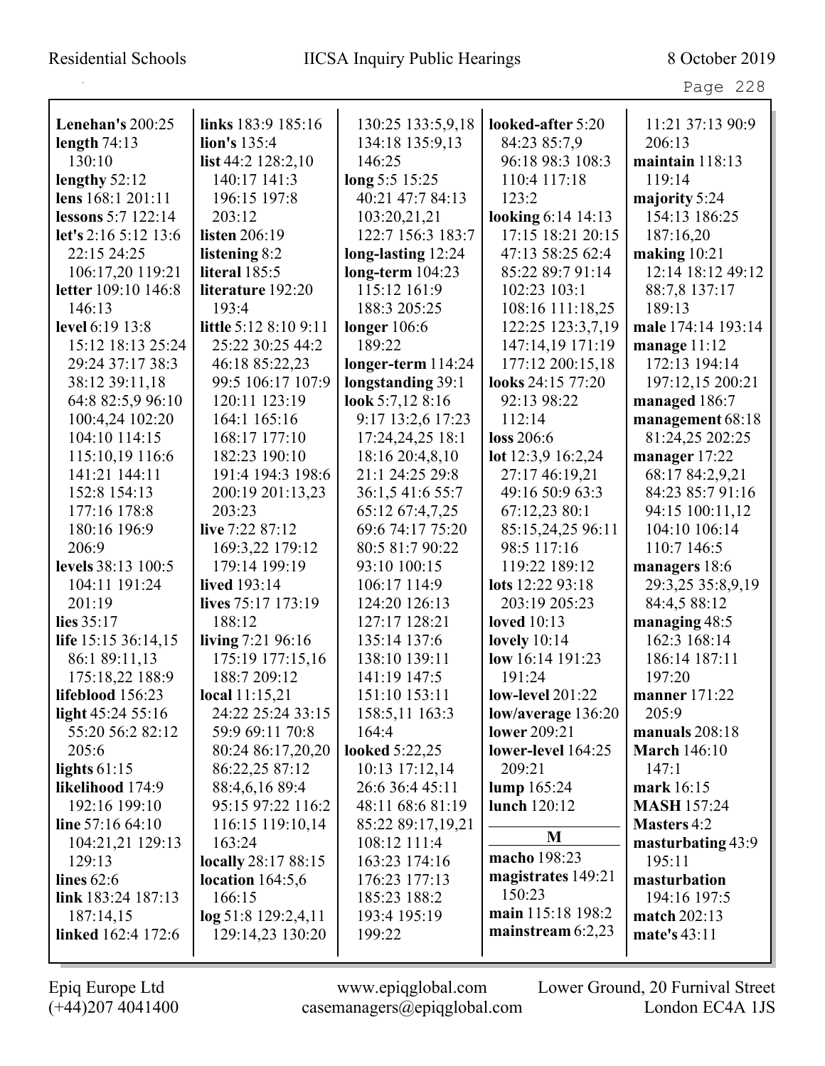**Lenehan's** 200:25
**length** 74:13 130:10
**lengthy** 52:12
**lens** 168:1 201:11
**lessons** 5:7 122:14
**let's** 2:16 5:12 13:6 22:15 24:25 106:17,20 119:21
**letter** 109:10 146:8 146:13
**level** 6:19 13:8 15:12 18:13 25:24 29:24 37:17 38:3 38:12 39:11,18 64:8 82:5,9 96:10 100:4,24 102:20 104:10 114:15 115:10,19 116:6 141:21 144:11 152:8 154:13 177:16 178:8 180:16 196:9 206:9
**levels** 38:13 100:5 104:11 191:24 201:19
**lies** 35:17
**life** 15:15 36:14,15 86:1 89:11,13 175:18,22 188:9
**lifeblood** 156:23
**light** 45:24 55:16 55:20 56:2 82:12 205:6
**lights** 61:15
**likelihood** 174:9 192:16 199:10
**line** 57:16 64:10 104:21,21 129:13 129:13
**lines** 62:6
**link** 183:24 187:13 187:14,15
**linked** 162:4 172:6
**links** 183:9 185:16
**lion's** 135:4
**list** 44:2 128:2,10 140:17 141:3 196:15 197:8 203:12
**listen** 206:19
**listening** 8:2
**literal** 185:5
**literature** 192:20 193:4
**little** 5:12 8:10 9:11 25:22 30:25 44:2 46:18 85:22,23 99:5 106:17 107:9 120:11 123:19 164:1 165:16 168:17 177:10 182:23 190:10 191:4 194:3 198:6 200:19 201:13,23 203:23
**live** 7:22 87:12 169:3,22 179:12 179:14 199:19
**lived** 193:14
**lives** 75:17 173:19 188:12
**living** 7:21 96:16 175:19 177:15,16 188:7 209:12
**local** 11:15,21 24:22 25:24 33:15 59:9 69:11 70:8 80:24 86:17,20,20 86:22,25 87:12 88:4,6,16 89:4 95:15 97:22 116:2 116:15 119:10,14 163:24
**locally** 28:17 88:15
**location** 164:5,6 166:15
**log** 51:8 129:2,4,11 129:14,23 130:20 130:25 133:5,9,18 134:18 135:9,13 146:25
**long** 5:5 15:25 40:21 47:7 84:13 103:20,21,21 122:7 156:3 183:7
**long-lasting** 12:24
**long-term** 104:23 115:12 161:9 188:3 205:25
**longer** 106:6 189:22
**longer-term** 114:24
**longstanding** 39:1
**look** 5:7,12 8:16 9:17 13:2,6 17:23 17:24,24,25 18:1 18:16 20:4,8,10 21:1 24:25 29:8 36:1,5 41:6 55:7 65:12 67:4,7,25 69:6 74:17 75:20 80:5 81:7 90:22 93:10 100:15 106:17 114:9 124:20 126:13 127:17 128:21 135:14 137:6 138:10 139:11 141:19 147:5 151:10 153:11 158:5,11 163:3 164:4
**looked** 5:22,25 10:13 17:12,14 26:6 36:4 45:11 48:11 68:6 81:19 85:22 89:17,19,21 108:12 111:4 163:23 174:16 176:23 177:13 185:23 188:2 193:4 195:19 199:22
**looked-after** 5:20 84:23 85:7,9 96:18 98:3 108:3 110:4 117:18 123:2
**looking** 6:14 14:13 17:15 18:21 20:15 47:13 58:25 62:4 85:22 89:7 91:14 102:23 103:1 108:16 111:18,25 122:25 123:3,7,19 147:14,19 171:19 177:12 200:15,18
**looks** 24:15 77:20 92:13 98:22 112:14
**loss** 206:6
**lot** 12:3,9 16:2,24 27:17 46:19,21 49:16 50:9 63:3 67:12,23 80:1 85:15,24,25 96:11 98:5 117:16 119:22 189:12
**lots** 12:22 93:18 203:19 205:23
**loved** 10:13
**lovely** 10:14
**low** 16:14 191:23 191:24
**low-level** 201:22
**low/average** 136:20
**lower** 209:21
**lower-level** 164:25 209:21
**lump** 165:24
**lunch** 120:12

**M**

**macho** 198:23
**magistrates** 149:21 150:23
**main** 115:18 198:2
**mainstream** 6:2,23 11:21 37:13 90:9 206:13
**maintain** 118:13 119:14
**majority** 5:24 154:13 186:25 187:16,20
**making** 10:21 12:14 18:12 49:12 88:7,8 137:17 189:13
**male** 174:14 193:14
**manage** 11:12 172:13 194:14 197:12,15 200:21
**managed** 186:7
**management** 68:18 81:24,25 202:25
**manager** 17:22 68:17 84:2,9,21 84:23 85:7 91:16 94:15 100:11,12 104:10 106:14 110:7 146:5
**managers** 18:6 29:3,25 35:8,9,19 84:4,5 88:12
**managing** 48:5 162:3 168:14 186:14 187:11 197:20
**manner** 171:22 205:9
**manuals** 208:18
**March** 146:10 147:1
**mark** 16:15
**MASH** 157:24
**Masters** 4:2
**masturbating** 43:9 195:11
**masturbation** 194:16 197:5
**match** 202:13
**mate's** 43:11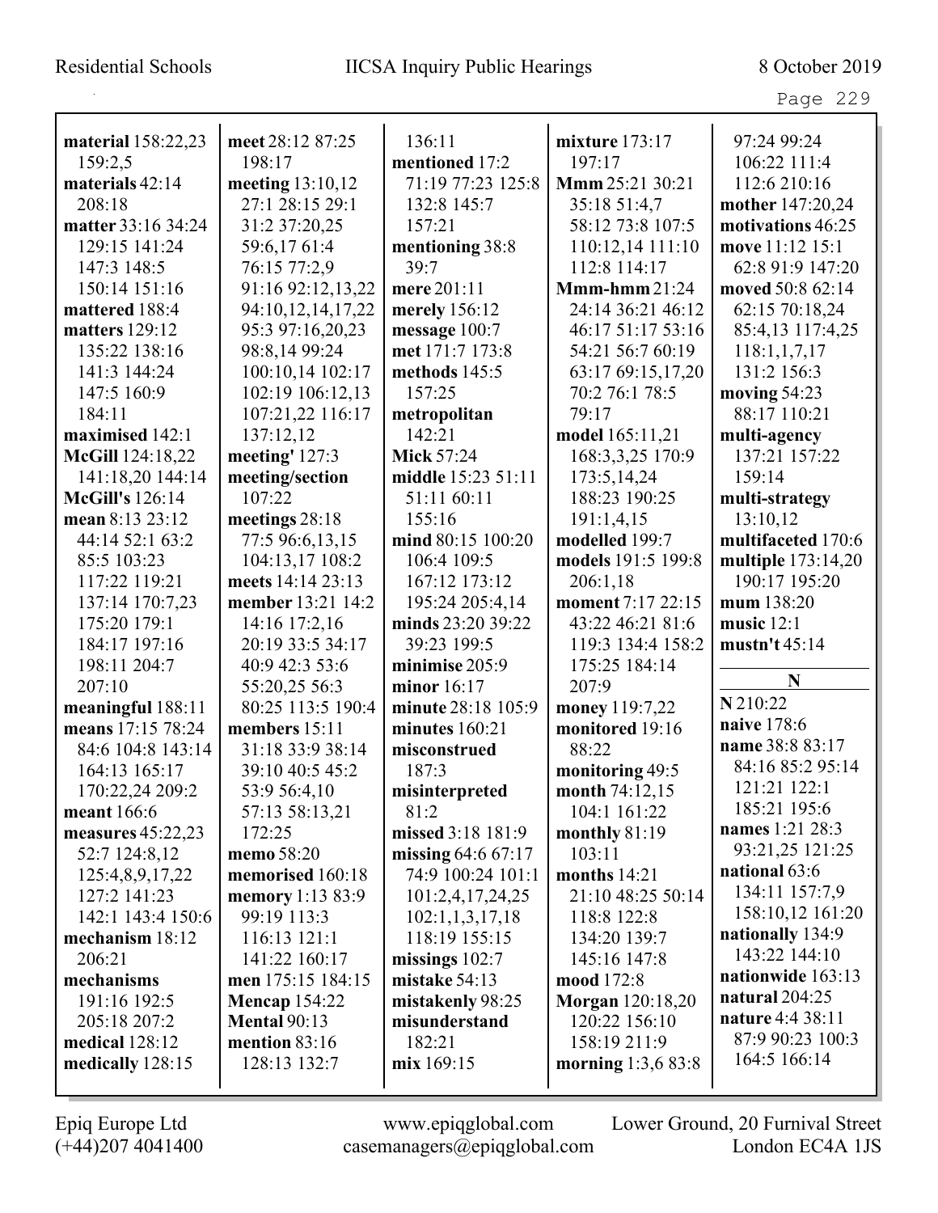**material** 158:22,23 159:2,5
**materials** 42:14 208:18
**matter** 33:16 34:24 129:15 141:24 147:3 148:5 150:14 151:16
**mattered** 188:4
**matters** 129:12 135:22 138:16 141:3 144:24 147:5 160:9 184:11
**maximised** 142:1
**McGill** 124:18,22 141:18,20 144:14
**McGill's** 126:14
**mean** 8:13 23:12 44:14 52:1 63:2 85:5 103:23 117:22 119:21 137:14 170:7,23 175:20 179:1 184:17 197:16 198:11 204:7 207:10
**meaningful** 188:11
**means** 17:15 78:24 84:6 104:8 143:14 164:13 165:17 170:22,24 209:2
**meant** 166:6
**measures** 45:22,23 52:7 124:8,12 125:4,8,9,17,22 127:2 141:23 142:1 143:4 150:6
**mechanism** 18:12 206:21
**mechanisms** 191:16 192:5 205:18 207:2
**medical** 128:12
**medically** 128:15
**meet** 28:12 87:25 198:17
**meeting** 13:10,12 27:1 28:15 29:1 31:2 37:20,25 59:6,17 61:4 76:15 77:2,9 91:16 92:12,13,22 94:10,12,14,17,22 95:3 97:16,20,23 98:8,14 99:24 100:10,14 102:17 102:19 106:12,13 107:21,22 116:17 137:12,12
**meeting'** 127:3
**meeting/section** 107:22
**meetings** 28:18 77:5 96:6,13,15 104:13,17 108:2
**meets** 14:14 23:13
**member** 13:21 14:2 14:16 17:2,16 20:19 33:5 34:17 40:9 42:3 53:6 55:20,25 56:3 80:25 113:5 190:4
**members** 15:11 31:18 33:9 38:14 39:10 40:5 45:2 53:9 56:4,10 57:13 58:13,21 172:25
**memo** 58:20
**memorised** 160:18
**memory** 1:13 83:9 99:19 113:3 116:13 121:1 141:22 160:17
**men** 175:15 184:15
**Mencap** 154:22
**Mental** 90:13
**mention** 83:16 128:13 132:7 136:11
**mentioned** 17:2 71:19 77:23 125:8 132:8 145:7 157:21
**mentioning** 38:8 39:7
**mere** 201:11
**merely** 156:12
**message** 100:7
**met** 171:7 173:8
**methods** 145:5 157:25
**metropolitan** 142:21
**Mick** 57:24
**middle** 15:23 51:11 51:11 60:11 155:16
**mind** 80:15 100:20 106:4 109:5 167:12 173:12 195:24 205:4,14
**minds** 23:20 39:22 39:23 199:5
**minimise** 205:9
**minor** 16:17
**minute** 28:18 105:9
**minutes** 160:21
**misconstrued** 187:3
**misinterpreted** 81:2
**missed** 3:18 181:9
**missing** 64:6 67:17 74:9 100:24 101:1 101:2,4,17,24,25 102:1,1,3,17,18 118:19 155:15
**missings** 102:7
**mistake** 54:13
**mistakenly** 98:25
**misunderstand** 182:21
**mix** 169:15
**mixture** 173:17 197:17
**Mmm** 25:21 30:21 35:18 51:4,7 58:12 73:8 107:5 110:12,14 111:10 112:8 114:17
**Mmm-hmm** 21:24 24:14 36:21 46:12 46:17 51:17 53:16 54:21 56:7 60:19 63:17 69:15,17,20 70:2 76:1 78:5 79:17
**model** 165:11,21 168:3,3,25 170:9 173:5,14,24 188:23 190:25 191:1,4,15
**modelled** 199:7
**models** 191:5 199:8 206:1,18
**moment** 7:17 22:15 43:22 46:21 81:6 119:3 134:4 158:2 175:25 184:14 207:9
**money** 119:7,22
**monitored** 19:16 88:22
**monitoring** 49:5
**month** 74:12,15 104:1 161:22
**monthly** 81:19 103:11
**months** 14:21 21:10 48:25 50:14 118:8 122:8 134:20 139:7 145:16 147:8
**mood** 172:8
**Morgan** 120:18,20 120:22 156:10 158:19 211:9
**morning** 1:3,6 83:8 97:24 99:24 106:22 111:4 112:6 210:16
**mother** 147:20,24
**motivations** 46:25
**move** 11:12 15:1 62:8 91:9 147:20
**moved** 50:8 62:14 62:15 70:18,24 85:4,13 117:4,25 118:1,1,7,17 131:2 156:3
**moving** 54:23 88:17 110:21
**multi-agency** 137:21 157:22 159:14
**multi-strategy** 13:10,12
**multifaceted** 170:6
**multiple** 173:14,20 190:17 195:20
**mum** 138:20
**music** 12:1
**mustn't** 45:14

## N

**N** 210:22
**naive** 178:6
**name** 38:8 83:17 84:16 85:2 95:14 121:21 122:1 185:21 195:6
**names** 1:21 28:3 93:21,25 121:25
**national** 63:6 134:11 157:7,9 158:10,12 161:20
**nationally** 134:9 143:22 144:10
**nationwide** 163:13
**natural** 204:25
**nature** 4:4 38:11 87:9 90:23 100:3 164:5 166:14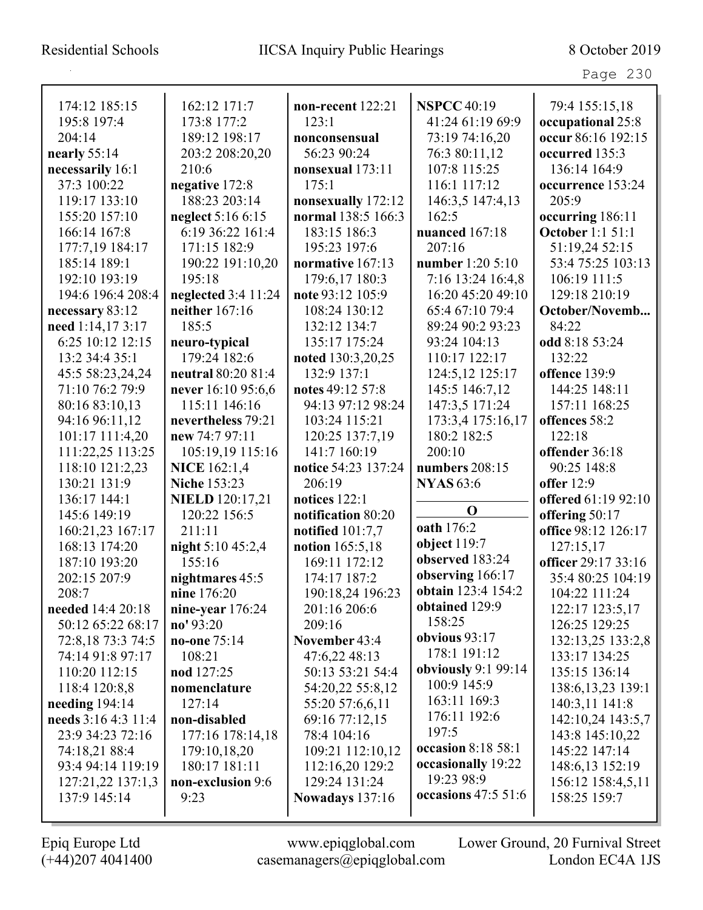174:12 185:15
195:8 197:4
204:14
**nearly** 55:14
**necessarily** 16:1
37:3 100:22
119:17 133:10
155:20 157:10
166:14 167:8
177:7,19 184:17
185:14 189:1
192:10 193:19
194:6 196:4 208:4
**necessary** 83:12
**need** 1:14,17 3:17
6:25 10:12 12:15
13:2 34:4 35:1
45:5 58:23,24,24
71:10 76:2 79:9
80:16 83:10,13
94:16 96:11,12
101:17 111:4,20
111:22,25 113:25
118:10 121:2,23
130:21 131:9
136:17 144:1
145:6 149:19
160:21,23 167:17
168:13 174:20
187:10 193:20
202:15 207:9
208:7
**needed** 14:4 20:18
50:12 65:22 68:17
72:8,18 73:3 74:5
74:14 91:8 97:17
110:20 112:15
118:4 120:8,8
**needing** 194:14
**needs** 3:16 4:3 11:4
23:9 34:23 72:16
74:18,21 88:4
93:4 94:14 119:19
127:21,22 137:1,3
137:9 145:14

162:12 171:7
173:8 177:2
189:12 198:17
203:2 208:20,20
210:6
**negative** 172:8
188:23 203:14
**neglect** 5:16 6:15
6:19 36:22 161:4
171:15 182:9
190:22 191:10,20
195:18
**neglected** 3:4 11:24
**neither** 167:16
185:5
**neuro-typical**
179:24 182:6
**neutral** 80:20 81:4
**never** 16:10 95:6,6
115:11 146:16
**nevertheless** 79:21
**new** 74:7 97:11
105:19,19 115:16
**NICE** 162:1,4
**Niche** 153:23
**NIELD** 120:17,21
120:22 156:5
211:11
**night** 5:10 45:2,4
155:16
**nightmares** 45:5
**nine** 176:20
**nine-year** 176:24
**no'** 93:20
**no-one** 75:14
108:21
**nod** 127:25
**nomenclature**
127:14
**non-disabled**
177:16 178:14,18
179:10,18,20
180:17 181:11
**non-exclusion** 9:6
9:23

**non-recent** 122:21
123:1
**nonconsensual**
56:23 90:24
**nonsexual** 173:11
175:1
**nonsexually** 172:12
**normal** 138:5 166:3
183:15 186:3
195:23 197:6
**normative** 167:13
179:6,17 180:3
**note** 93:12 105:9
108:24 130:12
132:12 134:7
135:17 175:24
**noted** 130:3,20,25
132:9 137:1
**notes** 49:12 57:8
94:13 97:12 98:24
103:24 115:21
120:25 137:7,19
141:7 160:19
**notice** 54:23 137:24
206:19
**notices** 122:1
**notification** 80:20
**notified** 101:7,7
**notion** 165:5,18
169:11 172:12
174:17 187:2
190:18,24 196:23
201:16 206:6
209:16
**November** 43:4
47:6,22 48:13
50:13 53:21 54:4
54:20,22 55:8,12
55:20 57:6,6,11
69:16 77:12,15
78:4 104:16
109:21 112:10,12
112:16,20 129:2
129:24 131:24
**Nowadays** 137:16

**NSPCC** 40:19
41:24 61:19 69:9
73:19 74:16,20
76:3 80:11,12
107:8 115:25
116:1 117:12
146:3,5 147:4,13
162:5
**nuanced** 167:18
207:16
**number** 1:20 5:10
7:16 13:24 16:4,8
16:20 45:20 49:10
65:4 67:10 79:4
89:24 90:2 93:23
93:24 104:13
110:17 122:17
124:5,12 125:17
145:5 146:7,12
147:3,5 171:24
173:3,4 175:16,17
180:2 182:5
200:10
**numbers** 208:15
**NYAS** 63:6

**O**

**oath** 176:2
**object** 119:7
**observed** 183:24
**observing** 166:17
**obtain** 123:4 154:2
**obtained** 129:9
158:25
**obvious** 93:17
178:1 191:12
**obviously** 9:1 99:14
100:9 145:9
163:11 169:3
176:11 192:6
197:5
**occasion** 8:18 58:1
**occasionally** 19:22
19:23 98:9
**occasions** 47:5 51:6

79:4 155:15,18
**occupational** 25:8
**occur** 86:16 192:15
**occurred** 135:3
136:14 164:9
**occurrence** 153:24
205:9
**occurring** 186:11
**October** 1:1 51:1
51:19,24 52:15
53:4 75:25 103:13
106:19 111:5
129:18 210:19
**October/Novemb...**
84:22
**odd** 8:18 53:24
132:22
**offence** 139:9
144:25 148:11
157:11 168:25
**offences** 58:2
122:18
**offender** 36:18
90:25 148:8
**offer** 12:9
**offered** 61:19 92:10
**offering** 50:17
**office** 98:12 126:17
127:15,17
**officer** 29:17 33:16
35:4 80:25 104:19
104:22 111:24
122:17 123:5,17
126:25 129:25
132:13,25 133:2,8
133:17 134:25
135:15 136:14
138:6,13,23 139:1
140:3,11 141:8
142:10,24 143:5,7
143:8 145:10,22
145:22 147:14
148:6,13 152:19
156:12 158:4,5,11
158:25 159:7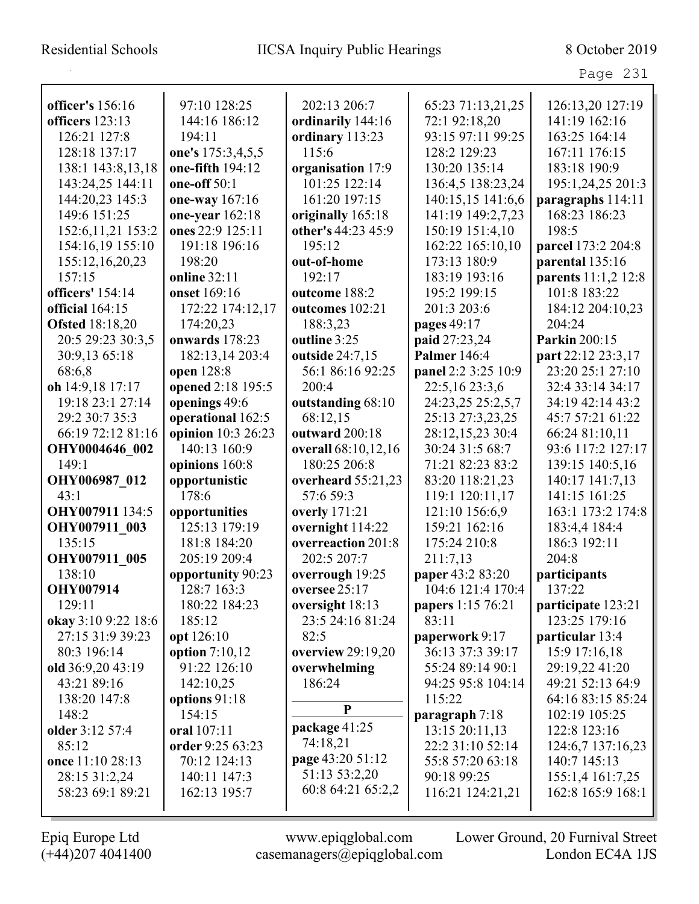**officer's** 156:16
**officers** 123:13 126:21 127:8 128:18 137:17 138:1 143:8,13,18 143:24,25 144:11 144:20,23 145:3 149:6 151:25 152:6,11,21 153:2 154:16,19 155:10 155:12,16,20,23 157:15
**officers'** 154:14
**official** 164:15
**Ofsted** 18:18,20 20:5 29:23 30:3,5 30:9,13 65:18 68:6,8
**oh** 14:9,18 17:17 19:18 23:1 27:14 29:2 30:7 35:3 66:19 72:12 81:16
**OHY0004646_002** 149:1
**OHY006987_012** 43:1
**OHY007911** 134:5
**OHY007911_003** 135:15
**OHY007911_005** 138:10
**OHY007914** 129:11
**okay** 3:10 9:22 18:6 27:15 31:9 39:23 80:3 196:14
**old** 36:9,20 43:19 43:21 89:16 138:20 147:8 148:2
**older** 3:12 57:4 85:12
**once** 11:10 28:13 28:15 31:2,24 58:23 69:1 89:21 97:10 128:25 144:16 186:12 194:11
**one's** 175:3,4,5,5
**one-fifth** 194:12
**one-off** 50:1
**one-way** 167:16
**one-year** 162:18
**ones** 22:9 125:11 191:18 196:16 198:20
**online** 32:11
**onset** 169:16 172:22 174:12,17 174:20,23
**onwards** 178:23 182:13,14 203:4
**open** 128:8
**opened** 2:18 195:5
**openings** 49:6
**operational** 162:5
**opinion** 10:3 26:23 140:13 160:9
**opinions** 160:8
**opportunistic** 178:6
**opportunities** 125:13 179:19 181:8 184:20 205:19 209:4
**opportunity** 90:23 128:7 163:3 180:22 184:23 185:12
**opt** 126:10
**option** 7:10,12 91:22 126:10 142:10,25
**options** 91:18 154:15
**oral** 107:11
**order** 9:25 63:23 70:12 124:13 140:11 147:3 162:13 195:7 202:13 206:7
**ordinarily** 144:16
**ordinary** 113:23 115:6
**organisation** 17:9 101:25 122:14 161:20 197:15
**originally** 165:18
**other's** 44:23 45:9 195:12
**out-of-home** 192:17
**outcome** 188:2
**outcomes** 102:21 188:3,23
**outline** 3:25
**outside** 24:7,15 56:1 86:16 92:25 200:4
**outstanding** 68:10 68:12,15
**outward** 200:18
**overall** 68:10,12,16 180:25 206:8
**overheard** 55:21,23 57:6 59:3
**overly** 171:21
**overnight** 114:22
**overreaction** 201:8 202:5 207:7
**overrough** 19:25
**oversee** 25:17
**oversight** 18:13 23:5 24:16 81:24 82:5
**overview** 29:19,20
**overwhelming** 186:24

**P**

**package** 41:25 74:18,21
**page** 43:20 51:12 51:13 53:2,20 60:8 64:21 65:2,2 65:23 71:13,21,25 72:1 92:18,20 93:15 97:11 99:25 128:2 129:23 130:20 135:14 136:4,5 138:23,24 140:15,15 141:6,6 141:19 149:2,7,23 150:19 151:4,10 162:22 165:10,10 173:13 180:9 183:19 193:16 195:2 199:15 201:3 203:6
**pages** 49:17
**paid** 27:23,24
**Palmer** 146:4
**panel** 2:2 3:25 10:9 22:5,16 23:3,6 24:23,25 25:2,5,7 25:13 27:3,23,25 28:12,15,23 30:4 30:24 31:5 68:7 71:21 82:23 83:2 83:20 118:21,23 119:1 120:11,17 121:10 156:6,9 159:21 162:16 175:24 210:8 211:7,13
**paper** 43:2 83:20 104:6 121:4 170:4
**papers** 1:15 76:21 83:11
**paperwork** 9:17 36:13 37:3 39:17 55:24 89:14 90:1 94:25 95:8 104:14 115:22
**paragraph** 7:18 13:15 20:11,13 22:2 31:10 52:14 55:8 57:20 63:18 90:18 99:25 116:21 124:21,21 126:13,20 127:19 141:19 162:16 163:25 164:14 167:11 176:15 183:18 190:9 195:1,24,25 201:3
**paragraphs** 114:11 168:23 186:23 198:5
**parcel** 173:2 204:8
**parental** 135:16
**parents** 11:1,2 12:8 101:8 183:22 184:12 204:10,23 204:24
**Parkin** 200:15
**part** 22:12 23:3,17 23:20 25:1 27:10 32:4 33:14 34:17 34:19 42:14 43:2 45:7 57:21 61:22 66:24 81:10,11 93:6 117:2 127:17 139:15 140:5,16 140:17 141:7,13 141:15 161:25 163:1 173:2 174:8 183:4,4 184:4 186:3 192:11 204:8
**participants** 137:22
**participate** 123:21 123:25 179:16
**particular** 13:4 15:9 17:16,18 29:19,22 41:20 49:21 52:13 64:9 64:16 83:15 85:24 102:19 105:25 122:8 123:16 124:6,7 137:16,23 140:7 145:13 155:1,4 161:7,25 162:8 165:9 168:1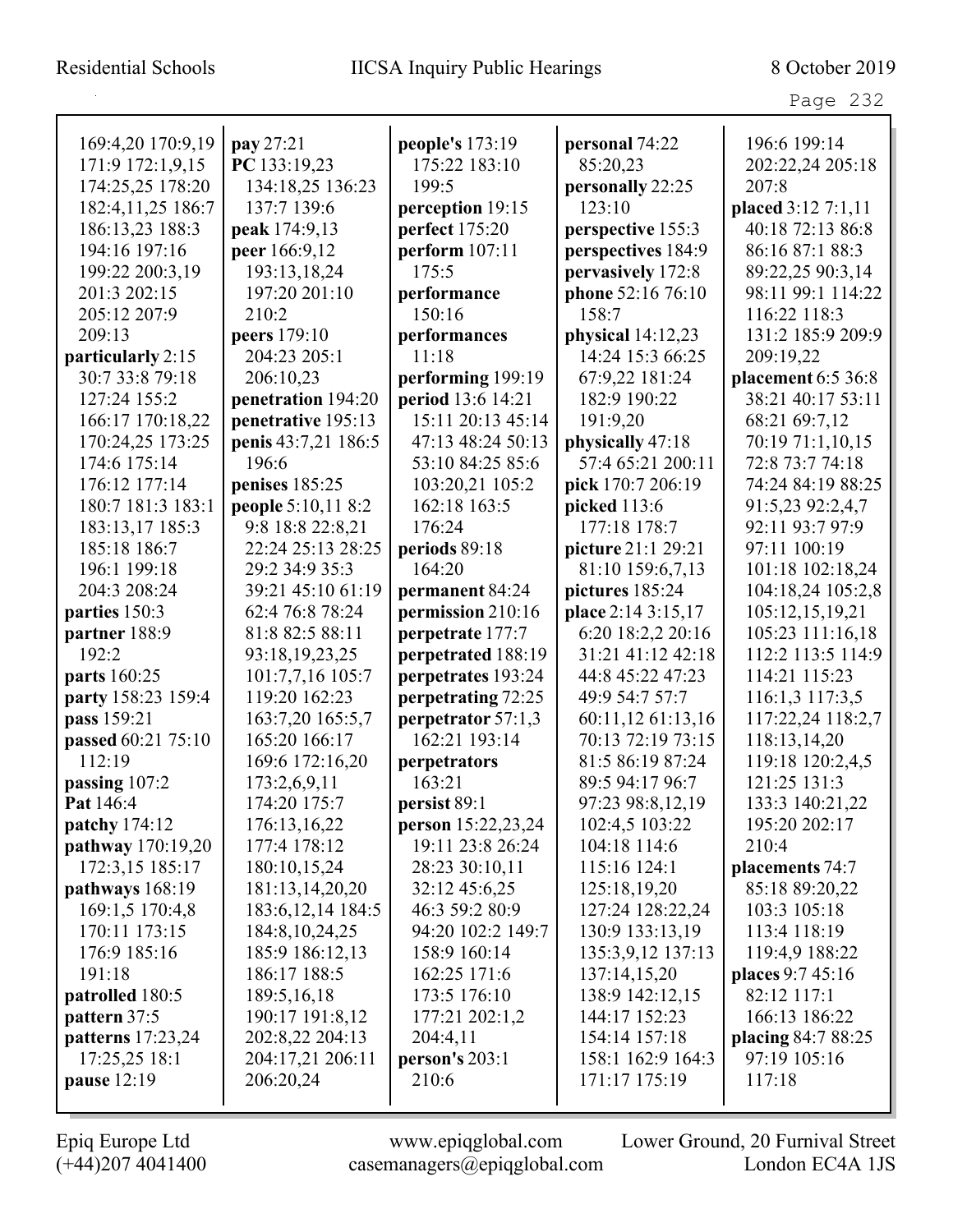169:4,20 170:9,19
171:9 172:1,9,15
174:25,25 178:20
182:4,11,25 186:7
186:13,23 188:3
194:16 197:16
199:22 200:3,19
201:3 202:15
205:12 207:9
209:13
**particularly** 2:15
30:7 33:8 79:18
127:24 155:2
166:17 170:18,22
170:24,25 173:25
174:6 175:14
176:12 177:14
180:7 181:3 183:1
183:13,17 185:3
185:18 186:7
196:1 199:18
204:3 208:24
**parties** 150:3
**partner** 188:9
192:2
**parts** 160:25
**party** 158:23 159:4
**pass** 159:21
**passed** 60:21 75:10
112:19
**passing** 107:2
**Pat** 146:4
**patchy** 174:12
**pathway** 170:19,20
172:3,15 185:17
**pathways** 168:19
169:1,5 170:4,8
170:11 173:15
176:9 185:16
191:18
**patrolled** 180:5
**pattern** 37:5
**patterns** 17:23,24
17:25,25 18:1
**pause** 12:19

**pay** 27:21
**PC** 133:19,23
134:18,25 136:23
137:7 139:6
**peak** 174:9,13
**peer** 166:9,12
193:13,18,24
197:20 201:10
210:2
**peers** 179:10
204:23 205:1
206:10,23
**penetration** 194:20
**penetrative** 195:13
**penis** 43:7,21 186:5
196:6
**penises** 185:25
**people** 5:10,11 8:2
9:8 18:8 22:8,21
22:24 25:13 28:25
29:2 34:9 35:3
39:21 45:10 61:19
62:4 76:8 78:24
81:8 82:5 88:11
93:18,19,23,25
101:7,7,16 105:7
119:20 162:23
163:7,20 165:5,7
165:20 166:17
169:6 172:16,20
173:2,6,9,11
174:20 175:7
176:13,16,22
177:4 178:12
180:10,15,24
181:13,14,20,20
183:6,12,14 184:5
184:8,10,24,25
185:9 186:12,13
186:17 188:5
189:5,16,18
190:17 191:8,12
202:8,22 204:13
204:17,21 206:11
206:20,24

**people's** 173:19
175:22 183:10
199:5
**perception** 19:15
**perfect** 175:20
**perform** 107:11
175:5
**performance**
150:16
**performances**
11:18
**performing** 199:19
**period** 13:6 14:21
15:11 20:13 45:14
47:13 48:24 50:13
53:10 84:25 85:6
103:20,21 105:2
162:18 163:5
176:24
**periods** 89:18
164:20
**permanent** 84:24
**permission** 210:16
**perpetrate** 177:7
**perpetrated** 188:19
**perpetrates** 193:24
**perpetrating** 72:25
**perpetrator** 57:1,3
162:21 193:14
**perpetrators**
163:21
**persist** 89:1
**person** 15:22,23,24
19:11 23:8 26:24
28:23 30:10,11
32:12 45:6,25
46:3 59:2 80:9
94:20 102:2 149:7
158:9 160:14
162:25 171:6
173:5 176:10
177:21 202:1,2
204:4,11
**person's** 203:1
210:6

**personal** 74:22
85:20,23
**personally** 22:25
123:10
**perspective** 155:3
**perspectives** 184:9
**pervasively** 172:8
**phone** 52:16 76:10
158:7
**physical** 14:12,23
14:24 15:3 66:25
67:9,22 181:24
182:9 190:22
191:9,20
**physically** 47:18
57:4 65:21 200:11
**pick** 170:7 206:19
**picked** 113:6
177:18 178:7
**picture** 21:1 29:21
81:10 159:6,7,13
**pictures** 185:24
**place** 2:14 3:15,17
6:20 18:2,2 20:16
31:21 41:12 42:18
44:8 45:22 47:23
49:9 54:7 57:7
60:11,12 61:13,16
70:13 72:19 73:15
81:5 86:19 87:24
89:5 94:17 96:7
97:23 98:8,12,19
102:4,5 103:22
104:18 114:6
115:16 124:1
125:18,19,20
127:24 128:22,24
130:9 133:13,19
135:3,9,12 137:13
137:14,15,20
138:9 142:12,15
144:17 152:23
154:14 157:18
158:1 162:9 164:3
171:17 175:19

196:6 199:14
202:22,24 205:18
207:8
**placed** 3:12 7:1,11
40:18 72:13 86:8
86:16 87:1 88:3
89:22,25 90:3,14
98:11 99:1 114:22
116:22 118:3
131:2 185:9 209:9
209:19,22
**placement** 6:5 36:8
38:21 40:17 53:11
68:21 69:7,12
70:19 71:1,10,15
72:8 73:7 74:18
74:24 84:19 88:25
91:5,23 92:2,4,7
92:11 93:7 97:9
97:11 100:19
101:18 102:18,24
104:18,24 105:2,8
105:12,15,19,21
105:23 111:16,18
112:2 113:5 114:9
114:21 115:23
116:1,3 117:3,5
117:22,24 118:2,7
118:13,14,20
119:18 120:2,4,5
121:25 131:3
133:3 140:21,22
195:20 202:17
210:4
**placements** 74:7
85:18 89:20,22
103:3 105:18
113:4 118:19
119:4,9 188:22
**places** 9:7 45:16
82:12 117:1
166:13 186:22
**placing** 84:7 88:25
97:19 105:16
117:18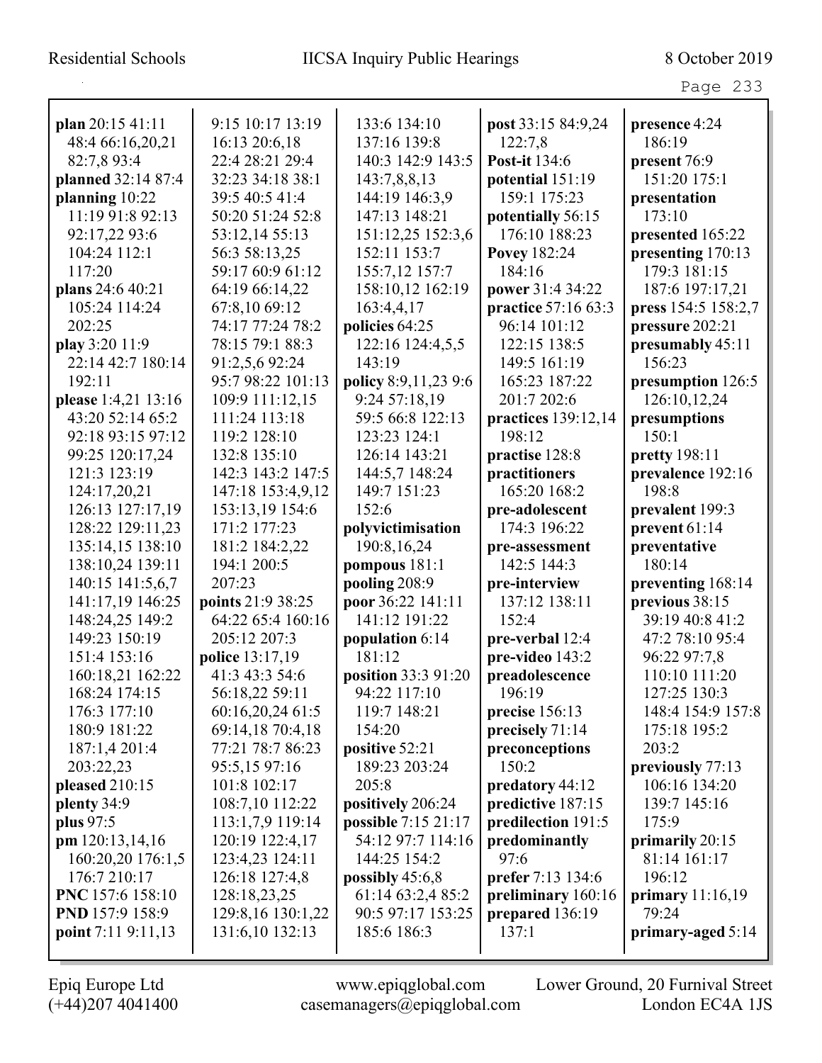**plan** 20:15 41:11 48:4 66:16,20,21 82:7,8 93:4
**planned** 32:14 87:4
**planning** 10:22 11:19 91:8 92:13 92:17,22 93:6 104:24 112:1 117:20
**plans** 24:6 40:21 105:24 114:24 202:25
**play** 3:20 11:9 22:14 42:7 180:14 192:11
**please** 1:4,21 13:16 43:20 52:14 65:2 92:18 93:15 97:12 99:25 120:17,24 121:3 123:19 124:17,20,21 126:13 127:17,19 128:22 129:11,23 135:14,15 138:10 138:10,24 139:11 140:15 141:5,6,7 141:17,19 146:25 148:24,25 149:2 149:23 150:19 151:4 153:16 160:18,21 162:22 168:24 174:15 176:3 177:10 180:9 181:22 187:1,4 201:4 203:22,23
**pleased** 210:15
**plenty** 34:9
**plus** 97:5
**pm** 120:13,14,16 160:20,20 176:1,5 176:7 210:17
**PNC** 157:6 158:10
**PND** 157:9 158:9
**point** 7:11 9:11,13 9:15 10:17 13:19 16:13 20:6,18 22:4 28:21 29:4 32:23 34:18 38:1 39:5 40:5 41:4 50:20 51:24 52:8 53:12,14 55:13 56:3 58:13,25 59:17 60:9 61:12 64:19 66:14,22 67:8,10 69:12 74:17 77:24 78:2 78:15 79:1 88:3 91:2,5,6 92:24 95:7 98:22 101:13 109:9 111:12,15 111:24 113:18 119:2 128:10 132:8 135:10 142:3 143:2 147:5 147:18 153:4,9,12 153:13,19 154:6 171:2 177:23 181:2 184:2,22 194:1 200:5 207:23
**points** 21:9 38:25 64:22 65:4 160:16 205:12 207:3
**police** 13:17,19 41:3 43:3 54:6 56:18,22 59:11 60:16,20,24 61:5 69:14,18 70:4,18 77:21 78:7 86:23 95:5,15 97:16 101:8 102:17 108:7,10 112:22 113:1,7,9 119:14 120:19 122:4,17 123:4,23 124:11 126:18 127:4,8 128:18,23,25 129:8,16 130:1,22 131:6,10 132:13 133:6 134:10 137:16 139:8 140:3 142:9 143:5 143:7,8,8,13 144:19 146:3,9 147:13 148:21 151:12,25 152:3,6 152:11 153:7 155:7,12 157:7 158:10,12 162:19 163:4,4,17
**policies** 64:25 122:16 124:4,5,5 143:19
**policy** 8:9,11,23 9:6 9:24 57:18,19 59:5 66:8 122:13 123:23 124:1 126:14 143:21 144:5,7 148:24 149:7 151:23 152:6
**polyvictimisation** 190:8,16,24
**pompous** 181:1
**pooling** 208:9
**poor** 36:22 141:11 141:12 191:22
**population** 6:14 181:12
**position** 33:3 91:20 94:22 117:10 119:7 148:21 154:20
**positive** 52:21 189:23 203:24 205:8
**positively** 206:24
**possible** 7:15 21:17 54:12 97:7 114:16 144:25 154:2
**possibly** 45:6,8 61:14 63:2,4 85:2 90:5 97:17 153:25 185:6 186:3
**post** 33:15 84:9,24 122:7,8
**Post-it** 134:6
**potential** 151:19 159:1 175:23
**potentially** 56:15 176:10 188:23
**Povey** 182:24 184:16
**power** 31:4 34:22
**practice** 57:16 63:3 96:14 101:12 122:15 138:5 149:5 161:19 165:23 187:22 201:7 202:6
**practices** 139:12,14 198:12
**practise** 128:8
**practitioners** 165:20 168:2
**pre-adolescent** 174:3 196:22
**pre-assessment** 142:5 144:3
**pre-interview** 137:12 138:11 152:4
**pre-verbal** 12:4
**pre-video** 143:2
**preadolescence** 196:19
**precise** 156:13
**precisely** 71:14
**preconceptions** 150:2
**predatory** 44:12
**predictive** 187:15
**predilection** 191:5
**predominantly** 97:6
**prefer** 7:13 134:6
**preliminary** 160:16
**prepared** 136:19 137:1
**presence** 4:24 186:19
**present** 76:9 151:20 175:1
**presentation** 173:10
**presented** 165:22
**presenting** 170:13 179:3 181:15 187:6 197:17,21
**press** 154:5 158:2,7
**pressure** 202:21
**presumably** 45:11 156:23
**presumption** 126:5 126:10,12,24
**presumptions** 150:1
**pretty** 198:11
**prevalence** 192:16 198:8
**prevalent** 199:3
**prevent** 61:14
**preventative** 180:14
**preventing** 168:14
**previous** 38:15 39:19 40:8 41:2 47:2 78:10 95:4 96:22 97:7,8 110:10 111:20 127:25 130:3 148:4 154:9 157:8 175:18 195:2 203:2
**previously** 77:13 106:16 134:20 139:7 145:16 175:9
**primarily** 20:15 81:14 161:17 196:12
**primary** 11:16,19 79:24
**primary-aged** 5:14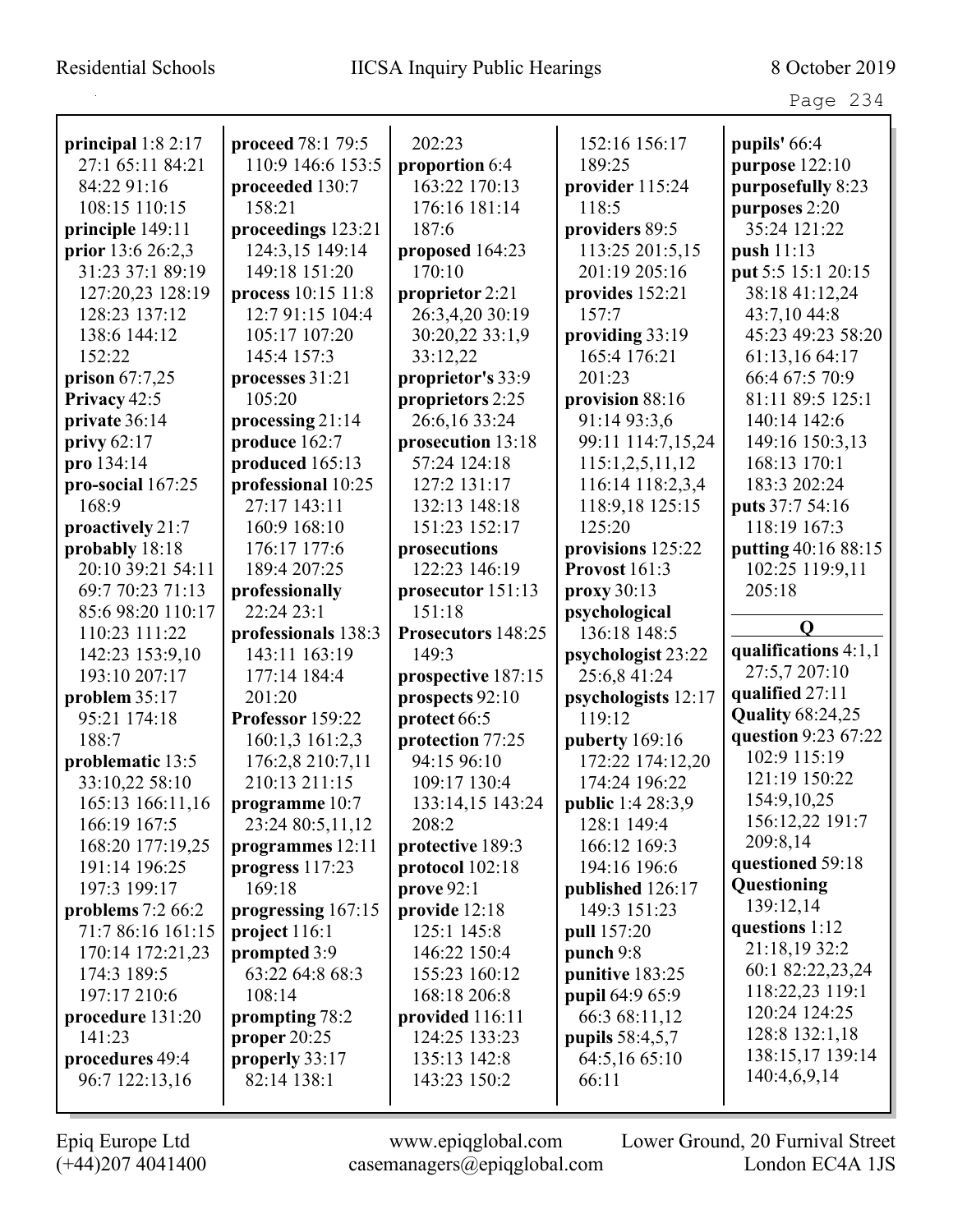**principal** 1:8 2:17 27:1 65:11 84:21 84:22 91:16 108:15 110:15
**principle** 149:11
**prior** 13:6 26:2,3 31:23 37:1 89:19 127:20,23 128:19 128:23 137:12 138:6 144:12 152:22
**prison** 67:7,25
**Privacy** 42:5
**private** 36:14
**privy** 62:17
**pro** 134:14
**pro-social** 167:25 168:9
**proactively** 21:7
**probably** 18:18 20:10 39:21 54:11 69:7 70:23 71:13 85:6 98:20 110:17 110:23 111:22 142:23 153:9,10 193:10 207:17
**problem** 35:17 95:21 174:18 188:7
**problematic** 13:5 33:10,22 58:10 165:13 166:11,16 166:19 167:5 168:20 177:19,25 191:14 196:25 197:3 199:17
**problems** 7:2 66:2 71:7 86:16 161:15 170:14 172:21,23 174:3 189:5 197:17 210:6
**procedure** 131:20 141:23
**procedures** 49:4 96:7 122:13,16
**proceed** 78:1 79:5 110:9 146:6 153:5
**proceeded** 130:7 158:21
**proceedings** 123:21 124:3,15 149:14 149:18 151:20
**process** 10:15 11:8 12:7 91:15 104:4 105:17 107:20 145:4 157:3
**processes** 31:21 105:20
**processing** 21:14
**produce** 162:7
**produced** 165:13
**professional** 10:25 27:17 143:11 160:9 168:10 176:17 177:6 189:4 207:25
**professionally** 22:24 23:1
**professionals** 138:3 143:11 163:19 177:14 184:4 201:20
**Professor** 159:22 160:1,3 161:2,3 176:2,8 210:7,11 210:13 211:15
**programme** 10:7 23:24 80:5,11,12
**programmes** 12:11
**progress** 117:23 169:18
**progressing** 167:15
**project** 116:1
**prompted** 3:9 63:22 64:8 68:3 108:14
**prompting** 78:2
**proper** 20:25
**properly** 33:17 82:14 138:1
202:23
**proportion** 6:4 163:22 170:13 176:16 181:14 187:6
**proposed** 164:23 170:10
**proprietor** 2:21 26:3,4,20 30:19 30:20,22 33:1,9 33:12,22
**proprietor's** 33:9
**proprietors** 2:25 26:6,16 33:24
**prosecution** 13:18 57:24 124:18 127:2 131:17 132:13 148:18 151:23 152:17
**prosecutions** 122:23 146:19
**prosecutor** 151:13 151:18
**Prosecutors** 148:25 149:3
**prospective** 187:15
**prospects** 92:10
**protect** 66:5
**protection** 77:25 94:15 96:10 109:17 130:4 133:14,15 143:24 208:2
**protective** 189:3
**protocol** 102:18
**prove** 92:1
**provide** 12:18 125:1 145:8 146:22 150:4 155:23 160:12 168:18 206:8
**provided** 116:11 124:25 133:23 135:13 142:8 143:23 150:2
152:16 156:17 189:25
**provider** 115:24 118:5
**providers** 89:5 113:25 201:5,15 201:19 205:16
**provides** 152:21 157:7
**providing** 33:19 165:4 176:21 201:23
**provision** 88:16 91:14 93:3,6 99:11 114:7,15,24 115:1,2,5,11,12 116:14 118:2,3,4 118:9,18 125:15 125:20
**provisions** 125:22
**Provost** 161:3
**proxy** 30:13
**psychological** 136:18 148:5
**psychologist** 23:22 25:6,8 41:24
**psychologists** 12:17 119:12
**puberty** 169:16 172:22 174:12,20 174:24 196:22
**public** 1:4 28:3,9 128:1 149:4 166:12 169:3 194:16 196:6
**published** 126:17 149:3 151:23
**pull** 157:20
**punch** 9:8
**punitive** 183:25
**pupil** 64:9 65:9 66:3 68:11,12
**pupils** 58:4,5,7 64:5,16 65:10 66:11
**pupils'** 66:4
**purpose** 122:10
**purposefully** 8:23
**purposes** 2:20 35:24 121:22
**push** 11:13
**put** 5:5 15:1 20:15 38:18 41:12,24 43:7,10 44:8 45:23 49:23 58:20 61:13,16 64:17 66:4 67:5 70:9 81:11 89:5 125:1 140:14 142:6 149:16 150:3,13 168:13 170:1 183:3 202:24
**puts** 37:7 54:16 118:19 167:3
**putting** 40:16 88:15 102:25 119:9,11 205:18

**Q**

**qualifications** 4:1,1 27:5,7 207:10
**qualified** 27:11
**Quality** 68:24,25
**question** 9:23 67:22 102:9 115:19 121:19 150:22 154:9,10,25 156:12,22 191:7 209:8,14
**questioned** 59:18
**Questioning** 139:12,14
**questions** 1:12 21:18,19 32:2 60:1 82:22,23,24 118:22,23 119:1 120:24 124:25 128:8 132:1,18 138:15,17 139:14 140:4,6,9,14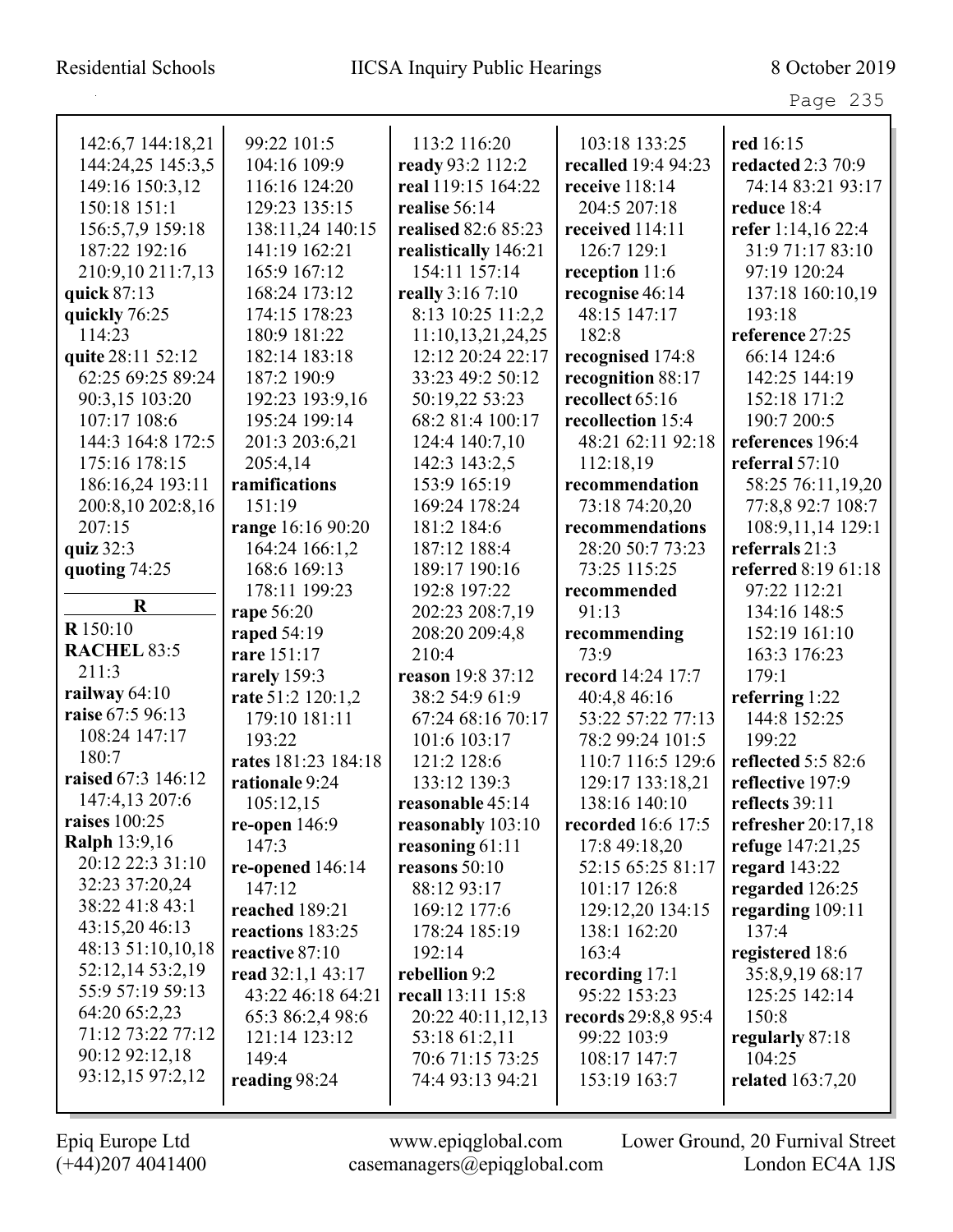142:6,7 144:18,21
144:24,25 145:3,5
149:16 150:3,12
150:18 151:1
156:5,7,9 159:18
187:22 192:16
210:9,10 211:7,13
**quick** 87:13
**quickly** 76:25
114:23
**quite** 28:11 52:12
62:25 69:25 89:24
90:3,15 103:20
107:17 108:6
144:3 164:8 172:5
175:16 178:15
186:16,24 193:11
200:8,10 202:8,16
207:15
**quiz** 32:3
**quoting** 74:25

**R**

**R** 150:10
**RACHEL** 83:5
211:3
**railway** 64:10
**raise** 67:5 96:13
108:24 147:17
180:7
**raised** 67:3 146:12
147:4,13 207:6
**raises** 100:25
**Ralph** 13:9,16
20:12 22:3 31:10
32:23 37:20,24
38:22 41:8 43:1
43:15,20 46:13
48:13 51:10,10,18
52:12,14 53:2,19
55:9 57:19 59:13
64:20 65:2,23
71:12 73:22 77:12
90:12 92:12,18
93:12,15 97:2,12
99:22 101:5
104:16 109:9
116:16 124:20
129:23 135:15
138:11,24 140:15
141:19 162:21
165:9 167:12
168:24 173:12
174:15 178:23
180:9 181:22
182:14 183:18
187:2 190:9
192:23 193:9,16
195:24 199:14
201:3 203:6,21
205:4,14
**ramifications**
151:19
**range** 16:16 90:20
164:24 166:1,2
168:6 169:13
178:11 199:23
**rape** 56:20
**raped** 54:19
**rare** 151:17
**rarely** 159:3
**rate** 51:2 120:1,2
179:10 181:11
193:22
**rates** 181:23 184:18
**rationale** 9:24
105:12,15
**re-open** 146:9
147:3
**re-opened** 146:14
147:12
**reached** 189:21
**reactions** 183:25
**reactive** 87:10
**read** 32:1,1 43:17
43:22 46:18 64:21
65:3 86:2,4 98:6
121:14 123:12
149:4
**reading** 98:24
113:2 116:20
**ready** 93:2 112:2
**real** 119:15 164:22
**realise** 56:14
**realised** 82:6 85:23
**realistically** 146:21
154:11 157:14
**really** 3:16 7:10
8:13 10:25 11:2,2
11:10,13,21,24,25
12:12 20:24 22:17
33:23 49:2 50:12
50:19,22 53:23
68:2 81:4 100:17
124:4 140:7,10
142:3 143:2,5
153:9 165:19
169:24 178:24
181:2 184:6
187:12 188:4
189:17 190:16
192:8 197:22
202:23 208:7,19
208:20 209:4,8
210:4
**reason** 19:8 37:12
38:2 54:9 61:9
67:24 68:16 70:17
101:6 103:17
121:2 128:6
133:12 139:3
**reasonable** 45:14
**reasonably** 103:10
**reasoning** 61:11
**reasons** 50:10
88:12 93:17
169:12 177:6
178:24 185:19
192:14
**rebellion** 9:2
**recall** 13:11 15:8
20:22 40:11,12,13
53:18 61:2,11
70:6 71:15 73:25
74:4 93:13 94:21
103:18 133:25
**recalled** 19:4 94:23
**receive** 118:14
204:5 207:18
**received** 114:11
126:7 129:1
**reception** 11:6
**recognise** 46:14
48:15 147:17
182:8
**recognised** 174:8
**recognition** 88:17
**recollect** 65:16
**recollection** 15:4
48:21 62:11 92:18
112:18,19
**recommendation**
73:18 74:20,20
**recommendations**
28:20 50:7 73:23
73:25 115:25
**recommended**
91:13
**recommending**
73:9
**record** 14:24 17:7
40:4,8 46:16
53:22 57:22 77:13
78:2 99:24 101:5
110:7 116:5 129:6
129:17 133:18,21
138:16 140:10
**recorded** 16:6 17:5
17:8 49:18,20
52:15 65:25 81:17
101:17 126:8
129:12,20 134:15
138:1 162:20
163:4
**recording** 17:1
95:22 153:23
**records** 29:8,8 95:4
99:22 103:9
108:17 147:7
153:19 163:7
**red** 16:15
**redacted** 2:3 70:9
74:14 83:21 93:17
**reduce** 18:4
**refer** 1:14,16 22:4
31:9 71:17 83:10
97:19 120:24
137:18 160:10,19
193:18
**reference** 27:25
66:14 124:6
142:25 144:19
152:18 171:2
190:7 200:5
**references** 196:4
**referral** 57:10
58:25 76:11,19,20
77:8,8 92:7 108:7
108:9,11,14 129:1
**referrals** 21:3
**referred** 8:19 61:18
97:22 112:21
134:16 148:5
152:19 161:10
163:3 176:23
179:1
**referring** 1:22
144:8 152:25
199:22
**reflected** 5:5 82:6
**reflective** 197:9
**reflects** 39:11
**refresher** 20:17,18
**refuge** 147:21,25
**regard** 143:22
**regarded** 126:25
**regarding** 109:11
137:4
**registered** 18:6
35:8,9,19 68:17
125:25 142:14
150:8
**regularly** 87:18
104:25
**related** 163:7,20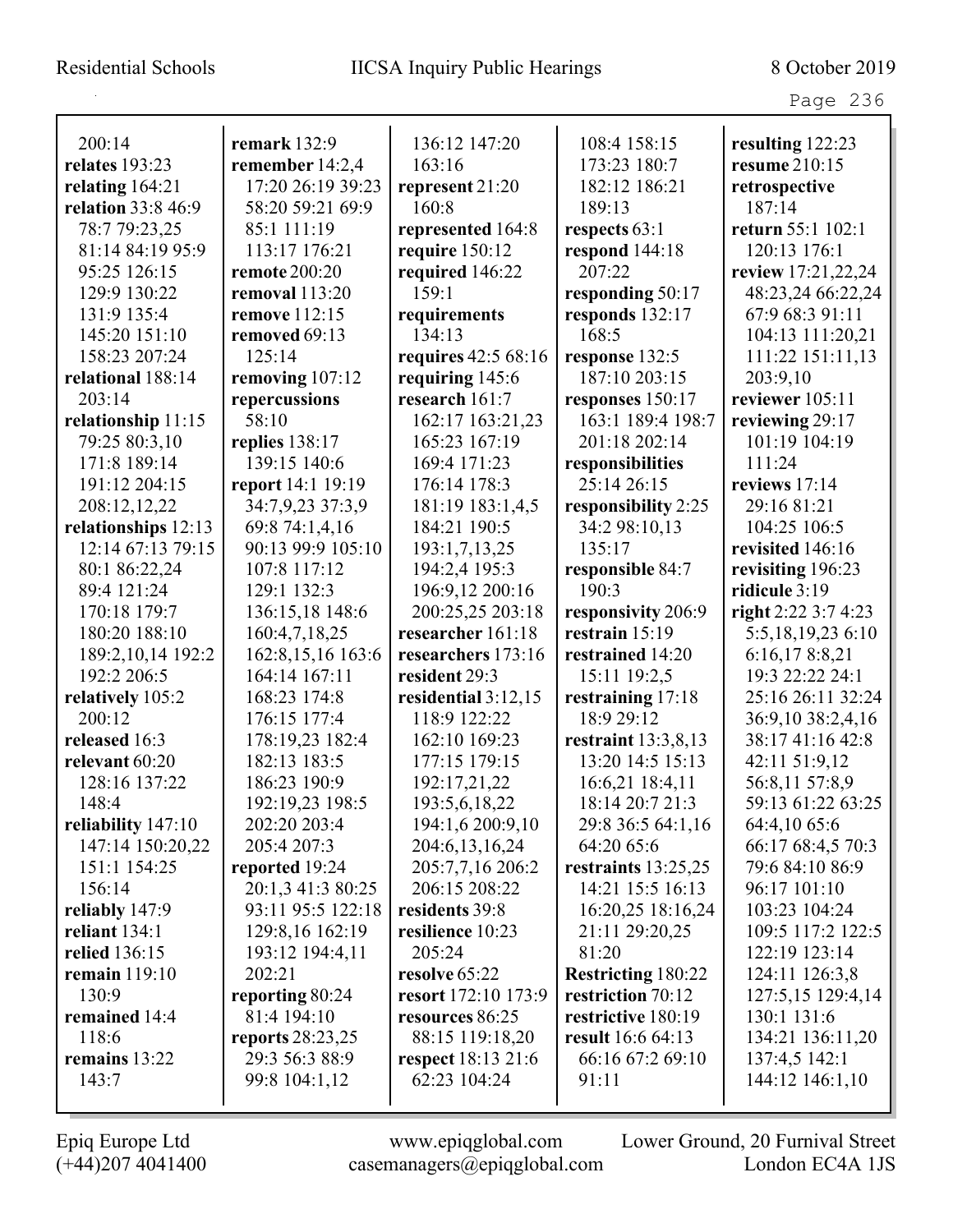200:14
**relates** 193:23
**relating** 164:21
**relation** 33:8 46:9 78:7 79:23,25 81:14 84:19 95:9 95:25 126:15 129:9 130:22 131:9 135:4 145:20 151:10 158:23 207:24
**relational** 188:14 203:14
**relationship** 11:15 79:25 80:3,10 171:8 189:14 191:12 204:15 208:12,12,22
**relationships** 12:13 12:14 67:13 79:15 80:1 86:22,24 89:4 121:24 170:18 179:7 180:20 188:10 189:2,10,14 192:2 192:2 206:5
**relatively** 105:2 200:12
**released** 16:3
**relevant** 60:20 128:16 137:22 148:4
**reliability** 147:10 147:14 150:20,22 151:1 154:25 156:14
**reliably** 147:9
**reliant** 134:1
**relied** 136:15
**remain** 119:10 130:9
**remained** 14:4 118:6
**remains** 13:22 143:7

**remark** 132:9
**remember** 14:2,4 17:20 26:19 39:23 58:20 59:21 69:9 85:1 111:19 113:17 176:21
**remote** 200:20
**removal** 113:20
**remove** 112:15
**removed** 69:13 125:14
**removing** 107:12
**repercussions** 58:10
**replies** 138:17 139:15 140:6
**report** 14:1 19:19 34:7,9,23 37:3,9 69:8 74:1,4,16 90:13 99:9 105:10 107:8 117:12 129:1 132:3 136:15,18 148:6 160:4,7,18,25 162:8,15,16 163:6 164:14 167:11 168:23 174:8 176:15 177:4 178:19,23 182:4 182:13 183:5 186:23 190:9 192:19,23 198:5 202:20 203:4 205:4 207:3
**reported** 19:24 20:1,3 41:3 80:25 93:11 95:5 122:18 129:8,16 162:19 193:12 194:4,11 202:21
**reporting** 80:24 81:4 194:10
**reports** 28:23,25 29:3 56:3 88:9 99:8 104:1,12

136:12 147:20 163:16
**represent** 21:20 160:8
**represented** 164:8
**require** 150:12
**required** 146:22 159:1
**requirements** 134:13
**requires** 42:5 68:16
**requiring** 145:6
**research** 161:7 162:17 163:21,23 165:23 167:19 169:4 171:23 176:14 178:3 181:19 183:1,4,5 184:21 190:5 193:1,7,13,25 194:2,4 195:3 196:9,12 200:16 200:25,25 203:18
**researcher** 161:18
**researchers** 173:16
**resident** 29:3
**residential** 3:12,15 118:9 122:22 162:10 169:23 177:15 179:15 192:17,21,22 193:5,6,18,22 194:1,6 200:9,10 204:6,13,16,24 205:7,7,16 206:2 206:15 208:22
**residents** 39:8
**resilience** 10:23 205:24
**resolve** 65:22
**resort** 172:10 173:9
**resources** 86:25 88:15 119:18,20
**respect** 18:13 21:6 62:23 104:24

108:4 158:15 173:23 180:7 182:12 186:21 189:13
**respects** 63:1
**respond** 144:18 207:22
**responding** 50:17
**responds** 132:17 168:5
**response** 132:5 187:10 203:15
**responses** 150:17 163:1 189:4 198:7 201:18 202:14
**responsibilities** 25:14 26:15
**responsibility** 2:25 34:2 98:10,13 135:17
**responsible** 84:7 190:3
**responsivity** 206:9
**restrain** 15:19
**restrained** 14:20 15:11 19:2,5
**restraining** 17:18 18:9 29:12
**restraint** 13:3,8,13 13:20 14:5 15:13 16:6,21 18:4,11 18:14 20:7 21:3 29:8 36:5 64:1,16 64:20 65:6
**restraints** 13:25,25 14:21 15:5 16:13 16:20,25 18:16,24 21:11 29:20,25 81:20
**Restricting** 180:22
**restriction** 70:12
**restrictive** 180:19
**result** 16:6 64:13 66:16 67:2 69:10 91:11

**resulting** 122:23
**resume** 210:15
**retrospective** 187:14
**return** 55:1 102:1 120:13 176:1
**review** 17:21,22,24 48:23,24 66:22,24 67:9 68:3 91:11 104:13 111:20,21 111:22 151:11,13 203:9,10
**reviewer** 105:11
**reviewing** 29:17 101:19 104:19 111:24
**reviews** 17:14 29:16 81:21 104:25 106:5
**revisited** 146:16
**revisiting** 196:23
**ridicule** 3:19
**right** 2:22 3:7 4:23 5:5,18,19,23 6:10 6:16,17 8:8,21 19:3 22:22 24:1 25:16 26:11 32:24 36:9,10 38:2,4,16 38:17 41:16 42:8 42:11 51:9,12 56:8,11 57:8,9 59:13 61:22 63:25 64:4,10 65:6 66:17 68:4,5 70:3 79:6 84:10 86:9 96:17 101:10 103:23 104:24 109:5 117:2 122:5 122:19 123:14 124:11 126:3,8 127:5,15 129:4,14 130:1 131:6 134:21 136:11,20 137:4,5 142:1 144:12 146:1,10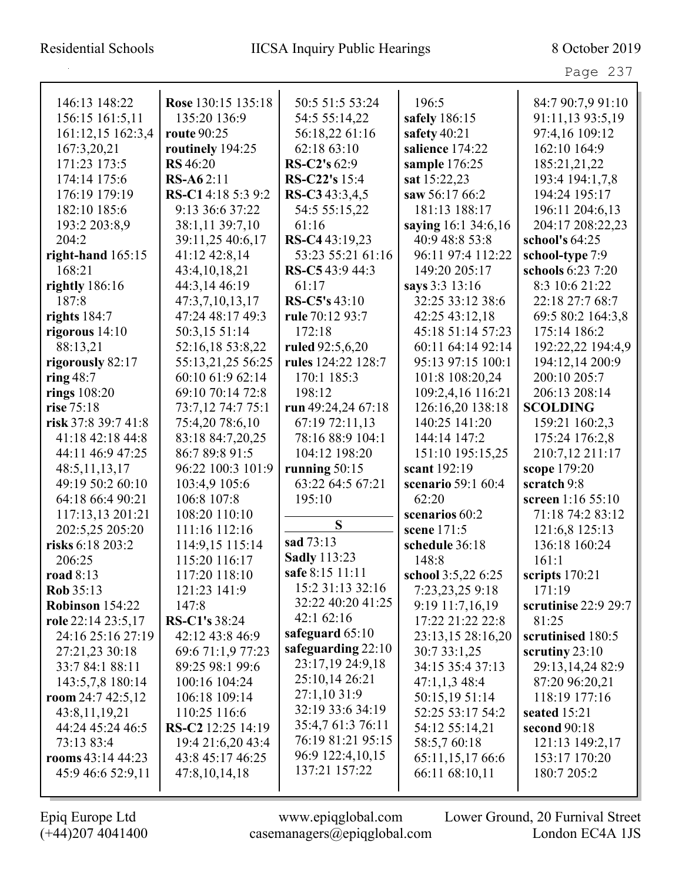146:13 148:22 156:15 161:5,11 161:12,15 162:3,4 167:3,20,21 171:23 173:5 174:14 175:6 176:19 179:19 182:10 185:6 193:2 203:8,9 204:2

**right-hand** 165:15 168:21

**rightly** 186:16 187:8

**rights** 184:7

**rigorous** 14:10 88:13,21

**rigorously** 82:17

**ring** 48:7

**rings** 108:20

**rise** 75:18

**risk** 37:8 39:7 41:8 41:18 42:18 44:8 44:11 46:9 47:25 48:5,11,13,17 49:19 50:2 60:10 64:18 66:4 90:21 117:13,13 201:21 202:5,25 205:20

**risks** 6:18 203:2 206:25

**road** 8:13

**Rob** 35:13

**Robinson** 154:22

**role** 22:14 23:5,17 24:16 25:16 27:19 27:21,23 30:18 33:7 84:1 88:11 143:5,7,8 180:14

**room** 24:7 42:5,12 43:8,11,19,21 44:24 45:24 46:5 73:13 83:4

**rooms** 43:14 44:23 45:9 46:6 52:9,11 50:5 51:5 53:24 54:5 55:14,22 56:18,22 61:16 62:18 63:10

**Rose** 130:15 135:18 135:20 136:9

**route** 90:25

**routinely** 194:25

**RS** 46:20

**RS-A6** 2:11

**RS-C1** 4:18 5:3 9:2 9:13 36:6 37:22 38:1,11 39:7,10 39:11,25 40:6,17 41:12 42:8,14 43:4,10,18,21 44:3,14 46:19 47:3,7,10,13,17 47:24 48:17 49:3 50:3,15 51:14 52:16,18 53:8,22 55:13,21,25 56:25 60:10 61:9 62:14 69:10 70:14 72:8 73:7,12 74:7 75:1 75:4,20 78:6,10 83:18 84:7,20,25 86:7 89:8 91:5 96:22 100:3 101:9 103:4,9 105:6 106:8 107:8 108:20 110:10 111:16 112:16 114:9,15 115:14 115:20 116:17 117:20 118:10 121:23 141:9 147:8

**RS-C1's** 38:24 42:12 43:8 46:9 69:6 71:1,9 77:23 89:25 98:1 99:6 100:16 104:24 106:18 109:14 110:25 116:6

**RS-C2** 12:25 14:19 19:4 21:6,20 43:4 43:8 45:17 46:25 47:8,10,14,18

**RS-C2's** 62:9

**RS-C22's** 15:4

**RS-C3** 43:3,4,5 54:5 55:15,22 61:16

**RS-C4** 43:19,23 53:23 55:21 61:16

**RS-C5** 43:9 44:3 61:17

**RS-C5's** 43:10

**rule** 70:12 93:7 172:18

**ruled** 92:5,6,20

**rules** 124:22 128:7 170:1 185:3 198:12

**run** 49:24,24 67:18 67:19 72:11,13 78:16 88:9 104:1 104:12 198:20

**running** 50:15 63:22 64:5 67:21 195:10

## S

**sad** 73:13

**Sadly** 113:23

**safe** 8:15 11:11 15:2 31:13 32:16 32:22 40:20 41:25 42:1 62:16

**safeguard** 65:10

**safeguarding** 22:10 23:17,19 24:9,18 25:10,14 26:21 27:1,10 31:9 32:19 33:6 34:19 35:4,7 61:3 76:11 76:19 81:21 95:15 96:9 122:4,10,15 137:21 157:22 196:5

**safely** 186:15

**safety** 40:21

**salience** 174:22

**sample** 176:25

**sat** 15:22,23

**saw** 56:17 66:2 181:13 188:17

**saying** 16:1 34:6,16 40:9 48:8 53:8 96:11 97:4 112:22 149:20 205:17

**says** 3:3 13:16 32:25 33:12 38:6 42:25 43:12,18 45:18 51:14 57:23 60:11 64:14 92:14 95:13 97:15 100:1 101:8 108:20,24 109:2,4,16 116:21 126:16,20 138:18 140:25 141:20 144:14 147:2 151:10 195:15,25

**scant** 192:19

**scenario** 59:1 60:4 62:20

**scenarios** 60:2

**scene** 171:5

**schedule** 36:18 148:8

**school** 3:5,22 6:25 7:23,23,25 9:18 9:19 11:7,16,19 17:22 21:22 22:8 23:13,15 28:16,20 30:7 33:1,25 34:15 35:4 37:13 47:1,1,3 48:4 50:15,19 51:14 52:25 53:17 54:2 54:12 55:14,21 58:5,7 60:18 65:11,15,17 66:6 66:11 68:10,11 84:7 90:7,9 91:10 91:11,13 93:5,19 97:4,16 109:12 162:10 164:9 185:21,21,22 193:4 194:1,7,8 194:24 195:17 196:11 204:6,13 204:17 208:22,23

**school's** 64:25

**school-type** 7:9

**schools** 6:23 7:20 8:3 10:6 21:22 22:18 27:7 68:7 69:5 80:2 164:3,8 175:14 186:2 192:22,22 194:4,9 194:12,14 200:9 200:10 205:7 206:13 208:14

**SCOLDING** 159:21 160:2,3 175:24 176:2,8 210:7,12 211:17

**scope** 179:20

**scratch** 9:8

**screen** 1:16 55:10 71:18 74:2 83:12 121:6,8 125:13 136:18 160:24 161:1

**scripts** 170:21 171:19

**scrutinise** 22:9 29:7 81:25

**scrutinised** 180:5

**scrutiny** 23:10 29:13,14,24 82:9 87:20 96:20,21 118:19 177:16

**seated** 15:21

**second** 90:18 121:13 149:2,17 153:17 170:20 180:7 205:2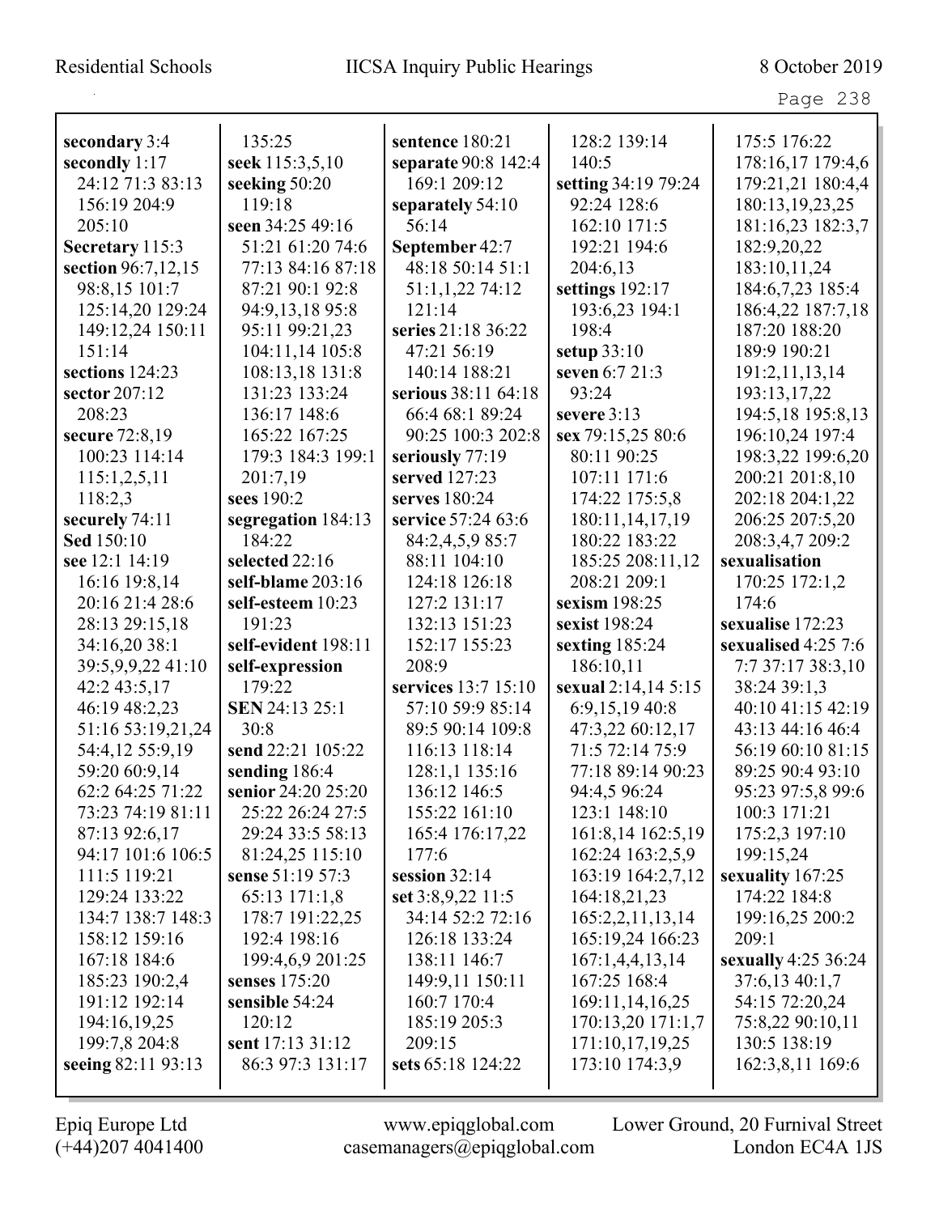**secondary** 3:4
**secondly** 1:17 24:12 71:3 83:13 156:19 204:9 205:10
**Secretary** 115:3
**section** 96:7,12,15 98:8,15 101:7 125:14,20 129:24 149:12,24 150:11 151:14
**sections** 124:23
**sector** 207:12 208:23
**secure** 72:8,19 100:23 114:14 115:1,2,5,11 118:2,3
**securely** 74:11
**Sed** 150:10
**see** 12:1 14:19 16:16 19:8,14 20:16 21:4 28:6 28:13 29:15,18 34:16,20 38:1 39:5,9,9,22 41:10 42:2 43:5,17 46:19 48:2,23 51:16 53:19,21,24 54:4,12 55:9,19 59:20 60:9,14 62:2 64:25 71:22 73:23 74:19 81:11 87:13 92:6,17 94:17 101:6 106:5 111:5 119:21 129:24 133:22 134:7 138:7 148:3 158:12 159:16 167:18 184:6 185:23 190:2,4 191:12 192:14 194:16,19,25 199:7,8 204:8
**seeing** 82:11 93:13 135:25
**seek** 115:3,5,10
**seeking** 50:20 119:18
**seen** 34:25 49:16 51:21 61:20 74:6 77:13 84:16 87:18 87:21 90:1 92:8 94:9,13,18 95:8 95:11 99:21,23 104:11,14 105:8 108:13,18 131:8 131:23 133:24 136:17 148:6 165:22 167:25 179:3 184:3 199:1 201:7,19
**sees** 190:2
**segregation** 184:13 184:22
**selected** 22:16
**self-blame** 203:16
**self-esteem** 10:23 191:23
**self-evident** 198:11
**self-expression** 179:22
**SEN** 24:13 25:1 30:8
**send** 22:21 105:22
**sending** 186:4
**senior** 24:20 25:20 25:22 26:24 27:5 29:24 33:5 58:13 81:24,25 115:10
**sense** 51:19 57:3 65:13 171:1,8 178:7 191:22,25 192:4 198:16 199:4,6,9 201:25
**senses** 175:20
**sensible** 54:24 120:12
**sent** 17:13 31:12 86:3 97:3 131:17
**sentence** 180:21
**separate** 90:8 142:4 169:1 209:12
**separately** 54:10 56:14
**September** 42:7 48:18 50:14 51:1 51:1,1,22 74:12 121:14
**series** 21:18 36:22 47:21 56:19 140:14 188:21
**serious** 38:11 64:18 66:4 68:1 89:24 90:25 100:3 202:8
**seriously** 77:19
**served** 127:23
**serves** 180:24
**service** 57:24 63:6 84:2,4,5,9 85:7 88:11 104:10 124:18 126:18 127:2 131:17 132:13 151:23 152:17 155:23 208:9
**services** 13:7 15:10 57:10 59:9 85:14 89:5 90:14 109:8 116:13 118:14 128:1,1 135:16 136:12 146:5 155:22 161:10 165:4 176:17,22 177:6
**session** 32:14
**set** 3:8,9,22 11:5 34:14 52:2 72:16 126:18 133:24 138:11 146:7 149:9,11 150:11 160:7 170:4 185:19 205:3 209:15
**sets** 65:18 124:22 128:2 139:14 140:5
**setting** 34:19 79:24 92:24 128:6 162:10 171:5 192:21 194:6 204:6,13
**settings** 192:17 193:6,23 194:1 198:4
**setup** 33:10
**seven** 6:7 21:3 93:24
**severe** 3:13
**sex** 79:15,25 80:6 80:11 90:25 107:11 171:6 174:22 175:5,8 180:11,14,17,19 180:22 183:22 185:25 208:11,12 208:21 209:1
**sexism** 198:25
**sexist** 198:24
**sexting** 185:24 186:10,11
**sexual** 2:14,14 5:15 6:9,15,19 40:8 47:3,22 60:12,17 71:5 72:14 75:9 77:18 89:14 90:23 94:4,5 96:24 123:1 148:10 161:8,14 162:5,19 162:24 163:2,5,9 163:19 164:2,7,12 164:18,21,23 165:2,2,11,13,14 165:19,24 166:23 167:1,4,4,13,14 167:25 168:4 169:11,14,16,25 170:13,20 171:1,7 171:10,17,19,25 173:10 174:3,9 175:5 176:22 178:16,17 179:4,6 179:21,21 180:4,4 180:13,19,23,25 181:16,23 182:3,7 182:9,20,22 183:10,11,24 184:6,7,23 185:4 186:4,22 187:7,18 187:20 188:20 189:9 190:21 191:2,11,13,14 193:13,17,22 194:5,18 195:8,13 196:10,24 197:4 198:3,22 199:6,20 200:21 201:8,10 202:18 204:1,22 206:25 207:5,20 208:3,4,7 209:2
**sexualisation** 170:25 172:1,2 174:6
**sexualise** 172:23
**sexualised** 4:25 7:6 7:7 37:17 38:3,10 38:24 39:1,3 40:10 41:15 42:19 43:13 44:16 46:4 56:19 60:10 81:15 89:25 90:4 93:10 95:23 97:5,8 99:6 100:3 171:21 175:2,3 197:10 199:15,24
**sexuality** 167:25 174:22 184:8 199:16,25 200:2 209:1
**sexually** 4:25 36:24 37:6,13 40:1,7 54:15 72:20,24 75:8,22 90:10,11 130:5 138:19 162:3,8,11 169:6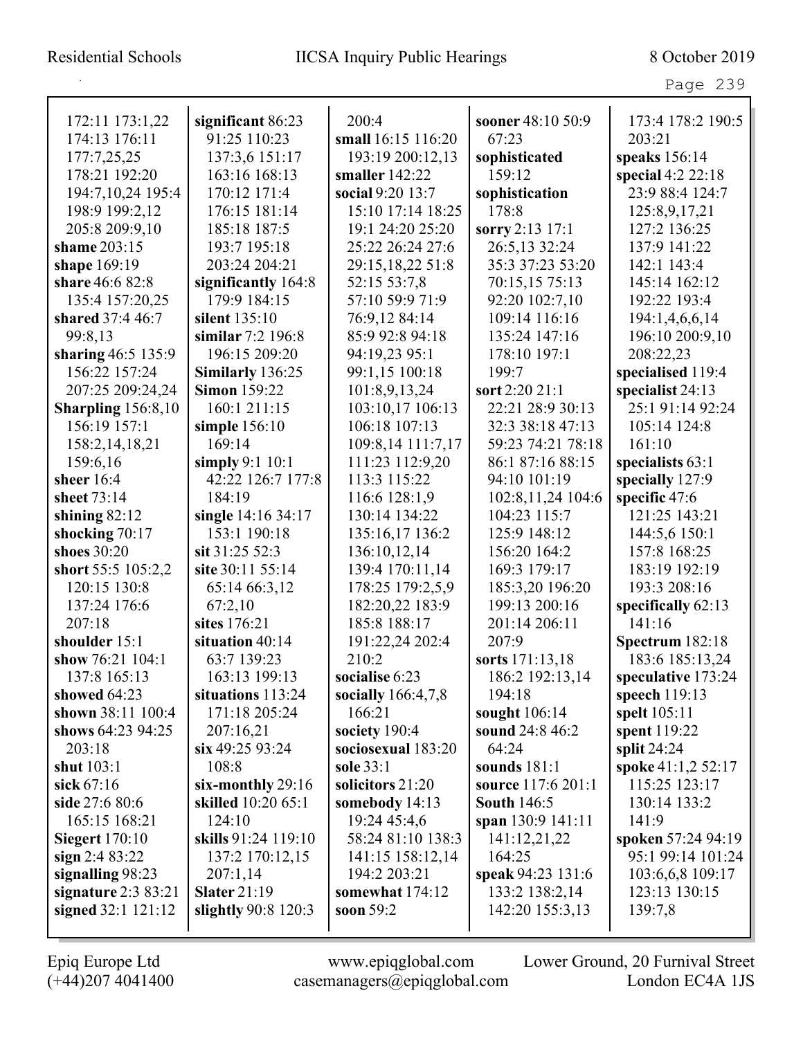172:11 173:1,22 174:13 176:11 177:7,25,25 178:21 192:20 194:7,10,24 195:4 198:9 199:2,12 205:8 209:9,10
**shame** 203:15
**shape** 169:19
**share** 46:6 82:8 135:4 157:20,25
**shared** 37:4 46:7 99:8,13
**sharing** 46:5 135:9 156:22 157:24 207:25 209:24,24
**Sharpling** 156:8,10 156:19 157:1 158:2,14,18,21 159:6,16
**sheer** 16:4
**sheet** 73:14
**shining** 82:12
**shocking** 70:17
**shoes** 30:20
**short** 55:5 105:2,2 120:15 130:8 137:24 176:6 207:18
**shoulder** 15:1
**show** 76:21 104:1 137:8 165:13
**showed** 64:23
**shown** 38:11 100:4
**shows** 64:23 94:25 203:18
**shut** 103:1
**sick** 67:16
**side** 27:6 80:6 165:15 168:21
**Siegert** 170:10
**sign** 2:4 83:22
**signalling** 98:23
**signature** 2:3 83:21
**signed** 32:1 121:12
**significant** 86:23 91:25 110:23 137:3,6 151:17 163:16 168:13 170:12 171:4 176:15 181:14 185:18 187:5 193:7 195:18 203:24 204:21
**significantly** 164:8 179:9 184:15
**silent** 135:10
**similar** 7:2 196:8 196:15 209:20
**Similarly** 136:25
**Simon** 159:22 160:1 211:15
**simple** 156:10 169:14
**simply** 9:1 10:1 42:22 126:7 177:8 184:19
**single** 14:16 34:17 153:1 190:18
**sit** 31:25 52:3
**site** 30:11 55:14 65:14 66:3,12 67:2,10
**sites** 176:21
**situation** 40:14 63:7 139:23 163:13 199:13
**situations** 113:24 171:18 205:24 207:16,21
**six** 49:25 93:24 108:8
**six-monthly** 29:16
**skilled** 10:20 65:1 124:10
**skills** 91:24 119:10 137:2 170:12,15 207:1,14
**Slater** 21:19
**slightly** 90:8 120:3 200:4
**small** 16:15 116:20 193:19 200:12,13
**smaller** 142:22
**social** 9:20 13:7 15:10 17:14 18:25 19:1 24:20 25:20 25:22 26:24 27:6 29:15,18,22 51:8 52:15 53:7,8 57:10 59:9 71:9 76:9,12 84:14 85:9 92:8 94:18 94:19,23 95:1 99:1,15 100:18 101:8,9,13,24 103:10,17 106:13 106:18 107:13 109:8,14 111:7,17 111:23 112:9,20 113:3 115:22 116:6 128:1,9 130:14 134:22 135:16,17 136:2 136:10,12,14 139:4 170:11,14 178:25 179:2,5,9 182:20,22 183:9 185:8 188:17 191:22,24 202:4 210:2
**socialise** 6:23
**socially** 166:4,7,8 166:21
**society** 190:4
**sociosexual** 183:20
**sole** 33:1
**solicitors** 21:20
**somebody** 14:13 19:24 45:4,6 58:24 81:10 138:3 141:15 158:12,14 194:2 203:21
**somewhat** 174:12
**soon** 59:2
**sooner** 48:10 50:9 67:23
**sophisticated** 159:12
**sophistication** 178:8
**sorry** 2:13 17:1 26:5,13 32:24 35:3 37:23 53:20 70:15,15 75:13 92:20 102:7,10 109:14 116:16 135:24 147:16 178:10 197:1 199:7
**sort** 2:20 21:1 22:21 28:9 30:13 32:3 38:18 47:13 59:23 74:21 78:18 86:1 87:16 88:15 94:10 101:19 102:8,11,24 104:6 104:23 115:7 125:9 148:12 156:20 164:2 169:3 179:17 185:3,20 196:20 199:13 200:16 201:14 206:11 207:9
**sorts** 171:13,18 186:2 192:13,14 194:18
**sought** 106:14
**sound** 24:8 46:2 64:24
**sounds** 181:1
**source** 117:6 201:1
**South** 146:5
**span** 130:9 141:11 141:12,21,22 164:25
**speak** 94:23 131:6 133:2 138:2,14 142:20 155:3,13 173:4 178:2 190:5 203:21
**speaks** 156:14
**special** 4:2 22:18 23:9 88:4 124:7 125:8,9,17,21 127:2 136:25 137:9 141:22 142:1 143:4 145:14 162:12 192:22 193:4 194:1,4,6,6,14 196:10 200:9,10 208:22,23
**specialised** 119:4
**specialist** 24:13 25:1 91:14 92:24 105:14 124:8 161:10
**specialists** 63:1
**specially** 127:9
**specific** 47:6 121:25 143:21 144:5,6 150:1 157:8 168:25 183:19 192:19 193:3 208:16
**specifically** 62:13 141:16
**Spectrum** 182:18 183:6 185:13,24
**speculative** 173:24
**speech** 119:13
**spelt** 105:11
**spent** 119:22
**split** 24:24
**spoke** 41:1,2 52:17 115:25 123:17 130:14 133:2 141:9
**spoken** 57:24 94:19 95:1 99:14 101:24 103:6,6,8 109:17 123:13 130:15 139:7,8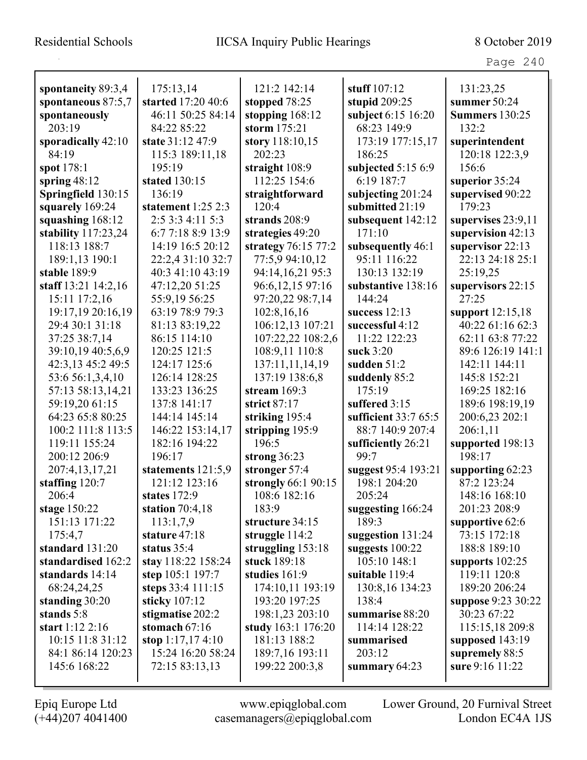**spontaneity** 89:3,4
**spontaneous** 87:5,7
**spontaneously** 203:19
**sporadically** 42:10 84:19
**spot** 178:1
**spring** 48:12
**Springfield** 130:15
**squarely** 169:24
**squashing** 168:12
**stability** 117:23,24 118:13 188:7 189:1,13 190:1
**stable** 189:9
**staff** 13:21 14:2,16 15:11 17:2,16 19:17,19 20:16,19 29:4 30:1 31:18 37:25 38:7,14 39:10,19 40:5,6,9 42:3,13 45:2 49:5 53:6 56:1,3,4,10 57:13 58:13,14,21 59:19,20 61:15 64:23 65:8 80:25 100:2 111:8 113:5 119:11 155:24 200:12 206:9 207:4,13,17,21
**staffing** 120:7 206:4
**stage** 150:22 151:13 171:22 175:4,7
**standard** 131:20
**standardised** 162:2
**standards** 14:14 68:24,24,25
**standing** 30:20
**stands** 5:8
**start** 1:12 2:16 10:15 11:8 31:12 84:1 86:14 120:23 145:6 168:22 175:13,14
**started** 17:20 40:6 46:11 50:25 84:14 84:22 85:22
**state** 31:12 47:9 115:3 189:11,18 195:19
**stated** 130:15 136:19
**statement** 1:25 2:3 2:5 3:3 4:11 5:3 6:7 7:18 8:9 13:9 14:19 16:5 20:12 22:2,4 31:10 32:7 40:3 41:10 43:19 47:12,20 51:25 55:9,19 56:25 63:19 78:9 79:3 81:13 83:19,22 86:15 114:10 120:25 121:5 124:17 125:6 126:14 128:25 133:23 136:25 137:8 141:17 144:14 145:14 146:22 153:14,17 182:16 194:22 196:17
**statements** 121:5,9 121:12 123:16
**states** 172:9
**station** 70:4,18 113:1,7,9
**stature** 47:18
**status** 35:4
**stay** 118:22 158:24
**step** 105:1 197:7
**steps** 33:4 111:15
**sticky** 107:12
**stigmatise** 202:2
**stomach** 67:16
**stop** 1:17,17 4:10 15:24 16:20 58:24 72:15 83:13,13 121:2 142:14
**stopped** 78:25
**stopping** 168:12
**storm** 175:21
**story** 118:10,15 202:23
**straight** 108:9 112:25 154:6
**straightforward** 120:4
**strands** 208:9
**strategies** 49:20
**strategy** 76:15 77:2 77:5,9 94:10,12 94:14,16,21 95:3 96:6,12,15 97:16 97:20,22 98:7,14 102:8,16,16 106:12,13 107:21 107:22,22 108:2,6 108:9,11 110:8 137:11,11,14,19 137:19 138:6,8
**stream** 169:3
**strict** 87:17
**striking** 195:4
**stripping** 195:9 196:5
**strong** 36:23
**stronger** 57:4
**strongly** 66:1 90:15 108:6 182:16 183:9
**structure** 34:15
**struggle** 114:2
**struggling** 153:18
**stuck** 189:18
**studies** 161:9 174:10,11 193:19 193:20 197:25 198:1,23 203:10
**study** 163:1 176:20 181:13 188:2 189:7,16 193:11 199:22 200:3,8
**stuff** 107:12
**stupid** 209:25
**subject** 6:15 16:20 68:23 149:9 173:19 177:15,17 186:25
**subjected** 5:15 6:9 6:19 187:7
**subjecting** 201:24
**submitted** 21:19
**subsequent** 142:12 171:10
**subsequently** 46:1 95:11 116:22 130:13 132:19
**substantive** 138:16 144:24
**success** 12:13
**successful** 4:12 11:22 122:23
**suck** 3:20
**sudden** 51:2
**suddenly** 85:2 175:19
**suffered** 3:15
**sufficient** 33:7 65:5 88:7 140:9 207:4
**sufficiently** 26:21 99:7
**suggest** 95:4 193:21 198:1 204:20 205:24
**suggesting** 166:24 189:3
**suggestion** 131:24
**suggests** 100:22 105:10 148:1
**suitable** 119:4 130:8,16 134:23 138:4
**summarise** 88:20 114:14 128:22
**summarised** 203:12
**summary** 64:23 131:23,25
**summer** 50:24
**Summers** 130:25 132:2
**superintendent** 120:18 122:3,9 156:6
**superior** 35:24
**supervised** 90:22 179:23
**supervises** 23:9,11
**supervision** 42:13
**supervisor** 22:13 22:13 24:18 25:1 25:19,25
**supervisors** 22:15 27:25
**support** 12:15,18 40:22 61:16 62:3 62:11 63:8 77:22 89:6 126:19 141:1 142:11 144:11 145:8 152:21 169:25 182:16 189:6 198:19,19 200:6,23 202:1 206:1,11
**supported** 198:13 198:17
**supporting** 62:23 87:2 123:24 148:16 168:10 201:23 208:9
**supportive** 62:6 73:15 172:18 188:8 189:10
**supports** 102:25 119:11 120:8 189:20 206:24
**suppose** 9:23 30:22 30:23 67:22 115:15,18 209:8
**supposed** 143:19
**supremely** 88:5
**sure** 9:16 11:22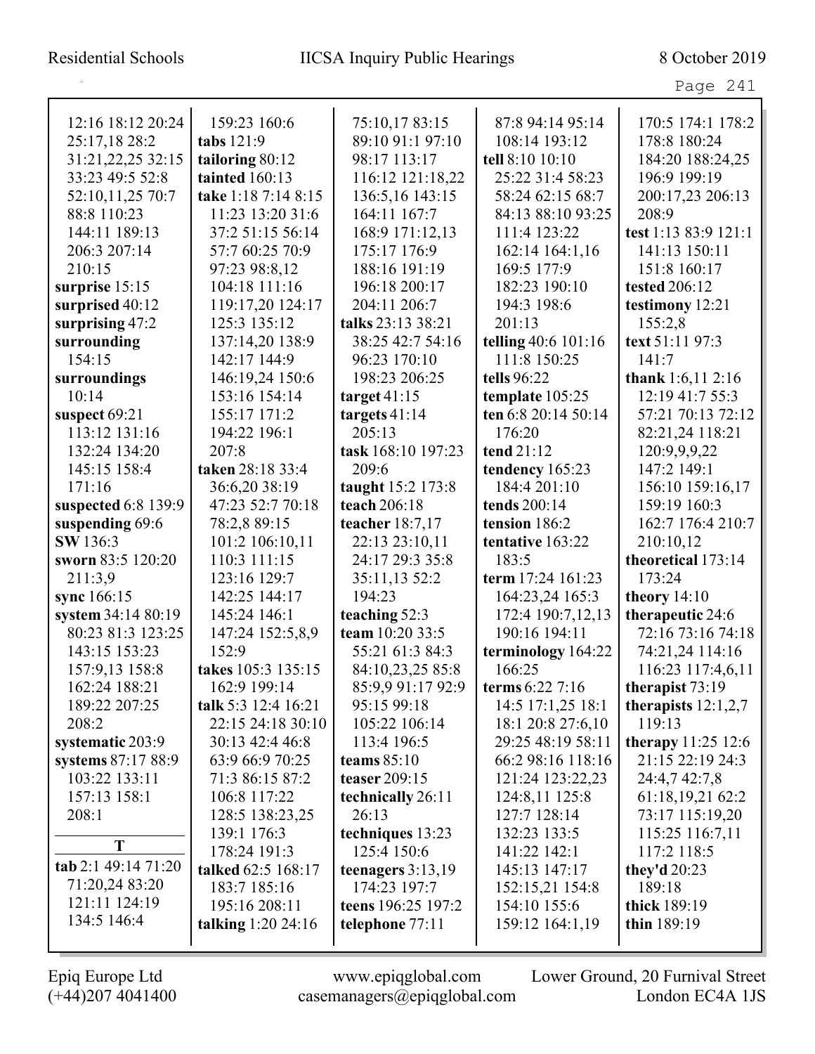12:16 18:12 20:24 25:17,18 28:2 31:21,22,25 32:15 33:23 49:5 52:8 52:10,11,25 70:7 88:8 110:23 144:11 189:13 206:3 207:14 210:15
**surprise** 15:15
**surprised** 40:12
**surprising** 47:2
**surrounding** 154:15
**surroundings** 10:14
**suspect** 69:21 113:12 131:16 132:24 134:20 145:15 158:4 171:16
**suspected** 6:8 139:9
**suspending** 69:6
**SW** 136:3
**sworn** 83:5 120:20 211:3,9
**sync** 166:15
**system** 34:14 80:19 80:23 81:3 123:25 143:15 153:23 157:9,13 158:8 162:24 188:21 189:22 207:25 208:2
**systematic** 203:9
**systems** 87:17 88:9 103:22 133:11 157:13 158:1 208:1

**T**

**tab** 2:1 49:14 71:20 71:20,24 83:20 121:11 124:19 134:5 146:4
159:23 160:6
**tabs** 121:9
**tailoring** 80:12
**tainted** 160:13
**take** 1:18 7:14 8:15 11:23 13:20 31:6 37:2 51:15 56:14 57:7 60:25 70:9 97:23 98:8,12 104:18 111:16 119:17,20 124:17 125:3 135:12 137:14,20 138:9 142:17 144:9 146:19,24 150:6 153:16 154:14 155:17 171:2 194:22 196:1 207:8
**taken** 28:18 33:4 36:6,20 38:19 47:23 52:7 70:18 78:2,8 89:15 101:2 106:10,11 110:3 111:15 123:16 129:7 142:25 144:17 145:24 146:1 147:24 152:5,8,9 152:9
**takes** 105:3 135:15 162:9 199:14
**talk** 5:3 12:4 16:21 22:15 24:18 30:10 30:13 42:4 46:8 63:9 66:9 70:25 71:3 86:15 87:2 106:8 117:22 128:5 138:23,25 139:1 176:3 178:24 191:3
**talked** 62:5 168:17 183:7 185:16 195:16 208:11
**talking** 1:20 24:16
75:10,17 83:15 89:10 91:1 97:10 98:17 113:17 116:12 121:18,22 136:5,16 143:15 164:11 167:7 168:9 171:12,13 175:17 176:9 188:16 191:19 196:18 200:17 204:11 206:7
**talks** 23:13 38:21 38:25 42:7 54:16 96:23 170:10 198:23 206:25
**target** 41:15
**targets** 41:14 205:13
**task** 168:10 197:23 209:6
**taught** 15:2 173:8
**teach** 206:18
**teacher** 18:7,17 22:13 23:10,11 24:17 29:3 35:8 35:11,13 52:2 194:23
**teaching** 52:3
**team** 10:20 33:5 55:21 61:3 84:3 84:10,23,25 85:8 85:9,9 91:17 92:9 95:15 99:18 105:22 106:14 113:4 196:5
**teams** 85:10
**teaser** 209:15
**technically** 26:11 26:13
**techniques** 13:23 125:4 150:6
**teenagers** 3:13,19 174:23 197:7
**teens** 196:25 197:2
**telephone** 77:11
87:8 94:14 95:14 108:14 193:12
**tell** 8:10 10:10 25:22 31:4 58:23 58:24 62:15 68:7 84:13 88:10 93:25 111:4 123:22 162:14 164:1,16 169:5 177:9 182:23 190:10 194:3 198:6 201:13
**telling** 40:6 101:16 111:8 150:25
**tells** 96:22
**template** 105:25
**ten** 6:8 20:14 50:14 176:20
**tend** 21:12
**tendency** 165:23 184:4 201:10
**tends** 200:14
**tension** 186:2
**tentative** 163:22 183:5
**term** 17:24 161:23 164:23,24 165:3 172:4 190:7,12,13 190:16 194:11
**terminology** 164:22 166:25
**terms** 6:22 7:16 14:5 17:1,25 18:1 18:1 20:8 27:6,10 29:25 48:19 58:11 66:2 98:16 118:16 121:24 123:22,23 124:8,11 125:8 127:7 128:14 132:23 133:5 141:22 142:1 145:13 147:17 152:15,21 154:8 154:10 155:6 159:12 164:1,19
170:5 174:1 178:2 178:8 180:24 184:20 188:24,25 196:9 199:19 200:17,23 206:13 208:9
**test** 1:13 83:9 121:1 141:13 150:11 151:8 160:17
**tested** 206:12
**testimony** 12:21 155:2,8
**text** 51:11 97:3 141:7
**thank** 1:6,11 2:16 12:19 41:7 55:3 57:21 70:13 72:12 82:21,24 118:21 120:9,9,9,22 147:2 149:1 156:10 159:16,17 159:19 160:3 162:7 176:4 210:7 210:10,12
**theoretical** 173:14 173:24
**theory** 14:10
**therapeutic** 24:6 72:16 73:16 74:18 74:21,24 114:16 116:23 117:4,6,11
**therapist** 73:19
**therapists** 12:1,2,7 119:13
**therapy** 11:25 12:6 21:15 22:19 24:3 24:4,7 42:7,8 61:18,19,21 62:2 73:17 115:19,20 115:25 116:7,11 117:2 118:5
**they'd** 20:23 189:18
**thick** 189:19
**thin** 189:19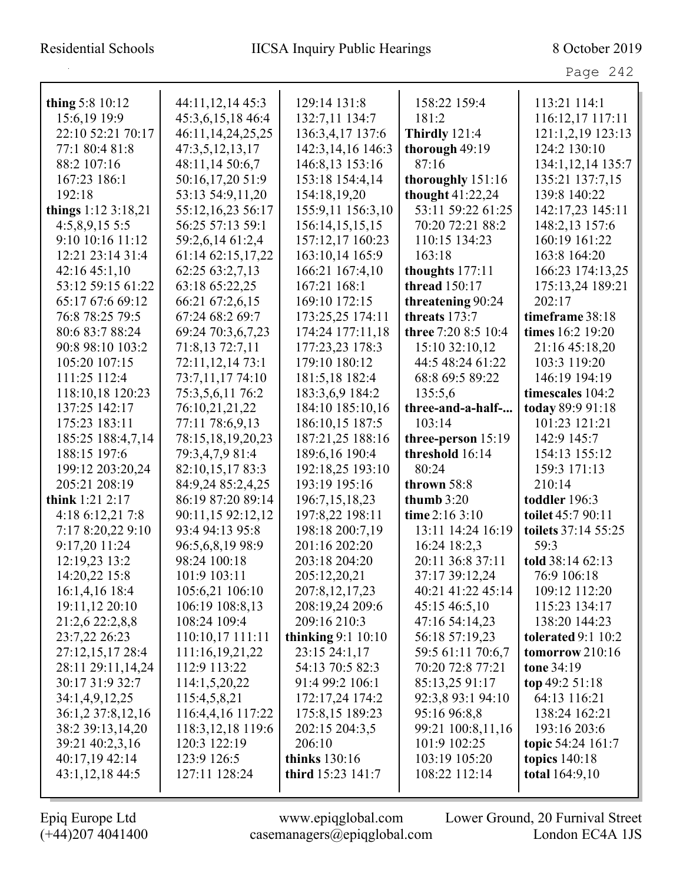**thing** 5:8 10:12 15:6,19 19:9 22:10 52:21 70:17 77:1 80:4 81:8 88:2 107:16 167:23 186:1 192:18

**things** 1:12 3:18,21 4:5,8,9,15 5:5 9:10 10:16 11:12 12:21 23:14 31:4 42:16 45:1,10 53:12 59:15 61:22 65:17 67:6 69:12 76:8 78:25 79:5 80:6 83:7 88:24 90:8 98:10 103:2 105:20 107:15 111:25 112:4 118:10,18 120:23 137:25 142:17 175:23 183:11 185:25 188:4,7,14 188:15 197:6 199:12 203:20,24 205:21 208:19

**think** 1:21 2:17 4:18 6:12,21 7:8 7:17 8:20,22 9:10 9:17,20 11:24 12:19,23 13:2 14:20,22 15:8 16:1,4,16 18:4 19:11,12 20:10 21:2,6 22:2,8,8 23:7,22 26:23 27:12,15,17 28:4 28:11 29:11,14,24 30:17 31:9 32:7 34:1,4,9,12,25 36:1,2 37:8,12,16 38:2 39:13,14,20 39:21 40:2,3,16 40:17,19 42:14 43:1,12,18 44:5 44:11,12,14 45:3 45:3,6,15,18 46:4 46:11,14,24,25,25 47:3,5,12,13,17 48:11,14 50:6,7 50:16,17,20 51:9 53:13 54:9,11,20 55:12,16,23 56:17 56:25 57:13 59:1 59:2,6,14 61:2,4 61:14 62:15,17,22 62:25 63:2,7,13 63:18 65:22,25 66:21 67:2,6,15 67:24 68:2 69:7 69:24 70:3,6,7,23 71:8,13 72:7,11 72:11,12,14 73:1 73:7,11,17 74:10 75:3,5,6,11 76:2 76:10,21,21,22 77:11 78:6,9,13 78:15,18,19,20,23 79:3,4,7,9 81:4 82:10,15,17 83:3 84:9,24 85:2,4,25 86:19 87:20 89:14 90:11,15 92:12,12 93:4 94:13 95:8 96:5,6,8,19 98:9 98:24 100:18 101:9 103:11 105:6,21 106:10 106:19 108:8,13 108:24 109:4 110:10,17 111:11 111:16,19,21,22 112:9 113:22 114:1,5,20,22 115:4,5,8,21 116:4,4,16 117:22 118:3,12,18 119:6 120:3 122:19 123:9 126:5 127:11 128:24 129:14 131:8 132:7,11 134:7 136:3,4,17 137:6 142:3,14,16 146:3 146:8,13 153:16 153:18 154:4,14 154:18,19,20 155:9,11 156:3,10 156:14,15,15,15 157:12,17 160:23 163:10,14 165:9 166:21 167:4,10 167:21 168:1 169:10 172:15 173:25,25 174:11 174:24 177:11,18 177:23,23 178:3 179:10 180:12 181:5,18 182:4 183:3,6,9 184:2 184:10 185:10,16 186:10,15 187:5 187:21,25 188:16 189:6,16 190:4 192:18,25 193:10 193:19 195:16 196:7,15,18,23 197:8,22 198:11 198:18 200:7,19 201:16 202:20 203:18 204:20 205:12,20,21 207:8,12,17,23 208:19,24 209:6 209:16 210:3

**thinking** 9:1 10:10 23:15 24:1,17 54:13 70:5 82:3 91:4 99:2 106:1 172:17,24 174:2 175:8,15 189:23 202:15 204:3,5 206:10

**thinks** 130:16

**third** 15:23 141:7 158:22 159:4 181:2

**Thirdly** 121:4

**thorough** 49:19 87:16

**thoroughly** 151:16

**thought** 41:22,24 53:11 59:22 61:25 70:20 72:21 88:2 110:15 134:23 163:18

**thoughts** 177:11

**thread** 150:17

**threatening** 90:24

**threats** 173:7

**three** 7:20 8:5 10:4 15:10 32:10,12 44:5 48:24 61:22 68:8 69:5 89:22 135:5,6

**three-and-a-half-...** 103:14

**three-person** 15:19

**threshold** 16:14 80:24

**thrown** 58:8

**thumb** 3:20

**time** 2:16 3:10 13:11 14:24 16:19 16:24 18:2,3 20:11 36:8 37:11 37:17 39:12,24 40:21 41:22 45:14 45:15 46:5,10 47:16 54:14,23 56:18 57:19,23 59:5 61:11 70:6,7 70:20 72:8 77:21 85:13,25 91:17 92:3,8 93:1 94:10 95:16 96:8,8 99:21 100:8,11,16 101:9 102:25 103:19 105:20 108:22 112:14 113:21 114:1 116:12,17 117:11 121:1,2,19 123:13 124:2 130:10 134:1,12,14 135:7 135:21 137:7,15 139:8 140:22 142:17,23 145:11 148:2,13 157:6 160:19 161:22 163:8 164:20 166:23 174:13,25 175:13,24 189:21 202:17

**timeframe** 38:18

**times** 16:2 19:20 21:16 45:18,20 103:3 119:20 146:19 194:19

**timescales** 104:2

**today** 89:9 91:18 101:23 121:21 142:9 145:7 154:13 155:12 159:3 171:13 210:14

**toddler** 196:3

**toilet** 45:7 90:11

**toilets** 37:14 55:25 59:3

**told** 38:14 62:13 76:9 106:18 109:12 112:20 115:23 134:17 138:20 144:23

**tolerated** 9:1 10:2

**tomorrow** 210:16

**tone** 34:19

**top** 49:2 51:18 64:13 116:21 138:24 162:21 193:16 203:6

**topic** 54:24 161:7

**topics** 140:18

**total** 164:9,10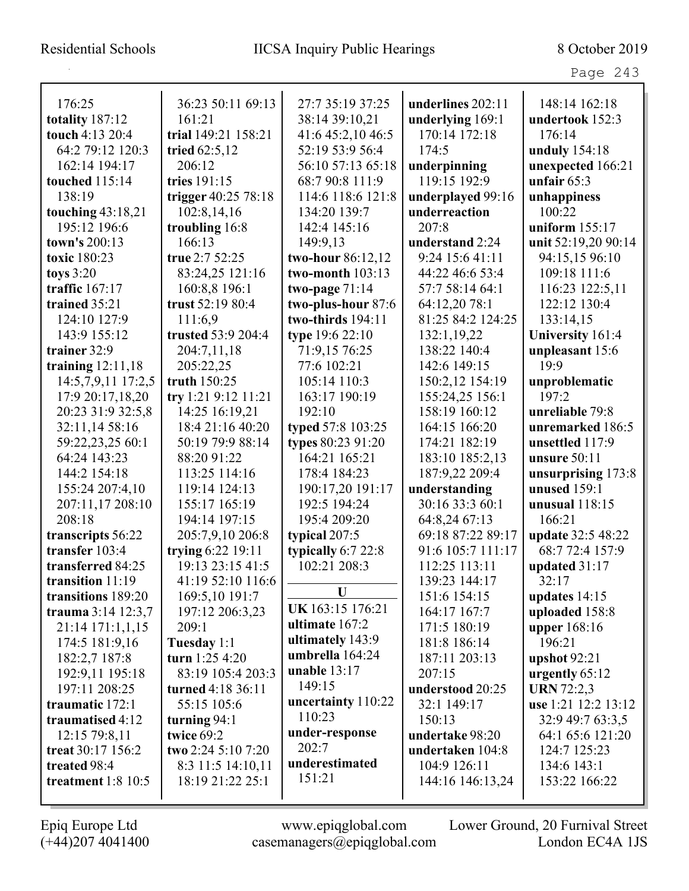176:25
**totality** 187:12
**touch** 4:13 20:4 64:2 79:12 120:3 162:14 194:17
**touched** 115:14 138:19
**touching** 43:18,21 195:12 196:6
**town's** 200:13
**toxic** 180:23
**toys** 3:20
**traffic** 167:17
**trained** 35:21 124:10 127:9 143:9 155:12
**trainer** 32:9
**training** 12:11,18 14:5,7,9,11 17:2,5 17:9 20:17,18,20 20:23 31:9 32:5,8 32:11,14 58:16 59:22,23,25 60:1 64:24 143:23 144:2 154:18 155:24 207:4,10 207:11,17 208:10 208:18
**transcripts** 56:22
**transfer** 103:4
**transferred** 84:25
**transition** 11:19
**transitions** 189:20
**trauma** 3:14 12:3,7 21:14 171:1,1,15 174:5 181:9,16 182:2,7 187:8 192:9,11 195:18 197:11 208:25
**traumatic** 172:1
**traumatised** 4:12 12:15 79:8,11
**treat** 30:17 156:2
**treated** 98:4
**treatment** 1:8 10:5 36:23 50:11 69:13 161:21
**trial** 149:21 158:21
**tried** 62:5,12 206:12
**tries** 191:15
**trigger** 40:25 78:18 102:8,14,16
**troubling** 16:8 166:13
**true** 2:7 52:25 83:24,25 121:16 160:8,8 196:1
**trust** 52:19 80:4 111:6,9
**trusted** 53:9 204:4 204:7,11,18 205:22,25
**truth** 150:25
**try** 1:21 9:12 11:21 14:25 16:19,21 18:4 21:16 40:20 50:19 79:9 88:14 88:20 91:22 113:25 114:16 119:14 124:13 155:17 165:19 194:14 197:15 205:7,9,10 206:8
**trying** 6:22 19:11 19:13 23:15 41:5 41:19 52:10 116:6 169:5,10 191:7 197:12 206:3,23 209:1
**Tuesday** 1:1
**turn** 1:25 4:20 83:19 105:4 203:3
**turned** 4:18 36:11 55:15 105:6
**turning** 94:1
**twice** 69:2
**two** 2:24 5:10 7:20 8:3 11:5 14:10,11 18:19 21:22 25:1 27:7 35:19 37:25 38:14 39:10,21 41:6 45:2,10 46:5 52:19 53:9 56:4 56:10 57:13 65:18 68:7 90:8 111:9 114:6 118:6 121:8 134:20 139:7 142:4 145:16 149:9,13
**two-hour** 86:12,12
**two-month** 103:13
**two-page** 71:14
**two-plus-hour** 87:6
**two-thirds** 194:11
**type** 19:6 22:10 71:9,15 76:25 77:6 102:21 105:14 110:3 163:17 190:19 192:10
**typed** 57:8 103:25
**types** 80:23 91:20 164:21 165:21 178:4 184:23 190:17,20 191:17 192:5 194:24 195:4 209:20
**typical** 207:5
**typically** 6:7 22:8 102:21 208:3

**U**

**UK** 163:15 176:21
**ultimate** 167:2
**ultimately** 143:9
**umbrella** 164:24
**unable** 13:17 149:15
**uncertainty** 110:22 110:23
**under-response** 202:7
**underestimated** 151:21
**underlines** 202:11
**underlying** 169:1 170:14 172:18 174:5
**underpinning** 119:15 192:9
**underplayed** 99:16
**underreaction** 207:8
**understand** 2:24 9:24 15:6 41:11 44:22 46:6 53:4 57:7 58:14 64:1 64:12,20 78:1 81:25 84:2 124:25 132:1,19,22 138:22 140:4 142:6 149:15 150:2,12 154:19 155:24,25 156:1 158:19 160:12 164:15 166:20 174:21 182:19 183:10 185:2,13 187:9,22 209:4
**understanding** 30:16 33:3 60:1 64:8,20 67:13 69:18 87:22 89:17 91:6 105:7 111:17 112:25 113:11 139:23 144:17 151:6 154:15 164:17 167:7 171:5 180:19 181:8 186:14 187:11 203:13 207:15
**understood** 20:25 32:1 149:17 150:13
**undertake** 98:20
**undertaken** 104:8 104:9 126:11 144:16 146:13,24 148:14 162:18
**undertook** 152:3 176:14
**unduly** 154:18
**unexpected** 166:21
**unfair** 65:3
**unhappiness** 100:22
**uniform** 155:17
**unit** 52:19,20 90:14 94:15,15 96:10 109:18 111:6 116:23 122:5,11 122:12 130:4 133:14,15
**University** 161:4
**unpleasant** 15:6 19:9
**unproblematic** 197:2
**unreliable** 79:8
**unremarked** 186:5
**unsettled** 117:9
**unsure** 50:11
**unsurprising** 173:8
**unused** 159:1
**unusual** 118:15 166:21
**update** 32:5 48:22 68:7 72:4 157:9
**updated** 31:17 32:17
**updates** 14:15
**uploaded** 158:8
**upper** 168:16 196:21
**upshot** 92:21
**urgently** 65:12
**URN** 72:2,3
**use** 1:21 12:2 13:12 32:9 49:7 63:3,5 64:1 65:6 121:20 124:7 125:23 134:6 143:1 153:22 166:22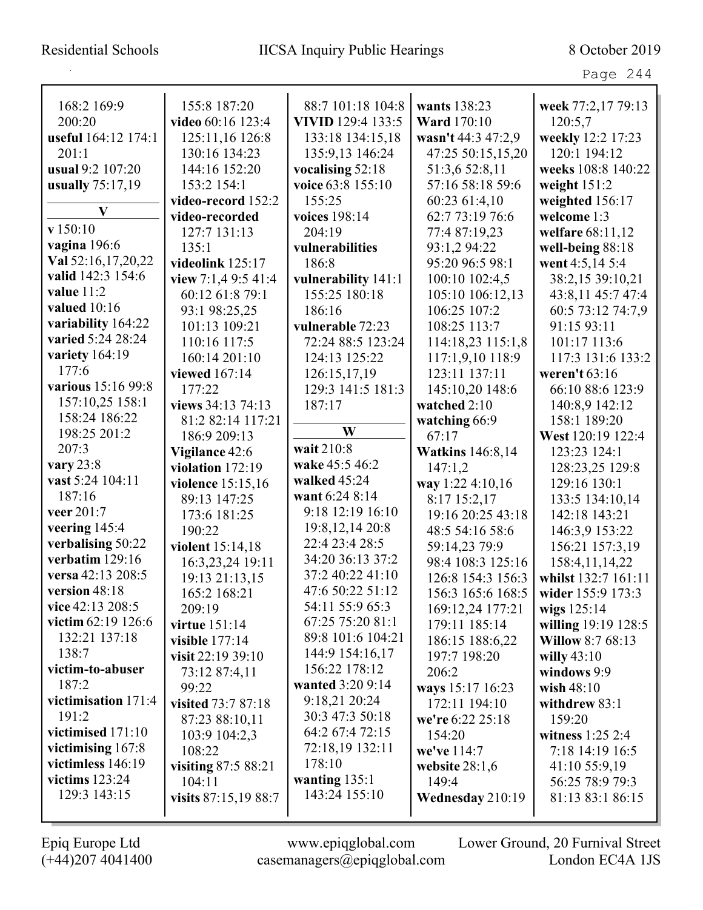168:2 169:9 200:20
**useful** 164:12 174:1 201:1
**usual** 9:2 107:20
**usually** 75:17,19

**V**

**v** 150:10
**vagina** 196:6
**Val** 52:16,17,20,22
**valid** 142:3 154:6
**value** 11:2
**valued** 10:16
**variability** 164:22
**varied** 5:24 28:24
**variety** 164:19 177:6
**various** 15:16 99:8 157:10,25 158:1 158:24 186:22 198:25 201:2 207:3
**vary** 23:8
**vast** 5:24 104:11 187:16
**veer** 201:7
**veering** 145:4
**verbalising** 50:22
**verbatim** 129:16
**versa** 42:13 208:5
**version** 48:18
**vice** 42:13 208:5
**victim** 62:19 126:6 132:21 137:18 138:7
**victim-to-abuser** 187:2
**victimisation** 171:4 191:2
**victimised** 171:10
**victimising** 167:8
**victimless** 146:19
**victims** 123:24 129:3 143:15

155:8 187:20
**video** 60:16 123:4 125:11,16 126:8 130:16 134:23 144:16 152:20 153:2 154:1
**video-record** 152:2
**video-recorded** 127:7 131:13 135:1
**videolink** 125:17
**view** 7:1,4 9:5 41:4 60:12 61:8 79:1 93:1 98:25,25 101:13 109:21 110:16 117:5 160:14 201:10
**viewed** 167:14 177:22
**views** 34:13 74:13 81:2 82:14 117:21 186:9 209:13
**Vigilance** 42:6
**violation** 172:19
**violence** 15:15,16 89:13 147:25 173:6 181:25 190:22
**violent** 15:14,18 16:3,23,24 19:11 19:13 21:13,15 165:2 168:21 209:19
**virtue** 151:14
**visible** 177:14
**visit** 22:19 39:10 73:12 87:4,11 99:22
**visited** 73:7 87:18 87:23 88:10,11 103:9 104:2,3 108:22
**visiting** 87:5 88:21 104:11
**visits** 87:15,19 88:7

88:7 101:18 104:8
**VIVID** 129:4 133:5 133:18 134:15,18 135:9,13 146:24
**vocalising** 52:18
**voice** 63:8 155:10 155:25
**voices** 198:14 204:19
**vulnerabilities** 186:8
**vulnerability** 141:1 155:25 180:18 186:16
**vulnerable** 72:23 72:24 88:5 123:24 124:13 125:22 126:15,17,19 129:3 141:5 181:3 187:17

**W**

**wait** 210:8
**wake** 45:5 46:2
**walked** 45:24
**want** 6:24 8:14 9:18 12:19 16:10 19:8,12,14 20:8 22:4 23:4 28:5 34:20 36:13 37:2 37:2 40:22 41:10 47:6 50:22 51:12 54:11 55:9 65:3 67:25 75:20 81:1 89:8 101:6 104:21 144:9 154:16,17 156:22 178:12
**wanted** 3:20 9:14 9:18,21 20:24 30:3 47:3 50:18 64:2 67:4 72:15 72:18,19 132:11 178:10
**wanting** 135:1 143:24 155:10

**wants** 138:23
**Ward** 170:10
**wasn't** 44:3 47:2,9 47:25 50:15,15,20 51:3,6 52:8,11 57:16 58:18 59:6 60:23 61:4,10 62:7 73:19 76:6 77:4 87:19,23 93:1,2 94:22 95:20 96:5 98:1 100:10 102:4,5 105:10 106:12,13 106:25 107:2 108:25 113:7 114:18,23 115:1,8 117:1,9,10 118:9 123:11 137:11 145:10,20 148:6
**watched** 2:10
**watching** 66:9 67:17
**Watkins** 146:8,14 147:1,2
**way** 1:22 4:10,16 8:17 15:2,17 19:16 20:25 43:18 48:5 54:16 58:6 59:14,23 79:9 98:4 108:3 125:16 126:8 154:3 156:3 156:3 165:6 168:5 169:12,24 177:21 179:11 185:14 186:15 188:6,22 197:7 198:20 206:2
**ways** 15:17 16:23 172:11 194:10
**we're** 6:22 25:18 154:20
**we've** 114:7
**website** 28:1,6 149:4
**Wednesday** 210:19

**week** 77:2,17 79:13 120:5,7
**weekly** 12:2 17:23 120:1 194:12
**weeks** 108:8 140:22
**weight** 151:2
**weighted** 156:17
**welcome** 1:3
**welfare** 68:11,12
**well-being** 88:18
**went** 4:5,14 5:4 38:2,15 39:10,21 43:8,11 45:7 47:4 60:5 73:12 74:7,9 91:15 93:11 101:17 113:6 117:3 131:6 133:2
**weren't** 63:16 66:10 88:6 123:9 140:8,9 142:12 158:1 189:20
**West** 120:19 122:4 123:23 124:1 128:23,25 129:8 129:16 130:1 133:5 134:10,14 142:18 143:21 146:3,9 153:22 156:21 157:3,19 158:4,11,14,22
**whilst** 132:7 161:11
**wider** 155:9 173:3
**wigs** 125:14
**willing** 19:19 128:5
**Willow** 8:7 68:13
**willy** 43:10
**windows** 9:9
**wish** 48:10
**withdrew** 83:1 159:20
**witness** 1:25 2:4 7:18 14:19 16:5 41:10 55:9,19 56:25 78:9 79:3 81:13 83:1 86:15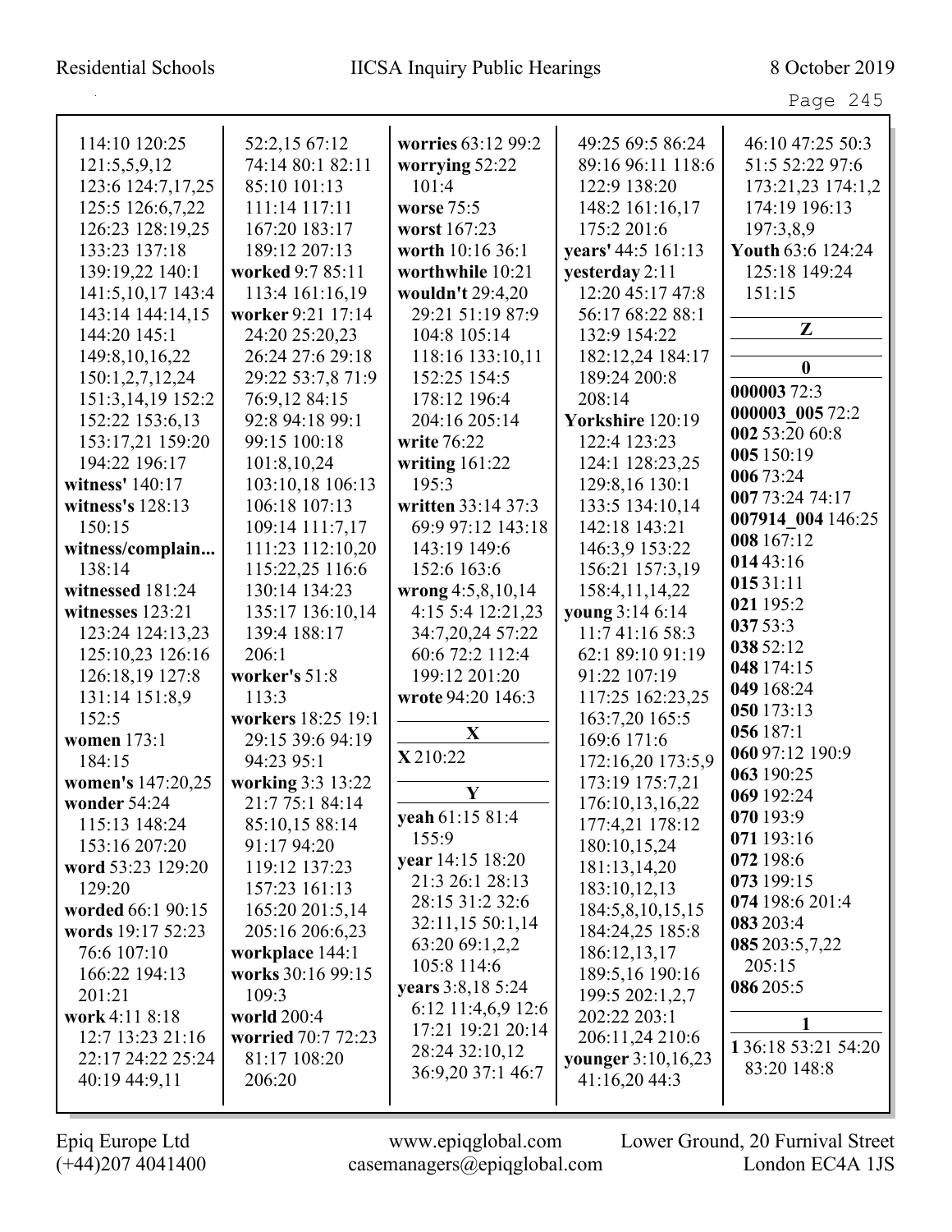114:10 120:25
121:5,5,9,12
123:6 124:7,17,25
125:5 126:6,7,22
126:23 128:19,25
133:23 137:18
139:19,22 140:1
141:5,10,17 143:4
143:14 144:14,15
144:20 145:1
149:8,10,16,22
150:1,2,7,12,24
151:3,14,19 152:2
152:22 153:6,13
153:17,21 159:20
194:22 196:17
**witness'** 140:17
**witness's** 128:13
150:15
**witness/complain...**
138:14
**witnessed** 181:24
**witnesses** 123:21
123:24 124:13,23
125:10,23 126:16
126:18,19 127:8
131:14 151:8,9
152:5
**women** 173:1
184:15
**women's** 147:20,25
**wonder** 54:24
115:13 148:24
153:16 207:20
**word** 53:23 129:20
129:20
**worded** 66:1 90:15
**words** 19:17 52:23
76:6 107:10
166:22 194:13
201:21
**work** 4:11 8:18
12:7 13:23 21:16
22:17 24:22 25:24
40:19 44:9,11
52:2,15 67:12
74:14 80:1 82:11
85:10 101:13
111:14 117:11
167:20 183:17
189:12 207:13
**worked** 9:7 85:11
113:4 161:16,19
**worker** 9:21 17:14
24:20 25:20,23
26:24 27:6 29:18
29:22 53:7,8 71:9
76:9,12 84:15
92:8 94:18 99:1
99:15 100:18
101:8,10,24
103:10,18 106:13
106:18 107:13
109:14 111:7,17
111:23 112:10,20
115:22,25 116:6
130:14 134:23
135:17 136:10,14
139:4 188:17
206:1
**worker's** 51:8
113:3
**workers** 18:25 19:1
29:15 39:6 94:19
94:23 95:1
**working** 3:3 13:22
21:7 75:1 84:14
85:10,15 88:14
91:17 94:20
119:12 137:23
157:23 161:13
165:20 201:5,14
205:16 206:6,23
**workplace** 144:1
**works** 30:16 99:15
109:3
**world** 200:4
**worried** 70:7 72:23
81:17 108:20
206:20
**worries** 63:12 99:2
**worrying** 52:22
101:4
**worse** 75:5
**worst** 167:23
**worth** 10:16 36:1
**worthwhile** 10:21
**wouldn't** 29:4,20
29:21 51:19 87:9
104:8 105:14
118:16 133:10,11
152:25 154:5
178:12 196:4
204:16 205:14
**write** 76:22
**writing** 161:22
195:3
**written** 33:14 37:3
69:9 97:12 143:18
143:19 149:6
152:6 163:6
**wrong** 4:5,8,10,14
4:15 5:4 12:21,23
34:7,20,24 57:22
60:6 72:2 112:4
199:12 201:20
**wrote** 94:20 146:3

**X**

**X** 210:22

**Y**

**yeah** 61:15 81:4
155:9
**year** 14:15 18:20
21:3 26:1 28:13
28:15 31:2 32:6
32:11,15 50:1,14
63:20 69:1,2,2
105:8 114:6
**years** 3:8,18 5:24
6:12 11:4,6,9 12:6
17:21 19:21 20:14
28:24 32:10,12
36:9,20 37:1 46:7
49:25 69:5 86:24
89:16 96:11 118:6
122:9 138:20
148:2 161:16,17
175:2 201:6
**years'** 44:5 161:13
**yesterday** 2:11
12:20 45:17 47:8
56:17 68:22 88:1
132:9 154:22
182:12,24 184:17
189:24 200:8
208:14
**Yorkshire** 120:19
122:4 123:23
124:1 128:23,25
129:8,16 130:1
133:5 134:10,14
142:18 143:21
146:3,9 153:22
156:21 157:3,19
158:4,11,14,22
**young** 3:14 6:14
11:7 41:16 58:3
62:1 89:10 91:19
91:22 107:19
117:25 162:23,25
163:7,20 165:5
169:6 171:6
172:16,20 173:5,9
173:19 175:7,21
176:10,13,16,22
177:4,21 178:12
180:10,15,24
181:13,14,20
183:10,12,13
184:5,8,10,15,15
184:24,25 185:8
186:12,13,17
189:5,16 190:16
199:5 202:1,2,7
202:22 203:1
206:11,24 210:6
**younger** 3:10,16,23
41:16,20 44:3
46:10 47:25 50:3
51:5 52:22 97:6
173:21,23 174:1,2
174:19 196:13
197:3,8,9
**Youth** 63:6 124:24
125:18 149:24
151:15

**Z**

**0**

**000003** 72:3
**000003_005** 72:2
**002** 53:20 60:8
**005** 150:19
**006** 73:24
**007** 73:24 74:17
**007914_004** 146:25
**008** 167:12
**014** 43:16
**015** 31:11
**021** 195:2
**037** 53:3
**038** 52:12
**048** 174:15
**049** 168:24
**050** 173:13
**056** 187:1
**060** 97:12 190:9
**063** 190:25
**069** 192:24
**070** 193:9
**071** 193:16
**072** 198:6
**073** 199:15
**074** 198:6 201:4
**083** 203:4
**085** 203:5,7,22
205:15
**086** 205:5

**1**

**1** 36:18 53:21 54:20
83:20 148:8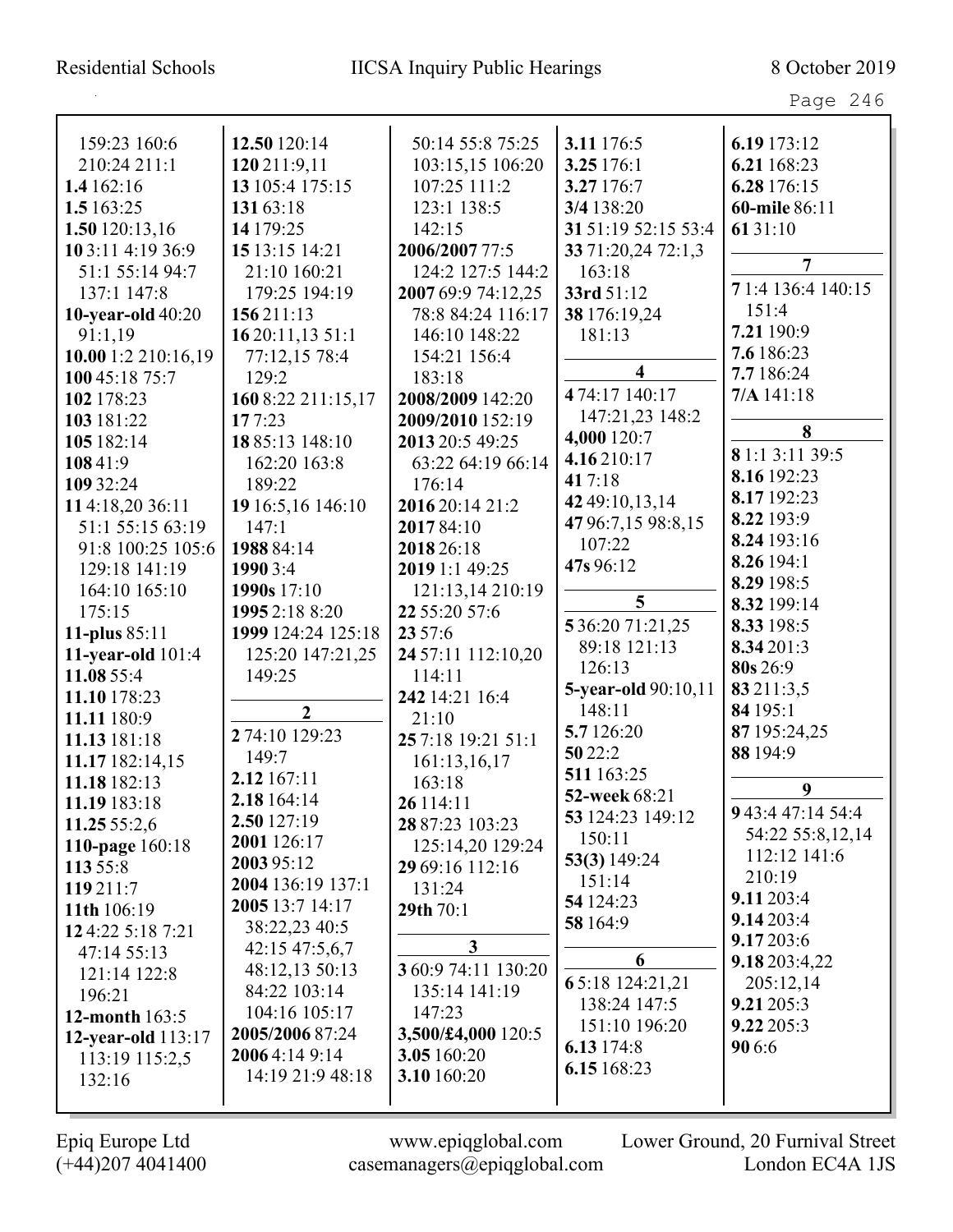159:23 160:6
210:24 211:1
**1.4** 162:16
**1.5** 163:25
**1.50** 120:13,16
**10** 3:11 4:19 36:9
51:1 55:14 94:7
137:1 147:8
**10-year-old** 40:20
91:1,19
**10.00** 1:2 210:16,19
**100** 45:18 75:7
**102** 178:23
**103** 181:22
**105** 182:14
**108** 41:9
**109** 32:24
**11** 4:18,20 36:11
51:1 55:15 63:19
91:8 100:25 105:6
129:18 141:19
164:10 165:10
175:15
**11-plus** 85:11
**11-year-old** 101:4
**11.08** 55:4
**11.10** 178:23
**11.11** 180:9
**11.13** 181:18
**11.17** 182:14,15
**11.18** 182:13
**11.19** 183:18
**11.25** 55:2,6
**110-page** 160:18
**113** 55:8
**119** 211:7
**11th** 106:19
**12** 4:22 5:18 7:21
47:14 55:13
121:14 122:8
196:21
**12-month** 163:5
**12-year-old** 113:17
113:19 115:2,5
132:16

**12.50** 120:14
**120** 211:9,11
**13** 105:4 175:15
**131** 63:18
**14** 179:25
**15** 13:15 14:21
21:10 160:21
179:25 194:19
**156** 211:13
**16** 20:11,13 51:1
77:12,15 78:4
129:2
**160** 8:22 211:15,17
**17** 7:23
**18** 85:13 148:10
162:20 163:8
189:22
**19** 16:5,16 146:10
147:1
**1988** 84:14
**1990** 3:4
**1990s** 17:10
**1995** 2:18 8:20
**1999** 124:24 125:18
125:20 147:21,25
149:25

**2**

**2** 74:10 129:23
149:7
**2.12** 167:11
**2.18** 164:14
**2.50** 127:19
**2001** 126:17
**2003** 95:12
**2004** 136:19 137:1
**2005** 13:7 14:17
38:22,23 40:5
42:15 47:5,6,7
48:12,13 50:13
84:22 103:14
104:16 105:17
**2005/2006** 87:24
**2006** 4:14 9:14
14:19 21:9 48:18

50:14 55:8 75:25
103:15,15 106:20
107:25 111:2
123:1 138:5
142:15
**2006/2007** 77:5
124:2 127:5 144:2
**2007** 69:9 74:12,25
78:8 84:24 116:17
146:10 148:22
154:21 156:4
183:18
**2008/2009** 142:20
**2009/2010** 152:19
**2013** 20:5 49:25
63:22 64:19 66:14
176:14
**2016** 20:14 21:2
**2017** 84:10
**2018** 26:18
**2019** 1:1 49:25
121:13,14 210:19
**22** 55:20 57:6
**23** 57:6
**24** 57:11 112:10,20
114:11
**242** 14:21 16:4
21:10
**25** 7:18 19:21 51:1
161:13,16,17
163:18
**26** 114:11
**28** 87:23 103:23
125:14,20 129:24
**29** 69:16 112:16
131:24
**29th** 70:1

**3**

**3** 60:9 74:11 130:20
135:14 141:19
147:23
**3,500/£4,000** 120:5
**3.05** 160:20
**3.10** 160:20

**3.11** 176:5
**3.25** 176:1
**3.27** 176:7
**3/4** 138:20
**31** 51:19 52:15 53:4
**33** 71:20,24 72:1,3
163:18
**33rd** 51:12
**38** 176:19,24
181:13

**4**

**4** 74:17 140:17
147:21,23 148:2
**4,000** 120:7
**4.16** 210:17
**41** 7:18
**42** 49:10,13,14
**47** 96:7,15 98:8,15
107:22
**47s** 96:12

**5**

**5** 36:20 71:21,25
89:18 121:13
126:13
**5-year-old** 90:10,11
148:11
**5.7** 126:20
**50** 22:2
**511** 163:25
**52-week** 68:21
**53** 124:23 149:12
150:11
**53(3)** 149:24
151:14
**54** 124:23
**58** 164:9

**6**

**6** 5:18 124:21,21
138:24 147:5
151:10 196:20
**6.13** 174:8
**6.15** 168:23

**6.19** 173:12
**6.21** 168:23
**6.28** 176:15
**60-mile** 86:11
**61** 31:10

**7**

**7** 1:4 136:4 140:15
151:4
**7.21** 190:9
**7.6** 186:23
**7.7** 186:24
**7/A** 141:18

**8**

**8** 1:1 3:11 39:5
**8.16** 192:23
**8.17** 192:23
**8.22** 193:9
**8.24** 193:16
**8.26** 194:1
**8.29** 198:5
**8.32** 199:14
**8.33** 198:5
**8.34** 201:3
**80s** 26:9
**83** 211:3,5
**84** 195:1
**87** 195:24,25
**88** 194:9

**9**

**9** 43:4 47:14 54:4
54:22 55:8,12,14
112:12 141:6
210:19
**9.11** 203:4
**9.14** 203:4
**9.17** 203:6
**9.18** 203:4,22
205:12,14
**9.21** 205:3
**9.22** 205:3
**90** 6:6